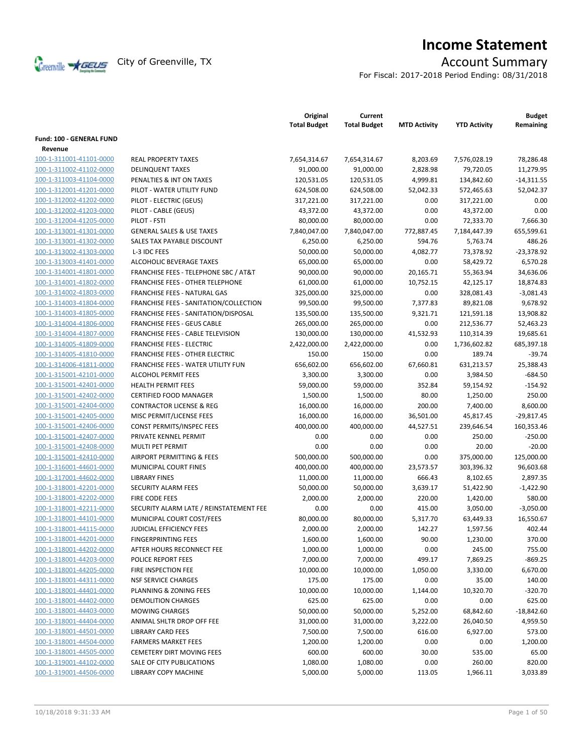# Income Statement

City of Greenville, TX

## Account Summary

For Fiscal: 2017-2018 Period Ending: 08/31/2018

| | | Original Total Budget | Current Total Budget | MTD Activity | YTD Activity | Budget Remaining |
|---|---|---|---|---|---|---|
| **Fund: 100 - GENERAL FUND** | | | | | | |
| **Revenue** | | | | | | |
| 100-1-311001-41101-0000 | REAL PROPERTY TAXES | 7,654,314.67 | 7,654,314.67 | 8,203.69 | 7,576,028.19 | 78,286.48 |
| 100-1-311002-41102-0000 | DELINQUENT TAXES | 91,000.00 | 91,000.00 | 2,828.98 | 79,720.05 | 11,279.95 |
| 100-1-311003-41104-0000 | PENALTIES & INT ON TAXES | 120,531.05 | 120,531.05 | 4,999.81 | 134,842.60 | -14,311.55 |
| 100-1-312001-41201-0000 | PILOT - WATER UTILITY FUND | 624,508.00 | 624,508.00 | 52,042.33 | 572,465.63 | 52,042.37 |
| 100-1-312002-41202-0000 | PILOT - ELECTRIC (GEUS) | 317,221.00 | 317,221.00 | 0.00 | 317,221.00 | 0.00 |
| 100-1-312002-41203-0000 | PILOT - CABLE (GEUS) | 43,372.00 | 43,372.00 | 0.00 | 43,372.00 | 0.00 |
| 100-1-312004-41205-0000 | PILOT - FSTI | 80,000.00 | 80,000.00 | 0.00 | 72,333.70 | 7,666.30 |
| 100-1-313001-41301-0000 | GENERAL SALES & USE TAXES | 7,840,047.00 | 7,840,047.00 | 772,887.45 | 7,184,447.39 | 655,599.61 |
| 100-1-313001-41302-0000 | SALES TAX PAYABLE DISCOUNT | 6,250.00 | 6,250.00 | 594.76 | 5,763.74 | 486.26 |
| 100-1-313002-41303-0000 | L-3 IDC FEES | 50,000.00 | 50,000.00 | 4,082.77 | 73,378.92 | -23,378.92 |
| 100-1-313003-41401-0000 | ALCOHOLIC BEVERAGE TAXES | 65,000.00 | 65,000.00 | 0.00 | 58,429.72 | 6,570.28 |
| 100-1-314001-41801-0000 | FRANCHISE FEES - TELEPHONE SBC / AT&T | 90,000.00 | 90,000.00 | 20,165.71 | 55,363.94 | 34,636.06 |
| 100-1-314001-41802-0000 | FRANCHISE FEES - OTHER TELEPHONE | 61,000.00 | 61,000.00 | 10,752.15 | 42,125.17 | 18,874.83 |
| 100-1-314002-41803-0000 | FRANCHISE FEES - NATURAL GAS | 325,000.00 | 325,000.00 | 0.00 | 328,081.43 | -3,081.43 |
| 100-1-314003-41804-0000 | FRANCHISE FEES - SANITATION/COLLECTION | 99,500.00 | 99,500.00 | 7,377.83 | 89,821.08 | 9,678.92 |
| 100-1-314003-41805-0000 | FRANCHISE FEES - SANITATION/DISPOSAL | 135,500.00 | 135,500.00 | 9,321.71 | 121,591.18 | 13,908.82 |
| 100-1-314004-41806-0000 | FRANCHISE FEES - GEUS CABLE | 265,000.00 | 265,000.00 | 0.00 | 212,536.77 | 52,463.23 |
| 100-1-314004-41807-0000 | FRANCHISE FEES - CABLE TELEVISION | 130,000.00 | 130,000.00 | 41,532.93 | 110,314.39 | 19,685.61 |
| 100-1-314005-41809-0000 | FRANCHISE FEES - ELECTRIC | 2,422,000.00 | 2,422,000.00 | 0.00 | 1,736,602.82 | 685,397.18 |
| 100-1-314005-41810-0000 | FRANCHISE FEES - OTHER ELECTRIC | 150.00 | 150.00 | 0.00 | 189.74 | -39.74 |
| 100-1-314006-41811-0000 | FRANCHISE FEES - WATER UTILITY FUN | 656,602.00 | 656,602.00 | 67,660.81 | 631,213.57 | 25,388.43 |
| 100-1-315001-42101-0000 | ALCOHOL PERMIT FEES | 3,300.00 | 3,300.00 | 0.00 | 3,984.50 | -684.50 |
| 100-1-315001-42401-0000 | HEALTH PERMIT FEES | 59,000.00 | 59,000.00 | 352.84 | 59,154.92 | -154.92 |
| 100-1-315001-42402-0000 | CERTIFIED FOOD MANAGER | 1,500.00 | 1,500.00 | 80.00 | 1,250.00 | 250.00 |
| 100-1-315001-42404-0000 | CONTRACTOR LICENSE & REG | 16,000.00 | 16,000.00 | 200.00 | 7,400.00 | 8,600.00 |
| 100-1-315001-42405-0000 | MISC PERMIT/LICENSE FEES | 16,000.00 | 16,000.00 | 36,501.00 | 45,817.45 | -29,817.45 |
| 100-1-315001-42406-0000 | CONST PERMITS/INSPEC FEES | 400,000.00 | 400,000.00 | 44,527.51 | 239,646.54 | 160,353.46 |
| 100-1-315001-42407-0000 | PRIVATE KENNEL PERMIT | 0.00 | 0.00 | 0.00 | 250.00 | -250.00 |
| 100-1-315001-42408-0000 | MULTI PET PERMIT | 0.00 | 0.00 | 0.00 | 20.00 | -20.00 |
| 100-1-315001-42410-0000 | AIRPORT PERMITTING & FEES | 500,000.00 | 500,000.00 | 0.00 | 375,000.00 | 125,000.00 |
| 100-1-316001-44601-0000 | MUNICIPAL COURT FINES | 400,000.00 | 400,000.00 | 23,573.57 | 303,396.32 | 96,603.68 |
| 100-1-317001-44602-0000 | LIBRARY FINES | 11,000.00 | 11,000.00 | 666.43 | 8,102.65 | 2,897.35 |
| 100-1-318001-42201-0000 | SECURITY ALARM FEES | 50,000.00 | 50,000.00 | 3,639.17 | 51,422.90 | -1,422.90 |
| 100-1-318001-42202-0000 | FIRE CODE FEES | 2,000.00 | 2,000.00 | 220.00 | 1,420.00 | 580.00 |
| 100-1-318001-42211-0000 | SECURITY ALARM LATE / REINSTATEMENT FEE | 0.00 | 0.00 | 415.00 | 3,050.00 | -3,050.00 |
| 100-1-318001-44101-0000 | MUNICIPAL COURT COST/FEES | 80,000.00 | 80,000.00 | 5,317.70 | 63,449.33 | 16,550.67 |
| 100-1-318001-44115-0000 | JUDICIAL EFFICIENCY FEES | 2,000.00 | 2,000.00 | 142.27 | 1,597.56 | 402.44 |
| 100-1-318001-44201-0000 | FINGERPRINTING FEES | 1,600.00 | 1,600.00 | 90.00 | 1,230.00 | 370.00 |
| 100-1-318001-44202-0000 | AFTER HOURS RECONNECT FEE | 1,000.00 | 1,000.00 | 0.00 | 245.00 | 755.00 |
| 100-1-318001-44203-0000 | POLICE REPORT FEES | 7,000.00 | 7,000.00 | 499.17 | 7,869.25 | -869.25 |
| 100-1-318001-44205-0000 | FIRE INSPECTION FEE | 10,000.00 | 10,000.00 | 1,050.00 | 3,330.00 | 6,670.00 |
| 100-1-318001-44311-0000 | NSF SERVICE CHARGES | 175.00 | 175.00 | 0.00 | 35.00 | 140.00 |
| 100-1-318001-44401-0000 | PLANNING & ZONING FEES | 10,000.00 | 10,000.00 | 1,144.00 | 10,320.70 | -320.70 |
| 100-1-318001-44402-0000 | DEMOLITION CHARGES | 625.00 | 625.00 | 0.00 | 0.00 | 625.00 |
| 100-1-318001-44403-0000 | MOWING CHARGES | 50,000.00 | 50,000.00 | 5,252.00 | 68,842.60 | -18,842.60 |
| 100-1-318001-44404-0000 | ANIMAL SHLTR DROP OFF FEE | 31,000.00 | 31,000.00 | 3,222.00 | 26,040.50 | 4,959.50 |
| 100-1-318001-44501-0000 | LIBRARY CARD FEES | 7,500.00 | 7,500.00 | 616.00 | 6,927.00 | 573.00 |
| 100-1-318001-44504-0000 | FARMERS MARKET FEES | 1,200.00 | 1,200.00 | 0.00 | 0.00 | 1,200.00 |
| 100-1-318001-44505-0000 | CEMETERY DIRT MOVING FEES | 600.00 | 600.00 | 30.00 | 535.00 | 65.00 |
| 100-1-319001-44102-0000 | SALE OF CITY PUBLICATIONS | 1,080.00 | 1,080.00 | 0.00 | 260.00 | 820.00 |
| 100-1-319001-44506-0000 | LIBRARY COPY MACHINE | 5,000.00 | 5,000.00 | 113.05 | 1,966.11 | 3,033.89 |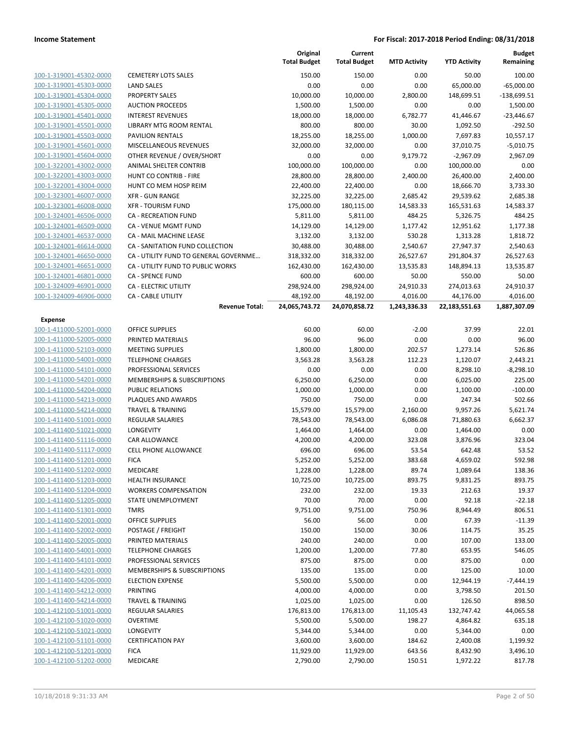| | | Original Total Budget | Current Total Budget | MTD Activity | YTD Activity | Budget Remaining |
|---|---|---|---|---|---|---|
| 100-1-319001-45302-0000 | CEMETERY LOTS SALES | 150.00 | 150.00 | 0.00 | 50.00 | 100.00 |
| 100-1-319001-45303-0000 | LAND SALES | 0.00 | 0.00 | 0.00 | 65,000.00 | -65,000.00 |
| 100-1-319001-45304-0000 | PROPERTY SALES | 10,000.00 | 10,000.00 | 2,800.00 | 148,699.51 | -138,699.51 |
| 100-1-319001-45305-0000 | AUCTION PROCEEDS | 1,500.00 | 1,500.00 | 0.00 | 0.00 | 1,500.00 |
| 100-1-319001-45401-0000 | INTEREST REVENUES | 18,000.00 | 18,000.00 | 6,782.77 | 41,446.67 | -23,446.67 |
| 100-1-319001-45501-0000 | LIBRARY MTG ROOM RENTAL | 800.00 | 800.00 | 30.00 | 1,092.50 | -292.50 |
| 100-1-319001-45503-0000 | PAVILION RENTALS | 18,255.00 | 18,255.00 | 1,000.00 | 7,697.83 | 10,557.17 |
| 100-1-319001-45601-0000 | MISCELLANEOUS REVENUES | 32,000.00 | 32,000.00 | 0.00 | 37,010.75 | -5,010.75 |
| 100-1-319001-45604-0000 | OTHER REVENUE / OVER/SHORT | 0.00 | 0.00 | 9,179.72 | -2,967.09 | 2,967.09 |
| 100-1-322001-43002-0000 | ANIMAL SHELTER CONTRIB | 100,000.00 | 100,000.00 | 0.00 | 100,000.00 | 0.00 |
| 100-1-322001-43003-0000 | HUNT CO CONTRIB - FIRE | 28,800.00 | 28,800.00 | 2,400.00 | 26,400.00 | 2,400.00 |
| 100-1-322001-43004-0000 | HUNT CO MEM HOSP REIM | 22,400.00 | 22,400.00 | 0.00 | 18,666.70 | 3,733.30 |
| 100-1-323001-46007-0000 | XFR - GUN RANGE | 32,225.00 | 32,225.00 | 2,685.42 | 29,539.62 | 2,685.38 |
| 100-1-323001-46008-0000 | XFR - TOURISM FUND | 175,000.00 | 180,115.00 | 14,583.33 | 165,531.63 | 14,583.37 |
| 100-1-324001-46506-0000 | CA - RECREATION FUND | 5,811.00 | 5,811.00 | 484.25 | 5,326.75 | 484.25 |
| 100-1-324001-46509-0000 | CA - VENUE MGMT FUND | 14,129.00 | 14,129.00 | 1,177.42 | 12,951.62 | 1,177.38 |
| 100-1-324001-46537-0000 | CA - MAIL MACHINE LEASE | 3,132.00 | 3,132.00 | 530.28 | 1,313.28 | 1,818.72 |
| 100-1-324001-46614-0000 | CA - SANITATION FUND COLLECTION | 30,488.00 | 30,488.00 | 2,540.67 | 27,947.37 | 2,540.63 |
| 100-1-324001-46650-0000 | CA - UTILITY FUND TO GENERAL GOVERNME… | 318,332.00 | 318,332.00 | 26,527.67 | 291,804.37 | 26,527.63 |
| 100-1-324001-46651-0000 | CA - UTILITY FUND TO PUBLIC WORKS | 162,430.00 | 162,430.00 | 13,535.83 | 148,894.13 | 13,535.87 |
| 100-1-324001-46801-0000 | CA - SPENCE FUND | 600.00 | 600.00 | 50.00 | 550.00 | 50.00 |
| 100-1-324009-46901-0000 | CA - ELECTRIC UTILITY | 298,924.00 | 298,924.00 | 24,910.33 | 274,013.63 | 24,910.37 |
| 100-1-324009-46906-0000 | CA - CABLE UTILITY | 48,192.00 | 48,192.00 | 4,016.00 | 44,176.00 | 4,016.00 |
| | **Revenue Total:** | **24,065,743.72** | **24,070,858.72** | **1,243,336.33** | **22,183,551.63** | **1,887,307.09** |
| **Expense** | | | | | | |
| 100-1-411000-52001-0000 | OFFICE SUPPLIES | 60.00 | 60.00 | -2.00 | 37.99 | 22.01 |
| 100-1-411000-52005-0000 | PRINTED MATERIALS | 96.00 | 96.00 | 0.00 | 0.00 | 96.00 |
| 100-1-411000-52103-0000 | MEETING SUPPLIES | 1,800.00 | 1,800.00 | 202.57 | 1,273.14 | 526.86 |
| 100-1-411000-54001-0000 | TELEPHONE CHARGES | 3,563.28 | 3,563.28 | 112.23 | 1,120.07 | 2,443.21 |
| 100-1-411000-54101-0000 | PROFESSIONAL SERVICES | 0.00 | 0.00 | 0.00 | 8,298.10 | -8,298.10 |
| 100-1-411000-54201-0000 | MEMBERSHIPS & SUBSCRIPTIONS | 6,250.00 | 6,250.00 | 0.00 | 6,025.00 | 225.00 |
| 100-1-411000-54204-0000 | PUBLIC RELATIONS | 1,000.00 | 1,000.00 | 0.00 | 1,100.00 | -100.00 |
| 100-1-411000-54213-0000 | PLAQUES AND AWARDS | 750.00 | 750.00 | 0.00 | 247.34 | 502.66 |
| 100-1-411000-54214-0000 | TRAVEL & TRAINING | 15,579.00 | 15,579.00 | 2,160.00 | 9,957.26 | 5,621.74 |
| 100-1-411400-51001-0000 | REGULAR SALARIES | 78,543.00 | 78,543.00 | 6,086.08 | 71,880.63 | 6,662.37 |
| 100-1-411400-51021-0000 | LONGEVITY | 1,464.00 | 1,464.00 | 0.00 | 1,464.00 | 0.00 |
| 100-1-411400-51116-0000 | CAR ALLOWANCE | 4,200.00 | 4,200.00 | 323.08 | 3,876.96 | 323.04 |
| 100-1-411400-51117-0000 | CELL PHONE ALLOWANCE | 696.00 | 696.00 | 53.54 | 642.48 | 53.52 |
| 100-1-411400-51201-0000 | FICA | 5,252.00 | 5,252.00 | 383.68 | 4,659.02 | 592.98 |
| 100-1-411400-51202-0000 | MEDICARE | 1,228.00 | 1,228.00 | 89.74 | 1,089.64 | 138.36 |
| 100-1-411400-51203-0000 | HEALTH INSURANCE | 10,725.00 | 10,725.00 | 893.75 | 9,831.25 | 893.75 |
| 100-1-411400-51204-0000 | WORKERS COMPENSATION | 232.00 | 232.00 | 19.33 | 212.63 | 19.37 |
| 100-1-411400-51205-0000 | STATE UNEMPLOYMENT | 70.00 | 70.00 | 0.00 | 92.18 | -22.18 |
| 100-1-411400-51301-0000 | TMRS | 9,751.00 | 9,751.00 | 750.96 | 8,944.49 | 806.51 |
| 100-1-411400-52001-0000 | OFFICE SUPPLIES | 56.00 | 56.00 | 0.00 | 67.39 | -11.39 |
| 100-1-411400-52002-0000 | POSTAGE / FREIGHT | 150.00 | 150.00 | 30.06 | 114.75 | 35.25 |
| 100-1-411400-52005-0000 | PRINTED MATERIALS | 240.00 | 240.00 | 0.00 | 107.00 | 133.00 |
| 100-1-411400-54001-0000 | TELEPHONE CHARGES | 1,200.00 | 1,200.00 | 77.80 | 653.95 | 546.05 |
| 100-1-411400-54101-0000 | PROFESSIONAL SERVICES | 875.00 | 875.00 | 0.00 | 875.00 | 0.00 |
| 100-1-411400-54201-0000 | MEMBERSHIPS & SUBSCRIPTIONS | 135.00 | 135.00 | 0.00 | 125.00 | 10.00 |
| 100-1-411400-54206-0000 | ELECTION EXPENSE | 5,500.00 | 5,500.00 | 0.00 | 12,944.19 | -7,444.19 |
| 100-1-411400-54212-0000 | PRINTING | 4,000.00 | 4,000.00 | 0.00 | 3,798.50 | 201.50 |
| 100-1-411400-54214-0000 | TRAVEL & TRAINING | 1,025.00 | 1,025.00 | 0.00 | 126.50 | 898.50 |
| 100-1-412100-51001-0000 | REGULAR SALARIES | 176,813.00 | 176,813.00 | 11,105.43 | 132,747.42 | 44,065.58 |
| 100-1-412100-51020-0000 | OVERTIME | 5,500.00 | 5,500.00 | 198.27 | 4,864.82 | 635.18 |
| 100-1-412100-51021-0000 | LONGEVITY | 5,344.00 | 5,344.00 | 0.00 | 5,344.00 | 0.00 |
| 100-1-412100-51101-0000 | CERTIFICATION PAY | 3,600.00 | 3,600.00 | 184.62 | 2,400.08 | 1,199.92 |
| 100-1-412100-51201-0000 | FICA | 11,929.00 | 11,929.00 | 643.56 | 8,432.90 | 3,496.10 |
| 100-1-412100-51202-0000 | MEDICARE | 2,790.00 | 2,790.00 | 150.51 | 1,972.22 | 817.78 |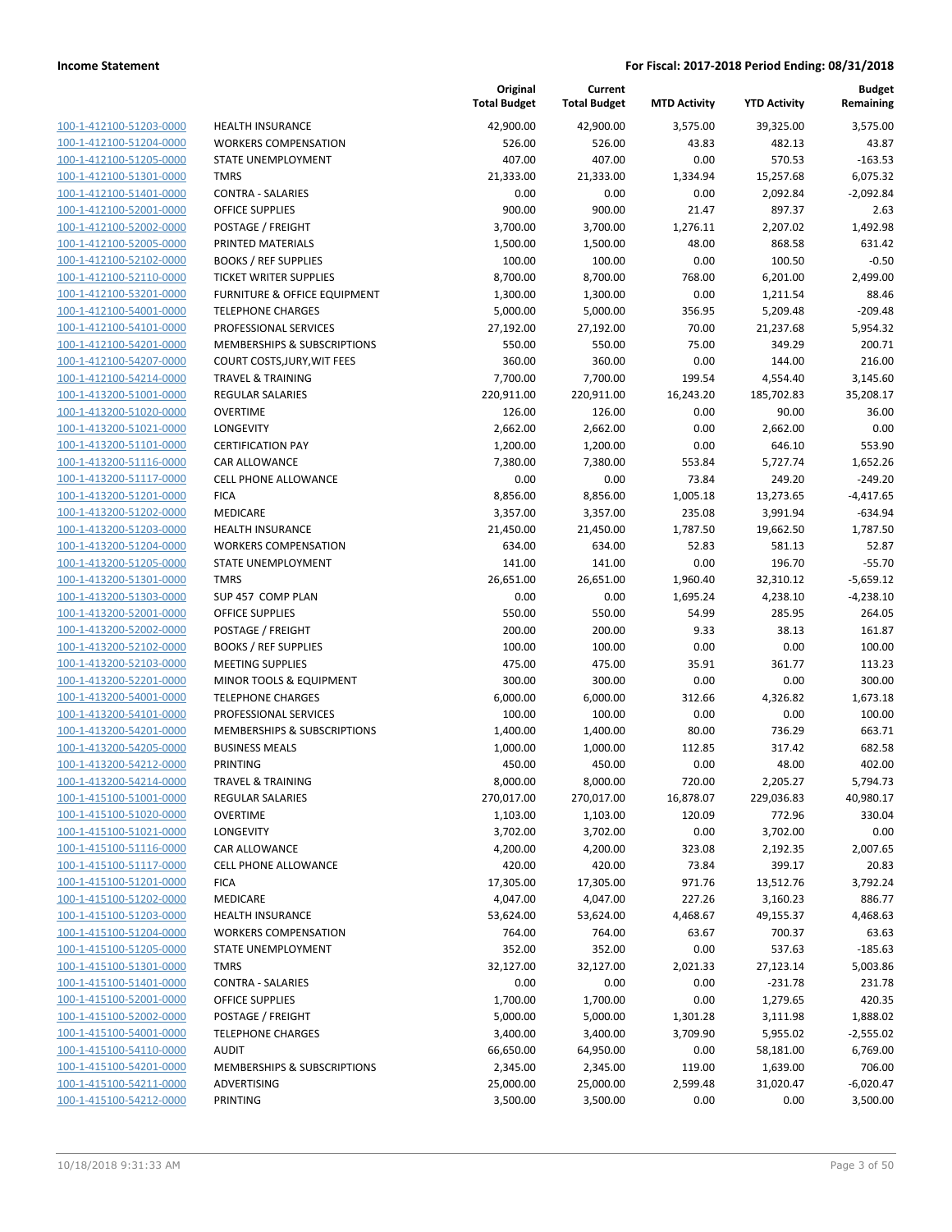## Income Statement

**For Fiscal: 2017-2018 Period Ending: 08/31/2018**

| | | Original Total Budget | Current Total Budget | MTD Activity | YTD Activity | Budget Remaining |
|---|---|---|---|---|---|---|
| 100-1-412100-51203-0000 | HEALTH INSURANCE | 42,900.00 | 42,900.00 | 3,575.00 | 39,325.00 | 3,575.00 |
| 100-1-412100-51204-0000 | WORKERS COMPENSATION | 526.00 | 526.00 | 43.83 | 482.13 | 43.87 |
| 100-1-412100-51205-0000 | STATE UNEMPLOYMENT | 407.00 | 407.00 | 0.00 | 570.53 | -163.53 |
| 100-1-412100-51301-0000 | TMRS | 21,333.00 | 21,333.00 | 1,334.94 | 15,257.68 | 6,075.32 |
| 100-1-412100-51401-0000 | CONTRA - SALARIES | 0.00 | 0.00 | 0.00 | 2,092.84 | -2,092.84 |
| 100-1-412100-52001-0000 | OFFICE SUPPLIES | 900.00 | 900.00 | 21.47 | 897.37 | 2.63 |
| 100-1-412100-52002-0000 | POSTAGE / FREIGHT | 3,700.00 | 3,700.00 | 1,276.11 | 2,207.02 | 1,492.98 |
| 100-1-412100-52005-0000 | PRINTED MATERIALS | 1,500.00 | 1,500.00 | 48.00 | 868.58 | 631.42 |
| 100-1-412100-52102-0000 | BOOKS / REF SUPPLIES | 100.00 | 100.00 | 0.00 | 100.50 | -0.50 |
| 100-1-412100-52110-0000 | TICKET WRITER SUPPLIES | 8,700.00 | 8,700.00 | 768.00 | 6,201.00 | 2,499.00 |
| 100-1-412100-53201-0000 | FURNITURE & OFFICE EQUIPMENT | 1,300.00 | 1,300.00 | 0.00 | 1,211.54 | 88.46 |
| 100-1-412100-54001-0000 | TELEPHONE CHARGES | 5,000.00 | 5,000.00 | 356.95 | 5,209.48 | -209.48 |
| 100-1-412100-54101-0000 | PROFESSIONAL SERVICES | 27,192.00 | 27,192.00 | 70.00 | 21,237.68 | 5,954.32 |
| 100-1-412100-54201-0000 | MEMBERSHIPS & SUBSCRIPTIONS | 550.00 | 550.00 | 75.00 | 349.29 | 200.71 |
| 100-1-412100-54207-0000 | COURT COSTS,JURY,WIT FEES | 360.00 | 360.00 | 0.00 | 144.00 | 216.00 |
| 100-1-412100-54214-0000 | TRAVEL & TRAINING | 7,700.00 | 7,700.00 | 199.54 | 4,554.40 | 3,145.60 |
| 100-1-413200-51001-0000 | REGULAR SALARIES | 220,911.00 | 220,911.00 | 16,243.20 | 185,702.83 | 35,208.17 |
| 100-1-413200-51020-0000 | OVERTIME | 126.00 | 126.00 | 0.00 | 90.00 | 36.00 |
| 100-1-413200-51021-0000 | LONGEVITY | 2,662.00 | 2,662.00 | 0.00 | 2,662.00 | 0.00 |
| 100-1-413200-51101-0000 | CERTIFICATION PAY | 1,200.00 | 1,200.00 | 0.00 | 646.10 | 553.90 |
| 100-1-413200-51116-0000 | CAR ALLOWANCE | 7,380.00 | 7,380.00 | 553.84 | 5,727.74 | 1,652.26 |
| 100-1-413200-51117-0000 | CELL PHONE ALLOWANCE | 0.00 | 0.00 | 73.84 | 249.20 | -249.20 |
| 100-1-413200-51201-0000 | FICA | 8,856.00 | 8,856.00 | 1,005.18 | 13,273.65 | -4,417.65 |
| 100-1-413200-51202-0000 | MEDICARE | 3,357.00 | 3,357.00 | 235.08 | 3,991.94 | -634.94 |
| 100-1-413200-51203-0000 | HEALTH INSURANCE | 21,450.00 | 21,450.00 | 1,787.50 | 19,662.50 | 1,787.50 |
| 100-1-413200-51204-0000 | WORKERS COMPENSATION | 634.00 | 634.00 | 52.83 | 581.13 | 52.87 |
| 100-1-413200-51205-0000 | STATE UNEMPLOYMENT | 141.00 | 141.00 | 0.00 | 196.70 | -55.70 |
| 100-1-413200-51301-0000 | TMRS | 26,651.00 | 26,651.00 | 1,960.40 | 32,310.12 | -5,659.12 |
| 100-1-413200-51303-0000 | SUP 457 COMP PLAN | 0.00 | 0.00 | 1,695.24 | 4,238.10 | -4,238.10 |
| 100-1-413200-52001-0000 | OFFICE SUPPLIES | 550.00 | 550.00 | 54.99 | 285.95 | 264.05 |
| 100-1-413200-52002-0000 | POSTAGE / FREIGHT | 200.00 | 200.00 | 9.33 | 38.13 | 161.87 |
| 100-1-413200-52102-0000 | BOOKS / REF SUPPLIES | 100.00 | 100.00 | 0.00 | 0.00 | 100.00 |
| 100-1-413200-52103-0000 | MEETING SUPPLIES | 475.00 | 475.00 | 35.91 | 361.77 | 113.23 |
| 100-1-413200-52201-0000 | MINOR TOOLS & EQUIPMENT | 300.00 | 300.00 | 0.00 | 0.00 | 300.00 |
| 100-1-413200-54001-0000 | TELEPHONE CHARGES | 6,000.00 | 6,000.00 | 312.66 | 4,326.82 | 1,673.18 |
| 100-1-413200-54101-0000 | PROFESSIONAL SERVICES | 100.00 | 100.00 | 0.00 | 0.00 | 100.00 |
| 100-1-413200-54201-0000 | MEMBERSHIPS & SUBSCRIPTIONS | 1,400.00 | 1,400.00 | 80.00 | 736.29 | 663.71 |
| 100-1-413200-54205-0000 | BUSINESS MEALS | 1,000.00 | 1,000.00 | 112.85 | 317.42 | 682.58 |
| 100-1-413200-54212-0000 | PRINTING | 450.00 | 450.00 | 0.00 | 48.00 | 402.00 |
| 100-1-413200-54214-0000 | TRAVEL & TRAINING | 8,000.00 | 8,000.00 | 720.00 | 2,205.27 | 5,794.73 |
| 100-1-415100-51001-0000 | REGULAR SALARIES | 270,017.00 | 270,017.00 | 16,878.07 | 229,036.83 | 40,980.17 |
| 100-1-415100-51020-0000 | OVERTIME | 1,103.00 | 1,103.00 | 120.09 | 772.96 | 330.04 |
| 100-1-415100-51021-0000 | LONGEVITY | 3,702.00 | 3,702.00 | 0.00 | 3,702.00 | 0.00 |
| 100-1-415100-51116-0000 | CAR ALLOWANCE | 4,200.00 | 4,200.00 | 323.08 | 2,192.35 | 2,007.65 |
| 100-1-415100-51117-0000 | CELL PHONE ALLOWANCE | 420.00 | 420.00 | 73.84 | 399.17 | 20.83 |
| 100-1-415100-51201-0000 | FICA | 17,305.00 | 17,305.00 | 971.76 | 13,512.76 | 3,792.24 |
| 100-1-415100-51202-0000 | MEDICARE | 4,047.00 | 4,047.00 | 227.26 | 3,160.23 | 886.77 |
| 100-1-415100-51203-0000 | HEALTH INSURANCE | 53,624.00 | 53,624.00 | 4,468.67 | 49,155.37 | 4,468.63 |
| 100-1-415100-51204-0000 | WORKERS COMPENSATION | 764.00 | 764.00 | 63.67 | 700.37 | 63.63 |
| 100-1-415100-51205-0000 | STATE UNEMPLOYMENT | 352.00 | 352.00 | 0.00 | 537.63 | -185.63 |
| 100-1-415100-51301-0000 | TMRS | 32,127.00 | 32,127.00 | 2,021.33 | 27,123.14 | 5,003.86 |
| 100-1-415100-51401-0000 | CONTRA - SALARIES | 0.00 | 0.00 | 0.00 | -231.78 | 231.78 |
| 100-1-415100-52001-0000 | OFFICE SUPPLIES | 1,700.00 | 1,700.00 | 0.00 | 1,279.65 | 420.35 |
| 100-1-415100-52002-0000 | POSTAGE / FREIGHT | 5,000.00 | 5,000.00 | 1,301.28 | 3,111.98 | 1,888.02 |
| 100-1-415100-54001-0000 | TELEPHONE CHARGES | 3,400.00 | 3,400.00 | 3,709.90 | 5,955.02 | -2,555.02 |
| 100-1-415100-54110-0000 | AUDIT | 66,650.00 | 64,950.00 | 0.00 | 58,181.00 | 6,769.00 |
| 100-1-415100-54201-0000 | MEMBERSHIPS & SUBSCRIPTIONS | 2,345.00 | 2,345.00 | 119.00 | 1,639.00 | 706.00 |
| 100-1-415100-54211-0000 | ADVERTISING | 25,000.00 | 25,000.00 | 2,599.48 | 31,020.47 | -6,020.47 |
| 100-1-415100-54212-0000 | PRINTING | 3,500.00 | 3,500.00 | 0.00 | 0.00 | 3,500.00 |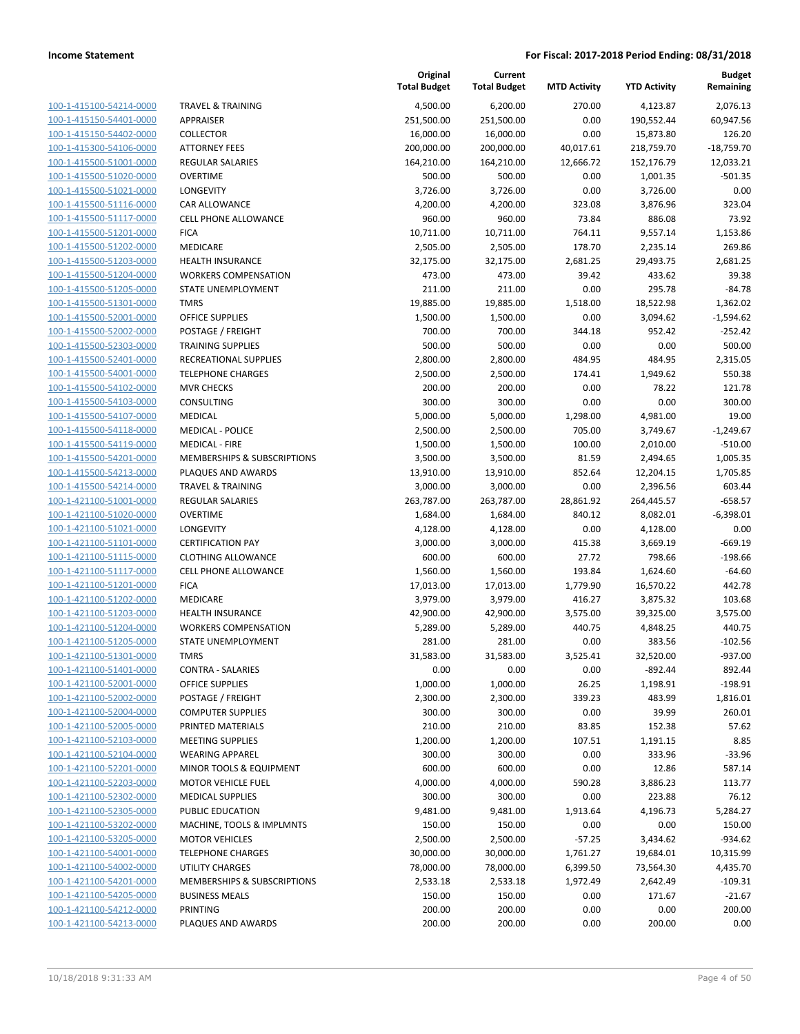| | | Original Total Budget | Current Total Budget | MTD Activity | YTD Activity | Budget Remaining |
|---|---|---|---|---|---|---|
| 100-1-415100-54214-0000 | TRAVEL & TRAINING | 4,500.00 | 6,200.00 | 270.00 | 4,123.87 | 2,076.13 |
| 100-1-415150-54401-0000 | APPRAISER | 251,500.00 | 251,500.00 | 0.00 | 190,552.44 | 60,947.56 |
| 100-1-415150-54402-0000 | COLLECTOR | 16,000.00 | 16,000.00 | 0.00 | 15,873.80 | 126.20 |
| 100-1-415300-54106-0000 | ATTORNEY FEES | 200,000.00 | 200,000.00 | 40,017.61 | 218,759.70 | -18,759.70 |
| 100-1-415500-51001-0000 | REGULAR SALARIES | 164,210.00 | 164,210.00 | 12,666.72 | 152,176.79 | 12,033.21 |
| 100-1-415500-51020-0000 | OVERTIME | 500.00 | 500.00 | 0.00 | 1,001.35 | -501.35 |
| 100-1-415500-51021-0000 | LONGEVITY | 3,726.00 | 3,726.00 | 0.00 | 3,726.00 | 0.00 |
| 100-1-415500-51116-0000 | CAR ALLOWANCE | 4,200.00 | 4,200.00 | 323.08 | 3,876.96 | 323.04 |
| 100-1-415500-51117-0000 | CELL PHONE ALLOWANCE | 960.00 | 960.00 | 73.84 | 886.08 | 73.92 |
| 100-1-415500-51201-0000 | FICA | 10,711.00 | 10,711.00 | 764.11 | 9,557.14 | 1,153.86 |
| 100-1-415500-51202-0000 | MEDICARE | 2,505.00 | 2,505.00 | 178.70 | 2,235.14 | 269.86 |
| 100-1-415500-51203-0000 | HEALTH INSURANCE | 32,175.00 | 32,175.00 | 2,681.25 | 29,493.75 | 2,681.25 |
| 100-1-415500-51204-0000 | WORKERS COMPENSATION | 473.00 | 473.00 | 39.42 | 433.62 | 39.38 |
| 100-1-415500-51205-0000 | STATE UNEMPLOYMENT | 211.00 | 211.00 | 0.00 | 295.78 | -84.78 |
| 100-1-415500-51301-0000 | TMRS | 19,885.00 | 19,885.00 | 1,518.00 | 18,522.98 | 1,362.02 |
| 100-1-415500-52001-0000 | OFFICE SUPPLIES | 1,500.00 | 1,500.00 | 0.00 | 3,094.62 | -1,594.62 |
| 100-1-415500-52002-0000 | POSTAGE / FREIGHT | 700.00 | 700.00 | 344.18 | 952.42 | -252.42 |
| 100-1-415500-52303-0000 | TRAINING SUPPLIES | 500.00 | 500.00 | 0.00 | 0.00 | 500.00 |
| 100-1-415500-52401-0000 | RECREATIONAL SUPPLIES | 2,800.00 | 2,800.00 | 484.95 | 484.95 | 2,315.05 |
| 100-1-415500-54001-0000 | TELEPHONE CHARGES | 2,500.00 | 2,500.00 | 174.41 | 1,949.62 | 550.38 |
| 100-1-415500-54102-0000 | MVR CHECKS | 200.00 | 200.00 | 0.00 | 78.22 | 121.78 |
| 100-1-415500-54103-0000 | CONSULTING | 300.00 | 300.00 | 0.00 | 0.00 | 300.00 |
| 100-1-415500-54107-0000 | MEDICAL | 5,000.00 | 5,000.00 | 1,298.00 | 4,981.00 | 19.00 |
| 100-1-415500-54118-0000 | MEDICAL - POLICE | 2,500.00 | 2,500.00 | 705.00 | 3,749.67 | -1,249.67 |
| 100-1-415500-54119-0000 | MEDICAL - FIRE | 1,500.00 | 1,500.00 | 100.00 | 2,010.00 | -510.00 |
| 100-1-415500-54201-0000 | MEMBERSHIPS & SUBSCRIPTIONS | 3,500.00 | 3,500.00 | 81.59 | 2,494.65 | 1,005.35 |
| 100-1-415500-54213-0000 | PLAQUES AND AWARDS | 13,910.00 | 13,910.00 | 852.64 | 12,204.15 | 1,705.85 |
| 100-1-415500-54214-0000 | TRAVEL & TRAINING | 3,000.00 | 3,000.00 | 0.00 | 2,396.56 | 603.44 |
| 100-1-421100-51001-0000 | REGULAR SALARIES | 263,787.00 | 263,787.00 | 28,861.92 | 264,445.57 | -658.57 |
| 100-1-421100-51020-0000 | OVERTIME | 1,684.00 | 1,684.00 | 840.12 | 8,082.01 | -6,398.01 |
| 100-1-421100-51021-0000 | LONGEVITY | 4,128.00 | 4,128.00 | 0.00 | 4,128.00 | 0.00 |
| 100-1-421100-51101-0000 | CERTIFICATION PAY | 3,000.00 | 3,000.00 | 415.38 | 3,669.19 | -669.19 |
| 100-1-421100-51115-0000 | CLOTHING ALLOWANCE | 600.00 | 600.00 | 27.72 | 798.66 | -198.66 |
| 100-1-421100-51117-0000 | CELL PHONE ALLOWANCE | 1,560.00 | 1,560.00 | 193.84 | 1,624.60 | -64.60 |
| 100-1-421100-51201-0000 | FICA | 17,013.00 | 17,013.00 | 1,779.90 | 16,570.22 | 442.78 |
| 100-1-421100-51202-0000 | MEDICARE | 3,979.00 | 3,979.00 | 416.27 | 3,875.32 | 103.68 |
| 100-1-421100-51203-0000 | HEALTH INSURANCE | 42,900.00 | 42,900.00 | 3,575.00 | 39,325.00 | 3,575.00 |
| 100-1-421100-51204-0000 | WORKERS COMPENSATION | 5,289.00 | 5,289.00 | 440.75 | 4,848.25 | 440.75 |
| 100-1-421100-51205-0000 | STATE UNEMPLOYMENT | 281.00 | 281.00 | 0.00 | 383.56 | -102.56 |
| 100-1-421100-51301-0000 | TMRS | 31,583.00 | 31,583.00 | 3,525.41 | 32,520.00 | -937.00 |
| 100-1-421100-51401-0000 | CONTRA - SALARIES | 0.00 | 0.00 | 0.00 | -892.44 | 892.44 |
| 100-1-421100-52001-0000 | OFFICE SUPPLIES | 1,000.00 | 1,000.00 | 26.25 | 1,198.91 | -198.91 |
| 100-1-421100-52002-0000 | POSTAGE / FREIGHT | 2,300.00 | 2,300.00 | 339.23 | 483.99 | 1,816.01 |
| 100-1-421100-52004-0000 | COMPUTER SUPPLIES | 300.00 | 300.00 | 0.00 | 39.99 | 260.01 |
| 100-1-421100-52005-0000 | PRINTED MATERIALS | 210.00 | 210.00 | 83.85 | 152.38 | 57.62 |
| 100-1-421100-52103-0000 | MEETING SUPPLIES | 1,200.00 | 1,200.00 | 107.51 | 1,191.15 | 8.85 |
| 100-1-421100-52104-0000 | WEARING APPAREL | 300.00 | 300.00 | 0.00 | 333.96 | -33.96 |
| 100-1-421100-52201-0000 | MINOR TOOLS & EQUIPMENT | 600.00 | 600.00 | 0.00 | 12.86 | 587.14 |
| 100-1-421100-52203-0000 | MOTOR VEHICLE FUEL | 4,000.00 | 4,000.00 | 590.28 | 3,886.23 | 113.77 |
| 100-1-421100-52302-0000 | MEDICAL SUPPLIES | 300.00 | 300.00 | 0.00 | 223.88 | 76.12 |
| 100-1-421100-52305-0000 | PUBLIC EDUCATION | 9,481.00 | 9,481.00 | 1,913.64 | 4,196.73 | 5,284.27 |
| 100-1-421100-53202-0000 | MACHINE, TOOLS & IMPLMNTS | 150.00 | 150.00 | 0.00 | 0.00 | 150.00 |
| 100-1-421100-53205-0000 | MOTOR VEHICLES | 2,500.00 | 2,500.00 | -57.25 | 3,434.62 | -934.62 |
| 100-1-421100-54001-0000 | TELEPHONE CHARGES | 30,000.00 | 30,000.00 | 1,761.27 | 19,684.01 | 10,315.99 |
| 100-1-421100-54002-0000 | UTILITY CHARGES | 78,000.00 | 78,000.00 | 6,399.50 | 73,564.30 | 4,435.70 |
| 100-1-421100-54201-0000 | MEMBERSHIPS & SUBSCRIPTIONS | 2,533.18 | 2,533.18 | 1,972.49 | 2,642.49 | -109.31 |
| 100-1-421100-54205-0000 | BUSINESS MEALS | 150.00 | 150.00 | 0.00 | 171.67 | -21.67 |
| 100-1-421100-54212-0000 | PRINTING | 200.00 | 200.00 | 0.00 | 0.00 | 200.00 |
| 100-1-421100-54213-0000 | PLAQUES AND AWARDS | 200.00 | 200.00 | 0.00 | 200.00 | 0.00 |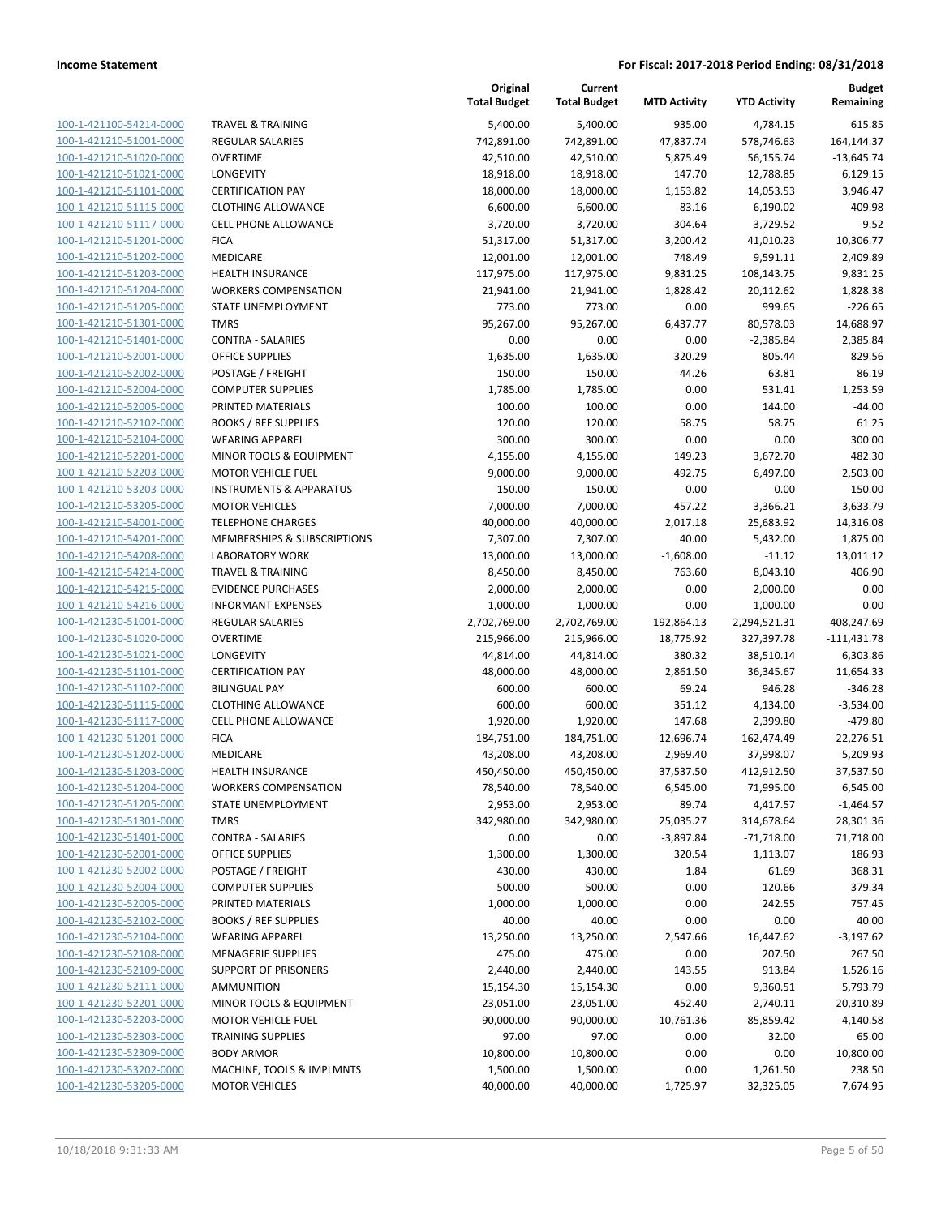| | | Original Total Budget | Current Total Budget | MTD Activity | YTD Activity | Budget Remaining |
|---|---|---|---|---|---|---|
| 100-1-421100-54214-0000 | TRAVEL & TRAINING | 5,400.00 | 5,400.00 | 935.00 | 4,784.15 | 615.85 |
| 100-1-421210-51001-0000 | REGULAR SALARIES | 742,891.00 | 742,891.00 | 47,837.74 | 578,746.63 | 164,144.37 |
| 100-1-421210-51020-0000 | OVERTIME | 42,510.00 | 42,510.00 | 5,875.49 | 56,155.74 | -13,645.74 |
| 100-1-421210-51021-0000 | LONGEVITY | 18,918.00 | 18,918.00 | 147.70 | 12,788.85 | 6,129.15 |
| 100-1-421210-51101-0000 | CERTIFICATION PAY | 18,000.00 | 18,000.00 | 1,153.82 | 14,053.53 | 3,946.47 |
| 100-1-421210-51115-0000 | CLOTHING ALLOWANCE | 6,600.00 | 6,600.00 | 83.16 | 6,190.02 | 409.98 |
| 100-1-421210-51117-0000 | CELL PHONE ALLOWANCE | 3,720.00 | 3,720.00 | 304.64 | 3,729.52 | -9.52 |
| 100-1-421210-51201-0000 | FICA | 51,317.00 | 51,317.00 | 3,200.42 | 41,010.23 | 10,306.77 |
| 100-1-421210-51202-0000 | MEDICARE | 12,001.00 | 12,001.00 | 748.49 | 9,591.11 | 2,409.89 |
| 100-1-421210-51203-0000 | HEALTH INSURANCE | 117,975.00 | 117,975.00 | 9,831.25 | 108,143.75 | 9,831.25 |
| 100-1-421210-51204-0000 | WORKERS COMPENSATION | 21,941.00 | 21,941.00 | 1,828.42 | 20,112.62 | 1,828.38 |
| 100-1-421210-51205-0000 | STATE UNEMPLOYMENT | 773.00 | 773.00 | 0.00 | 999.65 | -226.65 |
| 100-1-421210-51301-0000 | TMRS | 95,267.00 | 95,267.00 | 6,437.77 | 80,578.03 | 14,688.97 |
| 100-1-421210-51401-0000 | CONTRA - SALARIES | 0.00 | 0.00 | 0.00 | -2,385.84 | 2,385.84 |
| 100-1-421210-52001-0000 | OFFICE SUPPLIES | 1,635.00 | 1,635.00 | 320.29 | 805.44 | 829.56 |
| 100-1-421210-52002-0000 | POSTAGE / FREIGHT | 150.00 | 150.00 | 44.26 | 63.81 | 86.19 |
| 100-1-421210-52004-0000 | COMPUTER SUPPLIES | 1,785.00 | 1,785.00 | 0.00 | 531.41 | 1,253.59 |
| 100-1-421210-52005-0000 | PRINTED MATERIALS | 100.00 | 100.00 | 0.00 | 144.00 | -44.00 |
| 100-1-421210-52102-0000 | BOOKS / REF SUPPLIES | 120.00 | 120.00 | 58.75 | 58.75 | 61.25 |
| 100-1-421210-52104-0000 | WEARING APPAREL | 300.00 | 300.00 | 0.00 | 0.00 | 300.00 |
| 100-1-421210-52201-0000 | MINOR TOOLS & EQUIPMENT | 4,155.00 | 4,155.00 | 149.23 | 3,672.70 | 482.30 |
| 100-1-421210-52203-0000 | MOTOR VEHICLE FUEL | 9,000.00 | 9,000.00 | 492.75 | 6,497.00 | 2,503.00 |
| 100-1-421210-53203-0000 | INSTRUMENTS & APPARATUS | 150.00 | 150.00 | 0.00 | 0.00 | 150.00 |
| 100-1-421210-53205-0000 | MOTOR VEHICLES | 7,000.00 | 7,000.00 | 457.22 | 3,366.21 | 3,633.79 |
| 100-1-421210-54001-0000 | TELEPHONE CHARGES | 40,000.00 | 40,000.00 | 2,017.18 | 25,683.92 | 14,316.08 |
| 100-1-421210-54201-0000 | MEMBERSHIPS & SUBSCRIPTIONS | 7,307.00 | 7,307.00 | 40.00 | 5,432.00 | 1,875.00 |
| 100-1-421210-54208-0000 | LABORATORY WORK | 13,000.00 | 13,000.00 | -1,608.00 | -11.12 | 13,011.12 |
| 100-1-421210-54214-0000 | TRAVEL & TRAINING | 8,450.00 | 8,450.00 | 763.60 | 8,043.10 | 406.90 |
| 100-1-421210-54215-0000 | EVIDENCE PURCHASES | 2,000.00 | 2,000.00 | 0.00 | 2,000.00 | 0.00 |
| 100-1-421210-54216-0000 | INFORMANT EXPENSES | 1,000.00 | 1,000.00 | 0.00 | 1,000.00 | 0.00 |
| 100-1-421230-51001-0000 | REGULAR SALARIES | 2,702,769.00 | 2,702,769.00 | 192,864.13 | 2,294,521.31 | 408,247.69 |
| 100-1-421230-51020-0000 | OVERTIME | 215,966.00 | 215,966.00 | 18,775.92 | 327,397.78 | -111,431.78 |
| 100-1-421230-51021-0000 | LONGEVITY | 44,814.00 | 44,814.00 | 380.32 | 38,510.14 | 6,303.86 |
| 100-1-421230-51101-0000 | CERTIFICATION PAY | 48,000.00 | 48,000.00 | 2,861.50 | 36,345.67 | 11,654.33 |
| 100-1-421230-51102-0000 | BILINGUAL PAY | 600.00 | 600.00 | 69.24 | 946.28 | -346.28 |
| 100-1-421230-51115-0000 | CLOTHING ALLOWANCE | 600.00 | 600.00 | 351.12 | 4,134.00 | -3,534.00 |
| 100-1-421230-51117-0000 | CELL PHONE ALLOWANCE | 1,920.00 | 1,920.00 | 147.68 | 2,399.80 | -479.80 |
| 100-1-421230-51201-0000 | FICA | 184,751.00 | 184,751.00 | 12,696.74 | 162,474.49 | 22,276.51 |
| 100-1-421230-51202-0000 | MEDICARE | 43,208.00 | 43,208.00 | 2,969.40 | 37,998.07 | 5,209.93 |
| 100-1-421230-51203-0000 | HEALTH INSURANCE | 450,450.00 | 450,450.00 | 37,537.50 | 412,912.50 | 37,537.50 |
| 100-1-421230-51204-0000 | WORKERS COMPENSATION | 78,540.00 | 78,540.00 | 6,545.00 | 71,995.00 | 6,545.00 |
| 100-1-421230-51205-0000 | STATE UNEMPLOYMENT | 2,953.00 | 2,953.00 | 89.74 | 4,417.57 | -1,464.57 |
| 100-1-421230-51301-0000 | TMRS | 342,980.00 | 342,980.00 | 25,035.27 | 314,678.64 | 28,301.36 |
| 100-1-421230-51401-0000 | CONTRA - SALARIES | 0.00 | 0.00 | -3,897.84 | -71,718.00 | 71,718.00 |
| 100-1-421230-52001-0000 | OFFICE SUPPLIES | 1,300.00 | 1,300.00 | 320.54 | 1,113.07 | 186.93 |
| 100-1-421230-52002-0000 | POSTAGE / FREIGHT | 430.00 | 430.00 | 1.84 | 61.69 | 368.31 |
| 100-1-421230-52004-0000 | COMPUTER SUPPLIES | 500.00 | 500.00 | 0.00 | 120.66 | 379.34 |
| 100-1-421230-52005-0000 | PRINTED MATERIALS | 1,000.00 | 1,000.00 | 0.00 | 242.55 | 757.45 |
| 100-1-421230-52102-0000 | BOOKS / REF SUPPLIES | 40.00 | 40.00 | 0.00 | 0.00 | 40.00 |
| 100-1-421230-52104-0000 | WEARING APPAREL | 13,250.00 | 13,250.00 | 2,547.66 | 16,447.62 | -3,197.62 |
| 100-1-421230-52108-0000 | MENAGERIE SUPPLIES | 475.00 | 475.00 | 0.00 | 207.50 | 267.50 |
| 100-1-421230-52109-0000 | SUPPORT OF PRISONERS | 2,440.00 | 2,440.00 | 143.55 | 913.84 | 1,526.16 |
| 100-1-421230-52111-0000 | AMMUNITION | 15,154.30 | 15,154.30 | 0.00 | 9,360.51 | 5,793.79 |
| 100-1-421230-52201-0000 | MINOR TOOLS & EQUIPMENT | 23,051.00 | 23,051.00 | 452.40 | 2,740.11 | 20,310.89 |
| 100-1-421230-52203-0000 | MOTOR VEHICLE FUEL | 90,000.00 | 90,000.00 | 10,761.36 | 85,859.42 | 4,140.58 |
| 100-1-421230-52303-0000 | TRAINING SUPPLIES | 97.00 | 97.00 | 0.00 | 32.00 | 65.00 |
| 100-1-421230-52309-0000 | BODY ARMOR | 10,800.00 | 10,800.00 | 0.00 | 0.00 | 10,800.00 |
| 100-1-421230-53202-0000 | MACHINE, TOOLS & IMPLMNTS | 1,500.00 | 1,500.00 | 0.00 | 1,261.50 | 238.50 |
| 100-1-421230-53205-0000 | MOTOR VEHICLES | 40,000.00 | 40,000.00 | 1,725.97 | 32,325.05 | 7,674.95 |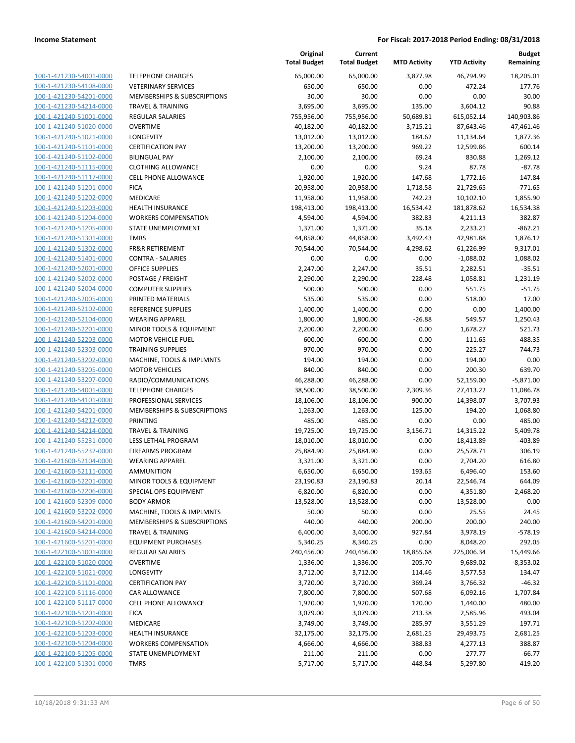| | | Original Total Budget | Current Total Budget | MTD Activity | YTD Activity | Budget Remaining |
|---|---|---|---|---|---|---|
| 100-1-421230-54001-0000 | TELEPHONE CHARGES | 65,000.00 | 65,000.00 | 3,877.98 | 46,794.99 | 18,205.01 |
| 100-1-421230-54108-0000 | VETERINARY SERVICES | 650.00 | 650.00 | 0.00 | 472.24 | 177.76 |
| 100-1-421230-54201-0000 | MEMBERSHIPS & SUBSCRIPTIONS | 30.00 | 30.00 | 0.00 | 0.00 | 30.00 |
| 100-1-421230-54214-0000 | TRAVEL & TRAINING | 3,695.00 | 3,695.00 | 135.00 | 3,604.12 | 90.88 |
| 100-1-421240-51001-0000 | REGULAR SALARIES | 755,956.00 | 755,956.00 | 50,689.81 | 615,052.14 | 140,903.86 |
| 100-1-421240-51020-0000 | OVERTIME | 40,182.00 | 40,182.00 | 3,715.21 | 87,643.46 | -47,461.46 |
| 100-1-421240-51021-0000 | LONGEVITY | 13,012.00 | 13,012.00 | 184.62 | 11,134.64 | 1,877.36 |
| 100-1-421240-51101-0000 | CERTIFICATION PAY | 13,200.00 | 13,200.00 | 969.22 | 12,599.86 | 600.14 |
| 100-1-421240-51102-0000 | BILINGUAL PAY | 2,100.00 | 2,100.00 | 69.24 | 830.88 | 1,269.12 |
| 100-1-421240-51115-0000 | CLOTHING ALLOWANCE | 0.00 | 0.00 | 9.24 | 87.78 | -87.78 |
| 100-1-421240-51117-0000 | CELL PHONE ALLOWANCE | 1,920.00 | 1,920.00 | 147.68 | 1,772.16 | 147.84 |
| 100-1-421240-51201-0000 | FICA | 20,958.00 | 20,958.00 | 1,718.58 | 21,729.65 | -771.65 |
| 100-1-421240-51202-0000 | MEDICARE | 11,958.00 | 11,958.00 | 742.23 | 10,102.10 | 1,855.90 |
| 100-1-421240-51203-0000 | HEALTH INSURANCE | 198,413.00 | 198,413.00 | 16,534.42 | 181,878.62 | 16,534.38 |
| 100-1-421240-51204-0000 | WORKERS COMPENSATION | 4,594.00 | 4,594.00 | 382.83 | 4,211.13 | 382.87 |
| 100-1-421240-51205-0000 | STATE UNEMPLOYMENT | 1,371.00 | 1,371.00 | 35.18 | 2,233.21 | -862.21 |
| 100-1-421240-51301-0000 | TMRS | 44,858.00 | 44,858.00 | 3,492.43 | 42,981.88 | 1,876.12 |
| 100-1-421240-51302-0000 | FR&R RETIREMENT | 70,544.00 | 70,544.00 | 4,298.62 | 61,226.99 | 9,317.01 |
| 100-1-421240-51401-0000 | CONTRA - SALARIES | 0.00 | 0.00 | 0.00 | -1,088.02 | 1,088.02 |
| 100-1-421240-52001-0000 | OFFICE SUPPLIES | 2,247.00 | 2,247.00 | 35.51 | 2,282.51 | -35.51 |
| 100-1-421240-52002-0000 | POSTAGE / FREIGHT | 2,290.00 | 2,290.00 | 228.48 | 1,058.81 | 1,231.19 |
| 100-1-421240-52004-0000 | COMPUTER SUPPLIES | 500.00 | 500.00 | 0.00 | 551.75 | -51.75 |
| 100-1-421240-52005-0000 | PRINTED MATERIALS | 535.00 | 535.00 | 0.00 | 518.00 | 17.00 |
| 100-1-421240-52102-0000 | REFERENCE SUPPLIES | 1,400.00 | 1,400.00 | 0.00 | 0.00 | 1,400.00 |
| 100-1-421240-52104-0000 | WEARING APPAREL | 1,800.00 | 1,800.00 | -26.88 | 549.57 | 1,250.43 |
| 100-1-421240-52201-0000 | MINOR TOOLS & EQUIPMENT | 2,200.00 | 2,200.00 | 0.00 | 1,678.27 | 521.73 |
| 100-1-421240-52203-0000 | MOTOR VEHICLE FUEL | 600.00 | 600.00 | 0.00 | 111.65 | 488.35 |
| 100-1-421240-52303-0000 | TRAINING SUPPLIES | 970.00 | 970.00 | 0.00 | 225.27 | 744.73 |
| 100-1-421240-53202-0000 | MACHINE, TOOLS & IMPLMNTS | 194.00 | 194.00 | 0.00 | 194.00 | 0.00 |
| 100-1-421240-53205-0000 | MOTOR VEHICLES | 840.00 | 840.00 | 0.00 | 200.30 | 639.70 |
| 100-1-421240-53207-0000 | RADIO/COMMUNICATIONS | 46,288.00 | 46,288.00 | 0.00 | 52,159.00 | -5,871.00 |
| 100-1-421240-54001-0000 | TELEPHONE CHARGES | 38,500.00 | 38,500.00 | 2,309.36 | 27,413.22 | 11,086.78 |
| 100-1-421240-54101-0000 | PROFESSIONAL SERVICES | 18,106.00 | 18,106.00 | 900.00 | 14,398.07 | 3,707.93 |
| 100-1-421240-54201-0000 | MEMBERSHIPS & SUBSCRIPTIONS | 1,263.00 | 1,263.00 | 125.00 | 194.20 | 1,068.80 |
| 100-1-421240-54212-0000 | PRINTING | 485.00 | 485.00 | 0.00 | 0.00 | 485.00 |
| 100-1-421240-54214-0000 | TRAVEL & TRAINING | 19,725.00 | 19,725.00 | 3,156.71 | 14,315.22 | 5,409.78 |
| 100-1-421240-55231-0000 | LESS LETHAL PROGRAM | 18,010.00 | 18,010.00 | 0.00 | 18,413.89 | -403.89 |
| 100-1-421240-55232-0000 | FIREARMS PROGRAM | 25,884.90 | 25,884.90 | 0.00 | 25,578.71 | 306.19 |
| 100-1-421600-52104-0000 | WEARING APPAREL | 3,321.00 | 3,321.00 | 0.00 | 2,704.20 | 616.80 |
| 100-1-421600-52111-0000 | AMMUNITION | 6,650.00 | 6,650.00 | 193.65 | 6,496.40 | 153.60 |
| 100-1-421600-52201-0000 | MINOR TOOLS & EQUIPMENT | 23,190.83 | 23,190.83 | 20.14 | 22,546.74 | 644.09 |
| 100-1-421600-52206-0000 | SPECIAL OPS EQUIPMENT | 6,820.00 | 6,820.00 | 0.00 | 4,351.80 | 2,468.20 |
| 100-1-421600-52309-0000 | BODY ARMOR | 13,528.00 | 13,528.00 | 0.00 | 13,528.00 | 0.00 |
| 100-1-421600-53202-0000 | MACHINE, TOOLS & IMPLMNTS | 50.00 | 50.00 | 0.00 | 25.55 | 24.45 |
| 100-1-421600-54201-0000 | MEMBERSHIPS & SUBSCRIPTIONS | 440.00 | 440.00 | 200.00 | 200.00 | 240.00 |
| 100-1-421600-54214-0000 | TRAVEL & TRAINING | 6,400.00 | 3,400.00 | 927.84 | 3,978.19 | -578.19 |
| 100-1-421600-55201-0000 | EQUIPMENT PURCHASES | 5,340.25 | 8,340.25 | 0.00 | 8,048.20 | 292.05 |
| 100-1-422100-51001-0000 | REGULAR SALARIES | 240,456.00 | 240,456.00 | 18,855.68 | 225,006.34 | 15,449.66 |
| 100-1-422100-51020-0000 | OVERTIME | 1,336.00 | 1,336.00 | 205.70 | 9,689.02 | -8,353.02 |
| 100-1-422100-51021-0000 | LONGEVITY | 3,712.00 | 3,712.00 | 114.46 | 3,577.53 | 134.47 |
| 100-1-422100-51101-0000 | CERTIFICATION PAY | 3,720.00 | 3,720.00 | 369.24 | 3,766.32 | -46.32 |
| 100-1-422100-51116-0000 | CAR ALLOWANCE | 7,800.00 | 7,800.00 | 507.68 | 6,092.16 | 1,707.84 |
| 100-1-422100-51117-0000 | CELL PHONE ALLOWANCE | 1,920.00 | 1,920.00 | 120.00 | 1,440.00 | 480.00 |
| 100-1-422100-51201-0000 | FICA | 3,079.00 | 3,079.00 | 213.38 | 2,585.96 | 493.04 |
| 100-1-422100-51202-0000 | MEDICARE | 3,749.00 | 3,749.00 | 285.97 | 3,551.29 | 197.71 |
| 100-1-422100-51203-0000 | HEALTH INSURANCE | 32,175.00 | 32,175.00 | 2,681.25 | 29,493.75 | 2,681.25 |
| 100-1-422100-51204-0000 | WORKERS COMPENSATION | 4,666.00 | 4,666.00 | 388.83 | 4,277.13 | 388.87 |
| 100-1-422100-51205-0000 | STATE UNEMPLOYMENT | 211.00 | 211.00 | 0.00 | 277.77 | -66.77 |
| 100-1-422100-51301-0000 | TMRS | 5,717.00 | 5,717.00 | 448.84 | 5,297.80 | 419.20 |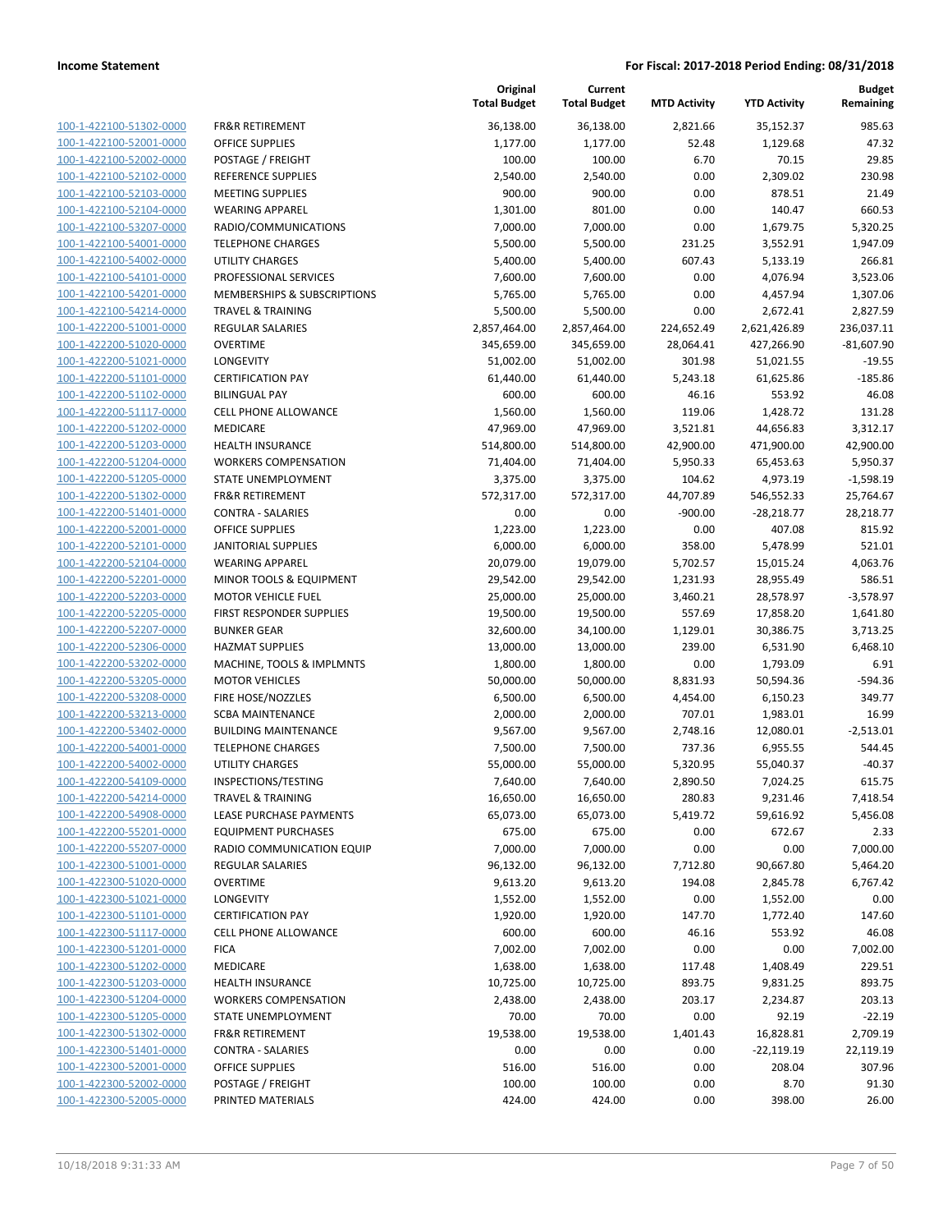| | | Original Total Budget | Current Total Budget | MTD Activity | YTD Activity | Budget Remaining |
|---|---|---|---|---|---|---|
| 100-1-422100-51302-0000 | FR&R RETIREMENT | 36,138.00 | 36,138.00 | 2,821.66 | 35,152.37 | 985.63 |
| 100-1-422100-52001-0000 | OFFICE SUPPLIES | 1,177.00 | 1,177.00 | 52.48 | 1,129.68 | 47.32 |
| 100-1-422100-52002-0000 | POSTAGE / FREIGHT | 100.00 | 100.00 | 6.70 | 70.15 | 29.85 |
| 100-1-422100-52102-0000 | REFERENCE SUPPLIES | 2,540.00 | 2,540.00 | 0.00 | 2,309.02 | 230.98 |
| 100-1-422100-52103-0000 | MEETING SUPPLIES | 900.00 | 900.00 | 0.00 | 878.51 | 21.49 |
| 100-1-422100-52104-0000 | WEARING APPAREL | 1,301.00 | 801.00 | 0.00 | 140.47 | 660.53 |
| 100-1-422100-53207-0000 | RADIO/COMMUNICATIONS | 7,000.00 | 7,000.00 | 0.00 | 1,679.75 | 5,320.25 |
| 100-1-422100-54001-0000 | TELEPHONE CHARGES | 5,500.00 | 5,500.00 | 231.25 | 3,552.91 | 1,947.09 |
| 100-1-422100-54002-0000 | UTILITY CHARGES | 5,400.00 | 5,400.00 | 607.43 | 5,133.19 | 266.81 |
| 100-1-422100-54101-0000 | PROFESSIONAL SERVICES | 7,600.00 | 7,600.00 | 0.00 | 4,076.94 | 3,523.06 |
| 100-1-422100-54201-0000 | MEMBERSHIPS & SUBSCRIPTIONS | 5,765.00 | 5,765.00 | 0.00 | 4,457.94 | 1,307.06 |
| 100-1-422100-54214-0000 | TRAVEL & TRAINING | 5,500.00 | 5,500.00 | 0.00 | 2,672.41 | 2,827.59 |
| 100-1-422200-51001-0000 | REGULAR SALARIES | 2,857,464.00 | 2,857,464.00 | 224,652.49 | 2,621,426.89 | 236,037.11 |
| 100-1-422200-51020-0000 | OVERTIME | 345,659.00 | 345,659.00 | 28,064.41 | 427,266.90 | -81,607.90 |
| 100-1-422200-51021-0000 | LONGEVITY | 51,002.00 | 51,002.00 | 301.98 | 51,021.55 | -19.55 |
| 100-1-422200-51101-0000 | CERTIFICATION PAY | 61,440.00 | 61,440.00 | 5,243.18 | 61,625.86 | -185.86 |
| 100-1-422200-51102-0000 | BILINGUAL PAY | 600.00 | 600.00 | 46.16 | 553.92 | 46.08 |
| 100-1-422200-51117-0000 | CELL PHONE ALLOWANCE | 1,560.00 | 1,560.00 | 119.06 | 1,428.72 | 131.28 |
| 100-1-422200-51202-0000 | MEDICARE | 47,969.00 | 47,969.00 | 3,521.81 | 44,656.83 | 3,312.17 |
| 100-1-422200-51203-0000 | HEALTH INSURANCE | 514,800.00 | 514,800.00 | 42,900.00 | 471,900.00 | 42,900.00 |
| 100-1-422200-51204-0000 | WORKERS COMPENSATION | 71,404.00 | 71,404.00 | 5,950.33 | 65,453.63 | 5,950.37 |
| 100-1-422200-51205-0000 | STATE UNEMPLOYMENT | 3,375.00 | 3,375.00 | 104.62 | 4,973.19 | -1,598.19 |
| 100-1-422200-51302-0000 | FR&R RETIREMENT | 572,317.00 | 572,317.00 | 44,707.89 | 546,552.33 | 25,764.67 |
| 100-1-422200-51401-0000 | CONTRA - SALARIES | 0.00 | 0.00 | -900.00 | -28,218.77 | 28,218.77 |
| 100-1-422200-52001-0000 | OFFICE SUPPLIES | 1,223.00 | 1,223.00 | 0.00 | 407.08 | 815.92 |
| 100-1-422200-52101-0000 | JANITORIAL SUPPLIES | 6,000.00 | 6,000.00 | 358.00 | 5,478.99 | 521.01 |
| 100-1-422200-52104-0000 | WEARING APPAREL | 20,079.00 | 19,079.00 | 5,702.57 | 15,015.24 | 4,063.76 |
| 100-1-422200-52201-0000 | MINOR TOOLS & EQUIPMENT | 29,542.00 | 29,542.00 | 1,231.93 | 28,955.49 | 586.51 |
| 100-1-422200-52203-0000 | MOTOR VEHICLE FUEL | 25,000.00 | 25,000.00 | 3,460.21 | 28,578.97 | -3,578.97 |
| 100-1-422200-52205-0000 | FIRST RESPONDER SUPPLIES | 19,500.00 | 19,500.00 | 557.69 | 17,858.20 | 1,641.80 |
| 100-1-422200-52207-0000 | BUNKER GEAR | 32,600.00 | 34,100.00 | 1,129.01 | 30,386.75 | 3,713.25 |
| 100-1-422200-52306-0000 | HAZMAT SUPPLIES | 13,000.00 | 13,000.00 | 239.00 | 6,531.90 | 6,468.10 |
| 100-1-422200-53202-0000 | MACHINE, TOOLS & IMPLMNTS | 1,800.00 | 1,800.00 | 0.00 | 1,793.09 | 6.91 |
| 100-1-422200-53205-0000 | MOTOR VEHICLES | 50,000.00 | 50,000.00 | 8,831.93 | 50,594.36 | -594.36 |
| 100-1-422200-53208-0000 | FIRE HOSE/NOZZLES | 6,500.00 | 6,500.00 | 4,454.00 | 6,150.23 | 349.77 |
| 100-1-422200-53213-0000 | SCBA MAINTENANCE | 2,000.00 | 2,000.00 | 707.01 | 1,983.01 | 16.99 |
| 100-1-422200-53402-0000 | BUILDING MAINTENANCE | 9,567.00 | 9,567.00 | 2,748.16 | 12,080.01 | -2,513.01 |
| 100-1-422200-54001-0000 | TELEPHONE CHARGES | 7,500.00 | 7,500.00 | 737.36 | 6,955.55 | 544.45 |
| 100-1-422200-54002-0000 | UTILITY CHARGES | 55,000.00 | 55,000.00 | 5,320.95 | 55,040.37 | -40.37 |
| 100-1-422200-54109-0000 | INSPECTIONS/TESTING | 7,640.00 | 7,640.00 | 2,890.50 | 7,024.25 | 615.75 |
| 100-1-422200-54214-0000 | TRAVEL & TRAINING | 16,650.00 | 16,650.00 | 280.83 | 9,231.46 | 7,418.54 |
| 100-1-422200-54908-0000 | LEASE PURCHASE PAYMENTS | 65,073.00 | 65,073.00 | 5,419.72 | 59,616.92 | 5,456.08 |
| 100-1-422200-55201-0000 | EQUIPMENT PURCHASES | 675.00 | 675.00 | 0.00 | 672.67 | 2.33 |
| 100-1-422200-55207-0000 | RADIO COMMUNICATION EQUIP | 7,000.00 | 7,000.00 | 0.00 | 0.00 | 7,000.00 |
| 100-1-422300-51001-0000 | REGULAR SALARIES | 96,132.00 | 96,132.00 | 7,712.80 | 90,667.80 | 5,464.20 |
| 100-1-422300-51020-0000 | OVERTIME | 9,613.20 | 9,613.20 | 194.08 | 2,845.78 | 6,767.42 |
| 100-1-422300-51021-0000 | LONGEVITY | 1,552.00 | 1,552.00 | 0.00 | 1,552.00 | 0.00 |
| 100-1-422300-51101-0000 | CERTIFICATION PAY | 1,920.00 | 1,920.00 | 147.70 | 1,772.40 | 147.60 |
| 100-1-422300-51117-0000 | CELL PHONE ALLOWANCE | 600.00 | 600.00 | 46.16 | 553.92 | 46.08 |
| 100-1-422300-51201-0000 | FICA | 7,002.00 | 7,002.00 | 0.00 | 0.00 | 7,002.00 |
| 100-1-422300-51202-0000 | MEDICARE | 1,638.00 | 1,638.00 | 117.48 | 1,408.49 | 229.51 |
| 100-1-422300-51203-0000 | HEALTH INSURANCE | 10,725.00 | 10,725.00 | 893.75 | 9,831.25 | 893.75 |
| 100-1-422300-51204-0000 | WORKERS COMPENSATION | 2,438.00 | 2,438.00 | 203.17 | 2,234.87 | 203.13 |
| 100-1-422300-51205-0000 | STATE UNEMPLOYMENT | 70.00 | 70.00 | 0.00 | 92.19 | -22.19 |
| 100-1-422300-51302-0000 | FR&R RETIREMENT | 19,538.00 | 19,538.00 | 1,401.43 | 16,828.81 | 2,709.19 |
| 100-1-422300-51401-0000 | CONTRA - SALARIES | 0.00 | 0.00 | 0.00 | -22,119.19 | 22,119.19 |
| 100-1-422300-52001-0000 | OFFICE SUPPLIES | 516.00 | 516.00 | 0.00 | 208.04 | 307.96 |
| 100-1-422300-52002-0000 | POSTAGE / FREIGHT | 100.00 | 100.00 | 0.00 | 8.70 | 91.30 |
| 100-1-422300-52005-0000 | PRINTED MATERIALS | 424.00 | 424.00 | 0.00 | 398.00 | 26.00 |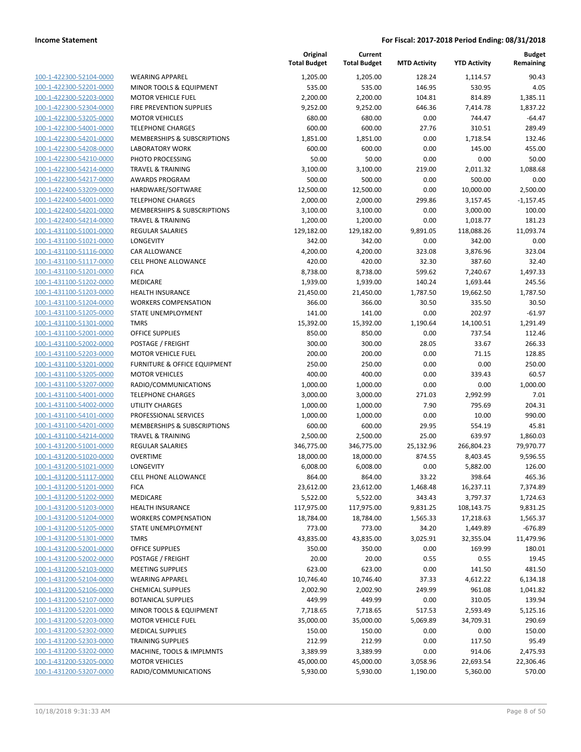| | | Original Total Budget | Current Total Budget | MTD Activity | YTD Activity | Budget Remaining |
|---|---|---|---|---|---|---|
| 100-1-422300-52104-0000 | WEARING APPAREL | 1,205.00 | 1,205.00 | 128.24 | 1,114.57 | 90.43 |
| 100-1-422300-52201-0000 | MINOR TOOLS & EQUIPMENT | 535.00 | 535.00 | 146.95 | 530.95 | 4.05 |
| 100-1-422300-52203-0000 | MOTOR VEHICLE FUEL | 2,200.00 | 2,200.00 | 104.81 | 814.89 | 1,385.11 |
| 100-1-422300-52304-0000 | FIRE PREVENTION SUPPLIES | 9,252.00 | 9,252.00 | 646.36 | 7,414.78 | 1,837.22 |
| 100-1-422300-53205-0000 | MOTOR VEHICLES | 680.00 | 680.00 | 0.00 | 744.47 | -64.47 |
| 100-1-422300-54001-0000 | TELEPHONE CHARGES | 600.00 | 600.00 | 27.76 | 310.51 | 289.49 |
| 100-1-422300-54201-0000 | MEMBERSHIPS & SUBSCRIPTIONS | 1,851.00 | 1,851.00 | 0.00 | 1,718.54 | 132.46 |
| 100-1-422300-54208-0000 | LABORATORY WORK | 600.00 | 600.00 | 0.00 | 145.00 | 455.00 |
| 100-1-422300-54210-0000 | PHOTO PROCESSING | 50.00 | 50.00 | 0.00 | 0.00 | 50.00 |
| 100-1-422300-54214-0000 | TRAVEL & TRAINING | 3,100.00 | 3,100.00 | 219.00 | 2,011.32 | 1,088.68 |
| 100-1-422300-54217-0000 | AWARDS PROGRAM | 500.00 | 500.00 | 0.00 | 500.00 | 0.00 |
| 100-1-422400-53209-0000 | HARDWARE/SOFTWARE | 12,500.00 | 12,500.00 | 0.00 | 10,000.00 | 2,500.00 |
| 100-1-422400-54001-0000 | TELEPHONE CHARGES | 2,000.00 | 2,000.00 | 299.86 | 3,157.45 | -1,157.45 |
| 100-1-422400-54201-0000 | MEMBERSHIPS & SUBSCRIPTIONS | 3,100.00 | 3,100.00 | 0.00 | 3,000.00 | 100.00 |
| 100-1-422400-54214-0000 | TRAVEL & TRAINING | 1,200.00 | 1,200.00 | 0.00 | 1,018.77 | 181.23 |
| 100-1-431100-51001-0000 | REGULAR SALARIES | 129,182.00 | 129,182.00 | 9,891.05 | 118,088.26 | 11,093.74 |
| 100-1-431100-51021-0000 | LONGEVITY | 342.00 | 342.00 | 0.00 | 342.00 | 0.00 |
| 100-1-431100-51116-0000 | CAR ALLOWANCE | 4,200.00 | 4,200.00 | 323.08 | 3,876.96 | 323.04 |
| 100-1-431100-51117-0000 | CELL PHONE ALLOWANCE | 420.00 | 420.00 | 32.30 | 387.60 | 32.40 |
| 100-1-431100-51201-0000 | FICA | 8,738.00 | 8,738.00 | 599.62 | 7,240.67 | 1,497.33 |
| 100-1-431100-51202-0000 | MEDICARE | 1,939.00 | 1,939.00 | 140.24 | 1,693.44 | 245.56 |
| 100-1-431100-51203-0000 | HEALTH INSURANCE | 21,450.00 | 21,450.00 | 1,787.50 | 19,662.50 | 1,787.50 |
| 100-1-431100-51204-0000 | WORKERS COMPENSATION | 366.00 | 366.00 | 30.50 | 335.50 | 30.50 |
| 100-1-431100-51205-0000 | STATE UNEMPLOYMENT | 141.00 | 141.00 | 0.00 | 202.97 | -61.97 |
| 100-1-431100-51301-0000 | TMRS | 15,392.00 | 15,392.00 | 1,190.64 | 14,100.51 | 1,291.49 |
| 100-1-431100-52001-0000 | OFFICE SUPPLIES | 850.00 | 850.00 | 0.00 | 737.54 | 112.46 |
| 100-1-431100-52002-0000 | POSTAGE / FREIGHT | 300.00 | 300.00 | 28.05 | 33.67 | 266.33 |
| 100-1-431100-52203-0000 | MOTOR VEHICLE FUEL | 200.00 | 200.00 | 0.00 | 71.15 | 128.85 |
| 100-1-431100-53201-0000 | FURNITURE & OFFICE EQUIPMENT | 250.00 | 250.00 | 0.00 | 0.00 | 250.00 |
| 100-1-431100-53205-0000 | MOTOR VEHICLES | 400.00 | 400.00 | 0.00 | 339.43 | 60.57 |
| 100-1-431100-53207-0000 | RADIO/COMMUNICATIONS | 1,000.00 | 1,000.00 | 0.00 | 0.00 | 1,000.00 |
| 100-1-431100-54001-0000 | TELEPHONE CHARGES | 3,000.00 | 3,000.00 | 271.03 | 2,992.99 | 7.01 |
| 100-1-431100-54002-0000 | UTILITY CHARGES | 1,000.00 | 1,000.00 | 7.90 | 795.69 | 204.31 |
| 100-1-431100-54101-0000 | PROFESSIONAL SERVICES | 1,000.00 | 1,000.00 | 0.00 | 10.00 | 990.00 |
| 100-1-431100-54201-0000 | MEMBERSHIPS & SUBSCRIPTIONS | 600.00 | 600.00 | 29.95 | 554.19 | 45.81 |
| 100-1-431100-54214-0000 | TRAVEL & TRAINING | 2,500.00 | 2,500.00 | 25.00 | 639.97 | 1,860.03 |
| 100-1-431200-51001-0000 | REGULAR SALARIES | 346,775.00 | 346,775.00 | 25,132.96 | 266,804.23 | 79,970.77 |
| 100-1-431200-51020-0000 | OVERTIME | 18,000.00 | 18,000.00 | 874.55 | 8,403.45 | 9,596.55 |
| 100-1-431200-51021-0000 | LONGEVITY | 6,008.00 | 6,008.00 | 0.00 | 5,882.00 | 126.00 |
| 100-1-431200-51117-0000 | CELL PHONE ALLOWANCE | 864.00 | 864.00 | 33.22 | 398.64 | 465.36 |
| 100-1-431200-51201-0000 | FICA | 23,612.00 | 23,612.00 | 1,468.48 | 16,237.11 | 7,374.89 |
| 100-1-431200-51202-0000 | MEDICARE | 5,522.00 | 5,522.00 | 343.43 | 3,797.37 | 1,724.63 |
| 100-1-431200-51203-0000 | HEALTH INSURANCE | 117,975.00 | 117,975.00 | 9,831.25 | 108,143.75 | 9,831.25 |
| 100-1-431200-51204-0000 | WORKERS COMPENSATION | 18,784.00 | 18,784.00 | 1,565.33 | 17,218.63 | 1,565.37 |
| 100-1-431200-51205-0000 | STATE UNEMPLOYMENT | 773.00 | 773.00 | 34.20 | 1,449.89 | -676.89 |
| 100-1-431200-51301-0000 | TMRS | 43,835.00 | 43,835.00 | 3,025.91 | 32,355.04 | 11,479.96 |
| 100-1-431200-52001-0000 | OFFICE SUPPLIES | 350.00 | 350.00 | 0.00 | 169.99 | 180.01 |
| 100-1-431200-52002-0000 | POSTAGE / FREIGHT | 20.00 | 20.00 | 0.55 | 0.55 | 19.45 |
| 100-1-431200-52103-0000 | MEETING SUPPLIES | 623.00 | 623.00 | 0.00 | 141.50 | 481.50 |
| 100-1-431200-52104-0000 | WEARING APPAREL | 10,746.40 | 10,746.40 | 37.33 | 4,612.22 | 6,134.18 |
| 100-1-431200-52106-0000 | CHEMICAL SUPPLIES | 2,002.90 | 2,002.90 | 249.99 | 961.08 | 1,041.82 |
| 100-1-431200-52107-0000 | BOTANICAL SUPPLIES | 449.99 | 449.99 | 0.00 | 310.05 | 139.94 |
| 100-1-431200-52201-0000 | MINOR TOOLS & EQUIPMENT | 7,718.65 | 7,718.65 | 517.53 | 2,593.49 | 5,125.16 |
| 100-1-431200-52203-0000 | MOTOR VEHICLE FUEL | 35,000.00 | 35,000.00 | 5,069.89 | 34,709.31 | 290.69 |
| 100-1-431200-52302-0000 | MEDICAL SUPPLIES | 150.00 | 150.00 | 0.00 | 0.00 | 150.00 |
| 100-1-431200-52303-0000 | TRAINING SUPPLIES | 212.99 | 212.99 | 0.00 | 117.50 | 95.49 |
| 100-1-431200-53202-0000 | MACHINE, TOOLS & IMPLMNTS | 3,389.99 | 3,389.99 | 0.00 | 914.06 | 2,475.93 |
| 100-1-431200-53205-0000 | MOTOR VEHICLES | 45,000.00 | 45,000.00 | 3,058.96 | 22,693.54 | 22,306.46 |
| 100-1-431200-53207-0000 | RADIO/COMMUNICATIONS | 5,930.00 | 5,930.00 | 1,190.00 | 5,360.00 | 570.00 |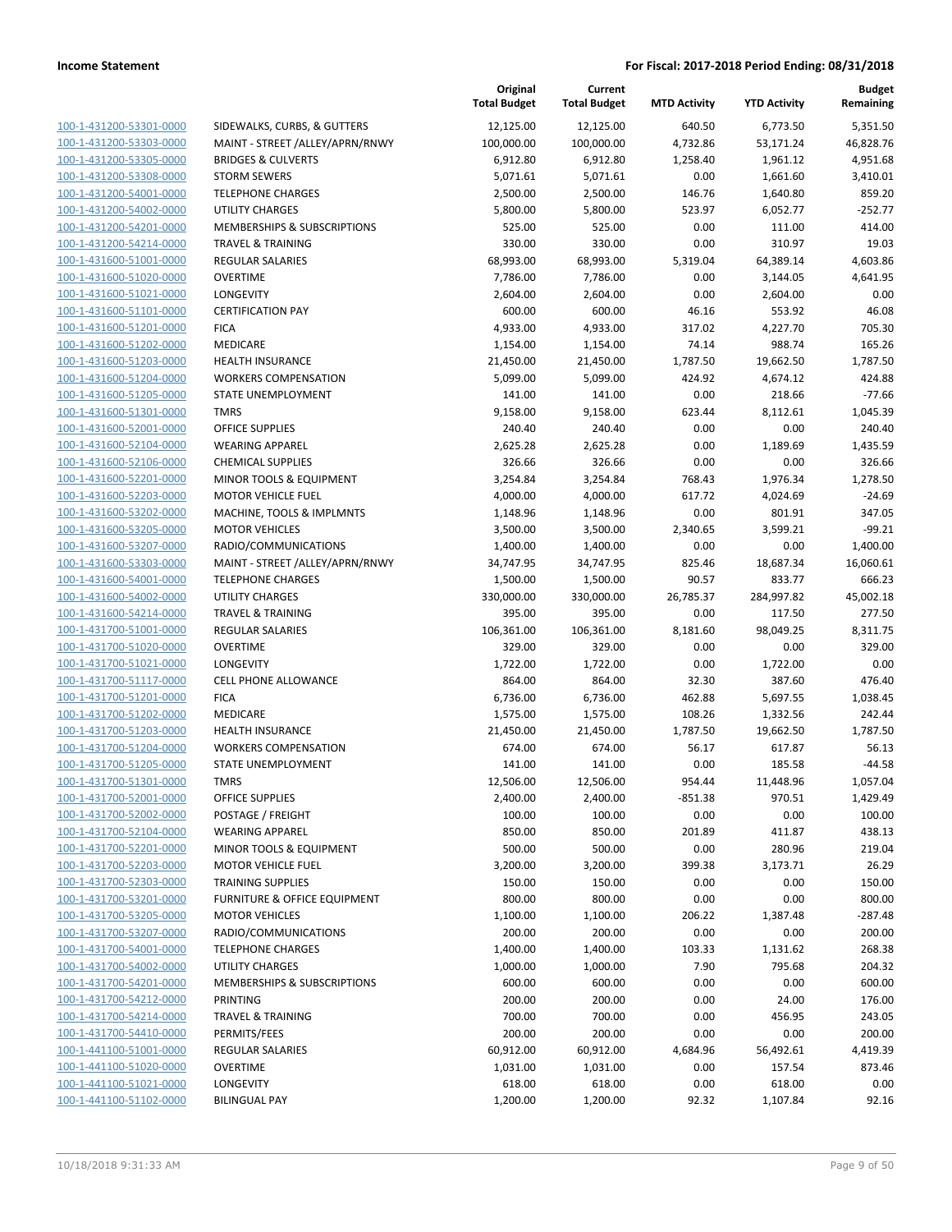| | | Original Total Budget | Current Total Budget | MTD Activity | YTD Activity | Budget Remaining |
|---|---|---|---|---|---|---|
| 100-1-431200-53301-0000 | SIDEWALKS, CURBS, & GUTTERS | 12,125.00 | 12,125.00 | 640.50 | 6,773.50 | 5,351.50 |
| 100-1-431200-53303-0000 | MAINT - STREET /ALLEY/APRN/RNWY | 100,000.00 | 100,000.00 | 4,732.86 | 53,171.24 | 46,828.76 |
| 100-1-431200-53305-0000 | BRIDGES & CULVERTS | 6,912.80 | 6,912.80 | 1,258.40 | 1,961.12 | 4,951.68 |
| 100-1-431200-53308-0000 | STORM SEWERS | 5,071.61 | 5,071.61 | 0.00 | 1,661.60 | 3,410.01 |
| 100-1-431200-54001-0000 | TELEPHONE CHARGES | 2,500.00 | 2,500.00 | 146.76 | 1,640.80 | 859.20 |
| 100-1-431200-54002-0000 | UTILITY CHARGES | 5,800.00 | 5,800.00 | 523.97 | 6,052.77 | -252.77 |
| 100-1-431200-54201-0000 | MEMBERSHIPS & SUBSCRIPTIONS | 525.00 | 525.00 | 0.00 | 111.00 | 414.00 |
| 100-1-431200-54214-0000 | TRAVEL & TRAINING | 330.00 | 330.00 | 0.00 | 310.97 | 19.03 |
| 100-1-431600-51001-0000 | REGULAR SALARIES | 68,993.00 | 68,993.00 | 5,319.04 | 64,389.14 | 4,603.86 |
| 100-1-431600-51020-0000 | OVERTIME | 7,786.00 | 7,786.00 | 0.00 | 3,144.05 | 4,641.95 |
| 100-1-431600-51021-0000 | LONGEVITY | 2,604.00 | 2,604.00 | 0.00 | 2,604.00 | 0.00 |
| 100-1-431600-51101-0000 | CERTIFICATION PAY | 600.00 | 600.00 | 46.16 | 553.92 | 46.08 |
| 100-1-431600-51201-0000 | FICA | 4,933.00 | 4,933.00 | 317.02 | 4,227.70 | 705.30 |
| 100-1-431600-51202-0000 | MEDICARE | 1,154.00 | 1,154.00 | 74.14 | 988.74 | 165.26 |
| 100-1-431600-51203-0000 | HEALTH INSURANCE | 21,450.00 | 21,450.00 | 1,787.50 | 19,662.50 | 1,787.50 |
| 100-1-431600-51204-0000 | WORKERS COMPENSATION | 5,099.00 | 5,099.00 | 424.92 | 4,674.12 | 424.88 |
| 100-1-431600-51205-0000 | STATE UNEMPLOYMENT | 141.00 | 141.00 | 0.00 | 218.66 | -77.66 |
| 100-1-431600-51301-0000 | TMRS | 9,158.00 | 9,158.00 | 623.44 | 8,112.61 | 1,045.39 |
| 100-1-431600-52001-0000 | OFFICE SUPPLIES | 240.40 | 240.40 | 0.00 | 0.00 | 240.40 |
| 100-1-431600-52104-0000 | WEARING APPAREL | 2,625.28 | 2,625.28 | 0.00 | 1,189.69 | 1,435.59 |
| 100-1-431600-52106-0000 | CHEMICAL SUPPLIES | 326.66 | 326.66 | 0.00 | 0.00 | 326.66 |
| 100-1-431600-52201-0000 | MINOR TOOLS & EQUIPMENT | 3,254.84 | 3,254.84 | 768.43 | 1,976.34 | 1,278.50 |
| 100-1-431600-52203-0000 | MOTOR VEHICLE FUEL | 4,000.00 | 4,000.00 | 617.72 | 4,024.69 | -24.69 |
| 100-1-431600-53202-0000 | MACHINE, TOOLS & IMPLMNTS | 1,148.96 | 1,148.96 | 0.00 | 801.91 | 347.05 |
| 100-1-431600-53205-0000 | MOTOR VEHICLES | 3,500.00 | 3,500.00 | 2,340.65 | 3,599.21 | -99.21 |
| 100-1-431600-53207-0000 | RADIO/COMMUNICATIONS | 1,400.00 | 1,400.00 | 0.00 | 0.00 | 1,400.00 |
| 100-1-431600-53303-0000 | MAINT - STREET /ALLEY/APRN/RNWY | 34,747.95 | 34,747.95 | 825.46 | 18,687.34 | 16,060.61 |
| 100-1-431600-54001-0000 | TELEPHONE CHARGES | 1,500.00 | 1,500.00 | 90.57 | 833.77 | 666.23 |
| 100-1-431600-54002-0000 | UTILITY CHARGES | 330,000.00 | 330,000.00 | 26,785.37 | 284,997.82 | 45,002.18 |
| 100-1-431600-54214-0000 | TRAVEL & TRAINING | 395.00 | 395.00 | 0.00 | 117.50 | 277.50 |
| 100-1-431700-51001-0000 | REGULAR SALARIES | 106,361.00 | 106,361.00 | 8,181.60 | 98,049.25 | 8,311.75 |
| 100-1-431700-51020-0000 | OVERTIME | 329.00 | 329.00 | 0.00 | 0.00 | 329.00 |
| 100-1-431700-51021-0000 | LONGEVITY | 1,722.00 | 1,722.00 | 0.00 | 1,722.00 | 0.00 |
| 100-1-431700-51117-0000 | CELL PHONE ALLOWANCE | 864.00 | 864.00 | 32.30 | 387.60 | 476.40 |
| 100-1-431700-51201-0000 | FICA | 6,736.00 | 6,736.00 | 462.88 | 5,697.55 | 1,038.45 |
| 100-1-431700-51202-0000 | MEDICARE | 1,575.00 | 1,575.00 | 108.26 | 1,332.56 | 242.44 |
| 100-1-431700-51203-0000 | HEALTH INSURANCE | 21,450.00 | 21,450.00 | 1,787.50 | 19,662.50 | 1,787.50 |
| 100-1-431700-51204-0000 | WORKERS COMPENSATION | 674.00 | 674.00 | 56.17 | 617.87 | 56.13 |
| 100-1-431700-51205-0000 | STATE UNEMPLOYMENT | 141.00 | 141.00 | 0.00 | 185.58 | -44.58 |
| 100-1-431700-51301-0000 | TMRS | 12,506.00 | 12,506.00 | 954.44 | 11,448.96 | 1,057.04 |
| 100-1-431700-52001-0000 | OFFICE SUPPLIES | 2,400.00 | 2,400.00 | -851.38 | 970.51 | 1,429.49 |
| 100-1-431700-52002-0000 | POSTAGE / FREIGHT | 100.00 | 100.00 | 0.00 | 0.00 | 100.00 |
| 100-1-431700-52104-0000 | WEARING APPAREL | 850.00 | 850.00 | 201.89 | 411.87 | 438.13 |
| 100-1-431700-52201-0000 | MINOR TOOLS & EQUIPMENT | 500.00 | 500.00 | 0.00 | 280.96 | 219.04 |
| 100-1-431700-52203-0000 | MOTOR VEHICLE FUEL | 3,200.00 | 3,200.00 | 399.38 | 3,173.71 | 26.29 |
| 100-1-431700-52303-0000 | TRAINING SUPPLIES | 150.00 | 150.00 | 0.00 | 0.00 | 150.00 |
| 100-1-431700-53201-0000 | FURNITURE & OFFICE EQUIPMENT | 800.00 | 800.00 | 0.00 | 0.00 | 800.00 |
| 100-1-431700-53205-0000 | MOTOR VEHICLES | 1,100.00 | 1,100.00 | 206.22 | 1,387.48 | -287.48 |
| 100-1-431700-53207-0000 | RADIO/COMMUNICATIONS | 200.00 | 200.00 | 0.00 | 0.00 | 200.00 |
| 100-1-431700-54001-0000 | TELEPHONE CHARGES | 1,400.00 | 1,400.00 | 103.33 | 1,131.62 | 268.38 |
| 100-1-431700-54002-0000 | UTILITY CHARGES | 1,000.00 | 1,000.00 | 7.90 | 795.68 | 204.32 |
| 100-1-431700-54201-0000 | MEMBERSHIPS & SUBSCRIPTIONS | 600.00 | 600.00 | 0.00 | 0.00 | 600.00 |
| 100-1-431700-54212-0000 | PRINTING | 200.00 | 200.00 | 0.00 | 24.00 | 176.00 |
| 100-1-431700-54214-0000 | TRAVEL & TRAINING | 700.00 | 700.00 | 0.00 | 456.95 | 243.05 |
| 100-1-431700-54410-0000 | PERMITS/FEES | 200.00 | 200.00 | 0.00 | 0.00 | 200.00 |
| 100-1-441100-51001-0000 | REGULAR SALARIES | 60,912.00 | 60,912.00 | 4,684.96 | 56,492.61 | 4,419.39 |
| 100-1-441100-51020-0000 | OVERTIME | 1,031.00 | 1,031.00 | 0.00 | 157.54 | 873.46 |
| 100-1-441100-51021-0000 | LONGEVITY | 618.00 | 618.00 | 0.00 | 618.00 | 0.00 |
| 100-1-441100-51102-0000 | BILINGUAL PAY | 1,200.00 | 1,200.00 | 92.32 | 1,107.84 | 92.16 |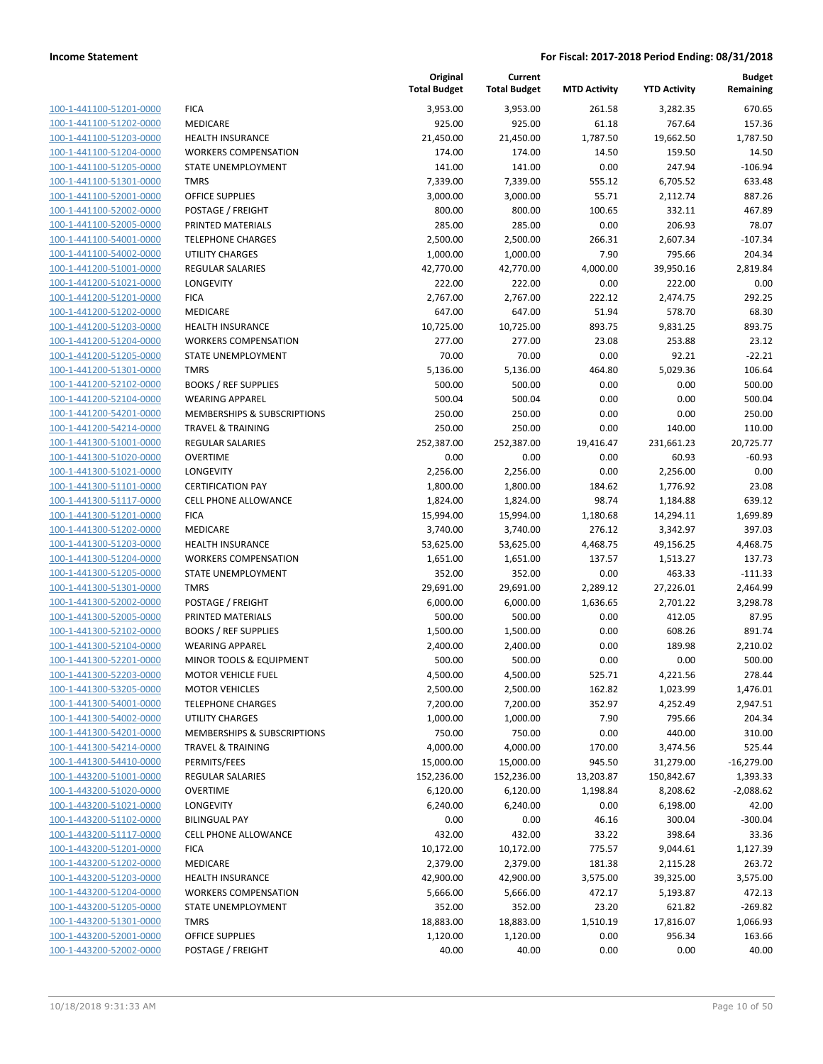**Income Statement** **For Fiscal: 2017-2018 Period Ending: 08/31/2018**

| | | Original Total Budget | Current Total Budget | MTD Activity | YTD Activity | Budget Remaining |
|---|---|---|---|---|---|---|
| 100-1-441100-51201-0000 | FICA | 3,953.00 | 3,953.00 | 261.58 | 3,282.35 | 670.65 |
| 100-1-441100-51202-0000 | MEDICARE | 925.00 | 925.00 | 61.18 | 767.64 | 157.36 |
| 100-1-441100-51203-0000 | HEALTH INSURANCE | 21,450.00 | 21,450.00 | 1,787.50 | 19,662.50 | 1,787.50 |
| 100-1-441100-51204-0000 | WORKERS COMPENSATION | 174.00 | 174.00 | 14.50 | 159.50 | 14.50 |
| 100-1-441100-51205-0000 | STATE UNEMPLOYMENT | 141.00 | 141.00 | 0.00 | 247.94 | -106.94 |
| 100-1-441100-51301-0000 | TMRS | 7,339.00 | 7,339.00 | 555.12 | 6,705.52 | 633.48 |
| 100-1-441100-52001-0000 | OFFICE SUPPLIES | 3,000.00 | 3,000.00 | 55.71 | 2,112.74 | 887.26 |
| 100-1-441100-52002-0000 | POSTAGE / FREIGHT | 800.00 | 800.00 | 100.65 | 332.11 | 467.89 |
| 100-1-441100-52005-0000 | PRINTED MATERIALS | 285.00 | 285.00 | 0.00 | 206.93 | 78.07 |
| 100-1-441100-54001-0000 | TELEPHONE CHARGES | 2,500.00 | 2,500.00 | 266.31 | 2,607.34 | -107.34 |
| 100-1-441100-54002-0000 | UTILITY CHARGES | 1,000.00 | 1,000.00 | 7.90 | 795.66 | 204.34 |
| 100-1-441200-51001-0000 | REGULAR SALARIES | 42,770.00 | 42,770.00 | 4,000.00 | 39,950.16 | 2,819.84 |
| 100-1-441200-51021-0000 | LONGEVITY | 222.00 | 222.00 | 0.00 | 222.00 | 0.00 |
| 100-1-441200-51201-0000 | FICA | 2,767.00 | 2,767.00 | 222.12 | 2,474.75 | 292.25 |
| 100-1-441200-51202-0000 | MEDICARE | 647.00 | 647.00 | 51.94 | 578.70 | 68.30 |
| 100-1-441200-51203-0000 | HEALTH INSURANCE | 10,725.00 | 10,725.00 | 893.75 | 9,831.25 | 893.75 |
| 100-1-441200-51204-0000 | WORKERS COMPENSATION | 277.00 | 277.00 | 23.08 | 253.88 | 23.12 |
| 100-1-441200-51205-0000 | STATE UNEMPLOYMENT | 70.00 | 70.00 | 0.00 | 92.21 | -22.21 |
| 100-1-441200-51301-0000 | TMRS | 5,136.00 | 5,136.00 | 464.80 | 5,029.36 | 106.64 |
| 100-1-441200-52102-0000 | BOOKS / REF SUPPLIES | 500.00 | 500.00 | 0.00 | 0.00 | 500.00 |
| 100-1-441200-52104-0000 | WEARING APPAREL | 500.04 | 500.04 | 0.00 | 0.00 | 500.04 |
| 100-1-441200-54201-0000 | MEMBERSHIPS & SUBSCRIPTIONS | 250.00 | 250.00 | 0.00 | 0.00 | 250.00 |
| 100-1-441200-54214-0000 | TRAVEL & TRAINING | 250.00 | 250.00 | 0.00 | 140.00 | 110.00 |
| 100-1-441300-51001-0000 | REGULAR SALARIES | 252,387.00 | 252,387.00 | 19,416.47 | 231,661.23 | 20,725.77 |
| 100-1-441300-51020-0000 | OVERTIME | 0.00 | 0.00 | 0.00 | 60.93 | -60.93 |
| 100-1-441300-51021-0000 | LONGEVITY | 2,256.00 | 2,256.00 | 0.00 | 2,256.00 | 0.00 |
| 100-1-441300-51101-0000 | CERTIFICATION PAY | 1,800.00 | 1,800.00 | 184.62 | 1,776.92 | 23.08 |
| 100-1-441300-51117-0000 | CELL PHONE ALLOWANCE | 1,824.00 | 1,824.00 | 98.74 | 1,184.88 | 639.12 |
| 100-1-441300-51201-0000 | FICA | 15,994.00 | 15,994.00 | 1,180.68 | 14,294.11 | 1,699.89 |
| 100-1-441300-51202-0000 | MEDICARE | 3,740.00 | 3,740.00 | 276.12 | 3,342.97 | 397.03 |
| 100-1-441300-51203-0000 | HEALTH INSURANCE | 53,625.00 | 53,625.00 | 4,468.75 | 49,156.25 | 4,468.75 |
| 100-1-441300-51204-0000 | WORKERS COMPENSATION | 1,651.00 | 1,651.00 | 137.57 | 1,513.27 | 137.73 |
| 100-1-441300-51205-0000 | STATE UNEMPLOYMENT | 352.00 | 352.00 | 0.00 | 463.33 | -111.33 |
| 100-1-441300-51301-0000 | TMRS | 29,691.00 | 29,691.00 | 2,289.12 | 27,226.01 | 2,464.99 |
| 100-1-441300-52002-0000 | POSTAGE / FREIGHT | 6,000.00 | 6,000.00 | 1,636.65 | 2,701.22 | 3,298.78 |
| 100-1-441300-52005-0000 | PRINTED MATERIALS | 500.00 | 500.00 | 0.00 | 412.05 | 87.95 |
| 100-1-441300-52102-0000 | BOOKS / REF SUPPLIES | 1,500.00 | 1,500.00 | 0.00 | 608.26 | 891.74 |
| 100-1-441300-52104-0000 | WEARING APPAREL | 2,400.00 | 2,400.00 | 0.00 | 189.98 | 2,210.02 |
| 100-1-441300-52201-0000 | MINOR TOOLS & EQUIPMENT | 500.00 | 500.00 | 0.00 | 0.00 | 500.00 |
| 100-1-441300-52203-0000 | MOTOR VEHICLE FUEL | 4,500.00 | 4,500.00 | 525.71 | 4,221.56 | 278.44 |
| 100-1-441300-53205-0000 | MOTOR VEHICLES | 2,500.00 | 2,500.00 | 162.82 | 1,023.99 | 1,476.01 |
| 100-1-441300-54001-0000 | TELEPHONE CHARGES | 7,200.00 | 7,200.00 | 352.97 | 4,252.49 | 2,947.51 |
| 100-1-441300-54002-0000 | UTILITY CHARGES | 1,000.00 | 1,000.00 | 7.90 | 795.66 | 204.34 |
| 100-1-441300-54201-0000 | MEMBERSHIPS & SUBSCRIPTIONS | 750.00 | 750.00 | 0.00 | 440.00 | 310.00 |
| 100-1-441300-54214-0000 | TRAVEL & TRAINING | 4,000.00 | 4,000.00 | 170.00 | 3,474.56 | 525.44 |
| 100-1-441300-54410-0000 | PERMITS/FEES | 15,000.00 | 15,000.00 | 945.50 | 31,279.00 | -16,279.00 |
| 100-1-443200-51001-0000 | REGULAR SALARIES | 152,236.00 | 152,236.00 | 13,203.87 | 150,842.67 | 1,393.33 |
| 100-1-443200-51020-0000 | OVERTIME | 6,120.00 | 6,120.00 | 1,198.84 | 8,208.62 | -2,088.62 |
| 100-1-443200-51021-0000 | LONGEVITY | 6,240.00 | 6,240.00 | 0.00 | 6,198.00 | 42.00 |
| 100-1-443200-51102-0000 | BILINGUAL PAY | 0.00 | 0.00 | 46.16 | 300.04 | -300.04 |
| 100-1-443200-51117-0000 | CELL PHONE ALLOWANCE | 432.00 | 432.00 | 33.22 | 398.64 | 33.36 |
| 100-1-443200-51201-0000 | FICA | 10,172.00 | 10,172.00 | 775.57 | 9,044.61 | 1,127.39 |
| 100-1-443200-51202-0000 | MEDICARE | 2,379.00 | 2,379.00 | 181.38 | 2,115.28 | 263.72 |
| 100-1-443200-51203-0000 | HEALTH INSURANCE | 42,900.00 | 42,900.00 | 3,575.00 | 39,325.00 | 3,575.00 |
| 100-1-443200-51204-0000 | WORKERS COMPENSATION | 5,666.00 | 5,666.00 | 472.17 | 5,193.87 | 472.13 |
| 100-1-443200-51205-0000 | STATE UNEMPLOYMENT | 352.00 | 352.00 | 23.20 | 621.82 | -269.82 |
| 100-1-443200-51301-0000 | TMRS | 18,883.00 | 18,883.00 | 1,510.19 | 17,816.07 | 1,066.93 |
| 100-1-443200-52001-0000 | OFFICE SUPPLIES | 1,120.00 | 1,120.00 | 0.00 | 956.34 | 163.66 |
| 100-1-443200-52002-0000 | POSTAGE / FREIGHT | 40.00 | 40.00 | 0.00 | 0.00 | 40.00 |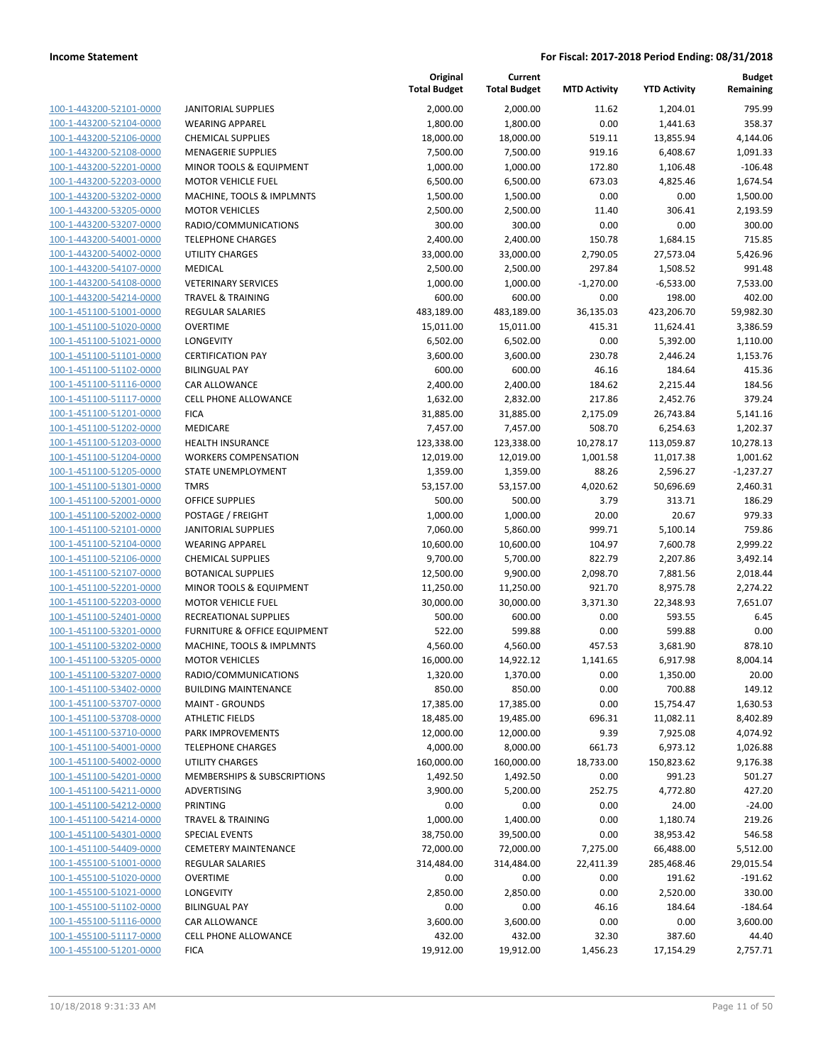| | | Original Total Budget | Current Total Budget | MTD Activity | YTD Activity | Budget Remaining |
|---|---|---|---|---|---|---|
| 100-1-443200-52101-0000 | JANITORIAL SUPPLIES | 2,000.00 | 2,000.00 | 11.62 | 1,204.01 | 795.99 |
| 100-1-443200-52104-0000 | WEARING APPAREL | 1,800.00 | 1,800.00 | 0.00 | 1,441.63 | 358.37 |
| 100-1-443200-52106-0000 | CHEMICAL SUPPLIES | 18,000.00 | 18,000.00 | 519.11 | 13,855.94 | 4,144.06 |
| 100-1-443200-52108-0000 | MENAGERIE SUPPLIES | 7,500.00 | 7,500.00 | 919.16 | 6,408.67 | 1,091.33 |
| 100-1-443200-52201-0000 | MINOR TOOLS & EQUIPMENT | 1,000.00 | 1,000.00 | 172.80 | 1,106.48 | -106.48 |
| 100-1-443200-52203-0000 | MOTOR VEHICLE FUEL | 6,500.00 | 6,500.00 | 673.03 | 4,825.46 | 1,674.54 |
| 100-1-443200-53202-0000 | MACHINE, TOOLS & IMPLMNTS | 1,500.00 | 1,500.00 | 0.00 | 0.00 | 1,500.00 |
| 100-1-443200-53205-0000 | MOTOR VEHICLES | 2,500.00 | 2,500.00 | 11.40 | 306.41 | 2,193.59 |
| 100-1-443200-53207-0000 | RADIO/COMMUNICATIONS | 300.00 | 300.00 | 0.00 | 0.00 | 300.00 |
| 100-1-443200-54001-0000 | TELEPHONE CHARGES | 2,400.00 | 2,400.00 | 150.78 | 1,684.15 | 715.85 |
| 100-1-443200-54002-0000 | UTILITY CHARGES | 33,000.00 | 33,000.00 | 2,790.05 | 27,573.04 | 5,426.96 |
| 100-1-443200-54107-0000 | MEDICAL | 2,500.00 | 2,500.00 | 297.84 | 1,508.52 | 991.48 |
| 100-1-443200-54108-0000 | VETERINARY SERVICES | 1,000.00 | 1,000.00 | -1,270.00 | -6,533.00 | 7,533.00 |
| 100-1-443200-54214-0000 | TRAVEL & TRAINING | 600.00 | 600.00 | 0.00 | 198.00 | 402.00 |
| 100-1-451100-51001-0000 | REGULAR SALARIES | 483,189.00 | 483,189.00 | 36,135.03 | 423,206.70 | 59,982.30 |
| 100-1-451100-51020-0000 | OVERTIME | 15,011.00 | 15,011.00 | 415.31 | 11,624.41 | 3,386.59 |
| 100-1-451100-51021-0000 | LONGEVITY | 6,502.00 | 6,502.00 | 0.00 | 5,392.00 | 1,110.00 |
| 100-1-451100-51101-0000 | CERTIFICATION PAY | 3,600.00 | 3,600.00 | 230.78 | 2,446.24 | 1,153.76 |
| 100-1-451100-51102-0000 | BILINGUAL PAY | 600.00 | 600.00 | 46.16 | 184.64 | 415.36 |
| 100-1-451100-51116-0000 | CAR ALLOWANCE | 2,400.00 | 2,400.00 | 184.62 | 2,215.44 | 184.56 |
| 100-1-451100-51117-0000 | CELL PHONE ALLOWANCE | 1,632.00 | 2,832.00 | 217.86 | 2,452.76 | 379.24 |
| 100-1-451100-51201-0000 | FICA | 31,885.00 | 31,885.00 | 2,175.09 | 26,743.84 | 5,141.16 |
| 100-1-451100-51202-0000 | MEDICARE | 7,457.00 | 7,457.00 | 508.70 | 6,254.63 | 1,202.37 |
| 100-1-451100-51203-0000 | HEALTH INSURANCE | 123,338.00 | 123,338.00 | 10,278.17 | 113,059.87 | 10,278.13 |
| 100-1-451100-51204-0000 | WORKERS COMPENSATION | 12,019.00 | 12,019.00 | 1,001.58 | 11,017.38 | 1,001.62 |
| 100-1-451100-51205-0000 | STATE UNEMPLOYMENT | 1,359.00 | 1,359.00 | 88.26 | 2,596.27 | -1,237.27 |
| 100-1-451100-51301-0000 | TMRS | 53,157.00 | 53,157.00 | 4,020.62 | 50,696.69 | 2,460.31 |
| 100-1-451100-52001-0000 | OFFICE SUPPLIES | 500.00 | 500.00 | 3.79 | 313.71 | 186.29 |
| 100-1-451100-52002-0000 | POSTAGE / FREIGHT | 1,000.00 | 1,000.00 | 20.00 | 20.67 | 979.33 |
| 100-1-451100-52101-0000 | JANITORIAL SUPPLIES | 7,060.00 | 5,860.00 | 999.71 | 5,100.14 | 759.86 |
| 100-1-451100-52104-0000 | WEARING APPAREL | 10,600.00 | 10,600.00 | 104.97 | 7,600.78 | 2,999.22 |
| 100-1-451100-52106-0000 | CHEMICAL SUPPLIES | 9,700.00 | 5,700.00 | 822.79 | 2,207.86 | 3,492.14 |
| 100-1-451100-52107-0000 | BOTANICAL SUPPLIES | 12,500.00 | 9,900.00 | 2,098.70 | 7,881.56 | 2,018.44 |
| 100-1-451100-52201-0000 | MINOR TOOLS & EQUIPMENT | 11,250.00 | 11,250.00 | 921.70 | 8,975.78 | 2,274.22 |
| 100-1-451100-52203-0000 | MOTOR VEHICLE FUEL | 30,000.00 | 30,000.00 | 3,371.30 | 22,348.93 | 7,651.07 |
| 100-1-451100-52401-0000 | RECREATIONAL SUPPLIES | 500.00 | 600.00 | 0.00 | 593.55 | 6.45 |
| 100-1-451100-53201-0000 | FURNITURE & OFFICE EQUIPMENT | 522.00 | 599.88 | 0.00 | 599.88 | 0.00 |
| 100-1-451100-53202-0000 | MACHINE, TOOLS & IMPLMNTS | 4,560.00 | 4,560.00 | 457.53 | 3,681.90 | 878.10 |
| 100-1-451100-53205-0000 | MOTOR VEHICLES | 16,000.00 | 14,922.12 | 1,141.65 | 6,917.98 | 8,004.14 |
| 100-1-451100-53207-0000 | RADIO/COMMUNICATIONS | 1,320.00 | 1,370.00 | 0.00 | 1,350.00 | 20.00 |
| 100-1-451100-53402-0000 | BUILDING MAINTENANCE | 850.00 | 850.00 | 0.00 | 700.88 | 149.12 |
| 100-1-451100-53707-0000 | MAINT - GROUNDS | 17,385.00 | 17,385.00 | 0.00 | 15,754.47 | 1,630.53 |
| 100-1-451100-53708-0000 | ATHLETIC FIELDS | 18,485.00 | 19,485.00 | 696.31 | 11,082.11 | 8,402.89 |
| 100-1-451100-53710-0000 | PARK IMPROVEMENTS | 12,000.00 | 12,000.00 | 9.39 | 7,925.08 | 4,074.92 |
| 100-1-451100-54001-0000 | TELEPHONE CHARGES | 4,000.00 | 8,000.00 | 661.73 | 6,973.12 | 1,026.88 |
| 100-1-451100-54002-0000 | UTILITY CHARGES | 160,000.00 | 160,000.00 | 18,733.00 | 150,823.62 | 9,176.38 |
| 100-1-451100-54201-0000 | MEMBERSHIPS & SUBSCRIPTIONS | 1,492.50 | 1,492.50 | 0.00 | 991.23 | 501.27 |
| 100-1-451100-54211-0000 | ADVERTISING | 3,900.00 | 5,200.00 | 252.75 | 4,772.80 | 427.20 |
| 100-1-451100-54212-0000 | PRINTING | 0.00 | 0.00 | 0.00 | 24.00 | -24.00 |
| 100-1-451100-54214-0000 | TRAVEL & TRAINING | 1,000.00 | 1,400.00 | 0.00 | 1,180.74 | 219.26 |
| 100-1-451100-54301-0000 | SPECIAL EVENTS | 38,750.00 | 39,500.00 | 0.00 | 38,953.42 | 546.58 |
| 100-1-451100-54409-0000 | CEMETERY MAINTENANCE | 72,000.00 | 72,000.00 | 7,275.00 | 66,488.00 | 5,512.00 |
| 100-1-455100-51001-0000 | REGULAR SALARIES | 314,484.00 | 314,484.00 | 22,411.39 | 285,468.46 | 29,015.54 |
| 100-1-455100-51020-0000 | OVERTIME | 0.00 | 0.00 | 0.00 | 191.62 | -191.62 |
| 100-1-455100-51021-0000 | LONGEVITY | 2,850.00 | 2,850.00 | 0.00 | 2,520.00 | 330.00 |
| 100-1-455100-51102-0000 | BILINGUAL PAY | 0.00 | 0.00 | 46.16 | 184.64 | -184.64 |
| 100-1-455100-51116-0000 | CAR ALLOWANCE | 3,600.00 | 3,600.00 | 0.00 | 0.00 | 3,600.00 |
| 100-1-455100-51117-0000 | CELL PHONE ALLOWANCE | 432.00 | 432.00 | 32.30 | 387.60 | 44.40 |
| 100-1-455100-51201-0000 | FICA | 19,912.00 | 19,912.00 | 1,456.23 | 17,154.29 | 2,757.71 |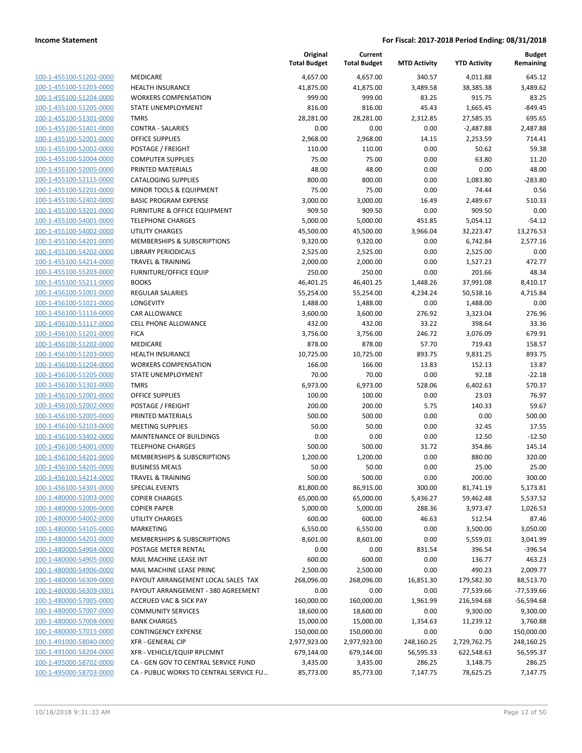| | | Original Total Budget | Current Total Budget | MTD Activity | YTD Activity | Budget Remaining |
|---|---|---|---|---|---|---|
| 100-1-455100-51202-0000 | MEDICARE | 4,657.00 | 4,657.00 | 340.57 | 4,011.88 | 645.12 |
| 100-1-455100-51203-0000 | HEALTH INSURANCE | 41,875.00 | 41,875.00 | 3,489.58 | 38,385.38 | 3,489.62 |
| 100-1-455100-51204-0000 | WORKERS COMPENSATION | 999.00 | 999.00 | 83.25 | 915.75 | 83.25 |
| 100-1-455100-51205-0000 | STATE UNEMPLOYMENT | 816.00 | 816.00 | 45.43 | 1,665.45 | -849.45 |
| 100-1-455100-51301-0000 | TMRS | 28,281.00 | 28,281.00 | 2,312.85 | 27,585.35 | 695.65 |
| 100-1-455100-51401-0000 | CONTRA - SALARIES | 0.00 | 0.00 | 0.00 | -2,487.88 | 2,487.88 |
| 100-1-455100-52001-0000 | OFFICE SUPPLIES | 2,968.00 | 2,968.00 | 14.15 | 2,253.59 | 714.41 |
| 100-1-455100-52002-0000 | POSTAGE / FREIGHT | 110.00 | 110.00 | 0.00 | 50.62 | 59.38 |
| 100-1-455100-52004-0000 | COMPUTER SUPPLIES | 75.00 | 75.00 | 0.00 | 63.80 | 11.20 |
| 100-1-455100-52005-0000 | PRINTED MATERIALS | 48.00 | 48.00 | 0.00 | 0.00 | 48.00 |
| 100-1-455100-52115-0000 | CATALOGING SUPPLIES | 800.00 | 800.00 | 0.00 | 1,083.80 | -283.80 |
| 100-1-455100-52201-0000 | MINOR TOOLS & EQUIPMENT | 75.00 | 75.00 | 0.00 | 74.44 | 0.56 |
| 100-1-455100-52402-0000 | BASIC PROGRAM EXPENSE | 3,000.00 | 3,000.00 | 16.49 | 2,489.67 | 510.33 |
| 100-1-455100-53201-0000 | FURNITURE & OFFICE EQUIPMENT | 909.50 | 909.50 | 0.00 | 909.50 | 0.00 |
| 100-1-455100-54001-0000 | TELEPHONE CHARGES | 5,000.00 | 5,000.00 | 451.85 | 5,054.12 | -54.12 |
| 100-1-455100-54002-0000 | UTILITY CHARGES | 45,500.00 | 45,500.00 | 3,966.04 | 32,223.47 | 13,276.53 |
| 100-1-455100-54201-0000 | MEMBERSHIPS & SUBSCRIPTIONS | 9,320.00 | 9,320.00 | 0.00 | 6,742.84 | 2,577.16 |
| 100-1-455100-54202-0000 | LIBRARY PERIODICALS | 2,525.00 | 2,525.00 | 0.00 | 2,525.00 | 0.00 |
| 100-1-455100-54214-0000 | TRAVEL & TRAINING | 2,000.00 | 2,000.00 | 0.00 | 1,527.23 | 472.77 |
| 100-1-455100-55203-0000 | FURNITURE/OFFICE EQUIP | 250.00 | 250.00 | 0.00 | 201.66 | 48.34 |
| 100-1-455100-55211-0000 | BOOKS | 46,401.25 | 46,401.25 | 1,448.26 | 37,991.08 | 8,410.17 |
| 100-1-456100-51001-0000 | REGULAR SALARIES | 55,254.00 | 55,254.00 | 4,234.24 | 50,538.16 | 4,715.84 |
| 100-1-456100-51021-0000 | LONGEVITY | 1,488.00 | 1,488.00 | 0.00 | 1,488.00 | 0.00 |
| 100-1-456100-51116-0000 | CAR ALLOWANCE | 3,600.00 | 3,600.00 | 276.92 | 3,323.04 | 276.96 |
| 100-1-456100-51117-0000 | CELL PHONE ALLOWANCE | 432.00 | 432.00 | 33.22 | 398.64 | 33.36 |
| 100-1-456100-51201-0000 | FICA | 3,756.00 | 3,756.00 | 246.72 | 3,076.09 | 679.91 |
| 100-1-456100-51202-0000 | MEDICARE | 878.00 | 878.00 | 57.70 | 719.43 | 158.57 |
| 100-1-456100-51203-0000 | HEALTH INSURANCE | 10,725.00 | 10,725.00 | 893.75 | 9,831.25 | 893.75 |
| 100-1-456100-51204-0000 | WORKERS COMPENSATION | 166.00 | 166.00 | 13.83 | 152.13 | 13.87 |
| 100-1-456100-51205-0000 | STATE UNEMPLOYMENT | 70.00 | 70.00 | 0.00 | 92.18 | -22.18 |
| 100-1-456100-51301-0000 | TMRS | 6,973.00 | 6,973.00 | 528.06 | 6,402.63 | 570.37 |
| 100-1-456100-52001-0000 | OFFICE SUPPLIES | 100.00 | 100.00 | 0.00 | 23.03 | 76.97 |
| 100-1-456100-52002-0000 | POSTAGE / FREIGHT | 200.00 | 200.00 | 5.75 | 140.33 | 59.67 |
| 100-1-456100-52005-0000 | PRINTED MATERIALS | 500.00 | 500.00 | 0.00 | 0.00 | 500.00 |
| 100-1-456100-52103-0000 | MEETING SUPPLIES | 50.00 | 50.00 | 0.00 | 32.45 | 17.55 |
| 100-1-456100-53402-0000 | MAINTENANCE OF BUILDINGS | 0.00 | 0.00 | 0.00 | 12.50 | -12.50 |
| 100-1-456100-54001-0000 | TELEPHONE CHARGES | 500.00 | 500.00 | 31.72 | 354.86 | 145.14 |
| 100-1-456100-54201-0000 | MEMBERSHIPS & SUBSCRIPTIONS | 1,200.00 | 1,200.00 | 0.00 | 880.00 | 320.00 |
| 100-1-456100-54205-0000 | BUSINESS MEALS | 50.00 | 50.00 | 0.00 | 25.00 | 25.00 |
| 100-1-456100-54214-0000 | TRAVEL & TRAINING | 500.00 | 500.00 | 0.00 | 200.00 | 300.00 |
| 100-1-456100-54301-0000 | SPECIAL EVENTS | 81,800.00 | 86,915.00 | 300.00 | 81,741.19 | 5,173.81 |
| 100-1-480000-52003-0000 | COPIER CHARGES | 65,000.00 | 65,000.00 | 5,436.27 | 59,462.48 | 5,537.52 |
| 100-1-480000-52006-0000 | COPIER PAPER | 5,000.00 | 5,000.00 | 288.36 | 3,973.47 | 1,026.53 |
| 100-1-480000-54002-0000 | UTILITY CHARGES | 600.00 | 600.00 | 46.63 | 512.54 | 87.46 |
| 100-1-480000-54105-0000 | MARKETING | 6,550.00 | 6,550.00 | 0.00 | 3,500.00 | 3,050.00 |
| 100-1-480000-54201-0000 | MEMBERSHIPS & SUBSCRIPTIONS | 8,601.00 | 8,601.00 | 0.00 | 5,559.01 | 3,041.99 |
| 100-1-480000-54904-0000 | POSTAGE METER RENTAL | 0.00 | 0.00 | 831.54 | 396.54 | -396.54 |
| 100-1-480000-54905-0000 | MAIL MACHINE LEASE INT | 600.00 | 600.00 | 0.00 | 136.77 | 463.23 |
| 100-1-480000-54906-0000 | MAIL MACHINE LEASE PRINC | 2,500.00 | 2,500.00 | 0.00 | 490.23 | 2,009.77 |
| 100-1-480000-56309-0000 | PAYOUT ARRANGEMENT LOCAL SALES TAX | 268,096.00 | 268,096.00 | 16,851.30 | 179,582.30 | 88,513.70 |
| 100-1-480000-56309-0001 | PAYOUT ARRANGEMENT - 380 AGREEMENT | 0.00 | 0.00 | 0.00 | 77,539.66 | -77,539.66 |
| 100-1-480000-57005-0000 | ACCRUED VAC & SICK PAY | 160,000.00 | 160,000.00 | 1,961.99 | 216,594.68 | -56,594.68 |
| 100-1-480000-57007-0000 | COMMUNITY SERVICES | 18,600.00 | 18,600.00 | 0.00 | 9,300.00 | 9,300.00 |
| 100-1-480000-57008-0000 | BANK CHARGES | 15,000.00 | 15,000.00 | 1,354.63 | 11,239.12 | 3,760.88 |
| 100-1-480000-57015-0000 | CONTINGENCY EXPENSE | 150,000.00 | 150,000.00 | 0.00 | 0.00 | 150,000.00 |
| 100-1-491000-58040-0000 | XFR - GENERAL CIP | 2,977,923.00 | 2,977,923.00 | 248,160.25 | 2,729,762.75 | 248,160.25 |
| 100-1-491000-58204-0000 | XFR - VEHICLE/EQUIP RPLCMNT | 679,144.00 | 679,144.00 | 56,595.33 | 622,548.63 | 56,595.37 |
| 100-1-495000-58702-0000 | CA - GEN GOV TO CENTRAL SERVICE FUND | 3,435.00 | 3,435.00 | 286.25 | 3,148.75 | 286.25 |
| 100-1-495000-58703-0000 | CA - PUBLIC WORKS TO CENTRAL SERVICE FU... | 85,773.00 | 85,773.00 | 7,147.75 | 78,625.25 | 7,147.75 |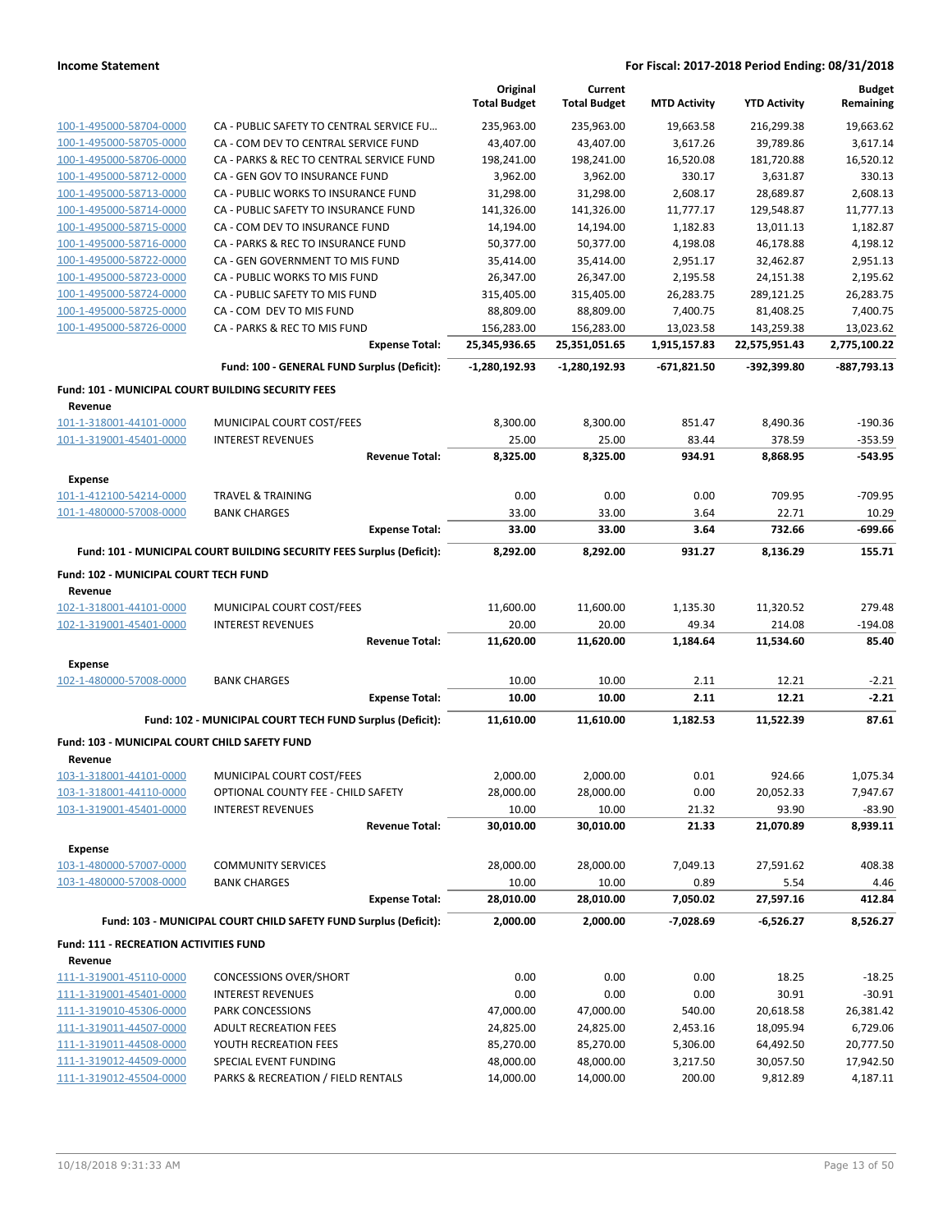## Income Statement

**For Fiscal: 2017-2018 Period Ending: 08/31/2018**

| | | Original Total Budget | Current Total Budget | MTD Activity | YTD Activity | Budget Remaining |
|---|---|---|---|---|---|---|
| 100-1-495000-58704-0000 | CA - PUBLIC SAFETY TO CENTRAL SERVICE FU... | 235,963.00 | 235,963.00 | 19,663.58 | 216,299.38 | 19,663.62 |
| 100-1-495000-58705-0000 | CA - COM DEV TO CENTRAL SERVICE FUND | 43,407.00 | 43,407.00 | 3,617.26 | 39,789.86 | 3,617.14 |
| 100-1-495000-58706-0000 | CA - PARKS & REC TO CENTRAL SERVICE FUND | 198,241.00 | 198,241.00 | 16,520.08 | 181,720.88 | 16,520.12 |
| 100-1-495000-58712-0000 | CA - GEN GOV TO INSURANCE FUND | 3,962.00 | 3,962.00 | 330.17 | 3,631.87 | 330.13 |
| 100-1-495000-58713-0000 | CA - PUBLIC WORKS TO INSURANCE FUND | 31,298.00 | 31,298.00 | 2,608.17 | 28,689.87 | 2,608.13 |
| 100-1-495000-58714-0000 | CA - PUBLIC SAFETY TO INSURANCE FUND | 141,326.00 | 141,326.00 | 11,777.17 | 129,548.87 | 11,777.13 |
| 100-1-495000-58715-0000 | CA - COM DEV TO INSURANCE FUND | 14,194.00 | 14,194.00 | 1,182.83 | 13,011.13 | 1,182.87 |
| 100-1-495000-58716-0000 | CA - PARKS & REC TO INSURANCE FUND | 50,377.00 | 50,377.00 | 4,198.08 | 46,178.88 | 4,198.12 |
| 100-1-495000-58722-0000 | CA - GEN GOVERNMENT TO MIS FUND | 35,414.00 | 35,414.00 | 2,951.17 | 32,462.87 | 2,951.13 |
| 100-1-495000-58723-0000 | CA - PUBLIC WORKS TO MIS FUND | 26,347.00 | 26,347.00 | 2,195.58 | 24,151.38 | 2,195.62 |
| 100-1-495000-58724-0000 | CA - PUBLIC SAFETY TO MIS FUND | 315,405.00 | 315,405.00 | 26,283.75 | 289,121.25 | 26,283.75 |
| 100-1-495000-58725-0000 | CA - COM DEV TO MIS FUND | 88,809.00 | 88,809.00 | 7,400.75 | 81,408.25 | 7,400.75 |
| 100-1-495000-58726-0000 | CA - PARKS & REC TO MIS FUND | 156,283.00 | 156,283.00 | 13,023.58 | 143,259.38 | 13,023.62 |
| | **Expense Total:** | **25,345,936.65** | **25,351,051.65** | **1,915,157.83** | **22,575,951.43** | **2,775,100.22** |
| | **Fund: 100 - GENERAL FUND Surplus (Deficit):** | **-1,280,192.93** | **-1,280,192.93** | **-671,821.50** | **-392,399.80** | **-887,793.13** |
| **Fund: 101 - MUNICIPAL COURT BUILDING SECURITY FEES** | | | | | | |
| **Revenue** | | | | | | |
| 101-1-318001-44101-0000 | MUNICIPAL COURT COST/FEES | 8,300.00 | 8,300.00 | 851.47 | 8,490.36 | -190.36 |
| 101-1-319001-45401-0000 | INTEREST REVENUES | 25.00 | 25.00 | 83.44 | 378.59 | -353.59 |
| | **Revenue Total:** | **8,325.00** | **8,325.00** | **934.91** | **8,868.95** | **-543.95** |
| **Expense** | | | | | | |
| 101-1-412100-54214-0000 | TRAVEL & TRAINING | 0.00 | 0.00 | 0.00 | 709.95 | -709.95 |
| 101-1-480000-57008-0000 | BANK CHARGES | 33.00 | 33.00 | 3.64 | 22.71 | 10.29 |
| | **Expense Total:** | **33.00** | **33.00** | **3.64** | **732.66** | **-699.66** |
| | **Fund: 101 - MUNICIPAL COURT BUILDING SECURITY FEES Surplus (Deficit):** | **8,292.00** | **8,292.00** | **931.27** | **8,136.29** | **155.71** |
| **Fund: 102 - MUNICIPAL COURT TECH FUND** | | | | | | |
| **Revenue** | | | | | | |
| 102-1-318001-44101-0000 | MUNICIPAL COURT COST/FEES | 11,600.00 | 11,600.00 | 1,135.30 | 11,320.52 | 279.48 |
| 102-1-319001-45401-0000 | INTEREST REVENUES | 20.00 | 20.00 | 49.34 | 214.08 | -194.08 |
| | **Revenue Total:** | **11,620.00** | **11,620.00** | **1,184.64** | **11,534.60** | **85.40** |
| **Expense** | | | | | | |
| 102-1-480000-57008-0000 | BANK CHARGES | 10.00 | 10.00 | 2.11 | 12.21 | -2.21 |
| | **Expense Total:** | **10.00** | **10.00** | **2.11** | **12.21** | **-2.21** |
| | **Fund: 102 - MUNICIPAL COURT TECH FUND Surplus (Deficit):** | **11,610.00** | **11,610.00** | **1,182.53** | **11,522.39** | **87.61** |
| **Fund: 103 - MUNICIPAL COURT CHILD SAFETY FUND** | | | | | | |
| **Revenue** | | | | | | |
| 103-1-318001-44101-0000 | MUNICIPAL COURT COST/FEES | 2,000.00 | 2,000.00 | 0.01 | 924.66 | 1,075.34 |
| 103-1-318001-44110-0000 | OPTIONAL COUNTY FEE - CHILD SAFETY | 28,000.00 | 28,000.00 | 0.00 | 20,052.33 | 7,947.67 |
| 103-1-319001-45401-0000 | INTEREST REVENUES | 10.00 | 10.00 | 21.32 | 93.90 | -83.90 |
| | **Revenue Total:** | **30,010.00** | **30,010.00** | **21.33** | **21,070.89** | **8,939.11** |
| **Expense** | | | | | | |
| 103-1-480000-57007-0000 | COMMUNITY SERVICES | 28,000.00 | 28,000.00 | 7,049.13 | 27,591.62 | 408.38 |
| 103-1-480000-57008-0000 | BANK CHARGES | 10.00 | 10.00 | 0.89 | 5.54 | 4.46 |
| | **Expense Total:** | **28,010.00** | **28,010.00** | **7,050.02** | **27,597.16** | **412.84** |
| | **Fund: 103 - MUNICIPAL COURT CHILD SAFETY FUND Surplus (Deficit):** | **2,000.00** | **2,000.00** | **-7,028.69** | **-6,526.27** | **8,526.27** |
| **Fund: 111 - RECREATION ACTIVITIES FUND** | | | | | | |
| **Revenue** | | | | | | |
| 111-1-319001-45110-0000 | CONCESSIONS OVER/SHORT | 0.00 | 0.00 | 0.00 | 18.25 | -18.25 |
| 111-1-319001-45401-0000 | INTEREST REVENUES | 0.00 | 0.00 | 0.00 | 30.91 | -30.91 |
| 111-1-319010-45306-0000 | PARK CONCESSIONS | 47,000.00 | 47,000.00 | 540.00 | 20,618.58 | 26,381.42 |
| 111-1-319011-44507-0000 | ADULT RECREATION FEES | 24,825.00 | 24,825.00 | 2,453.16 | 18,095.94 | 6,729.06 |
| 111-1-319011-44508-0000 | YOUTH RECREATION FEES | 85,270.00 | 85,270.00 | 5,306.00 | 64,492.50 | 20,777.50 |
| 111-1-319012-44509-0000 | SPECIAL EVENT FUNDING | 48,000.00 | 48,000.00 | 3,217.50 | 30,057.50 | 17,942.50 |
| 111-1-319012-45504-0000 | PARKS & RECREATION / FIELD RENTALS | 14,000.00 | 14,000.00 | 200.00 | 9,812.89 | 4,187.11 |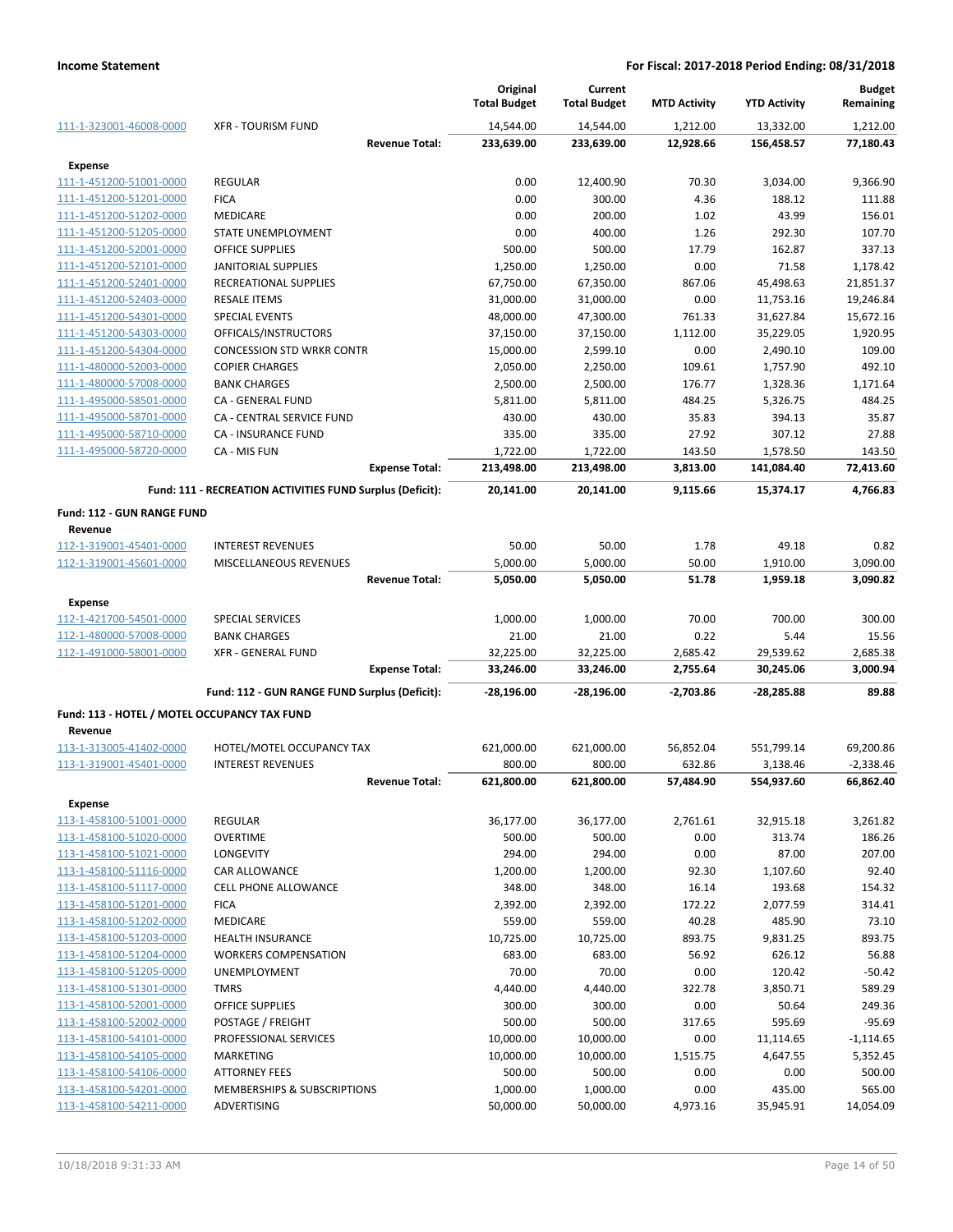| | | Original Total Budget | Current Total Budget | MTD Activity | YTD Activity | Budget Remaining |
|---|---|---|---|---|---|---|
| 111-1-323001-46008-0000 | XFR - TOURISM FUND | 14,544.00 | 14,544.00 | 1,212.00 | 13,332.00 | 1,212.00 |
| | **Revenue Total:** | **233,639.00** | **233,639.00** | **12,928.66** | **156,458.57** | **77,180.43** |
| **Expense** | | | | | | |
| 111-1-451200-51001-0000 | REGULAR | 0.00 | 12,400.90 | 70.30 | 3,034.00 | 9,366.90 |
| 111-1-451200-51201-0000 | FICA | 0.00 | 300.00 | 4.36 | 188.12 | 111.88 |
| 111-1-451200-51202-0000 | MEDICARE | 0.00 | 200.00 | 1.02 | 43.99 | 156.01 |
| 111-1-451200-51205-0000 | STATE UNEMPLOYMENT | 0.00 | 400.00 | 1.26 | 292.30 | 107.70 |
| 111-1-451200-52001-0000 | OFFICE SUPPLIES | 500.00 | 500.00 | 17.79 | 162.87 | 337.13 |
| 111-1-451200-52101-0000 | JANITORIAL SUPPLIES | 1,250.00 | 1,250.00 | 0.00 | 71.58 | 1,178.42 |
| 111-1-451200-52401-0000 | RECREATIONAL SUPPLIES | 67,750.00 | 67,350.00 | 867.06 | 45,498.63 | 21,851.37 |
| 111-1-451200-52403-0000 | RESALE ITEMS | 31,000.00 | 31,000.00 | 0.00 | 11,753.16 | 19,246.84 |
| 111-1-451200-54301-0000 | SPECIAL EVENTS | 48,000.00 | 47,300.00 | 761.33 | 31,627.84 | 15,672.16 |
| 111-1-451200-54303-0000 | OFFICALS/INSTRUCTORS | 37,150.00 | 37,150.00 | 1,112.00 | 35,229.05 | 1,920.95 |
| 111-1-451200-54304-0000 | CONCESSION STD WRKR CONTR | 15,000.00 | 2,599.10 | 0.00 | 2,490.10 | 109.00 |
| 111-1-480000-52003-0000 | COPIER CHARGES | 2,050.00 | 2,250.00 | 109.61 | 1,757.90 | 492.10 |
| 111-1-480000-57008-0000 | BANK CHARGES | 2,500.00 | 2,500.00 | 176.77 | 1,328.36 | 1,171.64 |
| 111-1-495000-58501-0000 | CA - GENERAL FUND | 5,811.00 | 5,811.00 | 484.25 | 5,326.75 | 484.25 |
| 111-1-495000-58701-0000 | CA - CENTRAL SERVICE FUND | 430.00 | 430.00 | 35.83 | 394.13 | 35.87 |
| 111-1-495000-58710-0000 | CA - INSURANCE FUND | 335.00 | 335.00 | 27.92 | 307.12 | 27.88 |
| 111-1-495000-58720-0000 | CA - MIS FUN | 1,722.00 | 1,722.00 | 143.50 | 1,578.50 | 143.50 |
| | **Expense Total:** | **213,498.00** | **213,498.00** | **3,813.00** | **141,084.40** | **72,413.60** |
| | **Fund: 111 - RECREATION ACTIVITIES FUND Surplus (Deficit):** | **20,141.00** | **20,141.00** | **9,115.66** | **15,374.17** | **4,766.83** |
| **Fund: 112 - GUN RANGE FUND** | | | | | | |
| **Revenue** | | | | | | |
| 112-1-319001-45401-0000 | INTEREST REVENUES | 50.00 | 50.00 | 1.78 | 49.18 | 0.82 |
| 112-1-319001-45601-0000 | MISCELLANEOUS REVENUES | 5,000.00 | 5,000.00 | 50.00 | 1,910.00 | 3,090.00 |
| | **Revenue Total:** | **5,050.00** | **5,050.00** | **51.78** | **1,959.18** | **3,090.82** |
| **Expense** | | | | | | |
| 112-1-421700-54501-0000 | SPECIAL SERVICES | 1,000.00 | 1,000.00 | 70.00 | 700.00 | 300.00 |
| 112-1-480000-57008-0000 | BANK CHARGES | 21.00 | 21.00 | 0.22 | 5.44 | 15.56 |
| 112-1-491000-58001-0000 | XFR - GENERAL FUND | 32,225.00 | 32,225.00 | 2,685.42 | 29,539.62 | 2,685.38 |
| | **Expense Total:** | **33,246.00** | **33,246.00** | **2,755.64** | **30,245.06** | **3,000.94** |
| | **Fund: 112 - GUN RANGE FUND Surplus (Deficit):** | **-28,196.00** | **-28,196.00** | **-2,703.86** | **-28,285.88** | **89.88** |
| **Fund: 113 - HOTEL / MOTEL OCCUPANCY TAX FUND** | | | | | | |
| **Revenue** | | | | | | |
| 113-1-313005-41402-0000 | HOTEL/MOTEL OCCUPANCY TAX | 621,000.00 | 621,000.00 | 56,852.04 | 551,799.14 | 69,200.86 |
| 113-1-319001-45401-0000 | INTEREST REVENUES | 800.00 | 800.00 | 632.86 | 3,138.46 | -2,338.46 |
| | **Revenue Total:** | **621,800.00** | **621,800.00** | **57,484.90** | **554,937.60** | **66,862.40** |
| **Expense** | | | | | | |
| 113-1-458100-51001-0000 | REGULAR | 36,177.00 | 36,177.00 | 2,761.61 | 32,915.18 | 3,261.82 |
| 113-1-458100-51020-0000 | OVERTIME | 500.00 | 500.00 | 0.00 | 313.74 | 186.26 |
| 113-1-458100-51021-0000 | LONGEVITY | 294.00 | 294.00 | 0.00 | 87.00 | 207.00 |
| 113-1-458100-51116-0000 | CAR ALLOWANCE | 1,200.00 | 1,200.00 | 92.30 | 1,107.60 | 92.40 |
| 113-1-458100-51117-0000 | CELL PHONE ALLOWANCE | 348.00 | 348.00 | 16.14 | 193.68 | 154.32 |
| 113-1-458100-51201-0000 | FICA | 2,392.00 | 2,392.00 | 172.22 | 2,077.59 | 314.41 |
| 113-1-458100-51202-0000 | MEDICARE | 559.00 | 559.00 | 40.28 | 485.90 | 73.10 |
| 113-1-458100-51203-0000 | HEALTH INSURANCE | 10,725.00 | 10,725.00 | 893.75 | 9,831.25 | 893.75 |
| 113-1-458100-51204-0000 | WORKERS COMPENSATION | 683.00 | 683.00 | 56.92 | 626.12 | 56.88 |
| 113-1-458100-51205-0000 | UNEMPLOYMENT | 70.00 | 70.00 | 0.00 | 120.42 | -50.42 |
| 113-1-458100-51301-0000 | TMRS | 4,440.00 | 4,440.00 | 322.78 | 3,850.71 | 589.29 |
| 113-1-458100-52001-0000 | OFFICE SUPPLIES | 300.00 | 300.00 | 0.00 | 50.64 | 249.36 |
| 113-1-458100-52002-0000 | POSTAGE / FREIGHT | 500.00 | 500.00 | 317.65 | 595.69 | -95.69 |
| 113-1-458100-54101-0000 | PROFESSIONAL SERVICES | 10,000.00 | 10,000.00 | 0.00 | 11,114.65 | -1,114.65 |
| 113-1-458100-54105-0000 | MARKETING | 10,000.00 | 10,000.00 | 1,515.75 | 4,647.55 | 5,352.45 |
| 113-1-458100-54106-0000 | ATTORNEY FEES | 500.00 | 500.00 | 0.00 | 0.00 | 500.00 |
| 113-1-458100-54201-0000 | MEMBERSHIPS & SUBSCRIPTIONS | 1,000.00 | 1,000.00 | 0.00 | 435.00 | 565.00 |
| 113-1-458100-54211-0000 | ADVERTISING | 50,000.00 | 50,000.00 | 4,973.16 | 35,945.91 | 14,054.09 |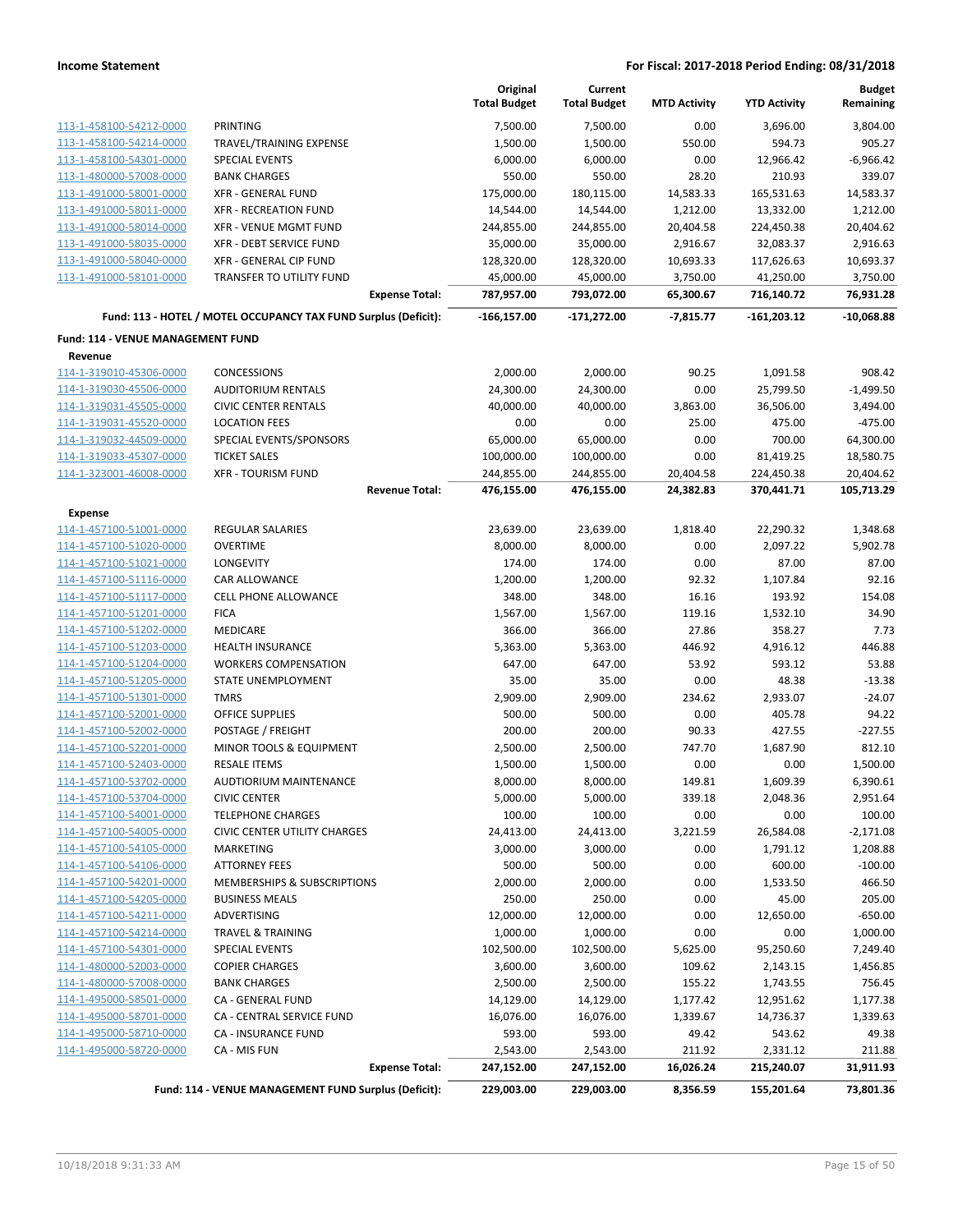| | | Original Total Budget | Current Total Budget | MTD Activity | YTD Activity | Budget Remaining |
|---|---|---|---|---|---|---|
| 113-1-458100-54212-0000 | PRINTING | 7,500.00 | 7,500.00 | 0.00 | 3,696.00 | 3,804.00 |
| 113-1-458100-54214-0000 | TRAVEL/TRAINING EXPENSE | 1,500.00 | 1,500.00 | 550.00 | 594.73 | 905.27 |
| 113-1-458100-54301-0000 | SPECIAL EVENTS | 6,000.00 | 6,000.00 | 0.00 | 12,966.42 | -6,966.42 |
| 113-1-480000-57008-0000 | BANK CHARGES | 550.00 | 550.00 | 28.20 | 210.93 | 339.07 |
| 113-1-491000-58001-0000 | XFR - GENERAL FUND | 175,000.00 | 180,115.00 | 14,583.33 | 165,531.63 | 14,583.37 |
| 113-1-491000-58011-0000 | XFR - RECREATION FUND | 14,544.00 | 14,544.00 | 1,212.00 | 13,332.00 | 1,212.00 |
| 113-1-491000-58014-0000 | XFR - VENUE MGMT FUND | 244,855.00 | 244,855.00 | 20,404.58 | 224,450.38 | 20,404.62 |
| 113-1-491000-58035-0000 | XFR - DEBT SERVICE FUND | 35,000.00 | 35,000.00 | 2,916.67 | 32,083.37 | 2,916.63 |
| 113-1-491000-58040-0000 | XFR - GENERAL CIP FUND | 128,320.00 | 128,320.00 | 10,693.33 | 117,626.63 | 10,693.37 |
| 113-1-491000-58101-0000 | TRANSFER TO UTILITY FUND | 45,000.00 | 45,000.00 | 3,750.00 | 41,250.00 | 3,750.00 |
| | **Expense Total:** | **787,957.00** | **793,072.00** | **65,300.67** | **716,140.72** | **76,931.28** |
| | **Fund: 113 - HOTEL / MOTEL OCCUPANCY TAX FUND Surplus (Deficit):** | **-166,157.00** | **-171,272.00** | **-7,815.77** | **-161,203.12** | **-10,068.88** |

**Fund: 114 - VENUE MANAGEMENT FUND**

**Revenue**

| | | Original Total Budget | Current Total Budget | MTD Activity | YTD Activity | Budget Remaining |
|---|---|---|---|---|---|---|
| 114-1-319010-45306-0000 | CONCESSIONS | 2,000.00 | 2,000.00 | 90.25 | 1,091.58 | 908.42 |
| 114-1-319030-45506-0000 | AUDITORIUM RENTALS | 24,300.00 | 24,300.00 | 0.00 | 25,799.50 | -1,499.50 |
| 114-1-319031-45505-0000 | CIVIC CENTER RENTALS | 40,000.00 | 40,000.00 | 3,863.00 | 36,506.00 | 3,494.00 |
| 114-1-319031-45520-0000 | LOCATION FEES | 0.00 | 0.00 | 25.00 | 475.00 | -475.00 |
| 114-1-319032-44509-0000 | SPECIAL EVENTS/SPONSORS | 65,000.00 | 65,000.00 | 0.00 | 700.00 | 64,300.00 |
| 114-1-319033-45307-0000 | TICKET SALES | 100,000.00 | 100,000.00 | 0.00 | 81,419.25 | 18,580.75 |
| 114-1-323001-46008-0000 | XFR - TOURISM FUND | 244,855.00 | 244,855.00 | 20,404.58 | 224,450.38 | 20,404.62 |
| | **Revenue Total:** | **476,155.00** | **476,155.00** | **24,382.83** | **370,441.71** | **105,713.29** |

**Expense**

| | | Original Total Budget | Current Total Budget | MTD Activity | YTD Activity | Budget Remaining |
|---|---|---|---|---|---|---|
| 114-1-457100-51001-0000 | REGULAR SALARIES | 23,639.00 | 23,639.00 | 1,818.40 | 22,290.32 | 1,348.68 |
| 114-1-457100-51020-0000 | OVERTIME | 8,000.00 | 8,000.00 | 0.00 | 2,097.22 | 5,902.78 |
| 114-1-457100-51021-0000 | LONGEVITY | 174.00 | 174.00 | 0.00 | 87.00 | 87.00 |
| 114-1-457100-51116-0000 | CAR ALLOWANCE | 1,200.00 | 1,200.00 | 92.32 | 1,107.84 | 92.16 |
| 114-1-457100-51117-0000 | CELL PHONE ALLOWANCE | 348.00 | 348.00 | 16.16 | 193.92 | 154.08 |
| 114-1-457100-51201-0000 | FICA | 1,567.00 | 1,567.00 | 119.16 | 1,532.10 | 34.90 |
| 114-1-457100-51202-0000 | MEDICARE | 366.00 | 366.00 | 27.86 | 358.27 | 7.73 |
| 114-1-457100-51203-0000 | HEALTH INSURANCE | 5,363.00 | 5,363.00 | 446.92 | 4,916.12 | 446.88 |
| 114-1-457100-51204-0000 | WORKERS COMPENSATION | 647.00 | 647.00 | 53.92 | 593.12 | 53.88 |
| 114-1-457100-51205-0000 | STATE UNEMPLOYMENT | 35.00 | 35.00 | 0.00 | 48.38 | -13.38 |
| 114-1-457100-51301-0000 | TMRS | 2,909.00 | 2,909.00 | 234.62 | 2,933.07 | -24.07 |
| 114-1-457100-52001-0000 | OFFICE SUPPLIES | 500.00 | 500.00 | 0.00 | 405.78 | 94.22 |
| 114-1-457100-52002-0000 | POSTAGE / FREIGHT | 200.00 | 200.00 | 90.33 | 427.55 | -227.55 |
| 114-1-457100-52201-0000 | MINOR TOOLS & EQUIPMENT | 2,500.00 | 2,500.00 | 747.70 | 1,687.90 | 812.10 |
| 114-1-457100-52403-0000 | RESALE ITEMS | 1,500.00 | 1,500.00 | 0.00 | 0.00 | 1,500.00 |
| 114-1-457100-53702-0000 | AUDTIORIUM MAINTENANCE | 8,000.00 | 8,000.00 | 149.81 | 1,609.39 | 6,390.61 |
| 114-1-457100-53704-0000 | CIVIC CENTER | 5,000.00 | 5,000.00 | 339.18 | 2,048.36 | 2,951.64 |
| 114-1-457100-54001-0000 | TELEPHONE CHARGES | 100.00 | 100.00 | 0.00 | 0.00 | 100.00 |
| 114-1-457100-54005-0000 | CIVIC CENTER UTILITY CHARGES | 24,413.00 | 24,413.00 | 3,221.59 | 26,584.08 | -2,171.08 |
| 114-1-457100-54105-0000 | MARKETING | 3,000.00 | 3,000.00 | 0.00 | 1,791.12 | 1,208.88 |
| 114-1-457100-54106-0000 | ATTORNEY FEES | 500.00 | 500.00 | 0.00 | 600.00 | -100.00 |
| 114-1-457100-54201-0000 | MEMBERSHIPS & SUBSCRIPTIONS | 2,000.00 | 2,000.00 | 0.00 | 1,533.50 | 466.50 |
| 114-1-457100-54205-0000 | BUSINESS MEALS | 250.00 | 250.00 | 0.00 | 45.00 | 205.00 |
| 114-1-457100-54211-0000 | ADVERTISING | 12,000.00 | 12,000.00 | 0.00 | 12,650.00 | -650.00 |
| 114-1-457100-54214-0000 | TRAVEL & TRAINING | 1,000.00 | 1,000.00 | 0.00 | 0.00 | 1,000.00 |
| 114-1-457100-54301-0000 | SPECIAL EVENTS | 102,500.00 | 102,500.00 | 5,625.00 | 95,250.60 | 7,249.40 |
| 114-1-480000-52003-0000 | COPIER CHARGES | 3,600.00 | 3,600.00 | 109.62 | 2,143.15 | 1,456.85 |
| 114-1-480000-57008-0000 | BANK CHARGES | 2,500.00 | 2,500.00 | 155.22 | 1,743.55 | 756.45 |
| 114-1-495000-58501-0000 | CA - GENERAL FUND | 14,129.00 | 14,129.00 | 1,177.42 | 12,951.62 | 1,177.38 |
| 114-1-495000-58701-0000 | CA - CENTRAL SERVICE FUND | 16,076.00 | 16,076.00 | 1,339.67 | 14,736.37 | 1,339.63 |
| 114-1-495000-58710-0000 | CA - INSURANCE FUND | 593.00 | 593.00 | 49.42 | 543.62 | 49.38 |
| 114-1-495000-58720-0000 | CA - MIS FUN | 2,543.00 | 2,543.00 | 211.92 | 2,331.12 | 211.88 |
| | **Expense Total:** | **247,152.00** | **247,152.00** | **16,026.24** | **215,240.07** | **31,911.93** |
| | **Fund: 114 - VENUE MANAGEMENT FUND Surplus (Deficit):** | **229,003.00** | **229,003.00** | **8,356.59** | **155,201.64** | **73,801.36** |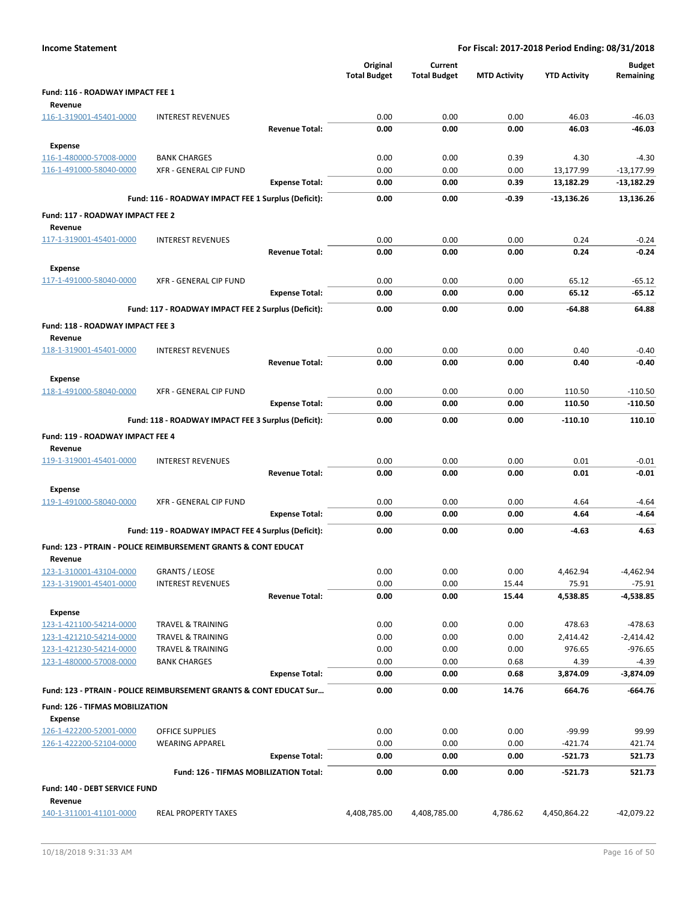**Income Statement** | **For Fiscal: 2017-2018 Period Ending: 08/31/2018**

| | | Original Total Budget | Current Total Budget | MTD Activity | YTD Activity | Budget Remaining |
|---|---|---|---|---|---|---|
| **Fund: 116 - ROADWAY IMPACT FEE 1** | | | | | | |
| **Revenue** | | | | | | |
| 116-1-319001-45401-0000 | INTEREST REVENUES | 0.00 | 0.00 | 0.00 | 46.03 | -46.03 |
| | **Revenue Total:** | **0.00** | **0.00** | **0.00** | **46.03** | **-46.03** |
| **Expense** | | | | | | |
| 116-1-480000-57008-0000 | BANK CHARGES | 0.00 | 0.00 | 0.39 | 4.30 | -4.30 |
| 116-1-491000-58040-0000 | XFR - GENERAL CIP FUND | 0.00 | 0.00 | 0.00 | 13,177.99 | -13,177.99 |
| | **Expense Total:** | **0.00** | **0.00** | **0.39** | **13,182.29** | **-13,182.29** |
| | **Fund: 116 - ROADWAY IMPACT FEE 1 Surplus (Deficit):** | **0.00** | **0.00** | **-0.39** | **-13,136.26** | **13,136.26** |
| **Fund: 117 - ROADWAY IMPACT FEE 2** | | | | | | |
| **Revenue** | | | | | | |
| 117-1-319001-45401-0000 | INTEREST REVENUES | 0.00 | 0.00 | 0.00 | 0.24 | -0.24 |
| | **Revenue Total:** | **0.00** | **0.00** | **0.00** | **0.24** | **-0.24** |
| **Expense** | | | | | | |
| 117-1-491000-58040-0000 | XFR - GENERAL CIP FUND | 0.00 | 0.00 | 0.00 | 65.12 | -65.12 |
| | **Expense Total:** | **0.00** | **0.00** | **0.00** | **65.12** | **-65.12** |
| | **Fund: 117 - ROADWAY IMPACT FEE 2 Surplus (Deficit):** | **0.00** | **0.00** | **0.00** | **-64.88** | **64.88** |
| **Fund: 118 - ROADWAY IMPACT FEE 3** | | | | | | |
| **Revenue** | | | | | | |
| 118-1-319001-45401-0000 | INTEREST REVENUES | 0.00 | 0.00 | 0.00 | 0.40 | -0.40 |
| | **Revenue Total:** | **0.00** | **0.00** | **0.00** | **0.40** | **-0.40** |
| **Expense** | | | | | | |
| 118-1-491000-58040-0000 | XFR - GENERAL CIP FUND | 0.00 | 0.00 | 0.00 | 110.50 | -110.50 |
| | **Expense Total:** | **0.00** | **0.00** | **0.00** | **110.50** | **-110.50** |
| | **Fund: 118 - ROADWAY IMPACT FEE 3 Surplus (Deficit):** | **0.00** | **0.00** | **0.00** | **-110.10** | **110.10** |
| **Fund: 119 - ROADWAY IMPACT FEE 4** | | | | | | |
| **Revenue** | | | | | | |
| 119-1-319001-45401-0000 | INTEREST REVENUES | 0.00 | 0.00 | 0.00 | 0.01 | -0.01 |
| | **Revenue Total:** | **0.00** | **0.00** | **0.00** | **0.01** | **-0.01** |
| **Expense** | | | | | | |
| 119-1-491000-58040-0000 | XFR - GENERAL CIP FUND | 0.00 | 0.00 | 0.00 | 4.64 | -4.64 |
| | **Expense Total:** | **0.00** | **0.00** | **0.00** | **4.64** | **-4.64** |
| | **Fund: 119 - ROADWAY IMPACT FEE 4 Surplus (Deficit):** | **0.00** | **0.00** | **0.00** | **-4.63** | **4.63** |
| **Fund: 123 - PTRAIN - POLICE REIMBURSEMENT GRANTS & CONT EDUCAT** | | | | | | |
| **Revenue** | | | | | | |
| 123-1-310001-43104-0000 | GRANTS / LEOSE | 0.00 | 0.00 | 0.00 | 4,462.94 | -4,462.94 |
| 123-1-319001-45401-0000 | INTEREST REVENUES | 0.00 | 0.00 | 15.44 | 75.91 | -75.91 |
| | **Revenue Total:** | **0.00** | **0.00** | **15.44** | **4,538.85** | **-4,538.85** |
| **Expense** | | | | | | |
| 123-1-421100-54214-0000 | TRAVEL & TRAINING | 0.00 | 0.00 | 0.00 | 478.63 | -478.63 |
| 123-1-421210-54214-0000 | TRAVEL & TRAINING | 0.00 | 0.00 | 0.00 | 2,414.42 | -2,414.42 |
| 123-1-421230-54214-0000 | TRAVEL & TRAINING | 0.00 | 0.00 | 0.00 | 976.65 | -976.65 |
| 123-1-480000-57008-0000 | BANK CHARGES | 0.00 | 0.00 | 0.68 | 4.39 | -4.39 |
| | **Expense Total:** | **0.00** | **0.00** | **0.68** | **3,874.09** | **-3,874.09** |
| | **Fund: 123 - PTRAIN - POLICE REIMBURSEMENT GRANTS & CONT EDUCAT Sur...** | **0.00** | **0.00** | **14.76** | **664.76** | **-664.76** |
| **Fund: 126 - TIFMAS MOBILIZATION** | | | | | | |
| **Expense** | | | | | | |
| 126-1-422200-52001-0000 | OFFICE SUPPLIES | 0.00 | 0.00 | 0.00 | -99.99 | 99.99 |
| 126-1-422200-52104-0000 | WEARING APPAREL | 0.00 | 0.00 | 0.00 | -421.74 | 421.74 |
| | **Expense Total:** | **0.00** | **0.00** | **0.00** | **-521.73** | **521.73** |
| | **Fund: 126 - TIFMAS MOBILIZATION Total:** | **0.00** | **0.00** | **0.00** | **-521.73** | **521.73** |
| **Fund: 140 - DEBT SERVICE FUND** | | | | | | |
| **Revenue** | | | | | | |
| 140-1-311001-41101-0000 | REAL PROPERTY TAXES | 4,408,785.00 | 4,408,785.00 | 4,786.62 | 4,450,864.22 | -42,079.22 |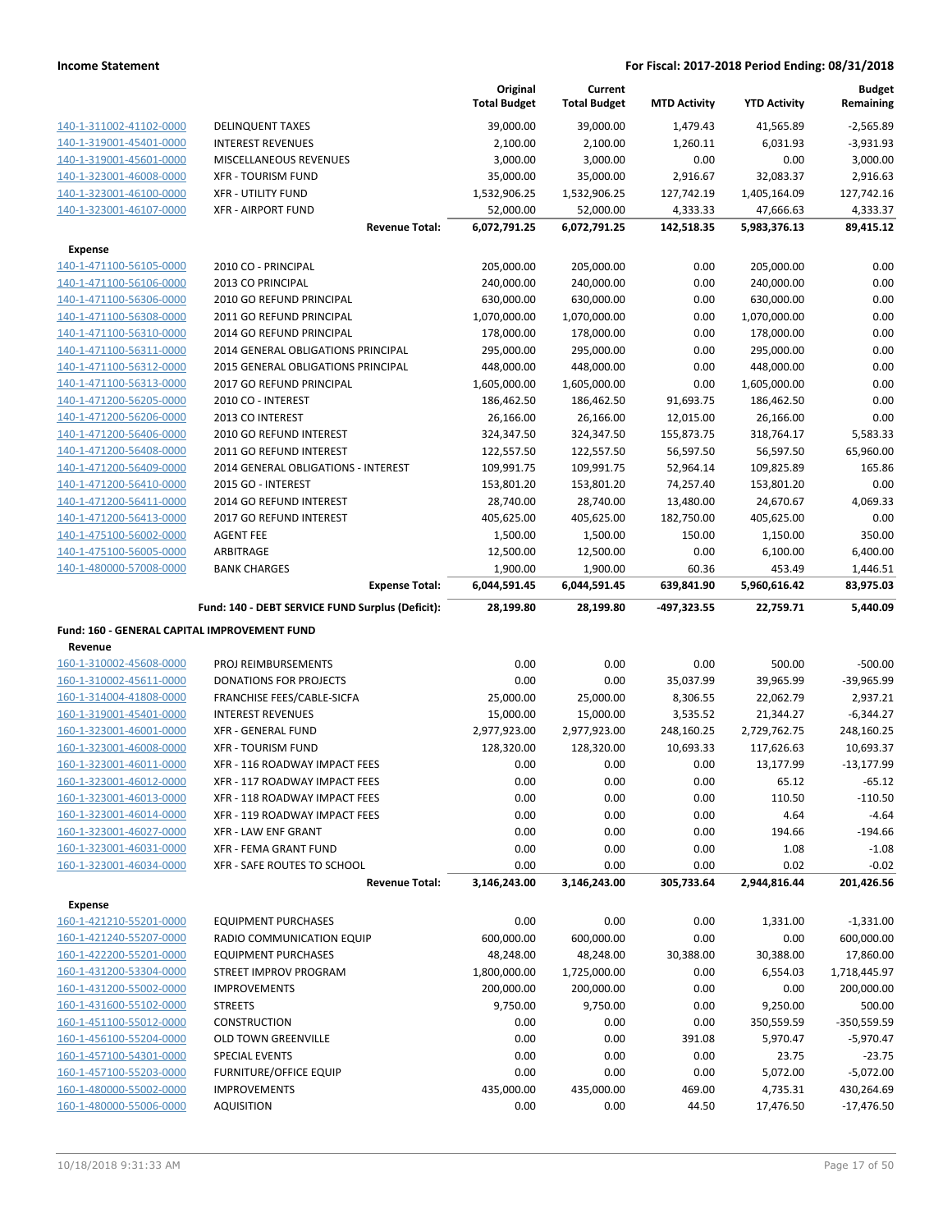**Income Statement** **For Fiscal: 2017-2018 Period Ending: 08/31/2018**

| | | Original Total Budget | Current Total Budget | MTD Activity | YTD Activity | Budget Remaining |
|---|---|---|---|---|---|---|
| 140-1-311002-41102-0000 | DELINQUENT TAXES | 39,000.00 | 39,000.00 | 1,479.43 | 41,565.89 | -2,565.89 |
| 140-1-319001-45401-0000 | INTEREST REVENUES | 2,100.00 | 2,100.00 | 1,260.11 | 6,031.93 | -3,931.93 |
| 140-1-319001-45601-0000 | MISCELLANEOUS REVENUES | 3,000.00 | 3,000.00 | 0.00 | 0.00 | 3,000.00 |
| 140-1-323001-46008-0000 | XFR - TOURISM FUND | 35,000.00 | 35,000.00 | 2,916.67 | 32,083.37 | 2,916.63 |
| 140-1-323001-46100-0000 | XFR - UTILITY FUND | 1,532,906.25 | 1,532,906.25 | 127,742.19 | 1,405,164.09 | 127,742.16 |
| 140-1-323001-46107-0000 | XFR - AIRPORT FUND | 52,000.00 | 52,000.00 | 4,333.33 | 47,666.63 | 4,333.37 |
| | **Revenue Total:** | **6,072,791.25** | **6,072,791.25** | **142,518.35** | **5,983,376.13** | **89,415.12** |
| **Expense** | | | | | | |
| 140-1-471100-56105-0000 | 2010 CO - PRINCIPAL | 205,000.00 | 205,000.00 | 0.00 | 205,000.00 | 0.00 |
| 140-1-471100-56106-0000 | 2013 CO PRINCIPAL | 240,000.00 | 240,000.00 | 0.00 | 240,000.00 | 0.00 |
| 140-1-471100-56306-0000 | 2010 GO REFUND PRINCIPAL | 630,000.00 | 630,000.00 | 0.00 | 630,000.00 | 0.00 |
| 140-1-471100-56308-0000 | 2011 GO REFUND PRINCIPAL | 1,070,000.00 | 1,070,000.00 | 0.00 | 1,070,000.00 | 0.00 |
| 140-1-471100-56310-0000 | 2014 GO REFUND PRINCIPAL | 178,000.00 | 178,000.00 | 0.00 | 178,000.00 | 0.00 |
| 140-1-471100-56311-0000 | 2014 GENERAL OBLIGATIONS PRINCIPAL | 295,000.00 | 295,000.00 | 0.00 | 295,000.00 | 0.00 |
| 140-1-471100-56312-0000 | 2015 GENERAL OBLIGATIONS PRINCIPAL | 448,000.00 | 448,000.00 | 0.00 | 448,000.00 | 0.00 |
| 140-1-471100-56313-0000 | 2017 GO REFUND PRINCIPAL | 1,605,000.00 | 1,605,000.00 | 0.00 | 1,605,000.00 | 0.00 |
| 140-1-471200-56205-0000 | 2010 CO - INTEREST | 186,462.50 | 186,462.50 | 91,693.75 | 186,462.50 | 0.00 |
| 140-1-471200-56206-0000 | 2013 CO INTEREST | 26,166.00 | 26,166.00 | 12,015.00 | 26,166.00 | 0.00 |
| 140-1-471200-56406-0000 | 2010 GO REFUND INTEREST | 324,347.50 | 324,347.50 | 155,873.75 | 318,764.17 | 5,583.33 |
| 140-1-471200-56408-0000 | 2011 GO REFUND INTEREST | 122,557.50 | 122,557.50 | 56,597.50 | 56,597.50 | 65,960.00 |
| 140-1-471200-56409-0000 | 2014 GENERAL OBLIGATIONS - INTEREST | 109,991.75 | 109,991.75 | 52,964.14 | 109,825.89 | 165.86 |
| 140-1-471200-56410-0000 | 2015 GO - INTEREST | 153,801.20 | 153,801.20 | 74,257.40 | 153,801.20 | 0.00 |
| 140-1-471200-56411-0000 | 2014 GO REFUND INTEREST | 28,740.00 | 28,740.00 | 13,480.00 | 24,670.67 | 4,069.33 |
| 140-1-471200-56413-0000 | 2017 GO REFUND INTEREST | 405,625.00 | 405,625.00 | 182,750.00 | 405,625.00 | 0.00 |
| 140-1-475100-56002-0000 | AGENT FEE | 1,500.00 | 1,500.00 | 150.00 | 1,150.00 | 350.00 |
| 140-1-475100-56005-0000 | ARBITRAGE | 12,500.00 | 12,500.00 | 0.00 | 6,100.00 | 6,400.00 |
| 140-1-480000-57008-0000 | BANK CHARGES | 1,900.00 | 1,900.00 | 60.36 | 453.49 | 1,446.51 |
| | **Expense Total:** | **6,044,591.45** | **6,044,591.45** | **639,841.90** | **5,960,616.42** | **83,975.03** |
| | **Fund: 140 - DEBT SERVICE FUND Surplus (Deficit):** | **28,199.80** | **28,199.80** | **-497,323.55** | **22,759.71** | **5,440.09** |

**Fund: 160 - GENERAL CAPITAL IMPROVEMENT FUND**

| | | Original Total Budget | Current Total Budget | MTD Activity | YTD Activity | Budget Remaining |
|---|---|---|---|---|---|---|
| **Revenue** | | | | | | |
| 160-1-310002-45608-0000 | PROJ REIMBURSEMENTS | 0.00 | 0.00 | 0.00 | 500.00 | -500.00 |
| 160-1-310002-45611-0000 | DONATIONS FOR PROJECTS | 0.00 | 0.00 | 35,037.99 | 39,965.99 | -39,965.99 |
| 160-1-314004-41808-0000 | FRANCHISE FEES/CABLE-SICFA | 25,000.00 | 25,000.00 | 8,306.55 | 22,062.79 | 2,937.21 |
| 160-1-319001-45401-0000 | INTEREST REVENUES | 15,000.00 | 15,000.00 | 3,535.52 | 21,344.27 | -6,344.27 |
| 160-1-323001-46001-0000 | XFR - GENERAL FUND | 2,977,923.00 | 2,977,923.00 | 248,160.25 | 2,729,762.75 | 248,160.25 |
| 160-1-323001-46008-0000 | XFR - TOURISM FUND | 128,320.00 | 128,320.00 | 10,693.33 | 117,626.63 | 10,693.37 |
| 160-1-323001-46011-0000 | XFR - 116 ROADWAY IMPACT FEES | 0.00 | 0.00 | 0.00 | 13,177.99 | -13,177.99 |
| 160-1-323001-46012-0000 | XFR - 117 ROADWAY IMPACT FEES | 0.00 | 0.00 | 0.00 | 65.12 | -65.12 |
| 160-1-323001-46013-0000 | XFR - 118 ROADWAY IMPACT FEES | 0.00 | 0.00 | 0.00 | 110.50 | -110.50 |
| 160-1-323001-46014-0000 | XFR - 119 ROADWAY IMPACT FEES | 0.00 | 0.00 | 0.00 | 4.64 | -4.64 |
| 160-1-323001-46027-0000 | XFR - LAW ENF GRANT | 0.00 | 0.00 | 0.00 | 194.66 | -194.66 |
| 160-1-323001-46031-0000 | XFR - FEMA GRANT FUND | 0.00 | 0.00 | 0.00 | 1.08 | -1.08 |
| 160-1-323001-46034-0000 | XFR - SAFE ROUTES TO SCHOOL | 0.00 | 0.00 | 0.00 | 0.02 | -0.02 |
| | **Revenue Total:** | **3,146,243.00** | **3,146,243.00** | **305,733.64** | **2,944,816.44** | **201,426.56** |
| **Expense** | | | | | | |
| 160-1-421210-55201-0000 | EQUIPMENT PURCHASES | 0.00 | 0.00 | 0.00 | 1,331.00 | -1,331.00 |
| 160-1-421240-55207-0000 | RADIO COMMUNICATION EQUIP | 600,000.00 | 600,000.00 | 0.00 | 0.00 | 600,000.00 |
| 160-1-422200-55201-0000 | EQUIPMENT PURCHASES | 48,248.00 | 48,248.00 | 30,388.00 | 30,388.00 | 17,860.00 |
| 160-1-431200-53304-0000 | STREET IMPROV PROGRAM | 1,800,000.00 | 1,725,000.00 | 0.00 | 6,554.03 | 1,718,445.97 |
| 160-1-431200-55002-0000 | IMPROVEMENTS | 200,000.00 | 200,000.00 | 0.00 | 0.00 | 200,000.00 |
| 160-1-431600-55102-0000 | STREETS | 9,750.00 | 9,750.00 | 0.00 | 9,250.00 | 500.00 |
| 160-1-451100-55012-0000 | CONSTRUCTION | 0.00 | 0.00 | 0.00 | 350,559.59 | -350,559.59 |
| 160-1-456100-55204-0000 | OLD TOWN GREENVILLE | 0.00 | 0.00 | 391.08 | 5,970.47 | -5,970.47 |
| 160-1-457100-54301-0000 | SPECIAL EVENTS | 0.00 | 0.00 | 0.00 | 23.75 | -23.75 |
| 160-1-457100-55203-0000 | FURNITURE/OFFICE EQUIP | 0.00 | 0.00 | 0.00 | 5,072.00 | -5,072.00 |
| 160-1-480000-55002-0000 | IMPROVEMENTS | 435,000.00 | 435,000.00 | 469.00 | 4,735.31 | 430,264.69 |
| 160-1-480000-55006-0000 | AQUISITION | 0.00 | 0.00 | 44.50 | 17,476.50 | -17,476.50 |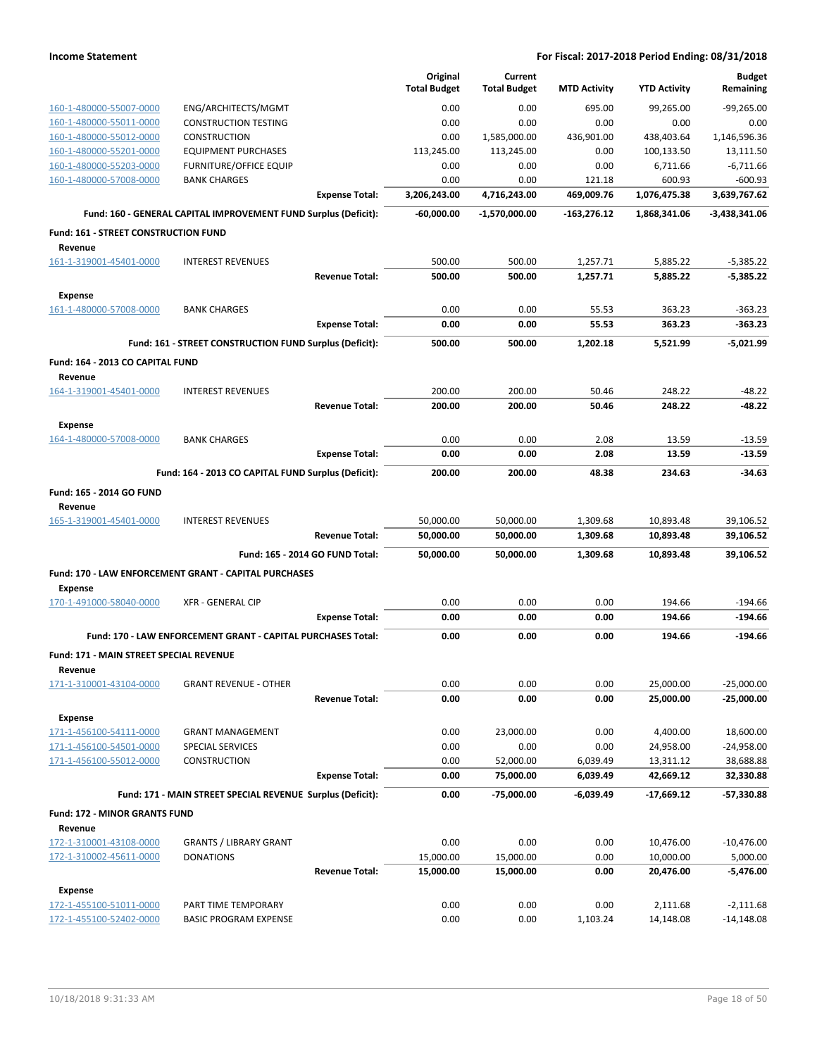| | | Original Total Budget | Current Total Budget | MTD Activity | YTD Activity | Budget Remaining |
|---|---|---|---|---|---|---|
| 160-1-480000-55007-0000 | ENG/ARCHITECTS/MGMT | 0.00 | 0.00 | 695.00 | 99,265.00 | -99,265.00 |
| 160-1-480000-55011-0000 | CONSTRUCTION TESTING | 0.00 | 0.00 | 0.00 | 0.00 | 0.00 |
| 160-1-480000-55012-0000 | CONSTRUCTION | 0.00 | 1,585,000.00 | 436,901.00 | 438,403.64 | 1,146,596.36 |
| 160-1-480000-55201-0000 | EQUIPMENT PURCHASES | 113,245.00 | 113,245.00 | 0.00 | 100,133.50 | 13,111.50 |
| 160-1-480000-55203-0000 | FURNITURE/OFFICE EQUIP | 0.00 | 0.00 | 0.00 | 6,711.66 | -6,711.66 |
| 160-1-480000-57008-0000 | BANK CHARGES | 0.00 | 0.00 | 121.18 | 600.93 | -600.93 |
| | **Expense Total:** | **3,206,243.00** | **4,716,243.00** | **469,009.76** | **1,076,475.38** | **3,639,767.62** |
| | **Fund: 160 - GENERAL CAPITAL IMPROVEMENT FUND Surplus (Deficit):** | **-60,000.00** | **-1,570,000.00** | **-163,276.12** | **1,868,341.06** | **-3,438,341.06** |
| **Fund: 161 - STREET CONSTRUCTION FUND** | | | | | | |
| **Revenue** | | | | | | |
| 161-1-319001-45401-0000 | INTEREST REVENUES | 500.00 | 500.00 | 1,257.71 | 5,885.22 | -5,385.22 |
| | **Revenue Total:** | **500.00** | **500.00** | **1,257.71** | **5,885.22** | **-5,385.22** |
| **Expense** | | | | | | |
| 161-1-480000-57008-0000 | BANK CHARGES | 0.00 | 0.00 | 55.53 | 363.23 | -363.23 |
| | **Expense Total:** | **0.00** | **0.00** | **55.53** | **363.23** | **-363.23** |
| | **Fund: 161 - STREET CONSTRUCTION FUND Surplus (Deficit):** | **500.00** | **500.00** | **1,202.18** | **5,521.99** | **-5,021.99** |
| **Fund: 164 - 2013 CO CAPITAL FUND** | | | | | | |
| **Revenue** | | | | | | |
| 164-1-319001-45401-0000 | INTEREST REVENUES | 200.00 | 200.00 | 50.46 | 248.22 | -48.22 |
| | **Revenue Total:** | **200.00** | **200.00** | **50.46** | **248.22** | **-48.22** |
| **Expense** | | | | | | |
| 164-1-480000-57008-0000 | BANK CHARGES | 0.00 | 0.00 | 2.08 | 13.59 | -13.59 |
| | **Expense Total:** | **0.00** | **0.00** | **2.08** | **13.59** | **-13.59** |
| | **Fund: 164 - 2013 CO CAPITAL FUND Surplus (Deficit):** | **200.00** | **200.00** | **48.38** | **234.63** | **-34.63** |
| **Fund: 165 - 2014 GO FUND** | | | | | | |
| **Revenue** | | | | | | |
| 165-1-319001-45401-0000 | INTEREST REVENUES | 50,000.00 | 50,000.00 | 1,309.68 | 10,893.48 | 39,106.52 |
| | **Revenue Total:** | **50,000.00** | **50,000.00** | **1,309.68** | **10,893.48** | **39,106.52** |
| | **Fund: 165 - 2014 GO FUND Total:** | **50,000.00** | **50,000.00** | **1,309.68** | **10,893.48** | **39,106.52** |
| **Fund: 170 - LAW ENFORCEMENT GRANT - CAPITAL PURCHASES** | | | | | | |
| **Expense** | | | | | | |
| 170-1-491000-58040-0000 | XFR - GENERAL CIP | 0.00 | 0.00 | 0.00 | 194.66 | -194.66 |
| | **Expense Total:** | **0.00** | **0.00** | **0.00** | **194.66** | **-194.66** |
| | **Fund: 170 - LAW ENFORCEMENT GRANT - CAPITAL PURCHASES Total:** | **0.00** | **0.00** | **0.00** | **194.66** | **-194.66** |
| **Fund: 171 - MAIN STREET SPECIAL REVENUE** | | | | | | |
| **Revenue** | | | | | | |
| 171-1-310001-43104-0000 | GRANT REVENUE - OTHER | 0.00 | 0.00 | 0.00 | 25,000.00 | -25,000.00 |
| | **Revenue Total:** | **0.00** | **0.00** | **0.00** | **25,000.00** | **-25,000.00** |
| **Expense** | | | | | | |
| 171-1-456100-54111-0000 | GRANT MANAGEMENT | 0.00 | 23,000.00 | 0.00 | 4,400.00 | 18,600.00 |
| 171-1-456100-54501-0000 | SPECIAL SERVICES | 0.00 | 0.00 | 0.00 | 24,958.00 | -24,958.00 |
| 171-1-456100-55012-0000 | CONSTRUCTION | 0.00 | 52,000.00 | 6,039.49 | 13,311.12 | 38,688.88 |
| | **Expense Total:** | **0.00** | **75,000.00** | **6,039.49** | **42,669.12** | **32,330.88** |
| | **Fund: 171 - MAIN STREET SPECIAL REVENUE Surplus (Deficit):** | **0.00** | **-75,000.00** | **-6,039.49** | **-17,669.12** | **-57,330.88** |
| **Fund: 172 - MINOR GRANTS FUND** | | | | | | |
| **Revenue** | | | | | | |
| 172-1-310001-43108-0000 | GRANTS / LIBRARY GRANT | 0.00 | 0.00 | 0.00 | 10,476.00 | -10,476.00 |
| 172-1-310002-45611-0000 | DONATIONS | 15,000.00 | 15,000.00 | 0.00 | 10,000.00 | 5,000.00 |
| | **Revenue Total:** | **15,000.00** | **15,000.00** | **0.00** | **20,476.00** | **-5,476.00** |
| **Expense** | | | | | | |
| 172-1-455100-51011-0000 | PART TIME TEMPORARY | 0.00 | 0.00 | 0.00 | 2,111.68 | -2,111.68 |
| 172-1-455100-52402-0000 | BASIC PROGRAM EXPENSE | 0.00 | 0.00 | 1,103.24 | 14,148.08 | -14,148.08 |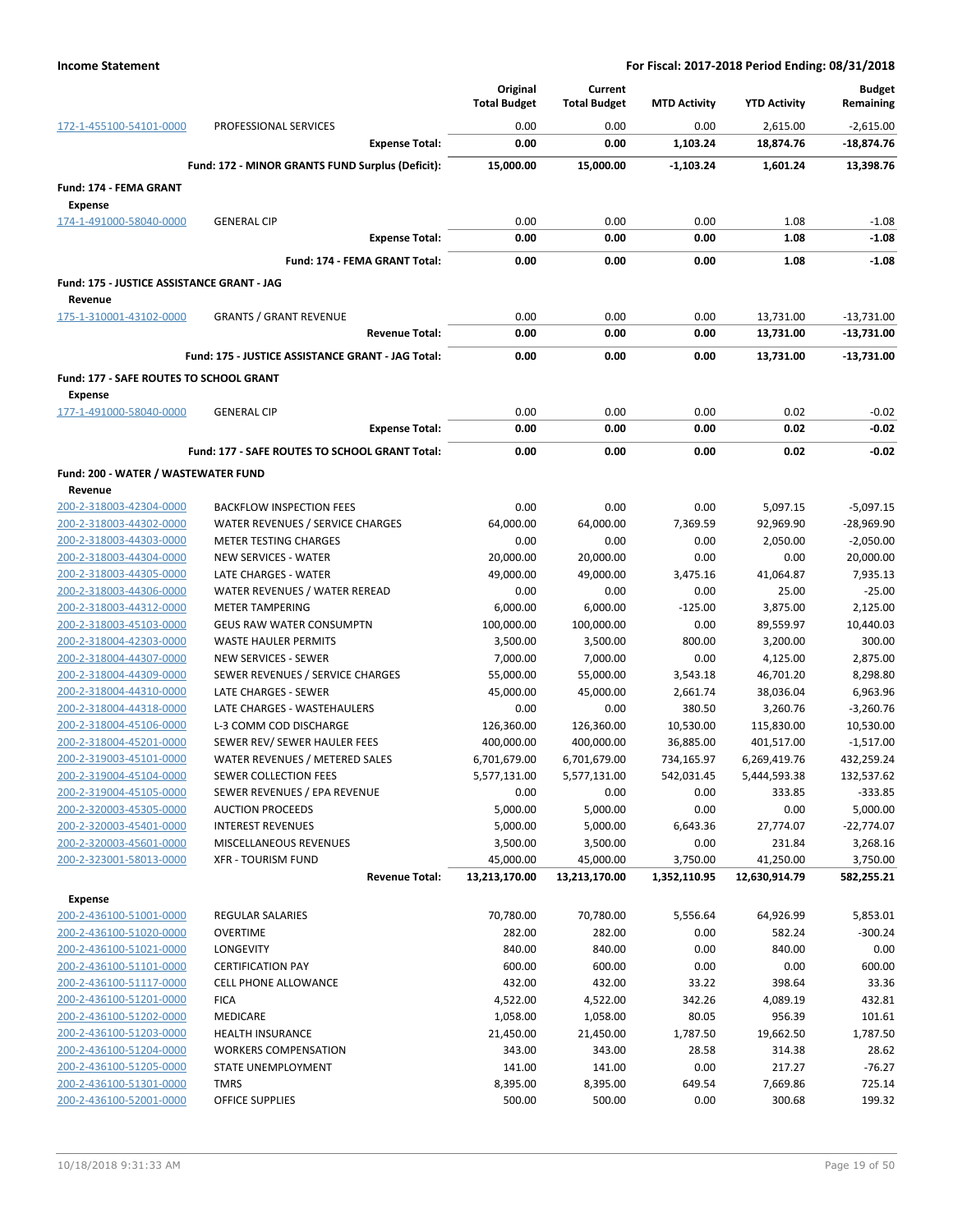**Income Statement** **For Fiscal: 2017-2018 Period Ending: 08/31/2018**

| | | Original Total Budget | Current Total Budget | MTD Activity | YTD Activity | Budget Remaining |
|---|---|---|---|---|---|---|
| 172-1-455100-54101-0000 | PROFESSIONAL SERVICES | 0.00 | 0.00 | 0.00 | 2,615.00 | -2,615.00 |
| | **Expense Total:** | **0.00** | **0.00** | **1,103.24** | **18,874.76** | **-18,874.76** |
| | **Fund: 172 - MINOR GRANTS FUND Surplus (Deficit):** | **15,000.00** | **15,000.00** | **-1,103.24** | **1,601.24** | **13,398.76** |
| **Fund: 174 - FEMA GRANT** | | | | | | |
| **Expense** | | | | | | |
| 174-1-491000-58040-0000 | GENERAL CIP | 0.00 | 0.00 | 0.00 | 1.08 | -1.08 |
| | **Expense Total:** | **0.00** | **0.00** | **0.00** | **1.08** | **-1.08** |
| | **Fund: 174 - FEMA GRANT Total:** | **0.00** | **0.00** | **0.00** | **1.08** | **-1.08** |
| **Fund: 175 - JUSTICE ASSISTANCE GRANT - JAG** | | | | | | |
| **Revenue** | | | | | | |
| 175-1-310001-43102-0000 | GRANTS / GRANT REVENUE | 0.00 | 0.00 | 0.00 | 13,731.00 | -13,731.00 |
| | **Revenue Total:** | **0.00** | **0.00** | **0.00** | **13,731.00** | **-13,731.00** |
| | **Fund: 175 - JUSTICE ASSISTANCE GRANT - JAG Total:** | **0.00** | **0.00** | **0.00** | **13,731.00** | **-13,731.00** |
| **Fund: 177 - SAFE ROUTES TO SCHOOL GRANT** | | | | | | |
| **Expense** | | | | | | |
| 177-1-491000-58040-0000 | GENERAL CIP | 0.00 | 0.00 | 0.00 | 0.02 | -0.02 |
| | **Expense Total:** | **0.00** | **0.00** | **0.00** | **0.02** | **-0.02** |
| | **Fund: 177 - SAFE ROUTES TO SCHOOL GRANT Total:** | **0.00** | **0.00** | **0.00** | **0.02** | **-0.02** |
| **Fund: 200 - WATER / WASTEWATER FUND** | | | | | | |
| **Revenue** | | | | | | |
| 200-2-318003-42304-0000 | BACKFLOW INSPECTION FEES | 0.00 | 0.00 | 0.00 | 5,097.15 | -5,097.15 |
| 200-2-318003-44302-0000 | WATER REVENUES / SERVICE CHARGES | 64,000.00 | 64,000.00 | 7,369.59 | 92,969.90 | -28,969.90 |
| 200-2-318003-44303-0000 | METER TESTING CHARGES | 0.00 | 0.00 | 0.00 | 2,050.00 | -2,050.00 |
| 200-2-318003-44304-0000 | NEW SERVICES - WATER | 20,000.00 | 20,000.00 | 0.00 | 0.00 | 20,000.00 |
| 200-2-318003-44305-0000 | LATE CHARGES - WATER | 49,000.00 | 49,000.00 | 3,475.16 | 41,064.87 | 7,935.13 |
| 200-2-318003-44306-0000 | WATER REVENUES / WATER REREAD | 0.00 | 0.00 | 0.00 | 25.00 | -25.00 |
| 200-2-318003-44312-0000 | METER TAMPERING | 6,000.00 | 6,000.00 | -125.00 | 3,875.00 | 2,125.00 |
| 200-2-318003-45103-0000 | GEUS RAW WATER CONSUMPTN | 100,000.00 | 100,000.00 | 0.00 | 89,559.97 | 10,440.03 |
| 200-2-318004-42303-0000 | WASTE HAULER PERMITS | 3,500.00 | 3,500.00 | 800.00 | 3,200.00 | 300.00 |
| 200-2-318004-44307-0000 | NEW SERVICES - SEWER | 7,000.00 | 7,000.00 | 0.00 | 4,125.00 | 2,875.00 |
| 200-2-318004-44309-0000 | SEWER REVENUES / SERVICE CHARGES | 55,000.00 | 55,000.00 | 3,543.18 | 46,701.20 | 8,298.80 |
| 200-2-318004-44310-0000 | LATE CHARGES - SEWER | 45,000.00 | 45,000.00 | 2,661.74 | 38,036.04 | 6,963.96 |
| 200-2-318004-44318-0000 | LATE CHARGES - WASTEHAULERS | 0.00 | 0.00 | 380.50 | 3,260.76 | -3,260.76 |
| 200-2-318004-45106-0000 | L-3 COMM COD DISCHARGE | 126,360.00 | 126,360.00 | 10,530.00 | 115,830.00 | 10,530.00 |
| 200-2-318004-45201-0000 | SEWER REV/ SEWER HAULER FEES | 400,000.00 | 400,000.00 | 36,885.00 | 401,517.00 | -1,517.00 |
| 200-2-319003-45101-0000 | WATER REVENUES / METERED SALES | 6,701,679.00 | 6,701,679.00 | 734,165.97 | 6,269,419.76 | 432,259.24 |
| 200-2-319004-45104-0000 | SEWER COLLECTION FEES | 5,577,131.00 | 5,577,131.00 | 542,031.45 | 5,444,593.38 | 132,537.62 |
| 200-2-319004-45105-0000 | SEWER REVENUES / EPA REVENUE | 0.00 | 0.00 | 0.00 | 333.85 | -333.85 |
| 200-2-320003-45305-0000 | AUCTION PROCEEDS | 5,000.00 | 5,000.00 | 0.00 | 0.00 | 5,000.00 |
| 200-2-320003-45401-0000 | INTEREST REVENUES | 5,000.00 | 5,000.00 | 6,643.36 | 27,774.07 | -22,774.07 |
| 200-2-320003-45601-0000 | MISCELLANEOUS REVENUES | 3,500.00 | 3,500.00 | 0.00 | 231.84 | 3,268.16 |
| 200-2-323001-58013-0000 | XFR - TOURISM FUND | 45,000.00 | 45,000.00 | 3,750.00 | 41,250.00 | 3,750.00 |
| | **Revenue Total:** | **13,213,170.00** | **13,213,170.00** | **1,352,110.95** | **12,630,914.79** | **582,255.21** |
| **Expense** | | | | | | |
| 200-2-436100-51001-0000 | REGULAR SALARIES | 70,780.00 | 70,780.00 | 5,556.64 | 64,926.99 | 5,853.01 |
| 200-2-436100-51020-0000 | OVERTIME | 282.00 | 282.00 | 0.00 | 582.24 | -300.24 |
| 200-2-436100-51021-0000 | LONGEVITY | 840.00 | 840.00 | 0.00 | 840.00 | 0.00 |
| 200-2-436100-51101-0000 | CERTIFICATION PAY | 600.00 | 600.00 | 0.00 | 0.00 | 600.00 |
| 200-2-436100-51117-0000 | CELL PHONE ALLOWANCE | 432.00 | 432.00 | 33.22 | 398.64 | 33.36 |
| 200-2-436100-51201-0000 | FICA | 4,522.00 | 4,522.00 | 342.26 | 4,089.19 | 432.81 |
| 200-2-436100-51202-0000 | MEDICARE | 1,058.00 | 1,058.00 | 80.05 | 956.39 | 101.61 |
| 200-2-436100-51203-0000 | HEALTH INSURANCE | 21,450.00 | 21,450.00 | 1,787.50 | 19,662.50 | 1,787.50 |
| 200-2-436100-51204-0000 | WORKERS COMPENSATION | 343.00 | 343.00 | 28.58 | 314.38 | 28.62 |
| 200-2-436100-51205-0000 | STATE UNEMPLOYMENT | 141.00 | 141.00 | 0.00 | 217.27 | -76.27 |
| 200-2-436100-51301-0000 | TMRS | 8,395.00 | 8,395.00 | 649.54 | 7,669.86 | 725.14 |
| 200-2-436100-52001-0000 | OFFICE SUPPLIES | 500.00 | 500.00 | 0.00 | 300.68 | 199.32 |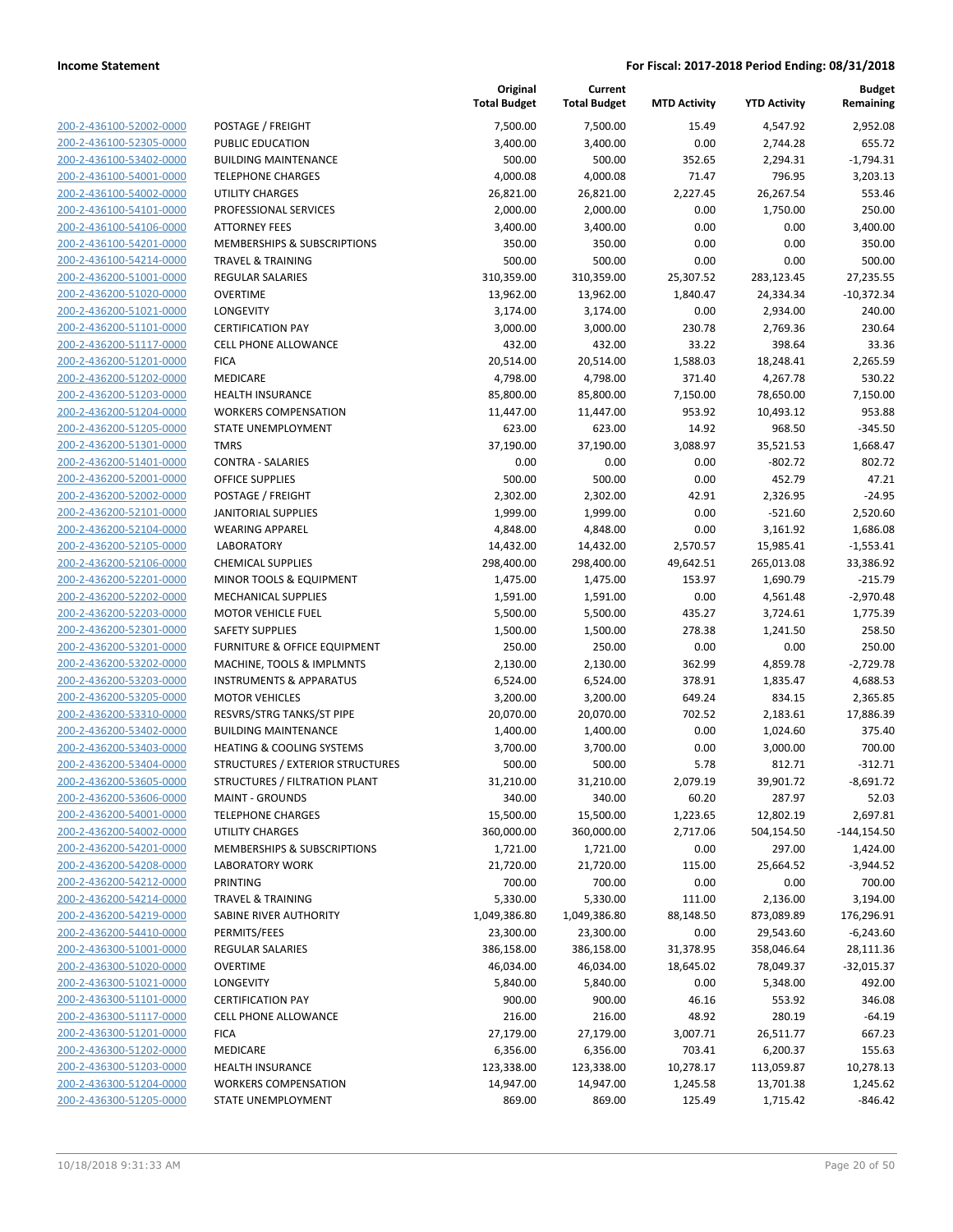**Income Statement** — For Fiscal: 2017-2018 Period Ending: 08/31/2018

| | | Original Total Budget | Current Total Budget | MTD Activity | YTD Activity | Budget Remaining |
|---|---|---|---|---|---|---|
| 200-2-436100-52002-0000 | POSTAGE / FREIGHT | 7,500.00 | 7,500.00 | 15.49 | 4,547.92 | 2,952.08 |
| 200-2-436100-52305-0000 | PUBLIC EDUCATION | 3,400.00 | 3,400.00 | 0.00 | 2,744.28 | 655.72 |
| 200-2-436100-53402-0000 | BUILDING MAINTENANCE | 500.00 | 500.00 | 352.65 | 2,294.31 | -1,794.31 |
| 200-2-436100-54001-0000 | TELEPHONE CHARGES | 4,000.08 | 4,000.08 | 71.47 | 796.95 | 3,203.13 |
| 200-2-436100-54002-0000 | UTILITY CHARGES | 26,821.00 | 26,821.00 | 2,227.45 | 26,267.54 | 553.46 |
| 200-2-436100-54101-0000 | PROFESSIONAL SERVICES | 2,000.00 | 2,000.00 | 0.00 | 1,750.00 | 250.00 |
| 200-2-436100-54106-0000 | ATTORNEY FEES | 3,400.00 | 3,400.00 | 0.00 | 0.00 | 3,400.00 |
| 200-2-436100-54201-0000 | MEMBERSHIPS & SUBSCRIPTIONS | 350.00 | 350.00 | 0.00 | 0.00 | 350.00 |
| 200-2-436100-54214-0000 | TRAVEL & TRAINING | 500.00 | 500.00 | 0.00 | 0.00 | 500.00 |
| 200-2-436200-51001-0000 | REGULAR SALARIES | 310,359.00 | 310,359.00 | 25,307.52 | 283,123.45 | 27,235.55 |
| 200-2-436200-51020-0000 | OVERTIME | 13,962.00 | 13,962.00 | 1,840.47 | 24,334.34 | -10,372.34 |
| 200-2-436200-51021-0000 | LONGEVITY | 3,174.00 | 3,174.00 | 0.00 | 2,934.00 | 240.00 |
| 200-2-436200-51101-0000 | CERTIFICATION PAY | 3,000.00 | 3,000.00 | 230.78 | 2,769.36 | 230.64 |
| 200-2-436200-51117-0000 | CELL PHONE ALLOWANCE | 432.00 | 432.00 | 33.22 | 398.64 | 33.36 |
| 200-2-436200-51201-0000 | FICA | 20,514.00 | 20,514.00 | 1,588.03 | 18,248.41 | 2,265.59 |
| 200-2-436200-51202-0000 | MEDICARE | 4,798.00 | 4,798.00 | 371.40 | 4,267.78 | 530.22 |
| 200-2-436200-51203-0000 | HEALTH INSURANCE | 85,800.00 | 85,800.00 | 7,150.00 | 78,650.00 | 7,150.00 |
| 200-2-436200-51204-0000 | WORKERS COMPENSATION | 11,447.00 | 11,447.00 | 953.92 | 10,493.12 | 953.88 |
| 200-2-436200-51205-0000 | STATE UNEMPLOYMENT | 623.00 | 623.00 | 14.92 | 968.50 | -345.50 |
| 200-2-436200-51301-0000 | TMRS | 37,190.00 | 37,190.00 | 3,088.97 | 35,521.53 | 1,668.47 |
| 200-2-436200-51401-0000 | CONTRA - SALARIES | 0.00 | 0.00 | 0.00 | -802.72 | 802.72 |
| 200-2-436200-52001-0000 | OFFICE SUPPLIES | 500.00 | 500.00 | 0.00 | 452.79 | 47.21 |
| 200-2-436200-52002-0000 | POSTAGE / FREIGHT | 2,302.00 | 2,302.00 | 42.91 | 2,326.95 | -24.95 |
| 200-2-436200-52101-0000 | JANITORIAL SUPPLIES | 1,999.00 | 1,999.00 | 0.00 | -521.60 | 2,520.60 |
| 200-2-436200-52104-0000 | WEARING APPAREL | 4,848.00 | 4,848.00 | 0.00 | 3,161.92 | 1,686.08 |
| 200-2-436200-52105-0000 | LABORATORY | 14,432.00 | 14,432.00 | 2,570.57 | 15,985.41 | -1,553.41 |
| 200-2-436200-52106-0000 | CHEMICAL SUPPLIES | 298,400.00 | 298,400.00 | 49,642.51 | 265,013.08 | 33,386.92 |
| 200-2-436200-52201-0000 | MINOR TOOLS & EQUIPMENT | 1,475.00 | 1,475.00 | 153.97 | 1,690.79 | -215.79 |
| 200-2-436200-52202-0000 | MECHANICAL SUPPLIES | 1,591.00 | 1,591.00 | 0.00 | 4,561.48 | -2,970.48 |
| 200-2-436200-52203-0000 | MOTOR VEHICLE FUEL | 5,500.00 | 5,500.00 | 435.27 | 3,724.61 | 1,775.39 |
| 200-2-436200-52301-0000 | SAFETY SUPPLIES | 1,500.00 | 1,500.00 | 278.38 | 1,241.50 | 258.50 |
| 200-2-436200-53201-0000 | FURNITURE & OFFICE EQUIPMENT | 250.00 | 250.00 | 0.00 | 0.00 | 250.00 |
| 200-2-436200-53202-0000 | MACHINE, TOOLS & IMPLMNTS | 2,130.00 | 2,130.00 | 362.99 | 4,859.78 | -2,729.78 |
| 200-2-436200-53203-0000 | INSTRUMENTS & APPARATUS | 6,524.00 | 6,524.00 | 378.91 | 1,835.47 | 4,688.53 |
| 200-2-436200-53205-0000 | MOTOR VEHICLES | 3,200.00 | 3,200.00 | 649.24 | 834.15 | 2,365.85 |
| 200-2-436200-53310-0000 | RESVRS/STRG TANKS/ST PIPE | 20,070.00 | 20,070.00 | 702.52 | 2,183.61 | 17,886.39 |
| 200-2-436200-53402-0000 | BUILDING MAINTENANCE | 1,400.00 | 1,400.00 | 0.00 | 1,024.60 | 375.40 |
| 200-2-436200-53403-0000 | HEATING & COOLING SYSTEMS | 3,700.00 | 3,700.00 | 0.00 | 3,000.00 | 700.00 |
| 200-2-436200-53404-0000 | STRUCTURES / EXTERIOR STRUCTURES | 500.00 | 500.00 | 5.78 | 812.71 | -312.71 |
| 200-2-436200-53605-0000 | STRUCTURES / FILTRATION PLANT | 31,210.00 | 31,210.00 | 2,079.19 | 39,901.72 | -8,691.72 |
| 200-2-436200-53606-0000 | MAINT - GROUNDS | 340.00 | 340.00 | 60.20 | 287.97 | 52.03 |
| 200-2-436200-54001-0000 | TELEPHONE CHARGES | 15,500.00 | 15,500.00 | 1,223.65 | 12,802.19 | 2,697.81 |
| 200-2-436200-54002-0000 | UTILITY CHARGES | 360,000.00 | 360,000.00 | 2,717.06 | 504,154.50 | -144,154.50 |
| 200-2-436200-54201-0000 | MEMBERSHIPS & SUBSCRIPTIONS | 1,721.00 | 1,721.00 | 0.00 | 297.00 | 1,424.00 |
| 200-2-436200-54208-0000 | LABORATORY WORK | 21,720.00 | 21,720.00 | 115.00 | 25,664.52 | -3,944.52 |
| 200-2-436200-54212-0000 | PRINTING | 700.00 | 700.00 | 0.00 | 0.00 | 700.00 |
| 200-2-436200-54214-0000 | TRAVEL & TRAINING | 5,330.00 | 5,330.00 | 111.00 | 2,136.00 | 3,194.00 |
| 200-2-436200-54219-0000 | SABINE RIVER AUTHORITY | 1,049,386.80 | 1,049,386.80 | 88,148.50 | 873,089.89 | 176,296.91 |
| 200-2-436200-54410-0000 | PERMITS/FEES | 23,300.00 | 23,300.00 | 0.00 | 29,543.60 | -6,243.60 |
| 200-2-436300-51001-0000 | REGULAR SALARIES | 386,158.00 | 386,158.00 | 31,378.95 | 358,046.64 | 28,111.36 |
| 200-2-436300-51020-0000 | OVERTIME | 46,034.00 | 46,034.00 | 18,645.02 | 78,049.37 | -32,015.37 |
| 200-2-436300-51021-0000 | LONGEVITY | 5,840.00 | 5,840.00 | 0.00 | 5,348.00 | 492.00 |
| 200-2-436300-51101-0000 | CERTIFICATION PAY | 900.00 | 900.00 | 46.16 | 553.92 | 346.08 |
| 200-2-436300-51117-0000 | CELL PHONE ALLOWANCE | 216.00 | 216.00 | 48.92 | 280.19 | -64.19 |
| 200-2-436300-51201-0000 | FICA | 27,179.00 | 27,179.00 | 3,007.71 | 26,511.77 | 667.23 |
| 200-2-436300-51202-0000 | MEDICARE | 6,356.00 | 6,356.00 | 703.41 | 6,200.37 | 155.63 |
| 200-2-436300-51203-0000 | HEALTH INSURANCE | 123,338.00 | 123,338.00 | 10,278.17 | 113,059.87 | 10,278.13 |
| 200-2-436300-51204-0000 | WORKERS COMPENSATION | 14,947.00 | 14,947.00 | 1,245.58 | 13,701.38 | 1,245.62 |
| 200-2-436300-51205-0000 | STATE UNEMPLOYMENT | 869.00 | 869.00 | 125.49 | 1,715.42 | -846.42 |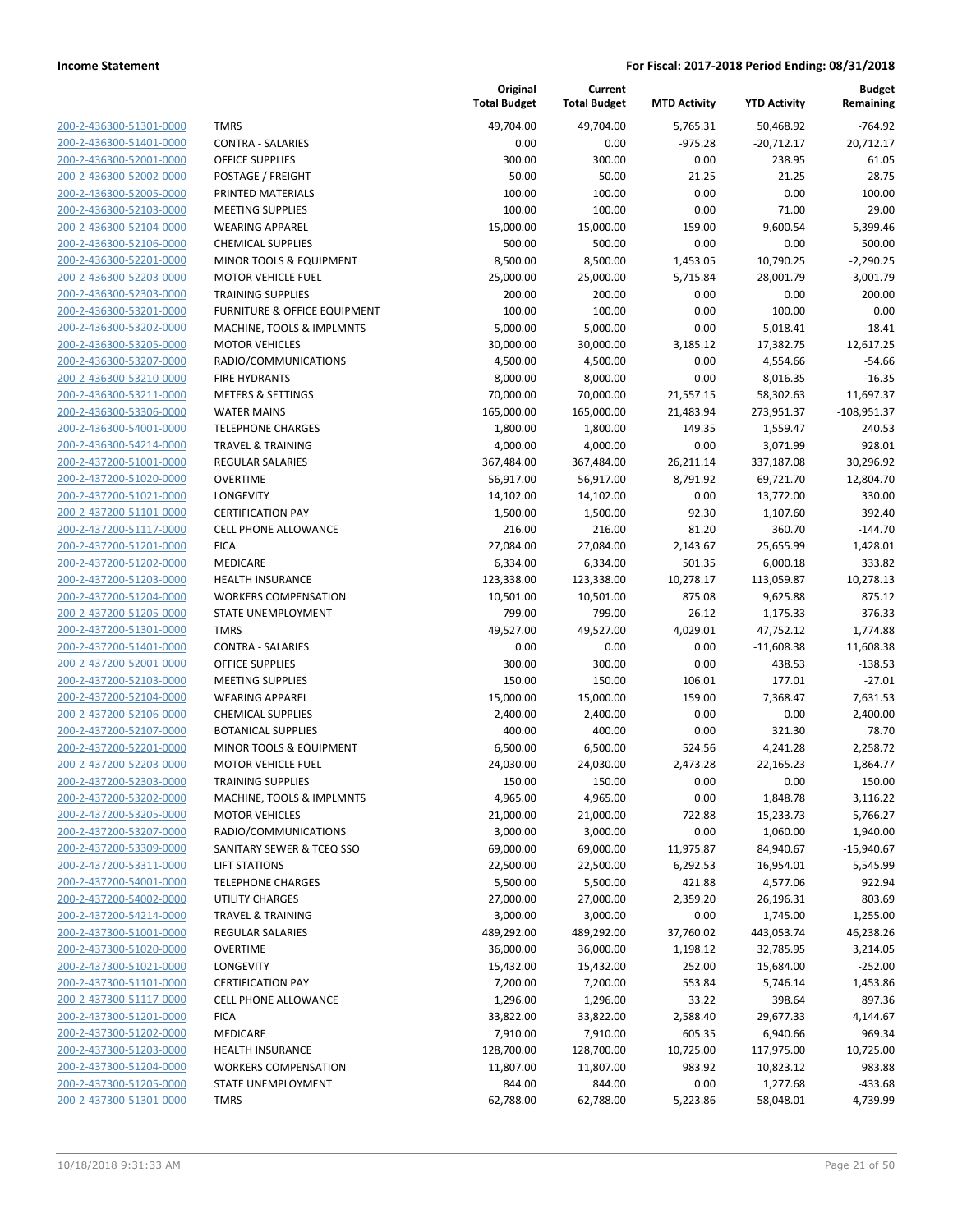**Income Statement** **For Fiscal: 2017-2018 Period Ending: 08/31/2018**

| | | Original Total Budget | Current Total Budget | MTD Activity | YTD Activity | Budget Remaining |
|---|---|---|---|---|---|---|
| 200-2-436300-51301-0000 | TMRS | 49,704.00 | 49,704.00 | 5,765.31 | 50,468.92 | -764.92 |
| 200-2-436300-51401-0000 | CONTRA - SALARIES | 0.00 | 0.00 | -975.28 | -20,712.17 | 20,712.17 |
| 200-2-436300-52001-0000 | OFFICE SUPPLIES | 300.00 | 300.00 | 0.00 | 238.95 | 61.05 |
| 200-2-436300-52002-0000 | POSTAGE / FREIGHT | 50.00 | 50.00 | 21.25 | 21.25 | 28.75 |
| 200-2-436300-52005-0000 | PRINTED MATERIALS | 100.00 | 100.00 | 0.00 | 0.00 | 100.00 |
| 200-2-436300-52103-0000 | MEETING SUPPLIES | 100.00 | 100.00 | 0.00 | 71.00 | 29.00 |
| 200-2-436300-52104-0000 | WEARING APPAREL | 15,000.00 | 15,000.00 | 159.00 | 9,600.54 | 5,399.46 |
| 200-2-436300-52106-0000 | CHEMICAL SUPPLIES | 500.00 | 500.00 | 0.00 | 0.00 | 500.00 |
| 200-2-436300-52201-0000 | MINOR TOOLS & EQUIPMENT | 8,500.00 | 8,500.00 | 1,453.05 | 10,790.25 | -2,290.25 |
| 200-2-436300-52203-0000 | MOTOR VEHICLE FUEL | 25,000.00 | 25,000.00 | 5,715.84 | 28,001.79 | -3,001.79 |
| 200-2-436300-52303-0000 | TRAINING SUPPLIES | 200.00 | 200.00 | 0.00 | 0.00 | 200.00 |
| 200-2-436300-53201-0000 | FURNITURE & OFFICE EQUIPMENT | 100.00 | 100.00 | 0.00 | 100.00 | 0.00 |
| 200-2-436300-53202-0000 | MACHINE, TOOLS & IMPLMNTS | 5,000.00 | 5,000.00 | 0.00 | 5,018.41 | -18.41 |
| 200-2-436300-53205-0000 | MOTOR VEHICLES | 30,000.00 | 30,000.00 | 3,185.12 | 17,382.75 | 12,617.25 |
| 200-2-436300-53207-0000 | RADIO/COMMUNICATIONS | 4,500.00 | 4,500.00 | 0.00 | 4,554.66 | -54.66 |
| 200-2-436300-53210-0000 | FIRE HYDRANTS | 8,000.00 | 8,000.00 | 0.00 | 8,016.35 | -16.35 |
| 200-2-436300-53211-0000 | METERS & SETTINGS | 70,000.00 | 70,000.00 | 21,557.15 | 58,302.63 | 11,697.37 |
| 200-2-436300-53306-0000 | WATER MAINS | 165,000.00 | 165,000.00 | 21,483.94 | 273,951.37 | -108,951.37 |
| 200-2-436300-54001-0000 | TELEPHONE CHARGES | 1,800.00 | 1,800.00 | 149.35 | 1,559.47 | 240.53 |
| 200-2-436300-54214-0000 | TRAVEL & TRAINING | 4,000.00 | 4,000.00 | 0.00 | 3,071.99 | 928.01 |
| 200-2-437200-51001-0000 | REGULAR SALARIES | 367,484.00 | 367,484.00 | 26,211.14 | 337,187.08 | 30,296.92 |
| 200-2-437200-51020-0000 | OVERTIME | 56,917.00 | 56,917.00 | 8,791.92 | 69,721.70 | -12,804.70 |
| 200-2-437200-51021-0000 | LONGEVITY | 14,102.00 | 14,102.00 | 0.00 | 13,772.00 | 330.00 |
| 200-2-437200-51101-0000 | CERTIFICATION PAY | 1,500.00 | 1,500.00 | 92.30 | 1,107.60 | 392.40 |
| 200-2-437200-51117-0000 | CELL PHONE ALLOWANCE | 216.00 | 216.00 | 81.20 | 360.70 | -144.70 |
| 200-2-437200-51201-0000 | FICA | 27,084.00 | 27,084.00 | 2,143.67 | 25,655.99 | 1,428.01 |
| 200-2-437200-51202-0000 | MEDICARE | 6,334.00 | 6,334.00 | 501.35 | 6,000.18 | 333.82 |
| 200-2-437200-51203-0000 | HEALTH INSURANCE | 123,338.00 | 123,338.00 | 10,278.17 | 113,059.87 | 10,278.13 |
| 200-2-437200-51204-0000 | WORKERS COMPENSATION | 10,501.00 | 10,501.00 | 875.08 | 9,625.88 | 875.12 |
| 200-2-437200-51205-0000 | STATE UNEMPLOYMENT | 799.00 | 799.00 | 26.12 | 1,175.33 | -376.33 |
| 200-2-437200-51301-0000 | TMRS | 49,527.00 | 49,527.00 | 4,029.01 | 47,752.12 | 1,774.88 |
| 200-2-437200-51401-0000 | CONTRA - SALARIES | 0.00 | 0.00 | 0.00 | -11,608.38 | 11,608.38 |
| 200-2-437200-52001-0000 | OFFICE SUPPLIES | 300.00 | 300.00 | 0.00 | 438.53 | -138.53 |
| 200-2-437200-52103-0000 | MEETING SUPPLIES | 150.00 | 150.00 | 106.01 | 177.01 | -27.01 |
| 200-2-437200-52104-0000 | WEARING APPAREL | 15,000.00 | 15,000.00 | 159.00 | 7,368.47 | 7,631.53 |
| 200-2-437200-52106-0000 | CHEMICAL SUPPLIES | 2,400.00 | 2,400.00 | 0.00 | 0.00 | 2,400.00 |
| 200-2-437200-52107-0000 | BOTANICAL SUPPLIES | 400.00 | 400.00 | 0.00 | 321.30 | 78.70 |
| 200-2-437200-52201-0000 | MINOR TOOLS & EQUIPMENT | 6,500.00 | 6,500.00 | 524.56 | 4,241.28 | 2,258.72 |
| 200-2-437200-52203-0000 | MOTOR VEHICLE FUEL | 24,030.00 | 24,030.00 | 2,473.28 | 22,165.23 | 1,864.77 |
| 200-2-437200-52303-0000 | TRAINING SUPPLIES | 150.00 | 150.00 | 0.00 | 0.00 | 150.00 |
| 200-2-437200-53202-0000 | MACHINE, TOOLS & IMPLMNTS | 4,965.00 | 4,965.00 | 0.00 | 1,848.78 | 3,116.22 |
| 200-2-437200-53205-0000 | MOTOR VEHICLES | 21,000.00 | 21,000.00 | 722.88 | 15,233.73 | 5,766.27 |
| 200-2-437200-53207-0000 | RADIO/COMMUNICATIONS | 3,000.00 | 3,000.00 | 0.00 | 1,060.00 | 1,940.00 |
| 200-2-437200-53309-0000 | SANITARY SEWER & TCEQ SSO | 69,000.00 | 69,000.00 | 11,975.87 | 84,940.67 | -15,940.67 |
| 200-2-437200-53311-0000 | LIFT STATIONS | 22,500.00 | 22,500.00 | 6,292.53 | 16,954.01 | 5,545.99 |
| 200-2-437200-54001-0000 | TELEPHONE CHARGES | 5,500.00 | 5,500.00 | 421.88 | 4,577.06 | 922.94 |
| 200-2-437200-54002-0000 | UTILITY CHARGES | 27,000.00 | 27,000.00 | 2,359.20 | 26,196.31 | 803.69 |
| 200-2-437200-54214-0000 | TRAVEL & TRAINING | 3,000.00 | 3,000.00 | 0.00 | 1,745.00 | 1,255.00 |
| 200-2-437300-51001-0000 | REGULAR SALARIES | 489,292.00 | 489,292.00 | 37,760.02 | 443,053.74 | 46,238.26 |
| 200-2-437300-51020-0000 | OVERTIME | 36,000.00 | 36,000.00 | 1,198.12 | 32,785.95 | 3,214.05 |
| 200-2-437300-51021-0000 | LONGEVITY | 15,432.00 | 15,432.00 | 252.00 | 15,684.00 | -252.00 |
| 200-2-437300-51101-0000 | CERTIFICATION PAY | 7,200.00 | 7,200.00 | 553.84 | 5,746.14 | 1,453.86 |
| 200-2-437300-51117-0000 | CELL PHONE ALLOWANCE | 1,296.00 | 1,296.00 | 33.22 | 398.64 | 897.36 |
| 200-2-437300-51201-0000 | FICA | 33,822.00 | 33,822.00 | 2,588.40 | 29,677.33 | 4,144.67 |
| 200-2-437300-51202-0000 | MEDICARE | 7,910.00 | 7,910.00 | 605.35 | 6,940.66 | 969.34 |
| 200-2-437300-51203-0000 | HEALTH INSURANCE | 128,700.00 | 128,700.00 | 10,725.00 | 117,975.00 | 10,725.00 |
| 200-2-437300-51204-0000 | WORKERS COMPENSATION | 11,807.00 | 11,807.00 | 983.92 | 10,823.12 | 983.88 |
| 200-2-437300-51205-0000 | STATE UNEMPLOYMENT | 844.00 | 844.00 | 0.00 | 1,277.68 | -433.68 |
| 200-2-437300-51301-0000 | TMRS | 62,788.00 | 62,788.00 | 5,223.86 | 58,048.01 | 4,739.99 |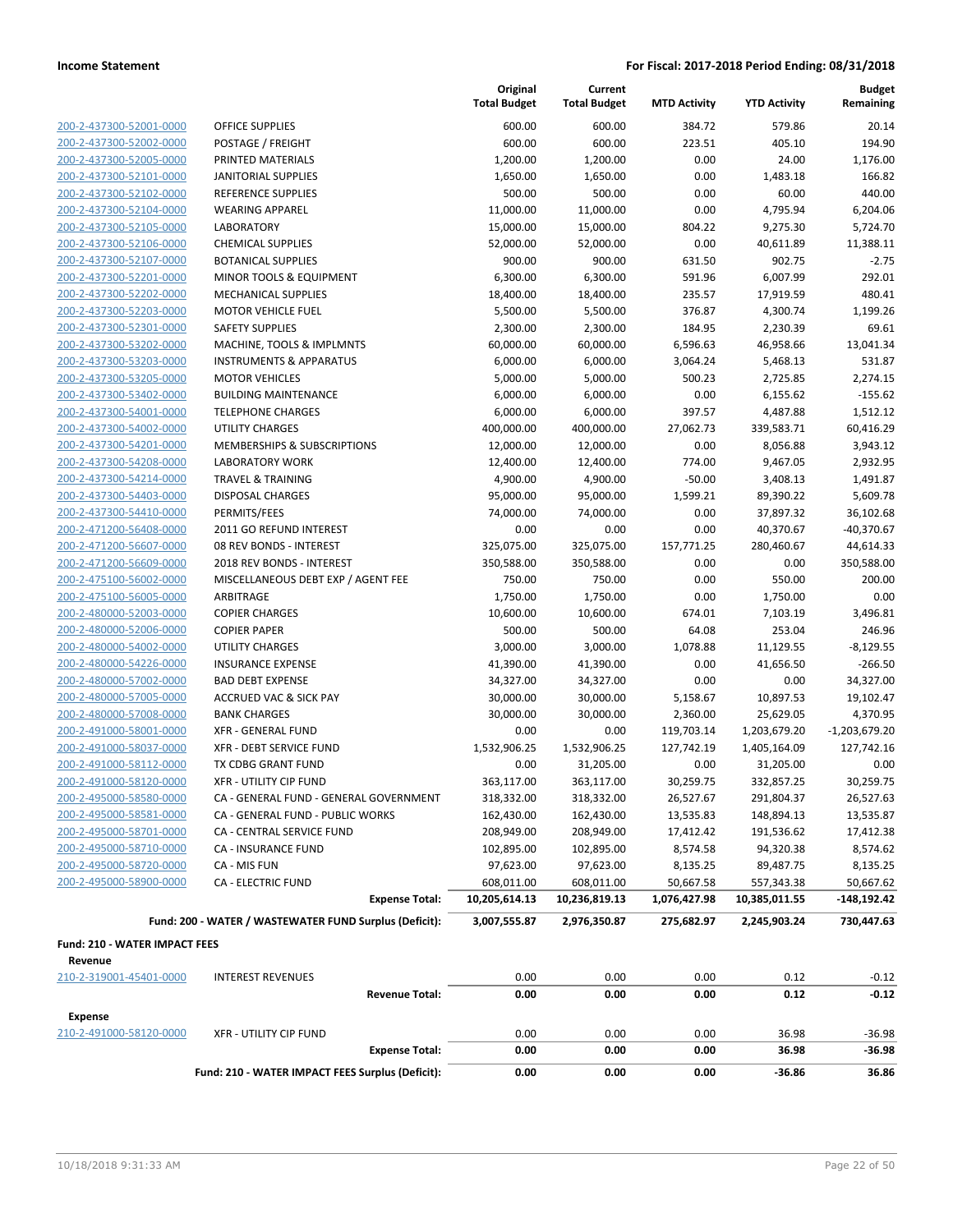| | | Original Total Budget | Current Total Budget | MTD Activity | YTD Activity | Budget Remaining |
|---|---|---|---|---|---|---|
| 200-2-437300-52001-0000 | OFFICE SUPPLIES | 600.00 | 600.00 | 384.72 | 579.86 | 20.14 |
| 200-2-437300-52002-0000 | POSTAGE / FREIGHT | 600.00 | 600.00 | 223.51 | 405.10 | 194.90 |
| 200-2-437300-52005-0000 | PRINTED MATERIALS | 1,200.00 | 1,200.00 | 0.00 | 24.00 | 1,176.00 |
| 200-2-437300-52101-0000 | JANITORIAL SUPPLIES | 1,650.00 | 1,650.00 | 0.00 | 1,483.18 | 166.82 |
| 200-2-437300-52102-0000 | REFERENCE SUPPLIES | 500.00 | 500.00 | 0.00 | 60.00 | 440.00 |
| 200-2-437300-52104-0000 | WEARING APPAREL | 11,000.00 | 11,000.00 | 0.00 | 4,795.94 | 6,204.06 |
| 200-2-437300-52105-0000 | LABORATORY | 15,000.00 | 15,000.00 | 804.22 | 9,275.30 | 5,724.70 |
| 200-2-437300-52106-0000 | CHEMICAL SUPPLIES | 52,000.00 | 52,000.00 | 0.00 | 40,611.89 | 11,388.11 |
| 200-2-437300-52107-0000 | BOTANICAL SUPPLIES | 900.00 | 900.00 | 631.50 | 902.75 | -2.75 |
| 200-2-437300-52201-0000 | MINOR TOOLS & EQUIPMENT | 6,300.00 | 6,300.00 | 591.96 | 6,007.99 | 292.01 |
| 200-2-437300-52202-0000 | MECHANICAL SUPPLIES | 18,400.00 | 18,400.00 | 235.57 | 17,919.59 | 480.41 |
| 200-2-437300-52203-0000 | MOTOR VEHICLE FUEL | 5,500.00 | 5,500.00 | 376.87 | 4,300.74 | 1,199.26 |
| 200-2-437300-52301-0000 | SAFETY SUPPLIES | 2,300.00 | 2,300.00 | 184.95 | 2,230.39 | 69.61 |
| 200-2-437300-53202-0000 | MACHINE, TOOLS & IMPLMNTS | 60,000.00 | 60,000.00 | 6,596.63 | 46,958.66 | 13,041.34 |
| 200-2-437300-53203-0000 | INSTRUMENTS & APPARATUS | 6,000.00 | 6,000.00 | 3,064.24 | 5,468.13 | 531.87 |
| 200-2-437300-53205-0000 | MOTOR VEHICLES | 5,000.00 | 5,000.00 | 500.23 | 2,725.85 | 2,274.15 |
| 200-2-437300-53402-0000 | BUILDING MAINTENANCE | 6,000.00 | 6,000.00 | 0.00 | 6,155.62 | -155.62 |
| 200-2-437300-54001-0000 | TELEPHONE CHARGES | 6,000.00 | 6,000.00 | 397.57 | 4,487.88 | 1,512.12 |
| 200-2-437300-54002-0000 | UTILITY CHARGES | 400,000.00 | 400,000.00 | 27,062.73 | 339,583.71 | 60,416.29 |
| 200-2-437300-54201-0000 | MEMBERSHIPS & SUBSCRIPTIONS | 12,000.00 | 12,000.00 | 0.00 | 8,056.88 | 3,943.12 |
| 200-2-437300-54208-0000 | LABORATORY WORK | 12,400.00 | 12,400.00 | 774.00 | 9,467.05 | 2,932.95 |
| 200-2-437300-54214-0000 | TRAVEL & TRAINING | 4,900.00 | 4,900.00 | -50.00 | 3,408.13 | 1,491.87 |
| 200-2-437300-54403-0000 | DISPOSAL CHARGES | 95,000.00 | 95,000.00 | 1,599.21 | 89,390.22 | 5,609.78 |
| 200-2-437300-54410-0000 | PERMITS/FEES | 74,000.00 | 74,000.00 | 0.00 | 37,897.32 | 36,102.68 |
| 200-2-471200-56408-0000 | 2011 GO REFUND INTEREST | 0.00 | 0.00 | 0.00 | 40,370.67 | -40,370.67 |
| 200-2-471200-56607-0000 | 08 REV BONDS - INTEREST | 325,075.00 | 325,075.00 | 157,771.25 | 280,460.67 | 44,614.33 |
| 200-2-471200-56609-0000 | 2018 REV BONDS - INTEREST | 350,588.00 | 350,588.00 | 0.00 | 0.00 | 350,588.00 |
| 200-2-475100-56002-0000 | MISCELLANEOUS DEBT EXP / AGENT FEE | 750.00 | 750.00 | 0.00 | 550.00 | 200.00 |
| 200-2-475100-56005-0000 | ARBITRAGE | 1,750.00 | 1,750.00 | 0.00 | 1,750.00 | 0.00 |
| 200-2-480000-52003-0000 | COPIER CHARGES | 10,600.00 | 10,600.00 | 674.01 | 7,103.19 | 3,496.81 |
| 200-2-480000-52006-0000 | COPIER PAPER | 500.00 | 500.00 | 64.08 | 253.04 | 246.96 |
| 200-2-480000-54002-0000 | UTILITY CHARGES | 3,000.00 | 3,000.00 | 1,078.88 | 11,129.55 | -8,129.55 |
| 200-2-480000-54226-0000 | INSURANCE EXPENSE | 41,390.00 | 41,390.00 | 0.00 | 41,656.50 | -266.50 |
| 200-2-480000-57002-0000 | BAD DEBT EXPENSE | 34,327.00 | 34,327.00 | 0.00 | 0.00 | 34,327.00 |
| 200-2-480000-57005-0000 | ACCRUED VAC & SICK PAY | 30,000.00 | 30,000.00 | 5,158.67 | 10,897.53 | 19,102.47 |
| 200-2-480000-57008-0000 | BANK CHARGES | 30,000.00 | 30,000.00 | 2,360.00 | 25,629.05 | 4,370.95 |
| 200-2-491000-58001-0000 | XFR - GENERAL FUND | 0.00 | 0.00 | 119,703.14 | 1,203,679.20 | -1,203,679.20 |
| 200-2-491000-58037-0000 | XFR - DEBT SERVICE FUND | 1,532,906.25 | 1,532,906.25 | 127,742.19 | 1,405,164.09 | 127,742.16 |
| 200-2-491000-58112-0000 | TX CDBG GRANT FUND | 0.00 | 31,205.00 | 0.00 | 31,205.00 | 0.00 |
| 200-2-491000-58120-0000 | XFR - UTILITY CIP FUND | 363,117.00 | 363,117.00 | 30,259.75 | 332,857.25 | 30,259.75 |
| 200-2-495000-58580-0000 | CA - GENERAL FUND - GENERAL GOVERNMENT | 318,332.00 | 318,332.00 | 26,527.67 | 291,804.37 | 26,527.63 |
| 200-2-495000-58581-0000 | CA - GENERAL FUND - PUBLIC WORKS | 162,430.00 | 162,430.00 | 13,535.83 | 148,894.13 | 13,535.87 |
| 200-2-495000-58701-0000 | CA - CENTRAL SERVICE FUND | 208,949.00 | 208,949.00 | 17,412.42 | 191,536.62 | 17,412.38 |
| 200-2-495000-58710-0000 | CA - INSURANCE FUND | 102,895.00 | 102,895.00 | 8,574.58 | 94,320.38 | 8,574.62 |
| 200-2-495000-58720-0000 | CA - MIS FUN | 97,623.00 | 97,623.00 | 8,135.25 | 89,487.75 | 8,135.25 |
| 200-2-495000-58900-0000 | CA - ELECTRIC FUND | 608,011.00 | 608,011.00 | 50,667.58 | 557,343.38 | 50,667.62 |
| | **Expense Total:** | **10,205,614.13** | **10,236,819.13** | **1,076,427.98** | **10,385,011.55** | **-148,192.42** |
| | **Fund: 200 - WATER / WASTEWATER FUND Surplus (Deficit):** | **3,007,555.87** | **2,976,350.87** | **275,682.97** | **2,245,903.24** | **730,447.63** |

**Fund: 210 - WATER IMPACT FEES**

**Revenue**

| | | Original Total Budget | Current Total Budget | MTD Activity | YTD Activity | Budget Remaining |
|---|---|---|---|---|---|---|
| 210-2-319001-45401-0000 | INTEREST REVENUES | 0.00 | 0.00 | 0.00 | 0.12 | -0.12 |
| | **Revenue Total:** | **0.00** | **0.00** | **0.00** | **0.12** | **-0.12** |

**Expense**

| | | Original Total Budget | Current Total Budget | MTD Activity | YTD Activity | Budget Remaining |
|---|---|---|---|---|---|---|
| 210-2-491000-58120-0000 | XFR - UTILITY CIP FUND | 0.00 | 0.00 | 0.00 | 36.98 | -36.98 |
| | **Expense Total:** | **0.00** | **0.00** | **0.00** | **36.98** | **-36.98** |
| | **Fund: 210 - WATER IMPACT FEES Surplus (Deficit):** | **0.00** | **0.00** | **0.00** | **-36.86** | **36.86** |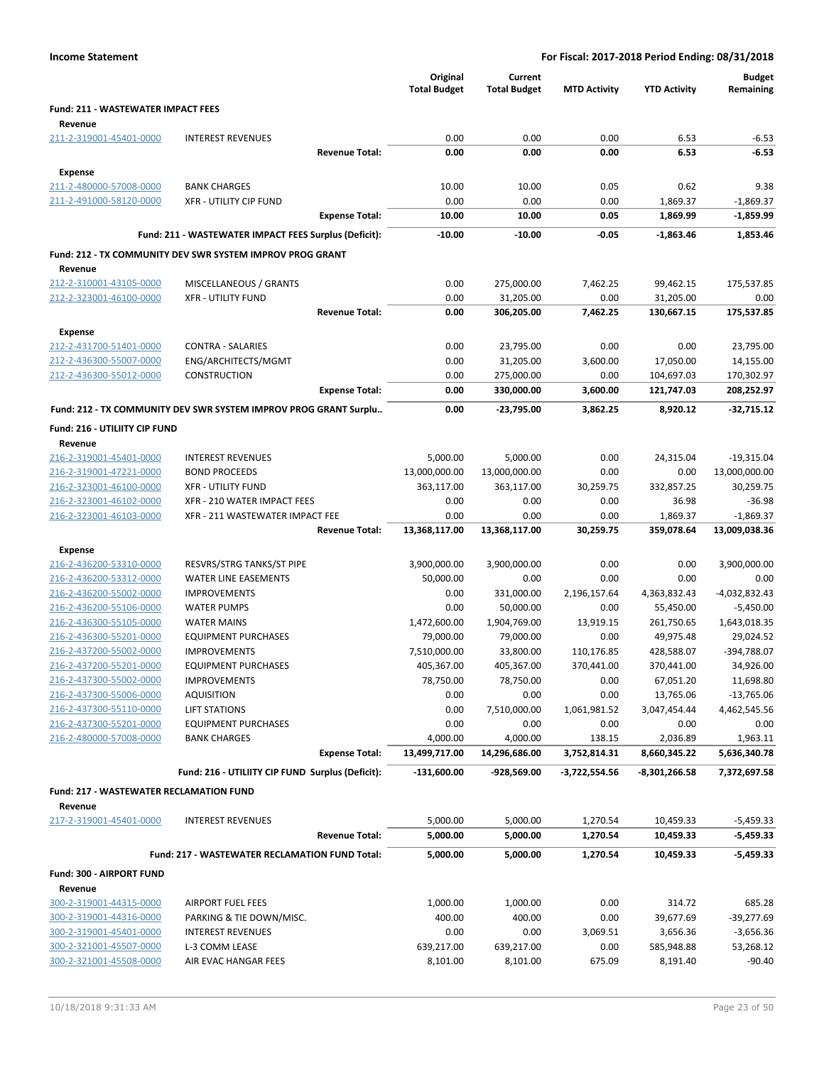**Income Statement** — For Fiscal: 2017-2018 Period Ending: 08/31/2018

| | | Original Total Budget | Current Total Budget | MTD Activity | YTD Activity | Budget Remaining |
|---|---|---|---|---|---|---|
| **Fund: 211 - WASTEWATER IMPACT FEES** | | | | | | |
| **Revenue** | | | | | | |
| 211-2-319001-45401-0000 | INTEREST REVENUES | 0.00 | 0.00 | 0.00 | 6.53 | -6.53 |
| | **Revenue Total:** | **0.00** | **0.00** | **0.00** | **6.53** | **-6.53** |
| **Expense** | | | | | | |
| 211-2-480000-57008-0000 | BANK CHARGES | 10.00 | 10.00 | 0.05 | 0.62 | 9.38 |
| 211-2-491000-58120-0000 | XFR - UTILITY CIP FUND | 0.00 | 0.00 | 0.00 | 1,869.37 | -1,869.37 |
| | **Expense Total:** | **10.00** | **10.00** | **0.05** | **1,869.99** | **-1,859.99** |
| | **Fund: 211 - WASTEWATER IMPACT FEES Surplus (Deficit):** | **-10.00** | **-10.00** | **-0.05** | **-1,863.46** | **1,853.46** |
| **Fund: 212 - TX COMMUNITY DEV SWR SYSTEM IMPROV PROG GRANT** | | | | | | |
| **Revenue** | | | | | | |
| 212-2-310001-43105-0000 | MISCELLANEOUS / GRANTS | 0.00 | 275,000.00 | 7,462.25 | 99,462.15 | 175,537.85 |
| 212-2-323001-46100-0000 | XFR - UTILITY FUND | 0.00 | 31,205.00 | 0.00 | 31,205.00 | 0.00 |
| | **Revenue Total:** | **0.00** | **306,205.00** | **7,462.25** | **130,667.15** | **175,537.85** |
| **Expense** | | | | | | |
| 212-2-431700-51401-0000 | CONTRA - SALARIES | 0.00 | 23,795.00 | 0.00 | 0.00 | 23,795.00 |
| 212-2-436300-55007-0000 | ENG/ARCHITECTS/MGMT | 0.00 | 31,205.00 | 3,600.00 | 17,050.00 | 14,155.00 |
| 212-2-436300-55012-0000 | CONSTRUCTION | 0.00 | 275,000.00 | 0.00 | 104,697.03 | 170,302.97 |
| | **Expense Total:** | **0.00** | **330,000.00** | **3,600.00** | **121,747.03** | **208,252.97** |
| | **Fund: 212 - TX COMMUNITY DEV SWR SYSTEM IMPROV PROG GRANT Surplu..** | **0.00** | **-23,795.00** | **3,862.25** | **8,920.12** | **-32,715.12** |
| **Fund: 216 - UTILIITY CIP FUND** | | | | | | |
| **Revenue** | | | | | | |
| 216-2-319001-45401-0000 | INTEREST REVENUES | 5,000.00 | 5,000.00 | 0.00 | 24,315.04 | -19,315.04 |
| 216-2-319001-47221-0000 | BOND PROCEEDS | 13,000,000.00 | 13,000,000.00 | 0.00 | 0.00 | 13,000,000.00 |
| 216-2-323001-46100-0000 | XFR - UTILITY FUND | 363,117.00 | 363,117.00 | 30,259.75 | 332,857.25 | 30,259.75 |
| 216-2-323001-46102-0000 | XFR - 210 WATER IMPACT FEES | 0.00 | 0.00 | 0.00 | 36.98 | -36.98 |
| 216-2-323001-46103-0000 | XFR - 211 WASTEWATER IMPACT FEE | 0.00 | 0.00 | 0.00 | 1,869.37 | -1,869.37 |
| | **Revenue Total:** | **13,368,117.00** | **13,368,117.00** | **30,259.75** | **359,078.64** | **13,009,038.36** |
| **Expense** | | | | | | |
| 216-2-436200-53310-0000 | RESVRS/STRG TANKS/ST PIPE | 3,900,000.00 | 3,900,000.00 | 0.00 | 0.00 | 3,900,000.00 |
| 216-2-436200-53312-0000 | WATER LINE EASEMENTS | 50,000.00 | 0.00 | 0.00 | 0.00 | 0.00 |
| 216-2-436200-55002-0000 | IMPROVEMENTS | 0.00 | 331,000.00 | 2,196,157.64 | 4,363,832.43 | -4,032,832.43 |
| 216-2-436200-55106-0000 | WATER PUMPS | 0.00 | 50,000.00 | 0.00 | 55,450.00 | -5,450.00 |
| 216-2-436300-55105-0000 | WATER MAINS | 1,472,600.00 | 1,904,769.00 | 13,919.15 | 261,750.65 | 1,643,018.35 |
| 216-2-436300-55201-0000 | EQUIPMENT PURCHASES | 79,000.00 | 79,000.00 | 0.00 | 49,975.48 | 29,024.52 |
| 216-2-437200-55002-0000 | IMPROVEMENTS | 7,510,000.00 | 33,800.00 | 110,176.85 | 428,588.07 | -394,788.07 |
| 216-2-437200-55201-0000 | EQUIPMENT PURCHASES | 405,367.00 | 405,367.00 | 370,441.00 | 370,441.00 | 34,926.00 |
| 216-2-437300-55002-0000 | IMPROVEMENTS | 78,750.00 | 78,750.00 | 0.00 | 67,051.20 | 11,698.80 |
| 216-2-437300-55006-0000 | AQUISITION | 0.00 | 0.00 | 0.00 | 13,765.06 | -13,765.06 |
| 216-2-437300-55110-0000 | LIFT STATIONS | 0.00 | 7,510,000.00 | 1,061,981.52 | 3,047,454.44 | 4,462,545.56 |
| 216-2-437300-55201-0000 | EQUIPMENT PURCHASES | 0.00 | 0.00 | 0.00 | 0.00 | 0.00 |
| 216-2-480000-57008-0000 | BANK CHARGES | 4,000.00 | 4,000.00 | 138.15 | 2,036.89 | 1,963.11 |
| | **Expense Total:** | **13,499,717.00** | **14,296,686.00** | **3,752,814.31** | **8,660,345.22** | **5,636,340.78** |
| | **Fund: 216 - UTILIITY CIP FUND Surplus (Deficit):** | **-131,600.00** | **-928,569.00** | **-3,722,554.56** | **-8,301,266.58** | **7,372,697.58** |
| **Fund: 217 - WASTEWATER RECLAMATION FUND** | | | | | | |
| **Revenue** | | | | | | |
| 217-2-319001-45401-0000 | INTEREST REVENUES | 5,000.00 | 5,000.00 | 1,270.54 | 10,459.33 | -5,459.33 |
| | **Revenue Total:** | **5,000.00** | **5,000.00** | **1,270.54** | **10,459.33** | **-5,459.33** |
| | **Fund: 217 - WASTEWATER RECLAMATION FUND Total:** | **5,000.00** | **5,000.00** | **1,270.54** | **10,459.33** | **-5,459.33** |
| **Fund: 300 - AIRPORT FUND** | | | | | | |
| **Revenue** | | | | | | |
| 300-2-319001-44315-0000 | AIRPORT FUEL FEES | 1,000.00 | 1,000.00 | 0.00 | 314.72 | 685.28 |
| 300-2-319001-44316-0000 | PARKING & TIE DOWN/MISC. | 400.00 | 400.00 | 0.00 | 39,677.69 | -39,277.69 |
| 300-2-319001-45401-0000 | INTEREST REVENUES | 0.00 | 0.00 | 3,069.51 | 3,656.36 | -3,656.36 |
| 300-2-321001-45507-0000 | L-3 COMM LEASE | 639,217.00 | 639,217.00 | 0.00 | 585,948.88 | 53,268.12 |
| 300-2-321001-45508-0000 | AIR EVAC HANGAR FEES | 8,101.00 | 8,101.00 | 675.09 | 8,191.40 | -90.40 |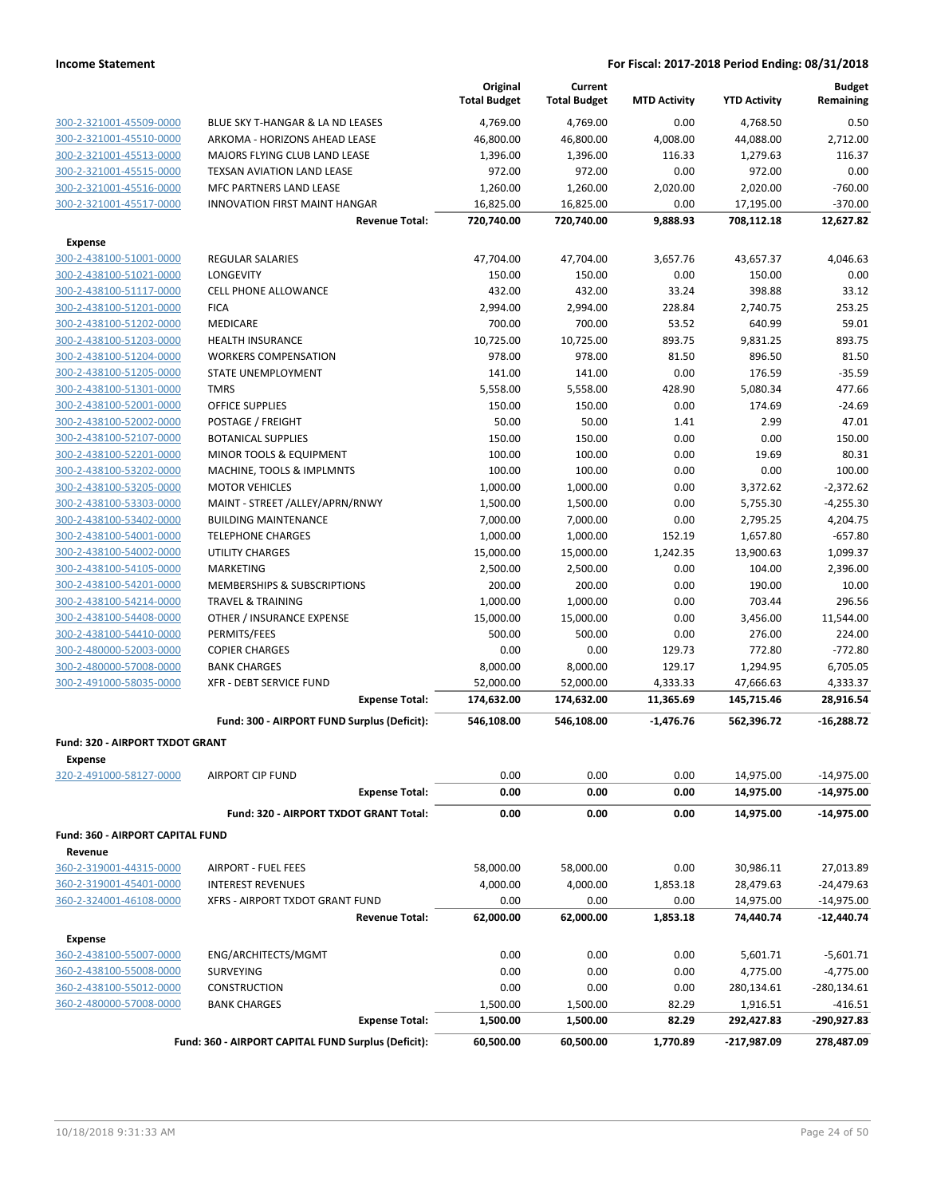**Income Statement** — **For Fiscal: 2017-2018 Period Ending: 08/31/2018**

| | | Original Total Budget | Current Total Budget | MTD Activity | YTD Activity | Budget Remaining |
|---|---|---|---|---|---|---|
| 300-2-321001-45509-0000 | BLUE SKY T-HANGAR & LA ND LEASES | 4,769.00 | 4,769.00 | 0.00 | 4,768.50 | 0.50 |
| 300-2-321001-45510-0000 | ARKOMA - HORIZONS AHEAD LEASE | 46,800.00 | 46,800.00 | 4,008.00 | 44,088.00 | 2,712.00 |
| 300-2-321001-45513-0000 | MAJORS FLYING CLUB LAND LEASE | 1,396.00 | 1,396.00 | 116.33 | 1,279.63 | 116.37 |
| 300-2-321001-45515-0000 | TEXSAN AVIATION LAND LEASE | 972.00 | 972.00 | 0.00 | 972.00 | 0.00 |
| 300-2-321001-45516-0000 | MFC PARTNERS LAND LEASE | 1,260.00 | 1,260.00 | 2,020.00 | 2,020.00 | -760.00 |
| 300-2-321001-45517-0000 | INNOVATION FIRST MAINT HANGAR | 16,825.00 | 16,825.00 | 0.00 | 17,195.00 | -370.00 |
| | **Revenue Total:** | **720,740.00** | **720,740.00** | **9,888.93** | **708,112.18** | **12,627.82** |
| **Expense** | | | | | | |
| 300-2-438100-51001-0000 | REGULAR SALARIES | 47,704.00 | 47,704.00 | 3,657.76 | 43,657.37 | 4,046.63 |
| 300-2-438100-51021-0000 | LONGEVITY | 150.00 | 150.00 | 0.00 | 150.00 | 0.00 |
| 300-2-438100-51117-0000 | CELL PHONE ALLOWANCE | 432.00 | 432.00 | 33.24 | 398.88 | 33.12 |
| 300-2-438100-51201-0000 | FICA | 2,994.00 | 2,994.00 | 228.84 | 2,740.75 | 253.25 |
| 300-2-438100-51202-0000 | MEDICARE | 700.00 | 700.00 | 53.52 | 640.99 | 59.01 |
| 300-2-438100-51203-0000 | HEALTH INSURANCE | 10,725.00 | 10,725.00 | 893.75 | 9,831.25 | 893.75 |
| 300-2-438100-51204-0000 | WORKERS COMPENSATION | 978.00 | 978.00 | 81.50 | 896.50 | 81.50 |
| 300-2-438100-51205-0000 | STATE UNEMPLOYMENT | 141.00 | 141.00 | 0.00 | 176.59 | -35.59 |
| 300-2-438100-51301-0000 | TMRS | 5,558.00 | 5,558.00 | 428.90 | 5,080.34 | 477.66 |
| 300-2-438100-52001-0000 | OFFICE SUPPLIES | 150.00 | 150.00 | 0.00 | 174.69 | -24.69 |
| 300-2-438100-52002-0000 | POSTAGE / FREIGHT | 50.00 | 50.00 | 1.41 | 2.99 | 47.01 |
| 300-2-438100-52107-0000 | BOTANICAL SUPPLIES | 150.00 | 150.00 | 0.00 | 0.00 | 150.00 |
| 300-2-438100-52201-0000 | MINOR TOOLS & EQUIPMENT | 100.00 | 100.00 | 0.00 | 19.69 | 80.31 |
| 300-2-438100-53202-0000 | MACHINE, TOOLS & IMPLMNTS | 100.00 | 100.00 | 0.00 | 0.00 | 100.00 |
| 300-2-438100-53205-0000 | MOTOR VEHICLES | 1,000.00 | 1,000.00 | 0.00 | 3,372.62 | -2,372.62 |
| 300-2-438100-53303-0000 | MAINT - STREET /ALLEY/APRN/RNWY | 1,500.00 | 1,500.00 | 0.00 | 5,755.30 | -4,255.30 |
| 300-2-438100-53402-0000 | BUILDING MAINTENANCE | 7,000.00 | 7,000.00 | 0.00 | 2,795.25 | 4,204.75 |
| 300-2-438100-54001-0000 | TELEPHONE CHARGES | 1,000.00 | 1,000.00 | 152.19 | 1,657.80 | -657.80 |
| 300-2-438100-54002-0000 | UTILITY CHARGES | 15,000.00 | 15,000.00 | 1,242.35 | 13,900.63 | 1,099.37 |
| 300-2-438100-54105-0000 | MARKETING | 2,500.00 | 2,500.00 | 0.00 | 104.00 | 2,396.00 |
| 300-2-438100-54201-0000 | MEMBERSHIPS & SUBSCRIPTIONS | 200.00 | 200.00 | 0.00 | 190.00 | 10.00 |
| 300-2-438100-54214-0000 | TRAVEL & TRAINING | 1,000.00 | 1,000.00 | 0.00 | 703.44 | 296.56 |
| 300-2-438100-54408-0000 | OTHER / INSURANCE EXPENSE | 15,000.00 | 15,000.00 | 0.00 | 3,456.00 | 11,544.00 |
| 300-2-438100-54410-0000 | PERMITS/FEES | 500.00 | 500.00 | 0.00 | 276.00 | 224.00 |
| 300-2-480000-52003-0000 | COPIER CHARGES | 0.00 | 0.00 | 129.73 | 772.80 | -772.80 |
| 300-2-480000-57008-0000 | BANK CHARGES | 8,000.00 | 8,000.00 | 129.17 | 1,294.95 | 6,705.05 |
| 300-2-491000-58035-0000 | XFR - DEBT SERVICE FUND | 52,000.00 | 52,000.00 | 4,333.33 | 47,666.63 | 4,333.37 |
| | **Expense Total:** | **174,632.00** | **174,632.00** | **11,365.69** | **145,715.46** | **28,916.54** |
| | **Fund: 300 - AIRPORT FUND Surplus (Deficit):** | **546,108.00** | **546,108.00** | **-1,476.76** | **562,396.72** | **-16,288.72** |
| **Fund: 320 - AIRPORT TXDOT GRANT** | | | | | | |
| **Expense** | | | | | | |
| 320-2-491000-58127-0000 | AIRPORT CIP FUND | 0.00 | 0.00 | 0.00 | 14,975.00 | -14,975.00 |
| | **Expense Total:** | **0.00** | **0.00** | **0.00** | **14,975.00** | **-14,975.00** |
| | **Fund: 320 - AIRPORT TXDOT GRANT Total:** | **0.00** | **0.00** | **0.00** | **14,975.00** | **-14,975.00** |
| **Fund: 360 - AIRPORT CAPITAL FUND** | | | | | | |
| **Revenue** | | | | | | |
| 360-2-319001-44315-0000 | AIRPORT - FUEL FEES | 58,000.00 | 58,000.00 | 0.00 | 30,986.11 | 27,013.89 |
| 360-2-319001-45401-0000 | INTEREST REVENUES | 4,000.00 | 4,000.00 | 1,853.18 | 28,479.63 | -24,479.63 |
| 360-2-324001-46108-0000 | XFRS - AIRPORT TXDOT GRANT FUND | 0.00 | 0.00 | 0.00 | 14,975.00 | -14,975.00 |
| | **Revenue Total:** | **62,000.00** | **62,000.00** | **1,853.18** | **74,440.74** | **-12,440.74** |
| **Expense** | | | | | | |
| 360-2-438100-55007-0000 | ENG/ARCHITECTS/MGMT | 0.00 | 0.00 | 0.00 | 5,601.71 | -5,601.71 |
| 360-2-438100-55008-0000 | SURVEYING | 0.00 | 0.00 | 0.00 | 4,775.00 | -4,775.00 |
| 360-2-438100-55012-0000 | CONSTRUCTION | 0.00 | 0.00 | 0.00 | 280,134.61 | -280,134.61 |
| 360-2-480000-57008-0000 | BANK CHARGES | 1,500.00 | 1,500.00 | 82.29 | 1,916.51 | -416.51 |
| | **Expense Total:** | **1,500.00** | **1,500.00** | **82.29** | **292,427.83** | **-290,927.83** |
| | **Fund: 360 - AIRPORT CAPITAL FUND Surplus (Deficit):** | **60,500.00** | **60,500.00** | **1,770.89** | **-217,987.09** | **278,487.09** |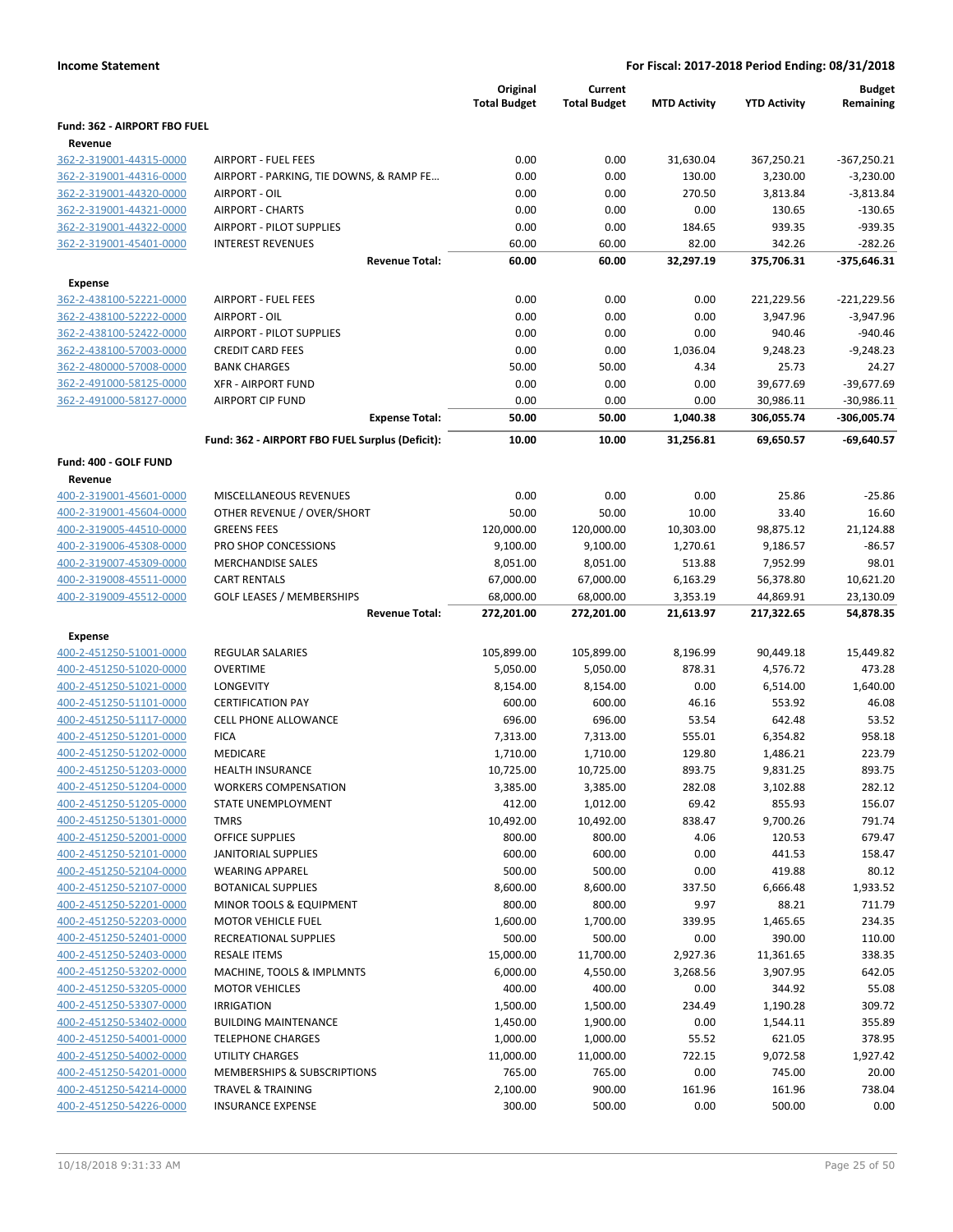**Income Statement** — For Fiscal: 2017-2018 Period Ending: 08/31/2018

| | | Original Total Budget | Current Total Budget | MTD Activity | YTD Activity | Budget Remaining |
|---|---|---|---|---|---|---|
| **Fund: 362 - AIRPORT FBO FUEL** | | | | | | |
| **Revenue** | | | | | | |
| 362-2-319001-44315-0000 | AIRPORT - FUEL FEES | 0.00 | 0.00 | 31,630.04 | 367,250.21 | -367,250.21 |
| 362-2-319001-44316-0000 | AIRPORT - PARKING, TIE DOWNS, & RAMP FE... | 0.00 | 0.00 | 130.00 | 3,230.00 | -3,230.00 |
| 362-2-319001-44320-0000 | AIRPORT - OIL | 0.00 | 0.00 | 270.50 | 3,813.84 | -3,813.84 |
| 362-2-319001-44321-0000 | AIRPORT - CHARTS | 0.00 | 0.00 | 0.00 | 130.65 | -130.65 |
| 362-2-319001-44322-0000 | AIRPORT - PILOT SUPPLIES | 0.00 | 0.00 | 184.65 | 939.35 | -939.35 |
| 362-2-319001-45401-0000 | INTEREST REVENUES | 60.00 | 60.00 | 82.00 | 342.26 | -282.26 |
| | **Revenue Total:** | **60.00** | **60.00** | **32,297.19** | **375,706.31** | **-375,646.31** |
| **Expense** | | | | | | |
| 362-2-438100-52221-0000 | AIRPORT - FUEL FEES | 0.00 | 0.00 | 0.00 | 221,229.56 | -221,229.56 |
| 362-2-438100-52222-0000 | AIRPORT - OIL | 0.00 | 0.00 | 0.00 | 3,947.96 | -3,947.96 |
| 362-2-438100-52422-0000 | AIRPORT - PILOT SUPPLIES | 0.00 | 0.00 | 0.00 | 940.46 | -940.46 |
| 362-2-438100-57003-0000 | CREDIT CARD FEES | 0.00 | 0.00 | 1,036.04 | 9,248.23 | -9,248.23 |
| 362-2-480000-57008-0000 | BANK CHARGES | 50.00 | 50.00 | 4.34 | 25.73 | 24.27 |
| 362-2-491000-58125-0000 | XFR - AIRPORT FUND | 0.00 | 0.00 | 0.00 | 39,677.69 | -39,677.69 |
| 362-2-491000-58127-0000 | AIRPORT CIP FUND | 0.00 | 0.00 | 0.00 | 30,986.11 | -30,986.11 |
| | **Expense Total:** | **50.00** | **50.00** | **1,040.38** | **306,055.74** | **-306,005.74** |
| | **Fund: 362 - AIRPORT FBO FUEL Surplus (Deficit):** | **10.00** | **10.00** | **31,256.81** | **69,650.57** | **-69,640.57** |
| **Fund: 400 - GOLF FUND** | | | | | | |
| **Revenue** | | | | | | |
| 400-2-319001-45601-0000 | MISCELLANEOUS REVENUES | 0.00 | 0.00 | 0.00 | 25.86 | -25.86 |
| 400-2-319001-45604-0000 | OTHER REVENUE / OVER/SHORT | 50.00 | 50.00 | 10.00 | 33.40 | 16.60 |
| 400-2-319005-44510-0000 | GREENS FEES | 120,000.00 | 120,000.00 | 10,303.00 | 98,875.12 | 21,124.88 |
| 400-2-319006-45308-0000 | PRO SHOP CONCESSIONS | 9,100.00 | 9,100.00 | 1,270.61 | 9,186.57 | -86.57 |
| 400-2-319007-45309-0000 | MERCHANDISE SALES | 8,051.00 | 8,051.00 | 513.88 | 7,952.99 | 98.01 |
| 400-2-319008-45511-0000 | CART RENTALS | 67,000.00 | 67,000.00 | 6,163.29 | 56,378.80 | 10,621.20 |
| 400-2-319009-45512-0000 | GOLF LEASES / MEMBERSHIPS | 68,000.00 | 68,000.00 | 3,353.19 | 44,869.91 | 23,130.09 |
| | **Revenue Total:** | **272,201.00** | **272,201.00** | **21,613.97** | **217,322.65** | **54,878.35** |
| **Expense** | | | | | | |
| 400-2-451250-51001-0000 | REGULAR SALARIES | 105,899.00 | 105,899.00 | 8,196.99 | 90,449.18 | 15,449.82 |
| 400-2-451250-51020-0000 | OVERTIME | 5,050.00 | 5,050.00 | 878.31 | 4,576.72 | 473.28 |
| 400-2-451250-51021-0000 | LONGEVITY | 8,154.00 | 8,154.00 | 0.00 | 6,514.00 | 1,640.00 |
| 400-2-451250-51101-0000 | CERTIFICATION PAY | 600.00 | 600.00 | 46.16 | 553.92 | 46.08 |
| 400-2-451250-51117-0000 | CELL PHONE ALLOWANCE | 696.00 | 696.00 | 53.54 | 642.48 | 53.52 |
| 400-2-451250-51201-0000 | FICA | 7,313.00 | 7,313.00 | 555.01 | 6,354.82 | 958.18 |
| 400-2-451250-51202-0000 | MEDICARE | 1,710.00 | 1,710.00 | 129.80 | 1,486.21 | 223.79 |
| 400-2-451250-51203-0000 | HEALTH INSURANCE | 10,725.00 | 10,725.00 | 893.75 | 9,831.25 | 893.75 |
| 400-2-451250-51204-0000 | WORKERS COMPENSATION | 3,385.00 | 3,385.00 | 282.08 | 3,102.88 | 282.12 |
| 400-2-451250-51205-0000 | STATE UNEMPLOYMENT | 412.00 | 1,012.00 | 69.42 | 855.93 | 156.07 |
| 400-2-451250-51301-0000 | TMRS | 10,492.00 | 10,492.00 | 838.47 | 9,700.26 | 791.74 |
| 400-2-451250-52001-0000 | OFFICE SUPPLIES | 800.00 | 800.00 | 4.06 | 120.53 | 679.47 |
| 400-2-451250-52101-0000 | JANITORIAL SUPPLIES | 600.00 | 600.00 | 0.00 | 441.53 | 158.47 |
| 400-2-451250-52104-0000 | WEARING APPAREL | 500.00 | 500.00 | 0.00 | 419.88 | 80.12 |
| 400-2-451250-52107-0000 | BOTANICAL SUPPLIES | 8,600.00 | 8,600.00 | 337.50 | 6,666.48 | 1,933.52 |
| 400-2-451250-52201-0000 | MINOR TOOLS & EQUIPMENT | 800.00 | 800.00 | 9.97 | 88.21 | 711.79 |
| 400-2-451250-52203-0000 | MOTOR VEHICLE FUEL | 1,600.00 | 1,700.00 | 339.95 | 1,465.65 | 234.35 |
| 400-2-451250-52401-0000 | RECREATIONAL SUPPLIES | 500.00 | 500.00 | 0.00 | 390.00 | 110.00 |
| 400-2-451250-52403-0000 | RESALE ITEMS | 15,000.00 | 11,700.00 | 2,927.36 | 11,361.65 | 338.35 |
| 400-2-451250-53202-0000 | MACHINE, TOOLS & IMPLMNTS | 6,000.00 | 4,550.00 | 3,268.56 | 3,907.95 | 642.05 |
| 400-2-451250-53205-0000 | MOTOR VEHICLES | 400.00 | 400.00 | 0.00 | 344.92 | 55.08 |
| 400-2-451250-53307-0000 | IRRIGATION | 1,500.00 | 1,500.00 | 234.49 | 1,190.28 | 309.72 |
| 400-2-451250-53402-0000 | BUILDING MAINTENANCE | 1,450.00 | 1,900.00 | 0.00 | 1,544.11 | 355.89 |
| 400-2-451250-54001-0000 | TELEPHONE CHARGES | 1,000.00 | 1,000.00 | 55.52 | 621.05 | 378.95 |
| 400-2-451250-54002-0000 | UTILITY CHARGES | 11,000.00 | 11,000.00 | 722.15 | 9,072.58 | 1,927.42 |
| 400-2-451250-54201-0000 | MEMBERSHIPS & SUBSCRIPTIONS | 765.00 | 765.00 | 0.00 | 745.00 | 20.00 |
| 400-2-451250-54214-0000 | TRAVEL & TRAINING | 2,100.00 | 900.00 | 161.96 | 161.96 | 738.04 |
| 400-2-451250-54226-0000 | INSURANCE EXPENSE | 300.00 | 500.00 | 0.00 | 500.00 | 0.00 |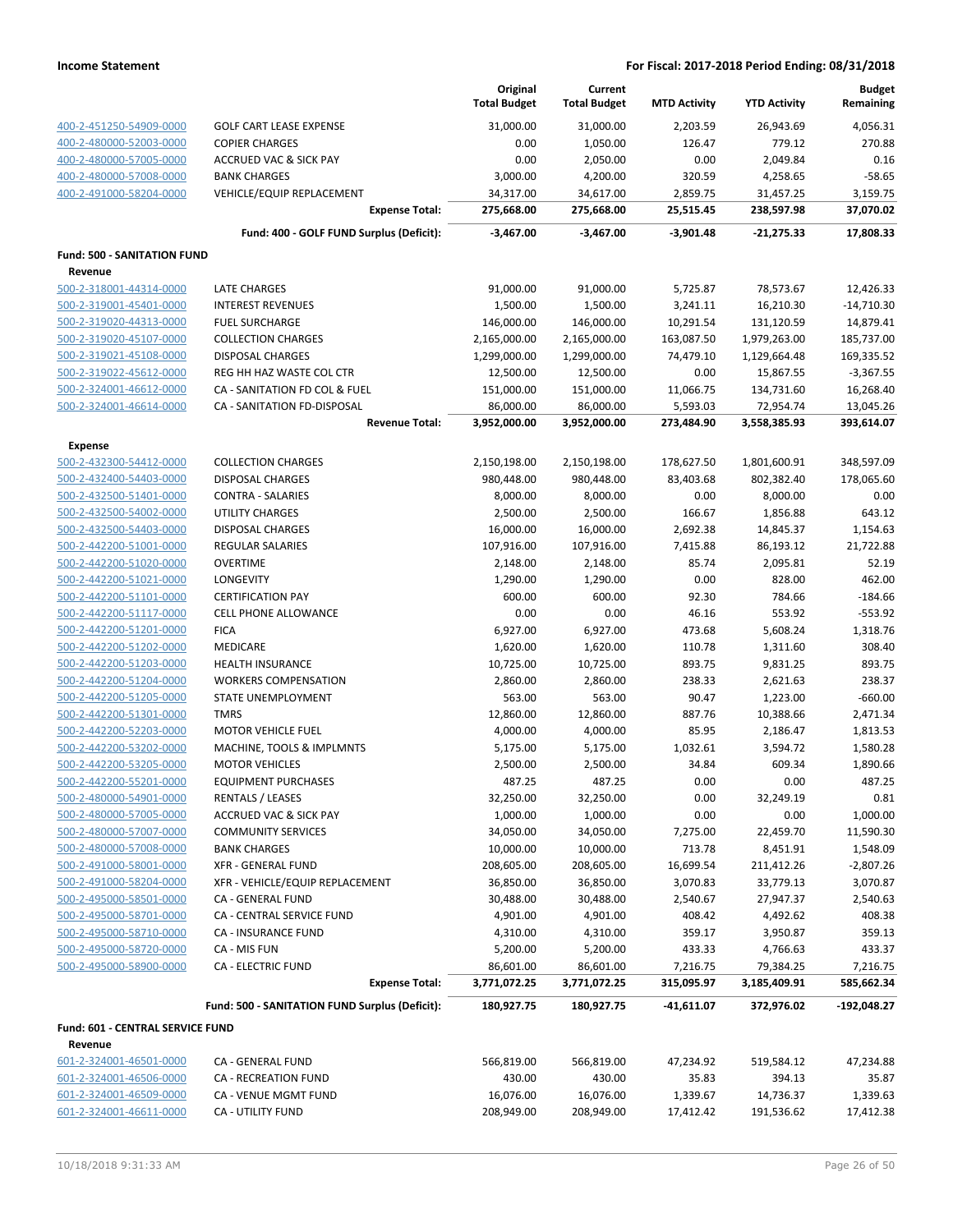| | | Original Total Budget | Current Total Budget | MTD Activity | YTD Activity | Budget Remaining |
|---|---|---|---|---|---|---|
| 400-2-451250-54909-0000 | GOLF CART LEASE EXPENSE | 31,000.00 | 31,000.00 | 2,203.59 | 26,943.69 | 4,056.31 |
| 400-2-480000-52003-0000 | COPIER CHARGES | 0.00 | 1,050.00 | 126.47 | 779.12 | 270.88 |
| 400-2-480000-57005-0000 | ACCRUED VAC & SICK PAY | 0.00 | 2,050.00 | 0.00 | 2,049.84 | 0.16 |
| 400-2-480000-57008-0000 | BANK CHARGES | 3,000.00 | 4,200.00 | 320.59 | 4,258.65 | -58.65 |
| 400-2-491000-58204-0000 | VEHICLE/EQUIP REPLACEMENT | 34,317.00 | 34,617.00 | 2,859.75 | 31,457.25 | 3,159.75 |
| | **Expense Total:** | **275,668.00** | **275,668.00** | **25,515.45** | **238,597.98** | **37,070.02** |
| | **Fund: 400 - GOLF FUND Surplus (Deficit):** | **-3,467.00** | **-3,467.00** | **-3,901.48** | **-21,275.33** | **17,808.33** |
| **Fund: 500 - SANITATION FUND** | | | | | | |
| **Revenue** | | | | | | |
| 500-2-318001-44314-0000 | LATE CHARGES | 91,000.00 | 91,000.00 | 5,725.87 | 78,573.67 | 12,426.33 |
| 500-2-319001-45401-0000 | INTEREST REVENUES | 1,500.00 | 1,500.00 | 3,241.11 | 16,210.30 | -14,710.30 |
| 500-2-319020-44313-0000 | FUEL SURCHARGE | 146,000.00 | 146,000.00 | 10,291.54 | 131,120.59 | 14,879.41 |
| 500-2-319020-45107-0000 | COLLECTION CHARGES | 2,165,000.00 | 2,165,000.00 | 163,087.50 | 1,979,263.00 | 185,737.00 |
| 500-2-319021-45108-0000 | DISPOSAL CHARGES | 1,299,000.00 | 1,299,000.00 | 74,479.10 | 1,129,664.48 | 169,335.52 |
| 500-2-319022-45612-0000 | REG HH HAZ WASTE COL CTR | 12,500.00 | 12,500.00 | 0.00 | 15,867.55 | -3,367.55 |
| 500-2-324001-46612-0000 | CA - SANITATION FD COL & FUEL | 151,000.00 | 151,000.00 | 11,066.75 | 134,731.60 | 16,268.40 |
| 500-2-324001-46614-0000 | CA - SANITATION FD-DISPOSAL | 86,000.00 | 86,000.00 | 5,593.03 | 72,954.74 | 13,045.26 |
| | **Revenue Total:** | **3,952,000.00** | **3,952,000.00** | **273,484.90** | **3,558,385.93** | **393,614.07** |
| **Expense** | | | | | | |
| 500-2-432300-54412-0000 | COLLECTION CHARGES | 2,150,198.00 | 2,150,198.00 | 178,627.50 | 1,801,600.91 | 348,597.09 |
| 500-2-432400-54403-0000 | DISPOSAL CHARGES | 980,448.00 | 980,448.00 | 83,403.68 | 802,382.40 | 178,065.60 |
| 500-2-432500-51401-0000 | CONTRA - SALARIES | 8,000.00 | 8,000.00 | 0.00 | 8,000.00 | 0.00 |
| 500-2-432500-54002-0000 | UTILITY CHARGES | 2,500.00 | 2,500.00 | 166.67 | 1,856.88 | 643.12 |
| 500-2-432500-54403-0000 | DISPOSAL CHARGES | 16,000.00 | 16,000.00 | 2,692.38 | 14,845.37 | 1,154.63 |
| 500-2-442200-51001-0000 | REGULAR SALARIES | 107,916.00 | 107,916.00 | 7,415.88 | 86,193.12 | 21,722.88 |
| 500-2-442200-51020-0000 | OVERTIME | 2,148.00 | 2,148.00 | 85.74 | 2,095.81 | 52.19 |
| 500-2-442200-51021-0000 | LONGEVITY | 1,290.00 | 1,290.00 | 0.00 | 828.00 | 462.00 |
| 500-2-442200-51101-0000 | CERTIFICATION PAY | 600.00 | 600.00 | 92.30 | 784.66 | -184.66 |
| 500-2-442200-51117-0000 | CELL PHONE ALLOWANCE | 0.00 | 0.00 | 46.16 | 553.92 | -553.92 |
| 500-2-442200-51201-0000 | FICA | 6,927.00 | 6,927.00 | 473.68 | 5,608.24 | 1,318.76 |
| 500-2-442200-51202-0000 | MEDICARE | 1,620.00 | 1,620.00 | 110.78 | 1,311.60 | 308.40 |
| 500-2-442200-51203-0000 | HEALTH INSURANCE | 10,725.00 | 10,725.00 | 893.75 | 9,831.25 | 893.75 |
| 500-2-442200-51204-0000 | WORKERS COMPENSATION | 2,860.00 | 2,860.00 | 238.33 | 2,621.63 | 238.37 |
| 500-2-442200-51205-0000 | STATE UNEMPLOYMENT | 563.00 | 563.00 | 90.47 | 1,223.00 | -660.00 |
| 500-2-442200-51301-0000 | TMRS | 12,860.00 | 12,860.00 | 887.76 | 10,388.66 | 2,471.34 |
| 500-2-442200-52203-0000 | MOTOR VEHICLE FUEL | 4,000.00 | 4,000.00 | 85.95 | 2,186.47 | 1,813.53 |
| 500-2-442200-53202-0000 | MACHINE, TOOLS & IMPLMNTS | 5,175.00 | 5,175.00 | 1,032.61 | 3,594.72 | 1,580.28 |
| 500-2-442200-53205-0000 | MOTOR VEHICLES | 2,500.00 | 2,500.00 | 34.84 | 609.34 | 1,890.66 |
| 500-2-442200-55201-0000 | EQUIPMENT PURCHASES | 487.25 | 487.25 | 0.00 | 0.00 | 487.25 |
| 500-2-480000-54901-0000 | RENTALS / LEASES | 32,250.00 | 32,250.00 | 0.00 | 32,249.19 | 0.81 |
| 500-2-480000-57005-0000 | ACCRUED VAC & SICK PAY | 1,000.00 | 1,000.00 | 0.00 | 0.00 | 1,000.00 |
| 500-2-480000-57007-0000 | COMMUNITY SERVICES | 34,050.00 | 34,050.00 | 7,275.00 | 22,459.70 | 11,590.30 |
| 500-2-480000-57008-0000 | BANK CHARGES | 10,000.00 | 10,000.00 | 713.78 | 8,451.91 | 1,548.09 |
| 500-2-491000-58001-0000 | XFR - GENERAL FUND | 208,605.00 | 208,605.00 | 16,699.54 | 211,412.26 | -2,807.26 |
| 500-2-491000-58204-0000 | XFR - VEHICLE/EQUIP REPLACEMENT | 36,850.00 | 36,850.00 | 3,070.83 | 33,779.13 | 3,070.87 |
| 500-2-495000-58501-0000 | CA - GENERAL FUND | 30,488.00 | 30,488.00 | 2,540.67 | 27,947.37 | 2,540.63 |
| 500-2-495000-58701-0000 | CA - CENTRAL SERVICE FUND | 4,901.00 | 4,901.00 | 408.42 | 4,492.62 | 408.38 |
| 500-2-495000-58710-0000 | CA - INSURANCE FUND | 4,310.00 | 4,310.00 | 359.17 | 3,950.87 | 359.13 |
| 500-2-495000-58720-0000 | CA - MIS FUN | 5,200.00 | 5,200.00 | 433.33 | 4,766.63 | 433.37 |
| 500-2-495000-58900-0000 | CA - ELECTRIC FUND | 86,601.00 | 86,601.00 | 7,216.75 | 79,384.25 | 7,216.75 |
| | **Expense Total:** | **3,771,072.25** | **3,771,072.25** | **315,095.97** | **3,185,409.91** | **585,662.34** |
| | **Fund: 500 - SANITATION FUND Surplus (Deficit):** | **180,927.75** | **180,927.75** | **-41,611.07** | **372,976.02** | **-192,048.27** |
| **Fund: 601 - CENTRAL SERVICE FUND** | | | | | | |
| **Revenue** | | | | | | |
| 601-2-324001-46501-0000 | CA - GENERAL FUND | 566,819.00 | 566,819.00 | 47,234.92 | 519,584.12 | 47,234.88 |
| 601-2-324001-46506-0000 | CA - RECREATION FUND | 430.00 | 430.00 | 35.83 | 394.13 | 35.87 |
| 601-2-324001-46509-0000 | CA - VENUE MGMT FUND | 16,076.00 | 16,076.00 | 1,339.67 | 14,736.37 | 1,339.63 |
| 601-2-324001-46611-0000 | CA - UTILITY FUND | 208,949.00 | 208,949.00 | 17,412.42 | 191,536.62 | 17,412.38 |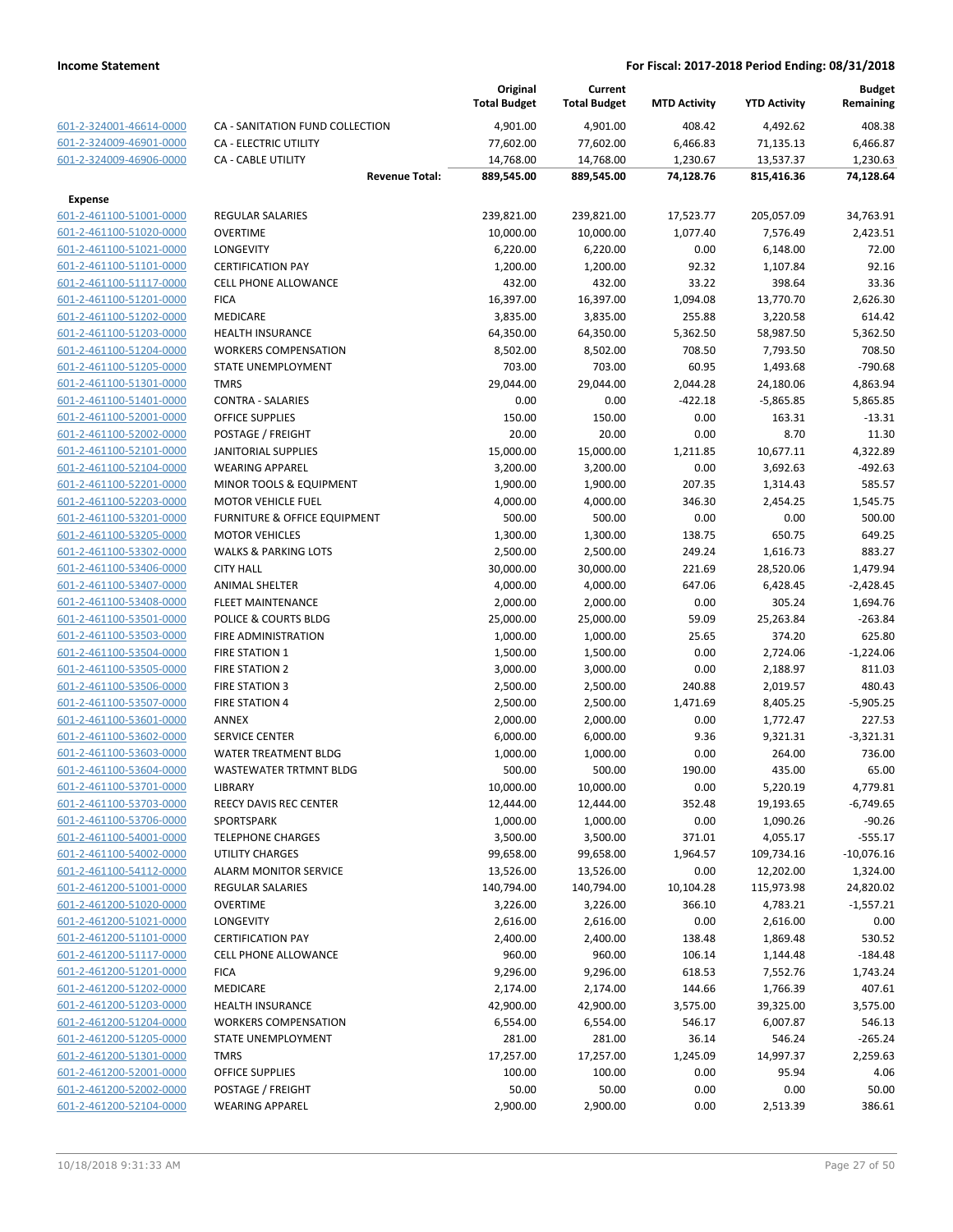| | | Original Total Budget | Current Total Budget | MTD Activity | YTD Activity | Budget Remaining |
|---|---|---|---|---|---|---|
| 601-2-324001-46614-0000 | CA - SANITATION FUND COLLECTION | 4,901.00 | 4,901.00 | 408.42 | 4,492.62 | 408.38 |
| 601-2-324009-46901-0000 | CA - ELECTRIC UTILITY | 77,602.00 | 77,602.00 | 6,466.83 | 71,135.13 | 6,466.87 |
| 601-2-324009-46906-0000 | CA - CABLE UTILITY | 14,768.00 | 14,768.00 | 1,230.67 | 13,537.37 | 1,230.63 |
| | **Revenue Total:** | **889,545.00** | **889,545.00** | **74,128.76** | **815,416.36** | **74,128.64** |
| **Expense** | | | | | | |
| 601-2-461100-51001-0000 | REGULAR SALARIES | 239,821.00 | 239,821.00 | 17,523.77 | 205,057.09 | 34,763.91 |
| 601-2-461100-51020-0000 | OVERTIME | 10,000.00 | 10,000.00 | 1,077.40 | 7,576.49 | 2,423.51 |
| 601-2-461100-51021-0000 | LONGEVITY | 6,220.00 | 6,220.00 | 0.00 | 6,148.00 | 72.00 |
| 601-2-461100-51101-0000 | CERTIFICATION PAY | 1,200.00 | 1,200.00 | 92.32 | 1,107.84 | 92.16 |
| 601-2-461100-51117-0000 | CELL PHONE ALLOWANCE | 432.00 | 432.00 | 33.22 | 398.64 | 33.36 |
| 601-2-461100-51201-0000 | FICA | 16,397.00 | 16,397.00 | 1,094.08 | 13,770.70 | 2,626.30 |
| 601-2-461100-51202-0000 | MEDICARE | 3,835.00 | 3,835.00 | 255.88 | 3,220.58 | 614.42 |
| 601-2-461100-51203-0000 | HEALTH INSURANCE | 64,350.00 | 64,350.00 | 5,362.50 | 58,987.50 | 5,362.50 |
| 601-2-461100-51204-0000 | WORKERS COMPENSATION | 8,502.00 | 8,502.00 | 708.50 | 7,793.50 | 708.50 |
| 601-2-461100-51205-0000 | STATE UNEMPLOYMENT | 703.00 | 703.00 | 60.95 | 1,493.68 | -790.68 |
| 601-2-461100-51301-0000 | TMRS | 29,044.00 | 29,044.00 | 2,044.28 | 24,180.06 | 4,863.94 |
| 601-2-461100-51401-0000 | CONTRA - SALARIES | 0.00 | 0.00 | -422.18 | -5,865.85 | 5,865.85 |
| 601-2-461100-52001-0000 | OFFICE SUPPLIES | 150.00 | 150.00 | 0.00 | 163.31 | -13.31 |
| 601-2-461100-52002-0000 | POSTAGE / FREIGHT | 20.00 | 20.00 | 0.00 | 8.70 | 11.30 |
| 601-2-461100-52101-0000 | JANITORIAL SUPPLIES | 15,000.00 | 15,000.00 | 1,211.85 | 10,677.11 | 4,322.89 |
| 601-2-461100-52104-0000 | WEARING APPAREL | 3,200.00 | 3,200.00 | 0.00 | 3,692.63 | -492.63 |
| 601-2-461100-52201-0000 | MINOR TOOLS & EQUIPMENT | 1,900.00 | 1,900.00 | 207.35 | 1,314.43 | 585.57 |
| 601-2-461100-52203-0000 | MOTOR VEHICLE FUEL | 4,000.00 | 4,000.00 | 346.30 | 2,454.25 | 1,545.75 |
| 601-2-461100-53201-0000 | FURNITURE & OFFICE EQUIPMENT | 500.00 | 500.00 | 0.00 | 0.00 | 500.00 |
| 601-2-461100-53205-0000 | MOTOR VEHICLES | 1,300.00 | 1,300.00 | 138.75 | 650.75 | 649.25 |
| 601-2-461100-53302-0000 | WALKS & PARKING LOTS | 2,500.00 | 2,500.00 | 249.24 | 1,616.73 | 883.27 |
| 601-2-461100-53406-0000 | CITY HALL | 30,000.00 | 30,000.00 | 221.69 | 28,520.06 | 1,479.94 |
| 601-2-461100-53407-0000 | ANIMAL SHELTER | 4,000.00 | 4,000.00 | 647.06 | 6,428.45 | -2,428.45 |
| 601-2-461100-53408-0000 | FLEET MAINTENANCE | 2,000.00 | 2,000.00 | 0.00 | 305.24 | 1,694.76 |
| 601-2-461100-53501-0000 | POLICE & COURTS BLDG | 25,000.00 | 25,000.00 | 59.09 | 25,263.84 | -263.84 |
| 601-2-461100-53503-0000 | FIRE ADMINISTRATION | 1,000.00 | 1,000.00 | 25.65 | 374.20 | 625.80 |
| 601-2-461100-53504-0000 | FIRE STATION 1 | 1,500.00 | 1,500.00 | 0.00 | 2,724.06 | -1,224.06 |
| 601-2-461100-53505-0000 | FIRE STATION 2 | 3,000.00 | 3,000.00 | 0.00 | 2,188.97 | 811.03 |
| 601-2-461100-53506-0000 | FIRE STATION 3 | 2,500.00 | 2,500.00 | 240.88 | 2,019.57 | 480.43 |
| 601-2-461100-53507-0000 | FIRE STATION 4 | 2,500.00 | 2,500.00 | 1,471.69 | 8,405.25 | -5,905.25 |
| 601-2-461100-53601-0000 | ANNEX | 2,000.00 | 2,000.00 | 0.00 | 1,772.47 | 227.53 |
| 601-2-461100-53602-0000 | SERVICE CENTER | 6,000.00 | 6,000.00 | 9.36 | 9,321.31 | -3,321.31 |
| 601-2-461100-53603-0000 | WATER TREATMENT BLDG | 1,000.00 | 1,000.00 | 0.00 | 264.00 | 736.00 |
| 601-2-461100-53604-0000 | WASTEWATER TRTMNT BLDG | 500.00 | 500.00 | 190.00 | 435.00 | 65.00 |
| 601-2-461100-53701-0000 | LIBRARY | 10,000.00 | 10,000.00 | 0.00 | 5,220.19 | 4,779.81 |
| 601-2-461100-53703-0000 | REECY DAVIS REC CENTER | 12,444.00 | 12,444.00 | 352.48 | 19,193.65 | -6,749.65 |
| 601-2-461100-53706-0000 | SPORTSPARK | 1,000.00 | 1,000.00 | 0.00 | 1,090.26 | -90.26 |
| 601-2-461100-54001-0000 | TELEPHONE CHARGES | 3,500.00 | 3,500.00 | 371.01 | 4,055.17 | -555.17 |
| 601-2-461100-54002-0000 | UTILITY CHARGES | 99,658.00 | 99,658.00 | 1,964.57 | 109,734.16 | -10,076.16 |
| 601-2-461100-54112-0000 | ALARM MONITOR SERVICE | 13,526.00 | 13,526.00 | 0.00 | 12,202.00 | 1,324.00 |
| 601-2-461200-51001-0000 | REGULAR SALARIES | 140,794.00 | 140,794.00 | 10,104.28 | 115,973.98 | 24,820.02 |
| 601-2-461200-51020-0000 | OVERTIME | 3,226.00 | 3,226.00 | 366.10 | 4,783.21 | -1,557.21 |
| 601-2-461200-51021-0000 | LONGEVITY | 2,616.00 | 2,616.00 | 0.00 | 2,616.00 | 0.00 |
| 601-2-461200-51101-0000 | CERTIFICATION PAY | 2,400.00 | 2,400.00 | 138.48 | 1,869.48 | 530.52 |
| 601-2-461200-51117-0000 | CELL PHONE ALLOWANCE | 960.00 | 960.00 | 106.14 | 1,144.48 | -184.48 |
| 601-2-461200-51201-0000 | FICA | 9,296.00 | 9,296.00 | 618.53 | 7,552.76 | 1,743.24 |
| 601-2-461200-51202-0000 | MEDICARE | 2,174.00 | 2,174.00 | 144.66 | 1,766.39 | 407.61 |
| 601-2-461200-51203-0000 | HEALTH INSURANCE | 42,900.00 | 42,900.00 | 3,575.00 | 39,325.00 | 3,575.00 |
| 601-2-461200-51204-0000 | WORKERS COMPENSATION | 6,554.00 | 6,554.00 | 546.17 | 6,007.87 | 546.13 |
| 601-2-461200-51205-0000 | STATE UNEMPLOYMENT | 281.00 | 281.00 | 36.14 | 546.24 | -265.24 |
| 601-2-461200-51301-0000 | TMRS | 17,257.00 | 17,257.00 | 1,245.09 | 14,997.37 | 2,259.63 |
| 601-2-461200-52001-0000 | OFFICE SUPPLIES | 100.00 | 100.00 | 0.00 | 95.94 | 4.06 |
| 601-2-461200-52002-0000 | POSTAGE / FREIGHT | 50.00 | 50.00 | 0.00 | 0.00 | 50.00 |
| 601-2-461200-52104-0000 | WEARING APPAREL | 2,900.00 | 2,900.00 | 0.00 | 2,513.39 | 386.61 |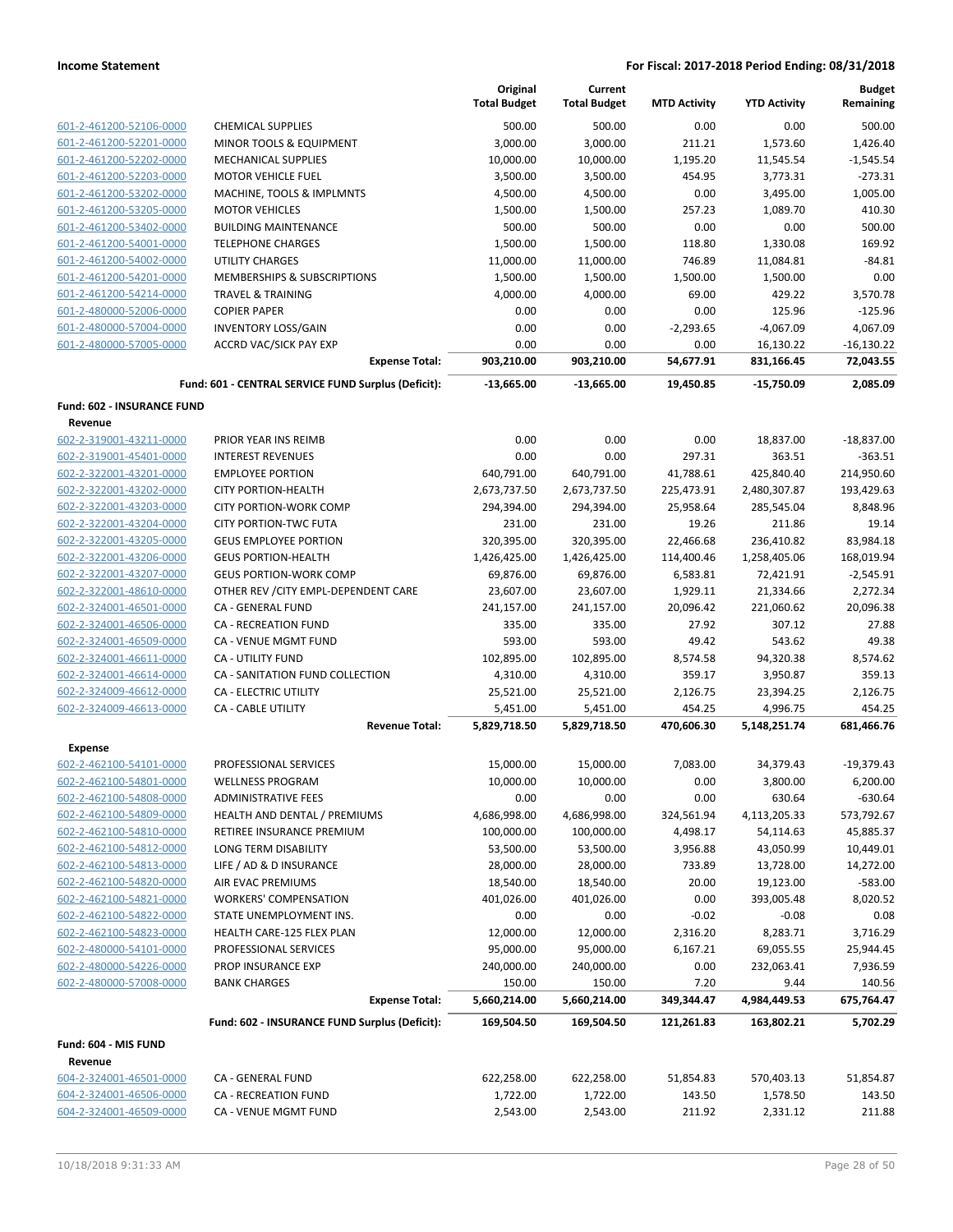| | | Original Total Budget | Current Total Budget | MTD Activity | YTD Activity | Budget Remaining |
|---|---|---|---|---|---|---|
| 601-2-461200-52106-0000 | CHEMICAL SUPPLIES | 500.00 | 500.00 | 0.00 | 0.00 | 500.00 |
| 601-2-461200-52201-0000 | MINOR TOOLS & EQUIPMENT | 3,000.00 | 3,000.00 | 211.21 | 1,573.60 | 1,426.40 |
| 601-2-461200-52202-0000 | MECHANICAL SUPPLIES | 10,000.00 | 10,000.00 | 1,195.20 | 11,545.54 | -1,545.54 |
| 601-2-461200-52203-0000 | MOTOR VEHICLE FUEL | 3,500.00 | 3,500.00 | 454.95 | 3,773.31 | -273.31 |
| 601-2-461200-53202-0000 | MACHINE, TOOLS & IMPLMNTS | 4,500.00 | 4,500.00 | 0.00 | 3,495.00 | 1,005.00 |
| 601-2-461200-53205-0000 | MOTOR VEHICLES | 1,500.00 | 1,500.00 | 257.23 | 1,089.70 | 410.30 |
| 601-2-461200-53402-0000 | BUILDING MAINTENANCE | 500.00 | 500.00 | 0.00 | 0.00 | 500.00 |
| 601-2-461200-54001-0000 | TELEPHONE CHARGES | 1,500.00 | 1,500.00 | 118.80 | 1,330.08 | 169.92 |
| 601-2-461200-54002-0000 | UTILITY CHARGES | 11,000.00 | 11,000.00 | 746.89 | 11,084.81 | -84.81 |
| 601-2-461200-54201-0000 | MEMBERSHIPS & SUBSCRIPTIONS | 1,500.00 | 1,500.00 | 1,500.00 | 1,500.00 | 0.00 |
| 601-2-461200-54214-0000 | TRAVEL & TRAINING | 4,000.00 | 4,000.00 | 69.00 | 429.22 | 3,570.78 |
| 601-2-480000-52006-0000 | COPIER PAPER | 0.00 | 0.00 | 0.00 | 125.96 | -125.96 |
| 601-2-480000-57004-0000 | INVENTORY LOSS/GAIN | 0.00 | 0.00 | -2,293.65 | -4,067.09 | 4,067.09 |
| 601-2-480000-57005-0000 | ACCRD VAC/SICK PAY EXP | 0.00 | 0.00 | 0.00 | 16,130.22 | -16,130.22 |
| | **Expense Total:** | **903,210.00** | **903,210.00** | **54,677.91** | **831,166.45** | **72,043.55** |
| | **Fund: 601 - CENTRAL SERVICE FUND Surplus (Deficit):** | **-13,665.00** | **-13,665.00** | **19,450.85** | **-15,750.09** | **2,085.09** |
| **Fund: 602 - INSURANCE FUND** | | | | | | |
| **Revenue** | | | | | | |
| 602-2-319001-43211-0000 | PRIOR YEAR INS REIMB | 0.00 | 0.00 | 0.00 | 18,837.00 | -18,837.00 |
| 602-2-319001-45401-0000 | INTEREST REVENUES | 0.00 | 0.00 | 297.31 | 363.51 | -363.51 |
| 602-2-322001-43201-0000 | EMPLOYEE PORTION | 640,791.00 | 640,791.00 | 41,788.61 | 425,840.40 | 214,950.60 |
| 602-2-322001-43202-0000 | CITY PORTION-HEALTH | 2,673,737.50 | 2,673,737.50 | 225,473.91 | 2,480,307.87 | 193,429.63 |
| 602-2-322001-43203-0000 | CITY PORTION-WORK COMP | 294,394.00 | 294,394.00 | 25,958.64 | 285,545.04 | 8,848.96 |
| 602-2-322001-43204-0000 | CITY PORTION-TWC FUTA | 231.00 | 231.00 | 19.26 | 211.86 | 19.14 |
| 602-2-322001-43205-0000 | GEUS EMPLOYEE PORTION | 320,395.00 | 320,395.00 | 22,466.68 | 236,410.82 | 83,984.18 |
| 602-2-322001-43206-0000 | GEUS PORTION-HEALTH | 1,426,425.00 | 1,426,425.00 | 114,400.46 | 1,258,405.06 | 168,019.94 |
| 602-2-322001-43207-0000 | GEUS PORTION-WORK COMP | 69,876.00 | 69,876.00 | 6,583.81 | 72,421.91 | -2,545.91 |
| 602-2-322001-48610-0000 | OTHER REV /CITY EMPL-DEPENDENT CARE | 23,607.00 | 23,607.00 | 1,929.11 | 21,334.66 | 2,272.34 |
| 602-2-324001-46501-0000 | CA - GENERAL FUND | 241,157.00 | 241,157.00 | 20,096.42 | 221,060.62 | 20,096.38 |
| 602-2-324001-46506-0000 | CA - RECREATION FUND | 335.00 | 335.00 | 27.92 | 307.12 | 27.88 |
| 602-2-324001-46509-0000 | CA - VENUE MGMT FUND | 593.00 | 593.00 | 49.42 | 543.62 | 49.38 |
| 602-2-324001-46611-0000 | CA - UTILITY FUND | 102,895.00 | 102,895.00 | 8,574.58 | 94,320.38 | 8,574.62 |
| 602-2-324001-46614-0000 | CA - SANITATION FUND COLLECTION | 4,310.00 | 4,310.00 | 359.17 | 3,950.87 | 359.13 |
| 602-2-324009-46612-0000 | CA - ELECTRIC UTILITY | 25,521.00 | 25,521.00 | 2,126.75 | 23,394.25 | 2,126.75 |
| 602-2-324009-46613-0000 | CA - CABLE UTILITY | 5,451.00 | 5,451.00 | 454.25 | 4,996.75 | 454.25 |
| | **Revenue Total:** | **5,829,718.50** | **5,829,718.50** | **470,606.30** | **5,148,251.74** | **681,466.76** |
| **Expense** | | | | | | |
| 602-2-462100-54101-0000 | PROFESSIONAL SERVICES | 15,000.00 | 15,000.00 | 7,083.00 | 34,379.43 | -19,379.43 |
| 602-2-462100-54801-0000 | WELLNESS PROGRAM | 10,000.00 | 10,000.00 | 0.00 | 3,800.00 | 6,200.00 |
| 602-2-462100-54808-0000 | ADMINISTRATIVE FEES | 0.00 | 0.00 | 0.00 | 630.64 | -630.64 |
| 602-2-462100-54809-0000 | HEALTH AND DENTAL / PREMIUMS | 4,686,998.00 | 4,686,998.00 | 324,561.94 | 4,113,205.33 | 573,792.67 |
| 602-2-462100-54810-0000 | RETIREE INSURANCE PREMIUM | 100,000.00 | 100,000.00 | 4,498.17 | 54,114.63 | 45,885.37 |
| 602-2-462100-54812-0000 | LONG TERM DISABILITY | 53,500.00 | 53,500.00 | 3,956.88 | 43,050.99 | 10,449.01 |
| 602-2-462100-54813-0000 | LIFE / AD & D INSURANCE | 28,000.00 | 28,000.00 | 733.89 | 13,728.00 | 14,272.00 |
| 602-2-462100-54820-0000 | AIR EVAC PREMIUMS | 18,540.00 | 18,540.00 | 20.00 | 19,123.00 | -583.00 |
| 602-2-462100-54821-0000 | WORKERS' COMPENSATION | 401,026.00 | 401,026.00 | 0.00 | 393,005.48 | 8,020.52 |
| 602-2-462100-54822-0000 | STATE UNEMPLOYMENT INS. | 0.00 | 0.00 | -0.02 | -0.08 | 0.08 |
| 602-2-462100-54823-0000 | HEALTH CARE-125 FLEX PLAN | 12,000.00 | 12,000.00 | 2,316.20 | 8,283.71 | 3,716.29 |
| 602-2-480000-54101-0000 | PROFESSIONAL SERVICES | 95,000.00 | 95,000.00 | 6,167.21 | 69,055.55 | 25,944.45 |
| 602-2-480000-54226-0000 | PROP INSURANCE EXP | 240,000.00 | 240,000.00 | 0.00 | 232,063.41 | 7,936.59 |
| 602-2-480000-57008-0000 | BANK CHARGES | 150.00 | 150.00 | 7.20 | 9.44 | 140.56 |
| | **Expense Total:** | **5,660,214.00** | **5,660,214.00** | **349,344.47** | **4,984,449.53** | **675,764.47** |
| | **Fund: 602 - INSURANCE FUND Surplus (Deficit):** | **169,504.50** | **169,504.50** | **121,261.83** | **163,802.21** | **5,702.29** |
| **Fund: 604 - MIS FUND** | | | | | | |
| **Revenue** | | | | | | |
| 604-2-324001-46501-0000 | CA - GENERAL FUND | 622,258.00 | 622,258.00 | 51,854.83 | 570,403.13 | 51,854.87 |
| 604-2-324001-46506-0000 | CA - RECREATION FUND | 1,722.00 | 1,722.00 | 143.50 | 1,578.50 | 143.50 |
| 604-2-324001-46509-0000 | CA - VENUE MGMT FUND | 2,543.00 | 2,543.00 | 211.92 | 2,331.12 | 211.88 |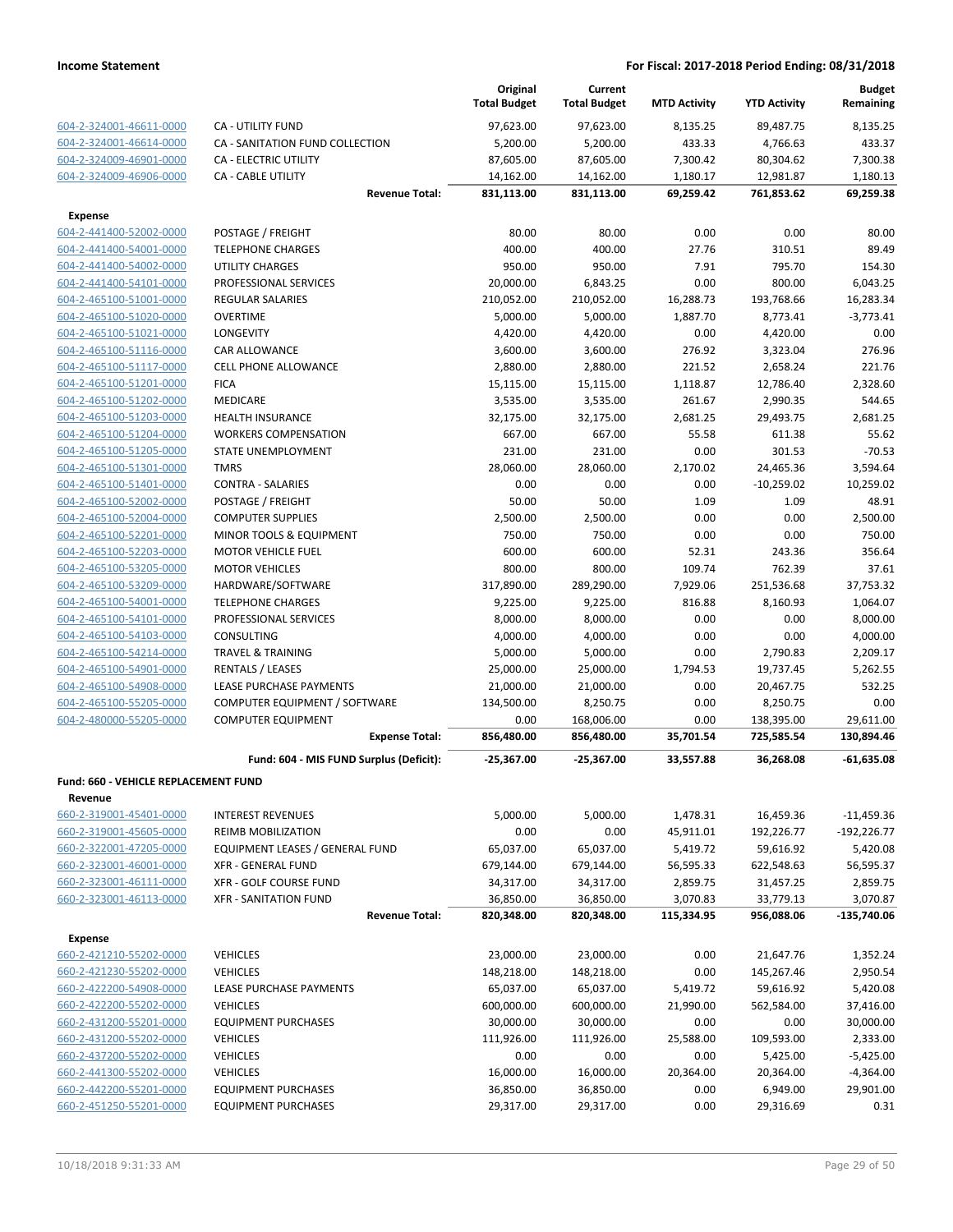**Income Statement** | **For Fiscal: 2017-2018 Period Ending: 08/31/2018**

| | | Original Total Budget | Current Total Budget | MTD Activity | YTD Activity | Budget Remaining |
|---|---|---|---|---|---|---|
| 604-2-324001-46611-0000 | CA - UTILITY FUND | 97,623.00 | 97,623.00 | 8,135.25 | 89,487.75 | 8,135.25 |
| 604-2-324001-46614-0000 | CA - SANITATION FUND COLLECTION | 5,200.00 | 5,200.00 | 433.33 | 4,766.63 | 433.37 |
| 604-2-324009-46901-0000 | CA - ELECTRIC UTILITY | 87,605.00 | 87,605.00 | 7,300.42 | 80,304.62 | 7,300.38 |
| 604-2-324009-46906-0000 | CA - CABLE UTILITY | 14,162.00 | 14,162.00 | 1,180.17 | 12,981.87 | 1,180.13 |
| | **Revenue Total:** | **831,113.00** | **831,113.00** | **69,259.42** | **761,853.62** | **69,259.38** |
| **Expense** | | | | | | |
| 604-2-441400-52002-0000 | POSTAGE / FREIGHT | 80.00 | 80.00 | 0.00 | 0.00 | 80.00 |
| 604-2-441400-54001-0000 | TELEPHONE CHARGES | 400.00 | 400.00 | 27.76 | 310.51 | 89.49 |
| 604-2-441400-54002-0000 | UTILITY CHARGES | 950.00 | 950.00 | 7.91 | 795.70 | 154.30 |
| 604-2-441400-54101-0000 | PROFESSIONAL SERVICES | 20,000.00 | 6,843.25 | 0.00 | 800.00 | 6,043.25 |
| 604-2-465100-51001-0000 | REGULAR SALARIES | 210,052.00 | 210,052.00 | 16,288.73 | 193,768.66 | 16,283.34 |
| 604-2-465100-51020-0000 | OVERTIME | 5,000.00 | 5,000.00 | 1,887.70 | 8,773.41 | -3,773.41 |
| 604-2-465100-51021-0000 | LONGEVITY | 4,420.00 | 4,420.00 | 0.00 | 4,420.00 | 0.00 |
| 604-2-465100-51116-0000 | CAR ALLOWANCE | 3,600.00 | 3,600.00 | 276.92 | 3,323.04 | 276.96 |
| 604-2-465100-51117-0000 | CELL PHONE ALLOWANCE | 2,880.00 | 2,880.00 | 221.52 | 2,658.24 | 221.76 |
| 604-2-465100-51201-0000 | FICA | 15,115.00 | 15,115.00 | 1,118.87 | 12,786.40 | 2,328.60 |
| 604-2-465100-51202-0000 | MEDICARE | 3,535.00 | 3,535.00 | 261.67 | 2,990.35 | 544.65 |
| 604-2-465100-51203-0000 | HEALTH INSURANCE | 32,175.00 | 32,175.00 | 2,681.25 | 29,493.75 | 2,681.25 |
| 604-2-465100-51204-0000 | WORKERS COMPENSATION | 667.00 | 667.00 | 55.58 | 611.38 | 55.62 |
| 604-2-465100-51205-0000 | STATE UNEMPLOYMENT | 231.00 | 231.00 | 0.00 | 301.53 | -70.53 |
| 604-2-465100-51301-0000 | TMRS | 28,060.00 | 28,060.00 | 2,170.02 | 24,465.36 | 3,594.64 |
| 604-2-465100-51401-0000 | CONTRA - SALARIES | 0.00 | 0.00 | 0.00 | -10,259.02 | 10,259.02 |
| 604-2-465100-52002-0000 | POSTAGE / FREIGHT | 50.00 | 50.00 | 1.09 | 1.09 | 48.91 |
| 604-2-465100-52004-0000 | COMPUTER SUPPLIES | 2,500.00 | 2,500.00 | 0.00 | 0.00 | 2,500.00 |
| 604-2-465100-52201-0000 | MINOR TOOLS & EQUIPMENT | 750.00 | 750.00 | 0.00 | 0.00 | 750.00 |
| 604-2-465100-52203-0000 | MOTOR VEHICLE FUEL | 600.00 | 600.00 | 52.31 | 243.36 | 356.64 |
| 604-2-465100-53205-0000 | MOTOR VEHICLES | 800.00 | 800.00 | 109.74 | 762.39 | 37.61 |
| 604-2-465100-53209-0000 | HARDWARE/SOFTWARE | 317,890.00 | 289,290.00 | 7,929.06 | 251,536.68 | 37,753.32 |
| 604-2-465100-54001-0000 | TELEPHONE CHARGES | 9,225.00 | 9,225.00 | 816.88 | 8,160.93 | 1,064.07 |
| 604-2-465100-54101-0000 | PROFESSIONAL SERVICES | 8,000.00 | 8,000.00 | 0.00 | 0.00 | 8,000.00 |
| 604-2-465100-54103-0000 | CONSULTING | 4,000.00 | 4,000.00 | 0.00 | 0.00 | 4,000.00 |
| 604-2-465100-54214-0000 | TRAVEL & TRAINING | 5,000.00 | 5,000.00 | 0.00 | 2,790.83 | 2,209.17 |
| 604-2-465100-54901-0000 | RENTALS / LEASES | 25,000.00 | 25,000.00 | 1,794.53 | 19,737.45 | 5,262.55 |
| 604-2-465100-54908-0000 | LEASE PURCHASE PAYMENTS | 21,000.00 | 21,000.00 | 0.00 | 20,467.75 | 532.25 |
| 604-2-465100-55205-0000 | COMPUTER EQUIPMENT / SOFTWARE | 134,500.00 | 8,250.75 | 0.00 | 8,250.75 | 0.00 |
| 604-2-480000-55205-0000 | COMPUTER EQUIPMENT | 0.00 | 168,006.00 | 0.00 | 138,395.00 | 29,611.00 |
| | **Expense Total:** | **856,480.00** | **856,480.00** | **35,701.54** | **725,585.54** | **130,894.46** |
| | **Fund: 604 - MIS FUND Surplus (Deficit):** | **-25,367.00** | **-25,367.00** | **33,557.88** | **36,268.08** | **-61,635.08** |
| **Fund: 660 - VEHICLE REPLACEMENT FUND** | | | | | | |
| **Revenue** | | | | | | |
| 660-2-319001-45401-0000 | INTEREST REVENUES | 5,000.00 | 5,000.00 | 1,478.31 | 16,459.36 | -11,459.36 |
| 660-2-319001-45605-0000 | REIMB MOBILIZATION | 0.00 | 0.00 | 45,911.01 | 192,226.77 | -192,226.77 |
| 660-2-322001-47205-0000 | EQUIPMENT LEASES / GENERAL FUND | 65,037.00 | 65,037.00 | 5,419.72 | 59,616.92 | 5,420.08 |
| 660-2-323001-46001-0000 | XFR - GENERAL FUND | 679,144.00 | 679,144.00 | 56,595.33 | 622,548.63 | 56,595.37 |
| 660-2-323001-46111-0000 | XFR - GOLF COURSE FUND | 34,317.00 | 34,317.00 | 2,859.75 | 31,457.25 | 2,859.75 |
| 660-2-323001-46113-0000 | XFR - SANITATION FUND | 36,850.00 | 36,850.00 | 3,070.83 | 33,779.13 | 3,070.87 |
| | **Revenue Total:** | **820,348.00** | **820,348.00** | **115,334.95** | **956,088.06** | **-135,740.06** |
| **Expense** | | | | | | |
| 660-2-421210-55202-0000 | VEHICLES | 23,000.00 | 23,000.00 | 0.00 | 21,647.76 | 1,352.24 |
| 660-2-421230-55202-0000 | VEHICLES | 148,218.00 | 148,218.00 | 0.00 | 145,267.46 | 2,950.54 |
| 660-2-422200-54908-0000 | LEASE PURCHASE PAYMENTS | 65,037.00 | 65,037.00 | 5,419.72 | 59,616.92 | 5,420.08 |
| 660-2-422200-55202-0000 | VEHICLES | 600,000.00 | 600,000.00 | 21,990.00 | 562,584.00 | 37,416.00 |
| 660-2-431200-55201-0000 | EQUIPMENT PURCHASES | 30,000.00 | 30,000.00 | 0.00 | 0.00 | 30,000.00 |
| 660-2-431200-55202-0000 | VEHICLES | 111,926.00 | 111,926.00 | 25,588.00 | 109,593.00 | 2,333.00 |
| 660-2-437200-55202-0000 | VEHICLES | 0.00 | 0.00 | 0.00 | 5,425.00 | -5,425.00 |
| 660-2-441300-55202-0000 | VEHICLES | 16,000.00 | 16,000.00 | 20,364.00 | 20,364.00 | -4,364.00 |
| 660-2-442200-55201-0000 | EQUIPMENT PURCHASES | 36,850.00 | 36,850.00 | 0.00 | 6,949.00 | 29,901.00 |
| 660-2-451250-55201-0000 | EQUIPMENT PURCHASES | 29,317.00 | 29,317.00 | 0.00 | 29,316.69 | 0.31 |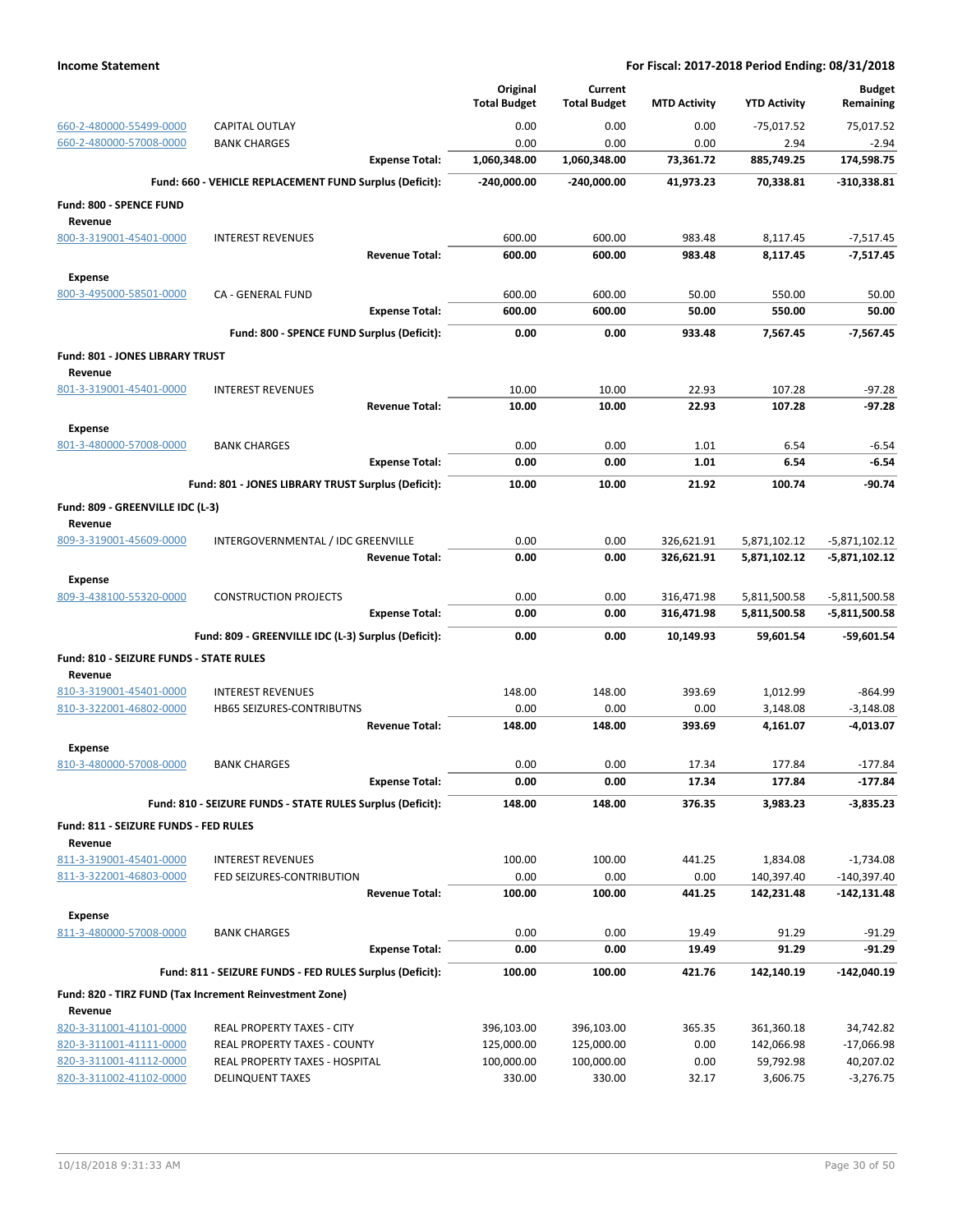| | | Original Total Budget | Current Total Budget | MTD Activity | YTD Activity | Budget Remaining |
|---|---|---|---|---|---|---|
| 660-2-480000-55499-0000 | CAPITAL OUTLAY | 0.00 | 0.00 | 0.00 | -75,017.52 | 75,017.52 |
| 660-2-480000-57008-0000 | BANK CHARGES | 0.00 | 0.00 | 0.00 | 2.94 | -2.94 |
| | **Expense Total:** | **1,060,348.00** | **1,060,348.00** | **73,361.72** | **885,749.25** | **174,598.75** |
| | **Fund: 660 - VEHICLE REPLACEMENT FUND Surplus (Deficit):** | **-240,000.00** | **-240,000.00** | **41,973.23** | **70,338.81** | **-310,338.81** |
| **Fund: 800 - SPENCE FUND** | | | | | | |
| **Revenue** | | | | | | |
| 800-3-319001-45401-0000 | INTEREST REVENUES | 600.00 | 600.00 | 983.48 | 8,117.45 | -7,517.45 |
| | **Revenue Total:** | **600.00** | **600.00** | **983.48** | **8,117.45** | **-7,517.45** |
| **Expense** | | | | | | |
| 800-3-495000-58501-0000 | CA - GENERAL FUND | 600.00 | 600.00 | 50.00 | 550.00 | 50.00 |
| | **Expense Total:** | **600.00** | **600.00** | **50.00** | **550.00** | **50.00** |
| | **Fund: 800 - SPENCE FUND Surplus (Deficit):** | **0.00** | **0.00** | **933.48** | **7,567.45** | **-7,567.45** |
| **Fund: 801 - JONES LIBRARY TRUST** | | | | | | |
| **Revenue** | | | | | | |
| 801-3-319001-45401-0000 | INTEREST REVENUES | 10.00 | 10.00 | 22.93 | 107.28 | -97.28 |
| | **Revenue Total:** | **10.00** | **10.00** | **22.93** | **107.28** | **-97.28** |
| **Expense** | | | | | | |
| 801-3-480000-57008-0000 | BANK CHARGES | 0.00 | 0.00 | 1.01 | 6.54 | -6.54 |
| | **Expense Total:** | **0.00** | **0.00** | **1.01** | **6.54** | **-6.54** |
| | **Fund: 801 - JONES LIBRARY TRUST Surplus (Deficit):** | **10.00** | **10.00** | **21.92** | **100.74** | **-90.74** |
| **Fund: 809 - GREENVILLE IDC (L-3)** | | | | | | |
| **Revenue** | | | | | | |
| 809-3-319001-45609-0000 | INTERGOVERNMENTAL / IDC GREENVILLE | 0.00 | 0.00 | 326,621.91 | 5,871,102.12 | -5,871,102.12 |
| | **Revenue Total:** | **0.00** | **0.00** | **326,621.91** | **5,871,102.12** | **-5,871,102.12** |
| **Expense** | | | | | | |
| 809-3-438100-55320-0000 | CONSTRUCTION PROJECTS | 0.00 | 0.00 | 316,471.98 | 5,811,500.58 | -5,811,500.58 |
| | **Expense Total:** | **0.00** | **0.00** | **316,471.98** | **5,811,500.58** | **-5,811,500.58** |
| | **Fund: 809 - GREENVILLE IDC (L-3) Surplus (Deficit):** | **0.00** | **0.00** | **10,149.93** | **59,601.54** | **-59,601.54** |
| **Fund: 810 - SEIZURE FUNDS - STATE RULES** | | | | | | |
| **Revenue** | | | | | | |
| 810-3-319001-45401-0000 | INTEREST REVENUES | 148.00 | 148.00 | 393.69 | 1,012.99 | -864.99 |
| 810-3-322001-46802-0000 | HB65 SEIZURES-CONTRIBUTNS | 0.00 | 0.00 | 0.00 | 3,148.08 | -3,148.08 |
| | **Revenue Total:** | **148.00** | **148.00** | **393.69** | **4,161.07** | **-4,013.07** |
| **Expense** | | | | | | |
| 810-3-480000-57008-0000 | BANK CHARGES | 0.00 | 0.00 | 17.34 | 177.84 | -177.84 |
| | **Expense Total:** | **0.00** | **0.00** | **17.34** | **177.84** | **-177.84** |
| | **Fund: 810 - SEIZURE FUNDS - STATE RULES Surplus (Deficit):** | **148.00** | **148.00** | **376.35** | **3,983.23** | **-3,835.23** |
| **Fund: 811 - SEIZURE FUNDS - FED RULES** | | | | | | |
| **Revenue** | | | | | | |
| 811-3-319001-45401-0000 | INTEREST REVENUES | 100.00 | 100.00 | 441.25 | 1,834.08 | -1,734.08 |
| 811-3-322001-46803-0000 | FED SEIZURES-CONTRIBUTION | 0.00 | 0.00 | 0.00 | 140,397.40 | -140,397.40 |
| | **Revenue Total:** | **100.00** | **100.00** | **441.25** | **142,231.48** | **-142,131.48** |
| **Expense** | | | | | | |
| 811-3-480000-57008-0000 | BANK CHARGES | 0.00 | 0.00 | 19.49 | 91.29 | -91.29 |
| | **Expense Total:** | **0.00** | **0.00** | **19.49** | **91.29** | **-91.29** |
| | **Fund: 811 - SEIZURE FUNDS - FED RULES Surplus (Deficit):** | **100.00** | **100.00** | **421.76** | **142,140.19** | **-142,040.19** |
| **Fund: 820 - TIRZ FUND (Tax Increment Reinvestment Zone)** | | | | | | |
| **Revenue** | | | | | | |
| 820-3-311001-41101-0000 | REAL PROPERTY TAXES - CITY | 396,103.00 | 396,103.00 | 365.35 | 361,360.18 | 34,742.82 |
| 820-3-311001-41111-0000 | REAL PROPERTY TAXES - COUNTY | 125,000.00 | 125,000.00 | 0.00 | 142,066.98 | -17,066.98 |
| 820-3-311001-41112-0000 | REAL PROPERTY TAXES - HOSPITAL | 100,000.00 | 100,000.00 | 0.00 | 59,792.98 | 40,207.02 |
| 820-3-311002-41102-0000 | DELINQUENT TAXES | 330.00 | 330.00 | 32.17 | 3,606.75 | -3,276.75 |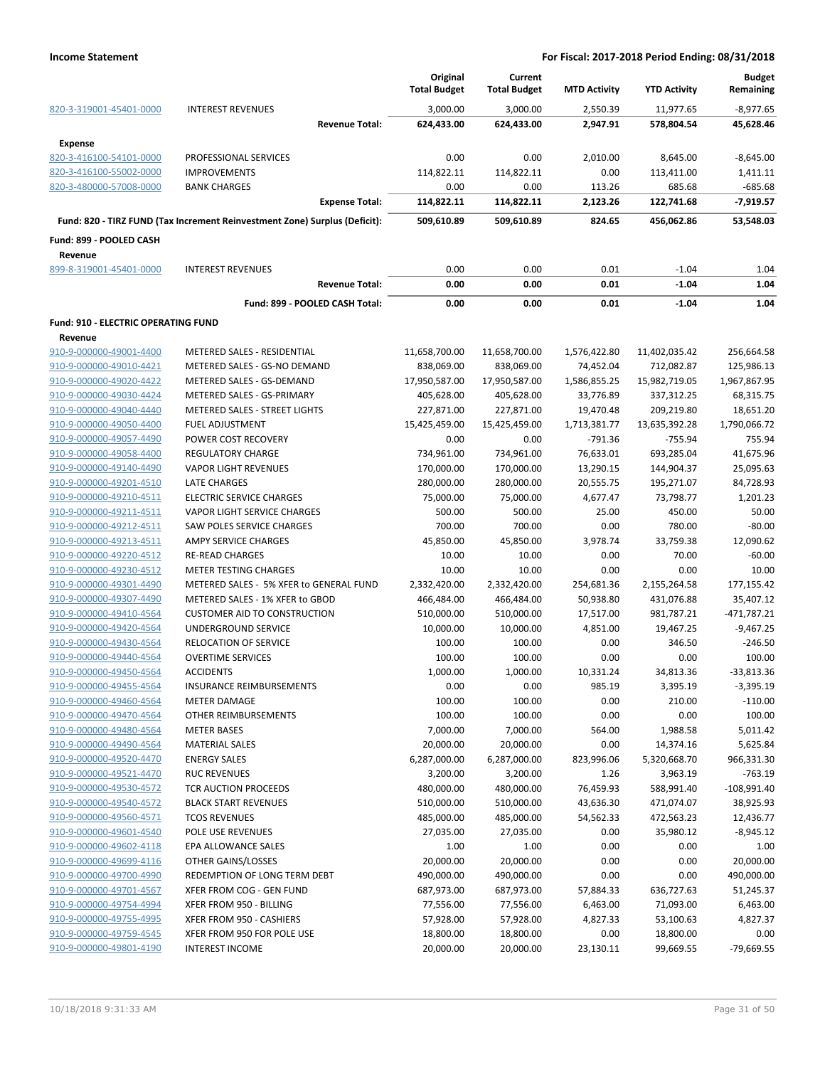**Income Statement** — **For Fiscal: 2017-2018 Period Ending: 08/31/2018**

| | | Original Total Budget | Current Total Budget | MTD Activity | YTD Activity | Budget Remaining |
|---|---|---|---|---|---|---|
| 820-3-319001-45401-0000 | INTEREST REVENUES | 3,000.00 | 3,000.00 | 2,550.39 | 11,977.65 | -8,977.65 |
| | **Revenue Total:** | **624,433.00** | **624,433.00** | **2,947.91** | **578,804.54** | **45,628.46** |
| **Expense** | | | | | | |
| 820-3-416100-54101-0000 | PROFESSIONAL SERVICES | 0.00 | 0.00 | 2,010.00 | 8,645.00 | -8,645.00 |
| 820-3-416100-55002-0000 | IMPROVEMENTS | 114,822.11 | 114,822.11 | 0.00 | 113,411.00 | 1,411.11 |
| 820-3-480000-57008-0000 | BANK CHARGES | 0.00 | 0.00 | 113.26 | 685.68 | -685.68 |
| | **Expense Total:** | **114,822.11** | **114,822.11** | **2,123.26** | **122,741.68** | **-7,919.57** |
| **Fund: 820 - TIRZ FUND (Tax Increment Reinvestment Zone) Surplus (Deficit):** | | **509,610.89** | **509,610.89** | **824.65** | **456,062.86** | **53,548.03** |
| **Fund: 899 - POOLED CASH** | | | | | | |
| **Revenue** | | | | | | |
| 899-8-319001-45401-0000 | INTEREST REVENUES | 0.00 | 0.00 | 0.01 | -1.04 | 1.04 |
| | **Revenue Total:** | **0.00** | **0.00** | **0.01** | **-1.04** | **1.04** |
| | **Fund: 899 - POOLED CASH Total:** | **0.00** | **0.00** | **0.01** | **-1.04** | **1.04** |
| **Fund: 910 - ELECTRIC OPERATING FUND** | | | | | | |
| **Revenue** | | | | | | |
| 910-9-000000-49001-4400 | METERED SALES - RESIDENTIAL | 11,658,700.00 | 11,658,700.00 | 1,576,422.80 | 11,402,035.42 | 256,664.58 |
| 910-9-000000-49010-4421 | METERED SALES - GS-NO DEMAND | 838,069.00 | 838,069.00 | 74,452.04 | 712,082.87 | 125,986.13 |
| 910-9-000000-49020-4422 | METERED SALES - GS-DEMAND | 17,950,587.00 | 17,950,587.00 | 1,586,855.25 | 15,982,719.05 | 1,967,867.95 |
| 910-9-000000-49030-4424 | METERED SALES - GS-PRIMARY | 405,628.00 | 405,628.00 | 33,776.89 | 337,312.25 | 68,315.75 |
| 910-9-000000-49040-4440 | METERED SALES - STREET LIGHTS | 227,871.00 | 227,871.00 | 19,470.48 | 209,219.80 | 18,651.20 |
| 910-9-000000-49050-4400 | FUEL ADJUSTMENT | 15,425,459.00 | 15,425,459.00 | 1,713,381.77 | 13,635,392.28 | 1,790,066.72 |
| 910-9-000000-49057-4490 | POWER COST RECOVERY | 0.00 | 0.00 | -791.36 | -755.94 | 755.94 |
| 910-9-000000-49058-4400 | REGULATORY CHARGE | 734,961.00 | 734,961.00 | 76,633.01 | 693,285.04 | 41,675.96 |
| 910-9-000000-49140-4490 | VAPOR LIGHT REVENUES | 170,000.00 | 170,000.00 | 13,290.15 | 144,904.37 | 25,095.63 |
| 910-9-000000-49201-4510 | LATE CHARGES | 280,000.00 | 280,000.00 | 20,555.75 | 195,271.07 | 84,728.93 |
| 910-9-000000-49210-4511 | ELECTRIC SERVICE CHARGES | 75,000.00 | 75,000.00 | 4,677.47 | 73,798.77 | 1,201.23 |
| 910-9-000000-49211-4511 | VAPOR LIGHT SERVICE CHARGES | 500.00 | 500.00 | 25.00 | 450.00 | 50.00 |
| 910-9-000000-49212-4511 | SAW POLES SERVICE CHARGES | 700.00 | 700.00 | 0.00 | 780.00 | -80.00 |
| 910-9-000000-49213-4511 | AMPY SERVICE CHARGES | 45,850.00 | 45,850.00 | 3,978.74 | 33,759.38 | 12,090.62 |
| 910-9-000000-49220-4512 | RE-READ CHARGES | 10.00 | 10.00 | 0.00 | 70.00 | -60.00 |
| 910-9-000000-49230-4512 | METER TESTING CHARGES | 10.00 | 10.00 | 0.00 | 0.00 | 10.00 |
| 910-9-000000-49301-4490 | METERED SALES - 5% XFER to GENERAL FUND | 2,332,420.00 | 2,332,420.00 | 254,681.36 | 2,155,264.58 | 177,155.42 |
| 910-9-000000-49307-4490 | METERED SALES - 1% XFER to GBOD | 466,484.00 | 466,484.00 | 50,938.80 | 431,076.88 | 35,407.12 |
| 910-9-000000-49410-4564 | CUSTOMER AID TO CONSTRUCTION | 510,000.00 | 510,000.00 | 17,517.00 | 981,787.21 | -471,787.21 |
| 910-9-000000-49420-4564 | UNDERGROUND SERVICE | 10,000.00 | 10,000.00 | 4,851.00 | 19,467.25 | -9,467.25 |
| 910-9-000000-49430-4564 | RELOCATION OF SERVICE | 100.00 | 100.00 | 0.00 | 346.50 | -246.50 |
| 910-9-000000-49440-4564 | OVERTIME SERVICES | 100.00 | 100.00 | 0.00 | 0.00 | 100.00 |
| 910-9-000000-49450-4564 | ACCIDENTS | 1,000.00 | 1,000.00 | 10,331.24 | 34,813.36 | -33,813.36 |
| 910-9-000000-49455-4564 | INSURANCE REIMBURSEMENTS | 0.00 | 0.00 | 985.19 | 3,395.19 | -3,395.19 |
| 910-9-000000-49460-4564 | METER DAMAGE | 100.00 | 100.00 | 0.00 | 210.00 | -110.00 |
| 910-9-000000-49470-4564 | OTHER REIMBURSEMENTS | 100.00 | 100.00 | 0.00 | 0.00 | 100.00 |
| 910-9-000000-49480-4564 | METER BASES | 7,000.00 | 7,000.00 | 564.00 | 1,988.58 | 5,011.42 |
| 910-9-000000-49490-4564 | MATERIAL SALES | 20,000.00 | 20,000.00 | 0.00 | 14,374.16 | 5,625.84 |
| 910-9-000000-49520-4470 | ENERGY SALES | 6,287,000.00 | 6,287,000.00 | 823,996.06 | 5,320,668.70 | 966,331.30 |
| 910-9-000000-49521-4470 | RUC REVENUES | 3,200.00 | 3,200.00 | 1.26 | 3,963.19 | -763.19 |
| 910-9-000000-49530-4572 | TCR AUCTION PROCEEDS | 480,000.00 | 480,000.00 | 76,459.93 | 588,991.40 | -108,991.40 |
| 910-9-000000-49540-4572 | BLACK START REVENUES | 510,000.00 | 510,000.00 | 43,636.30 | 471,074.07 | 38,925.93 |
| 910-9-000000-49560-4571 | TCOS REVENUES | 485,000.00 | 485,000.00 | 54,562.33 | 472,563.23 | 12,436.77 |
| 910-9-000000-49601-4540 | POLE USE REVENUES | 27,035.00 | 27,035.00 | 0.00 | 35,980.12 | -8,945.12 |
| 910-9-000000-49602-4118 | EPA ALLOWANCE SALES | 1.00 | 1.00 | 0.00 | 0.00 | 1.00 |
| 910-9-000000-49699-4116 | OTHER GAINS/LOSSES | 20,000.00 | 20,000.00 | 0.00 | 0.00 | 20,000.00 |
| 910-9-000000-49700-4990 | REDEMPTION OF LONG TERM DEBT | 490,000.00 | 490,000.00 | 0.00 | 0.00 | 490,000.00 |
| 910-9-000000-49701-4567 | XFER FROM COG - GEN FUND | 687,973.00 | 687,973.00 | 57,884.33 | 636,727.63 | 51,245.37 |
| 910-9-000000-49754-4994 | XFER FROM 950 - BILLING | 77,556.00 | 77,556.00 | 6,463.00 | 71,093.00 | 6,463.00 |
| 910-9-000000-49755-4995 | XFER FROM 950 - CASHIERS | 57,928.00 | 57,928.00 | 4,827.33 | 53,100.63 | 4,827.37 |
| 910-9-000000-49759-4545 | XFER FROM 950 FOR POLE USE | 18,800.00 | 18,800.00 | 0.00 | 18,800.00 | 0.00 |
| 910-9-000000-49801-4190 | INTEREST INCOME | 20,000.00 | 20,000.00 | 23,130.11 | 99,669.55 | -79,669.55 |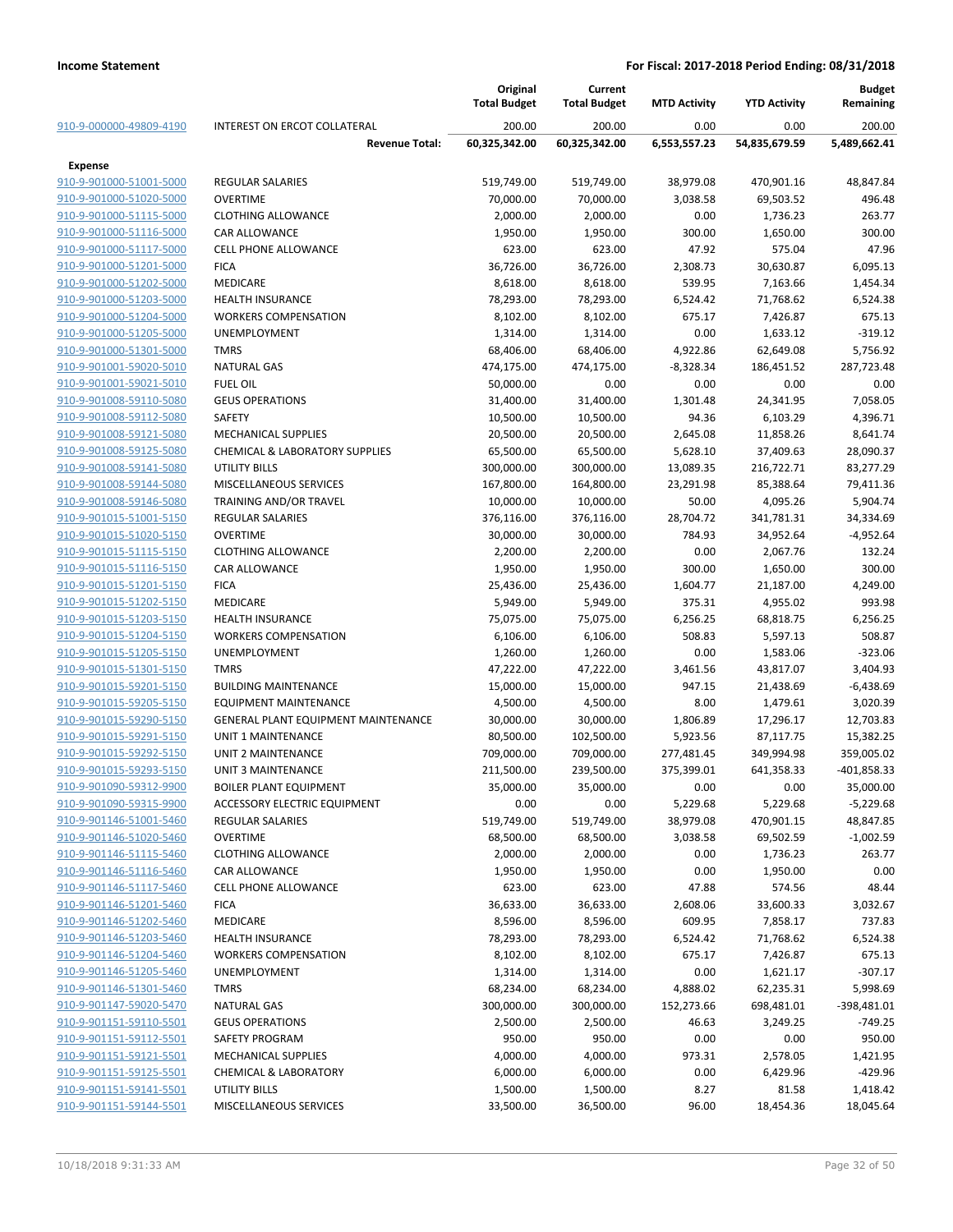| | | Original Total Budget | Current Total Budget | MTD Activity | YTD Activity | Budget Remaining |
|---|---|---|---|---|---|---|
| 910-9-000000-49809-4190 | INTEREST ON ERCOT COLLATERAL | 200.00 | 200.00 | 0.00 | 0.00 | 200.00 |
| | **Revenue Total:** | **60,325,342.00** | **60,325,342.00** | **6,553,557.23** | **54,835,679.59** | **5,489,662.41** |
| **Expense** | | | | | | |
| 910-9-901000-51001-5000 | REGULAR SALARIES | 519,749.00 | 519,749.00 | 38,979.08 | 470,901.16 | 48,847.84 |
| 910-9-901000-51020-5000 | OVERTIME | 70,000.00 | 70,000.00 | 3,038.58 | 69,503.52 | 496.48 |
| 910-9-901000-51115-5000 | CLOTHING ALLOWANCE | 2,000.00 | 2,000.00 | 0.00 | 1,736.23 | 263.77 |
| 910-9-901000-51116-5000 | CAR ALLOWANCE | 1,950.00 | 1,950.00 | 300.00 | 1,650.00 | 300.00 |
| 910-9-901000-51117-5000 | CELL PHONE ALLOWANCE | 623.00 | 623.00 | 47.92 | 575.04 | 47.96 |
| 910-9-901000-51201-5000 | FICA | 36,726.00 | 36,726.00 | 2,308.73 | 30,630.87 | 6,095.13 |
| 910-9-901000-51202-5000 | MEDICARE | 8,618.00 | 8,618.00 | 539.95 | 7,163.66 | 1,454.34 |
| 910-9-901000-51203-5000 | HEALTH INSURANCE | 78,293.00 | 78,293.00 | 6,524.42 | 71,768.62 | 6,524.38 |
| 910-9-901000-51204-5000 | WORKERS COMPENSATION | 8,102.00 | 8,102.00 | 675.17 | 7,426.87 | 675.13 |
| 910-9-901000-51205-5000 | UNEMPLOYMENT | 1,314.00 | 1,314.00 | 0.00 | 1,633.12 | -319.12 |
| 910-9-901000-51301-5000 | TMRS | 68,406.00 | 68,406.00 | 4,922.86 | 62,649.08 | 5,756.92 |
| 910-9-901001-59020-5010 | NATURAL GAS | 474,175.00 | 474,175.00 | -8,328.34 | 186,451.52 | 287,723.48 |
| 910-9-901001-59021-5010 | FUEL OIL | 50,000.00 | 0.00 | 0.00 | 0.00 | 0.00 |
| 910-9-901008-59110-5080 | GEUS OPERATIONS | 31,400.00 | 31,400.00 | 1,301.48 | 24,341.95 | 7,058.05 |
| 910-9-901008-59112-5080 | SAFETY | 10,500.00 | 10,500.00 | 94.36 | 6,103.29 | 4,396.71 |
| 910-9-901008-59121-5080 | MECHANICAL SUPPLIES | 20,500.00 | 20,500.00 | 2,645.08 | 11,858.26 | 8,641.74 |
| 910-9-901008-59125-5080 | CHEMICAL & LABORATORY SUPPLIES | 65,500.00 | 65,500.00 | 5,628.10 | 37,409.63 | 28,090.37 |
| 910-9-901008-59141-5080 | UTILITY BILLS | 300,000.00 | 300,000.00 | 13,089.35 | 216,722.71 | 83,277.29 |
| 910-9-901008-59144-5080 | MISCELLANEOUS SERVICES | 167,800.00 | 164,800.00 | 23,291.98 | 85,388.64 | 79,411.36 |
| 910-9-901008-59146-5080 | TRAINING AND/OR TRAVEL | 10,000.00 | 10,000.00 | 50.00 | 4,095.26 | 5,904.74 |
| 910-9-901015-51001-5150 | REGULAR SALARIES | 376,116.00 | 376,116.00 | 28,704.72 | 341,781.31 | 34,334.69 |
| 910-9-901015-51020-5150 | OVERTIME | 30,000.00 | 30,000.00 | 784.93 | 34,952.64 | -4,952.64 |
| 910-9-901015-51115-5150 | CLOTHING ALLOWANCE | 2,200.00 | 2,200.00 | 0.00 | 2,067.76 | 132.24 |
| 910-9-901015-51116-5150 | CAR ALLOWANCE | 1,950.00 | 1,950.00 | 300.00 | 1,650.00 | 300.00 |
| 910-9-901015-51201-5150 | FICA | 25,436.00 | 25,436.00 | 1,604.77 | 21,187.00 | 4,249.00 |
| 910-9-901015-51202-5150 | MEDICARE | 5,949.00 | 5,949.00 | 375.31 | 4,955.02 | 993.98 |
| 910-9-901015-51203-5150 | HEALTH INSURANCE | 75,075.00 | 75,075.00 | 6,256.25 | 68,818.75 | 6,256.25 |
| 910-9-901015-51204-5150 | WORKERS COMPENSATION | 6,106.00 | 6,106.00 | 508.83 | 5,597.13 | 508.87 |
| 910-9-901015-51205-5150 | UNEMPLOYMENT | 1,260.00 | 1,260.00 | 0.00 | 1,583.06 | -323.06 |
| 910-9-901015-51301-5150 | TMRS | 47,222.00 | 47,222.00 | 3,461.56 | 43,817.07 | 3,404.93 |
| 910-9-901015-59201-5150 | BUILDING MAINTENANCE | 15,000.00 | 15,000.00 | 947.15 | 21,438.69 | -6,438.69 |
| 910-9-901015-59205-5150 | EQUIPMENT MAINTENANCE | 4,500.00 | 4,500.00 | 8.00 | 1,479.61 | 3,020.39 |
| 910-9-901015-59290-5150 | GENERAL PLANT EQUIPMENT MAINTENANCE | 30,000.00 | 30,000.00 | 1,806.89 | 17,296.17 | 12,703.83 |
| 910-9-901015-59291-5150 | UNIT 1 MAINTENANCE | 80,500.00 | 102,500.00 | 5,923.56 | 87,117.75 | 15,382.25 |
| 910-9-901015-59292-5150 | UNIT 2 MAINTENANCE | 709,000.00 | 709,000.00 | 277,481.45 | 349,994.98 | 359,005.02 |
| 910-9-901015-59293-5150 | UNIT 3 MAINTENANCE | 211,500.00 | 239,500.00 | 375,399.01 | 641,358.33 | -401,858.33 |
| 910-9-901090-59312-9900 | BOILER PLANT EQUIPMENT | 35,000.00 | 35,000.00 | 0.00 | 0.00 | 35,000.00 |
| 910-9-901090-59315-9900 | ACCESSORY ELECTRIC EQUIPMENT | 0.00 | 0.00 | 5,229.68 | 5,229.68 | -5,229.68 |
| 910-9-901146-51001-5460 | REGULAR SALARIES | 519,749.00 | 519,749.00 | 38,979.08 | 470,901.15 | 48,847.85 |
| 910-9-901146-51020-5460 | OVERTIME | 68,500.00 | 68,500.00 | 3,038.58 | 69,502.59 | -1,002.59 |
| 910-9-901146-51115-5460 | CLOTHING ALLOWANCE | 2,000.00 | 2,000.00 | 0.00 | 1,736.23 | 263.77 |
| 910-9-901146-51116-5460 | CAR ALLOWANCE | 1,950.00 | 1,950.00 | 0.00 | 1,950.00 | 0.00 |
| 910-9-901146-51117-5460 | CELL PHONE ALLOWANCE | 623.00 | 623.00 | 47.88 | 574.56 | 48.44 |
| 910-9-901146-51201-5460 | FICA | 36,633.00 | 36,633.00 | 2,608.06 | 33,600.33 | 3,032.67 |
| 910-9-901146-51202-5460 | MEDICARE | 8,596.00 | 8,596.00 | 609.95 | 7,858.17 | 737.83 |
| 910-9-901146-51203-5460 | HEALTH INSURANCE | 78,293.00 | 78,293.00 | 6,524.42 | 71,768.62 | 6,524.38 |
| 910-9-901146-51204-5460 | WORKERS COMPENSATION | 8,102.00 | 8,102.00 | 675.17 | 7,426.87 | 675.13 |
| 910-9-901146-51205-5460 | UNEMPLOYMENT | 1,314.00 | 1,314.00 | 0.00 | 1,621.17 | -307.17 |
| 910-9-901146-51301-5460 | TMRS | 68,234.00 | 68,234.00 | 4,888.02 | 62,235.31 | 5,998.69 |
| 910-9-901147-59020-5470 | NATURAL GAS | 300,000.00 | 300,000.00 | 152,273.66 | 698,481.01 | -398,481.01 |
| 910-9-901151-59110-5501 | GEUS OPERATIONS | 2,500.00 | 2,500.00 | 46.63 | 3,249.25 | -749.25 |
| 910-9-901151-59112-5501 | SAFETY PROGRAM | 950.00 | 950.00 | 0.00 | 0.00 | 950.00 |
| 910-9-901151-59121-5501 | MECHANICAL SUPPLIES | 4,000.00 | 4,000.00 | 973.31 | 2,578.05 | 1,421.95 |
| 910-9-901151-59125-5501 | CHEMICAL & LABORATORY | 6,000.00 | 6,000.00 | 0.00 | 6,429.96 | -429.96 |
| 910-9-901151-59141-5501 | UTILITY BILLS | 1,500.00 | 1,500.00 | 8.27 | 81.58 | 1,418.42 |
| 910-9-901151-59144-5501 | MISCELLANEOUS SERVICES | 33,500.00 | 36,500.00 | 96.00 | 18,454.36 | 18,045.64 |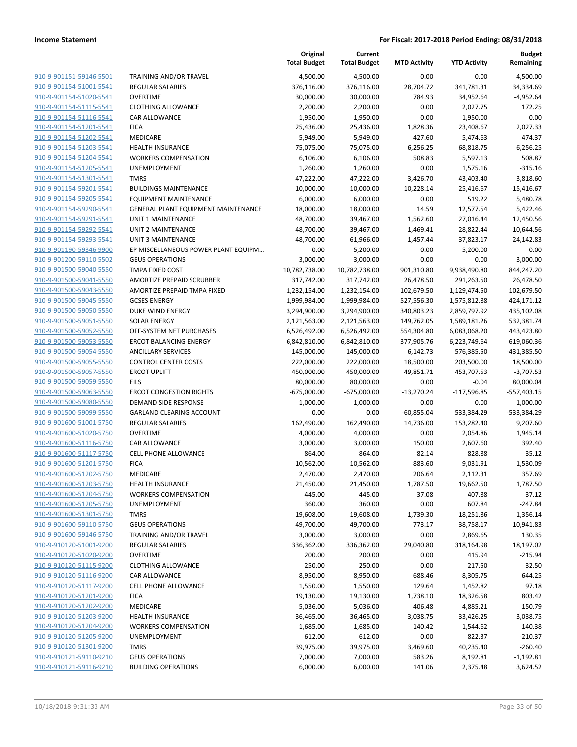**Income Statement** **For Fiscal: 2017-2018 Period Ending: 08/31/2018**

| | | Original Total Budget | Current Total Budget | MTD Activity | YTD Activity | Budget Remaining |
|---|---|---|---|---|---|---|
| 910-9-901151-59146-5501 | TRAINING AND/OR TRAVEL | 4,500.00 | 4,500.00 | 0.00 | 0.00 | 4,500.00 |
| 910-9-901154-51001-5541 | REGULAR SALARIES | 376,116.00 | 376,116.00 | 28,704.72 | 341,781.31 | 34,334.69 |
| 910-9-901154-51020-5541 | OVERTIME | 30,000.00 | 30,000.00 | 784.93 | 34,952.64 | -4,952.64 |
| 910-9-901154-51115-5541 | CLOTHING ALLOWANCE | 2,200.00 | 2,200.00 | 0.00 | 2,027.75 | 172.25 |
| 910-9-901154-51116-5541 | CAR ALLOWANCE | 1,950.00 | 1,950.00 | 0.00 | 1,950.00 | 0.00 |
| 910-9-901154-51201-5541 | FICA | 25,436.00 | 25,436.00 | 1,828.36 | 23,408.67 | 2,027.33 |
| 910-9-901154-51202-5541 | MEDICARE | 5,949.00 | 5,949.00 | 427.60 | 5,474.63 | 474.37 |
| 910-9-901154-51203-5541 | HEALTH INSURANCE | 75,075.00 | 75,075.00 | 6,256.25 | 68,818.75 | 6,256.25 |
| 910-9-901154-51204-5541 | WORKERS COMPENSATION | 6,106.00 | 6,106.00 | 508.83 | 5,597.13 | 508.87 |
| 910-9-901154-51205-5541 | UNEMPLOYMENT | 1,260.00 | 1,260.00 | 0.00 | 1,575.16 | -315.16 |
| 910-9-901154-51301-5541 | TMRS | 47,222.00 | 47,222.00 | 3,426.70 | 43,403.40 | 3,818.60 |
| 910-9-901154-59201-5541 | BUILDINGS MAINTENANCE | 10,000.00 | 10,000.00 | 10,228.14 | 25,416.67 | -15,416.67 |
| 910-9-901154-59205-5541 | EQUIPMENT MAINTENANCE | 6,000.00 | 6,000.00 | 0.00 | 519.22 | 5,480.78 |
| 910-9-901154-59290-5541 | GENERAL PLANT EQUIPMENT MAINTENANCE | 18,000.00 | 18,000.00 | 14.59 | 12,577.54 | 5,422.46 |
| 910-9-901154-59291-5541 | UNIT 1 MAINTENANCE | 48,700.00 | 39,467.00 | 1,562.60 | 27,016.44 | 12,450.56 |
| 910-9-901154-59292-5541 | UNIT 2 MAINTENANCE | 48,700.00 | 39,467.00 | 1,469.41 | 28,822.44 | 10,644.56 |
| 910-9-901154-59293-5541 | UNIT 3 MAINTENANCE | 48,700.00 | 61,966.00 | 1,457.44 | 37,823.17 | 24,142.83 |
| 910-9-901190-59346-9900 | EP MISCELLANEOUS POWER PLANT EQUIPM... | 0.00 | 5,200.00 | 0.00 | 5,200.00 | 0.00 |
| 910-9-901200-59110-5502 | GEUS OPERATIONS | 3,000.00 | 3,000.00 | 0.00 | 0.00 | 3,000.00 |
| 910-9-901500-59040-5550 | TMPA FIXED COST | 10,782,738.00 | 10,782,738.00 | 901,310.80 | 9,938,490.80 | 844,247.20 |
| 910-9-901500-59041-5550 | AMORTIZE PREPAID SCRUBBER | 317,742.00 | 317,742.00 | 26,478.50 | 291,263.50 | 26,478.50 |
| 910-9-901500-59043-5550 | AMORTIZE PREPAID TMPA FIXED | 1,232,154.00 | 1,232,154.00 | 102,679.50 | 1,129,474.50 | 102,679.50 |
| 910-9-901500-59045-5550 | GCSES ENERGY | 1,999,984.00 | 1,999,984.00 | 527,556.30 | 1,575,812.88 | 424,171.12 |
| 910-9-901500-59050-5550 | DUKE WIND ENERGY | 3,294,900.00 | 3,294,900.00 | 340,803.23 | 2,859,797.92 | 435,102.08 |
| 910-9-901500-59051-5550 | SOLAR ENERGY | 2,121,563.00 | 2,121,563.00 | 149,762.05 | 1,589,181.26 | 532,381.74 |
| 910-9-901500-59052-5550 | OFF-SYSTEM NET PURCHASES | 6,526,492.00 | 6,526,492.00 | 554,304.80 | 6,083,068.20 | 443,423.80 |
| 910-9-901500-59053-5550 | ERCOT BALANCING ENERGY | 6,842,810.00 | 6,842,810.00 | 377,905.76 | 6,223,749.64 | 619,060.36 |
| 910-9-901500-59054-5550 | ANCILLARY SERVICES | 145,000.00 | 145,000.00 | 6,142.73 | 576,385.50 | -431,385.50 |
| 910-9-901500-59055-5550 | CONTROL CENTER COSTS | 222,000.00 | 222,000.00 | 18,500.00 | 203,500.00 | 18,500.00 |
| 910-9-901500-59057-5550 | ERCOT UPLIFT | 450,000.00 | 450,000.00 | 49,851.71 | 453,707.53 | -3,707.53 |
| 910-9-901500-59059-5550 | EILS | 80,000.00 | 80,000.00 | 0.00 | -0.04 | 80,000.04 |
| 910-9-901500-59063-5550 | ERCOT CONGESTION RIGHTS | -675,000.00 | -675,000.00 | -13,270.24 | -117,596.85 | -557,403.15 |
| 910-9-901500-59080-5550 | DEMAND SIDE RESPONSE | 1,000.00 | 1,000.00 | 0.00 | 0.00 | 1,000.00 |
| 910-9-901500-59099-5550 | GARLAND CLEARING ACCOUNT | 0.00 | 0.00 | -60,855.04 | 533,384.29 | -533,384.29 |
| 910-9-901600-51001-5750 | REGULAR SALARIES | 162,490.00 | 162,490.00 | 14,736.00 | 153,282.40 | 9,207.60 |
| 910-9-901600-51020-5750 | OVERTIME | 4,000.00 | 4,000.00 | 0.00 | 2,054.86 | 1,945.14 |
| 910-9-901600-51116-5750 | CAR ALLOWANCE | 3,000.00 | 3,000.00 | 150.00 | 2,607.60 | 392.40 |
| 910-9-901600-51117-5750 | CELL PHONE ALLOWANCE | 864.00 | 864.00 | 82.14 | 828.88 | 35.12 |
| 910-9-901600-51201-5750 | FICA | 10,562.00 | 10,562.00 | 883.60 | 9,031.91 | 1,530.09 |
| 910-9-901600-51202-5750 | MEDICARE | 2,470.00 | 2,470.00 | 206.64 | 2,112.31 | 357.69 |
| 910-9-901600-51203-5750 | HEALTH INSURANCE | 21,450.00 | 21,450.00 | 1,787.50 | 19,662.50 | 1,787.50 |
| 910-9-901600-51204-5750 | WORKERS COMPENSATION | 445.00 | 445.00 | 37.08 | 407.88 | 37.12 |
| 910-9-901600-51205-5750 | UNEMPLOYMENT | 360.00 | 360.00 | 0.00 | 607.84 | -247.84 |
| 910-9-901600-51301-5750 | TMRS | 19,608.00 | 19,608.00 | 1,739.30 | 18,251.86 | 1,356.14 |
| 910-9-901600-59110-5750 | GEUS OPERATIONS | 49,700.00 | 49,700.00 | 773.17 | 38,758.17 | 10,941.83 |
| 910-9-901600-59146-5750 | TRAINING AND/OR TRAVEL | 3,000.00 | 3,000.00 | 0.00 | 2,869.65 | 130.35 |
| 910-9-910120-51001-9200 | REGULAR SALARIES | 336,362.00 | 336,362.00 | 29,040.80 | 318,164.98 | 18,197.02 |
| 910-9-910120-51020-9200 | OVERTIME | 200.00 | 200.00 | 0.00 | 415.94 | -215.94 |
| 910-9-910120-51115-9200 | CLOTHING ALLOWANCE | 250.00 | 250.00 | 0.00 | 217.50 | 32.50 |
| 910-9-910120-51116-9200 | CAR ALLOWANCE | 8,950.00 | 8,950.00 | 688.46 | 8,305.75 | 644.25 |
| 910-9-910120-51117-9200 | CELL PHONE ALLOWANCE | 1,550.00 | 1,550.00 | 129.64 | 1,452.82 | 97.18 |
| 910-9-910120-51201-9200 | FICA | 19,130.00 | 19,130.00 | 1,738.10 | 18,326.58 | 803.42 |
| 910-9-910120-51202-9200 | MEDICARE | 5,036.00 | 5,036.00 | 406.48 | 4,885.21 | 150.79 |
| 910-9-910120-51203-9200 | HEALTH INSURANCE | 36,465.00 | 36,465.00 | 3,038.75 | 33,426.25 | 3,038.75 |
| 910-9-910120-51204-9200 | WORKERS COMPENSATION | 1,685.00 | 1,685.00 | 140.42 | 1,544.62 | 140.38 |
| 910-9-910120-51205-9200 | UNEMPLOYMENT | 612.00 | 612.00 | 0.00 | 822.37 | -210.37 |
| 910-9-910120-51301-9200 | TMRS | 39,975.00 | 39,975.00 | 3,469.60 | 40,235.40 | -260.40 |
| 910-9-910121-59110-9210 | GEUS OPERATIONS | 7,000.00 | 7,000.00 | 583.26 | 8,192.81 | -1,192.81 |
| 910-9-910121-59116-9210 | BUILDING OPERATIONS | 6,000.00 | 6,000.00 | 141.06 | 2,375.48 | 3,624.52 |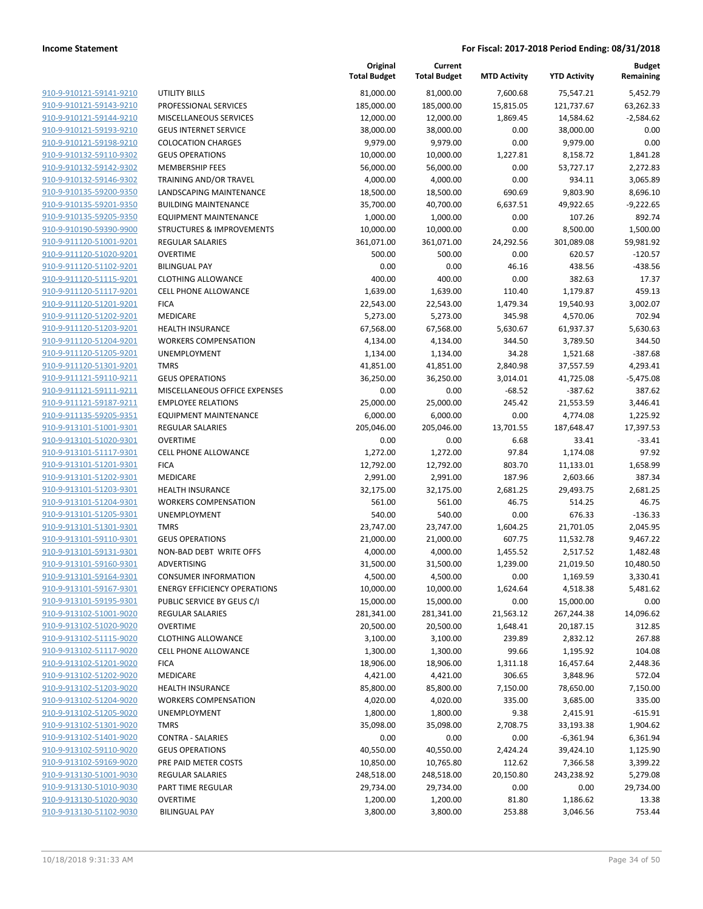**Income Statement** — **For Fiscal: 2017-2018 Period Ending: 08/31/2018**

| | | Original Total Budget | Current Total Budget | MTD Activity | YTD Activity | Budget Remaining |
|---|---|---|---|---|---|---|
| 910-9-910121-59141-9210 | UTILITY BILLS | 81,000.00 | 81,000.00 | 7,600.68 | 75,547.21 | 5,452.79 |
| 910-9-910121-59143-9210 | PROFESSIONAL SERVICES | 185,000.00 | 185,000.00 | 15,815.05 | 121,737.67 | 63,262.33 |
| 910-9-910121-59144-9210 | MISCELLANEOUS SERVICES | 12,000.00 | 12,000.00 | 1,869.45 | 14,584.62 | -2,584.62 |
| 910-9-910121-59193-9210 | GEUS INTERNET SERVICE | 38,000.00 | 38,000.00 | 0.00 | 38,000.00 | 0.00 |
| 910-9-910121-59198-9210 | COLOCATION CHARGES | 9,979.00 | 9,979.00 | 0.00 | 9,979.00 | 0.00 |
| 910-9-910132-59110-9302 | GEUS OPERATIONS | 10,000.00 | 10,000.00 | 1,227.81 | 8,158.72 | 1,841.28 |
| 910-9-910132-59142-9302 | MEMBERSHIP FEES | 56,000.00 | 56,000.00 | 0.00 | 53,727.17 | 2,272.83 |
| 910-9-910132-59146-9302 | TRAINING AND/OR TRAVEL | 4,000.00 | 4,000.00 | 0.00 | 934.11 | 3,065.89 |
| 910-9-910135-59200-9350 | LANDSCAPING MAINTENANCE | 18,500.00 | 18,500.00 | 690.69 | 9,803.90 | 8,696.10 |
| 910-9-910135-59201-9350 | BUILDING MAINTENANCE | 35,700.00 | 40,700.00 | 6,637.51 | 49,922.65 | -9,222.65 |
| 910-9-910135-59205-9350 | EQUIPMENT MAINTENANCE | 1,000.00 | 1,000.00 | 0.00 | 107.26 | 892.74 |
| 910-9-910190-59390-9900 | STRUCTURES & IMPROVEMENTS | 10,000.00 | 10,000.00 | 0.00 | 8,500.00 | 1,500.00 |
| 910-9-911120-51001-9201 | REGULAR SALARIES | 361,071.00 | 361,071.00 | 24,292.56 | 301,089.08 | 59,981.92 |
| 910-9-911120-51020-9201 | OVERTIME | 500.00 | 500.00 | 0.00 | 620.57 | -120.57 |
| 910-9-911120-51102-9201 | BILINGUAL PAY | 0.00 | 0.00 | 46.16 | 438.56 | -438.56 |
| 910-9-911120-51115-9201 | CLOTHING ALLOWANCE | 400.00 | 400.00 | 0.00 | 382.63 | 17.37 |
| 910-9-911120-51117-9201 | CELL PHONE ALLOWANCE | 1,639.00 | 1,639.00 | 110.40 | 1,179.87 | 459.13 |
| 910-9-911120-51201-9201 | FICA | 22,543.00 | 22,543.00 | 1,479.34 | 19,540.93 | 3,002.07 |
| 910-9-911120-51202-9201 | MEDICARE | 5,273.00 | 5,273.00 | 345.98 | 4,570.06 | 702.94 |
| 910-9-911120-51203-9201 | HEALTH INSURANCE | 67,568.00 | 67,568.00 | 5,630.67 | 61,937.37 | 5,630.63 |
| 910-9-911120-51204-9201 | WORKERS COMPENSATION | 4,134.00 | 4,134.00 | 344.50 | 3,789.50 | 344.50 |
| 910-9-911120-51205-9201 | UNEMPLOYMENT | 1,134.00 | 1,134.00 | 34.28 | 1,521.68 | -387.68 |
| 910-9-911120-51301-9201 | TMRS | 41,851.00 | 41,851.00 | 2,840.98 | 37,557.59 | 4,293.41 |
| 910-9-911121-59110-9211 | GEUS OPERATIONS | 36,250.00 | 36,250.00 | 3,014.01 | 41,725.08 | -5,475.08 |
| 910-9-911121-59111-9211 | MISCELLANEOUS OFFICE EXPENSES | 0.00 | 0.00 | -68.52 | -387.62 | 387.62 |
| 910-9-911121-59187-9211 | EMPLOYEE RELATIONS | 25,000.00 | 25,000.00 | 245.42 | 21,553.59 | 3,446.41 |
| 910-9-911135-59205-9351 | EQUIPMENT MAINTENANCE | 6,000.00 | 6,000.00 | 0.00 | 4,774.08 | 1,225.92 |
| 910-9-913101-51001-9301 | REGULAR SALARIES | 205,046.00 | 205,046.00 | 13,701.55 | 187,648.47 | 17,397.53 |
| 910-9-913101-51020-9301 | OVERTIME | 0.00 | 0.00 | 6.68 | 33.41 | -33.41 |
| 910-9-913101-51117-9301 | CELL PHONE ALLOWANCE | 1,272.00 | 1,272.00 | 97.84 | 1,174.08 | 97.92 |
| 910-9-913101-51201-9301 | FICA | 12,792.00 | 12,792.00 | 803.70 | 11,133.01 | 1,658.99 |
| 910-9-913101-51202-9301 | MEDICARE | 2,991.00 | 2,991.00 | 187.96 | 2,603.66 | 387.34 |
| 910-9-913101-51203-9301 | HEALTH INSURANCE | 32,175.00 | 32,175.00 | 2,681.25 | 29,493.75 | 2,681.25 |
| 910-9-913101-51204-9301 | WORKERS COMPENSATION | 561.00 | 561.00 | 46.75 | 514.25 | 46.75 |
| 910-9-913101-51205-9301 | UNEMPLOYMENT | 540.00 | 540.00 | 0.00 | 676.33 | -136.33 |
| 910-9-913101-51301-9301 | TMRS | 23,747.00 | 23,747.00 | 1,604.25 | 21,701.05 | 2,045.95 |
| 910-9-913101-59110-9301 | GEUS OPERATIONS | 21,000.00 | 21,000.00 | 607.75 | 11,532.78 | 9,467.22 |
| 910-9-913101-59131-9301 | NON-BAD DEBT WRITE OFFS | 4,000.00 | 4,000.00 | 1,455.52 | 2,517.52 | 1,482.48 |
| 910-9-913101-59160-9301 | ADVERTISING | 31,500.00 | 31,500.00 | 1,239.00 | 21,019.50 | 10,480.50 |
| 910-9-913101-59164-9301 | CONSUMER INFORMATION | 4,500.00 | 4,500.00 | 0.00 | 1,169.59 | 3,330.41 |
| 910-9-913101-59167-9301 | ENERGY EFFICIENCY OPERATIONS | 10,000.00 | 10,000.00 | 1,624.64 | 4,518.38 | 5,481.62 |
| 910-9-913101-59195-9301 | PUBLIC SERVICE BY GEUS C/I | 15,000.00 | 15,000.00 | 0.00 | 15,000.00 | 0.00 |
| 910-9-913102-51001-9020 | REGULAR SALARIES | 281,341.00 | 281,341.00 | 21,563.12 | 267,244.38 | 14,096.62 |
| 910-9-913102-51020-9020 | OVERTIME | 20,500.00 | 20,500.00 | 1,648.41 | 20,187.15 | 312.85 |
| 910-9-913102-51115-9020 | CLOTHING ALLOWANCE | 3,100.00 | 3,100.00 | 239.89 | 2,832.12 | 267.88 |
| 910-9-913102-51117-9020 | CELL PHONE ALLOWANCE | 1,300.00 | 1,300.00 | 99.66 | 1,195.92 | 104.08 |
| 910-9-913102-51201-9020 | FICA | 18,906.00 | 18,906.00 | 1,311.18 | 16,457.64 | 2,448.36 |
| 910-9-913102-51202-9020 | MEDICARE | 4,421.00 | 4,421.00 | 306.65 | 3,848.96 | 572.04 |
| 910-9-913102-51203-9020 | HEALTH INSURANCE | 85,800.00 | 85,800.00 | 7,150.00 | 78,650.00 | 7,150.00 |
| 910-9-913102-51204-9020 | WORKERS COMPENSATION | 4,020.00 | 4,020.00 | 335.00 | 3,685.00 | 335.00 |
| 910-9-913102-51205-9020 | UNEMPLOYMENT | 1,800.00 | 1,800.00 | 9.38 | 2,415.91 | -615.91 |
| 910-9-913102-51301-9020 | TMRS | 35,098.00 | 35,098.00 | 2,708.75 | 33,193.38 | 1,904.62 |
| 910-9-913102-51401-9020 | CONTRA - SALARIES | 0.00 | 0.00 | 0.00 | -6,361.94 | 6,361.94 |
| 910-9-913102-59110-9020 | GEUS OPERATIONS | 40,550.00 | 40,550.00 | 2,424.24 | 39,424.10 | 1,125.90 |
| 910-9-913102-59169-9020 | PRE PAID METER COSTS | 10,850.00 | 10,765.80 | 112.62 | 7,366.58 | 3,399.22 |
| 910-9-913130-51001-9030 | REGULAR SALARIES | 248,518.00 | 248,518.00 | 20,150.80 | 243,238.92 | 5,279.08 |
| 910-9-913130-51010-9030 | PART TIME REGULAR | 29,734.00 | 29,734.00 | 0.00 | 0.00 | 29,734.00 |
| 910-9-913130-51020-9030 | OVERTIME | 1,200.00 | 1,200.00 | 81.80 | 1,186.62 | 13.38 |
| 910-9-913130-51102-9030 | BILINGUAL PAY | 3,800.00 | 3,800.00 | 253.88 | 3,046.56 | 753.44 |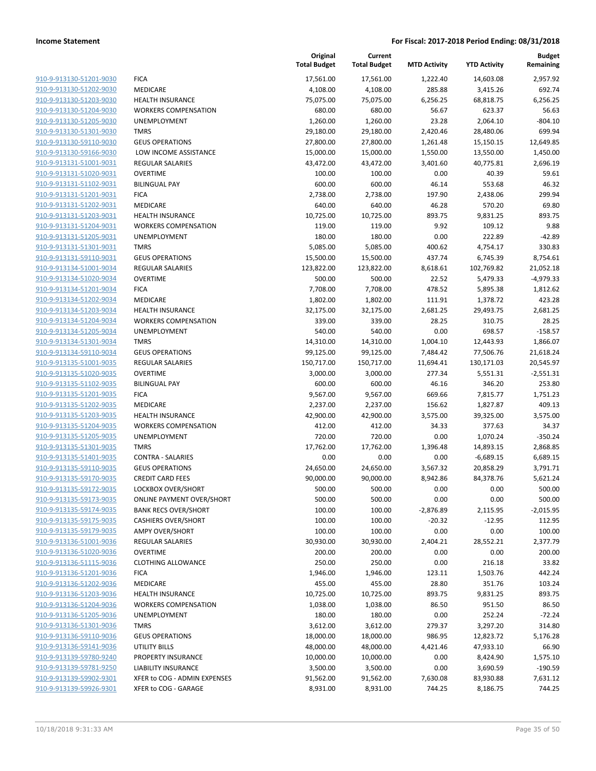| | | Original Total Budget | Current Total Budget | MTD Activity | YTD Activity | Budget Remaining |
|---|---|---|---|---|---|---|
| 910-9-913130-51201-9030 | FICA | 17,561.00 | 17,561.00 | 1,222.40 | 14,603.08 | 2,957.92 |
| 910-9-913130-51202-9030 | MEDICARE | 4,108.00 | 4,108.00 | 285.88 | 3,415.26 | 692.74 |
| 910-9-913130-51203-9030 | HEALTH INSURANCE | 75,075.00 | 75,075.00 | 6,256.25 | 68,818.75 | 6,256.25 |
| 910-9-913130-51204-9030 | WORKERS COMPENSATION | 680.00 | 680.00 | 56.67 | 623.37 | 56.63 |
| 910-9-913130-51205-9030 | UNEMPLOYMENT | 1,260.00 | 1,260.00 | 23.28 | 2,064.10 | -804.10 |
| 910-9-913130-51301-9030 | TMRS | 29,180.00 | 29,180.00 | 2,420.46 | 28,480.06 | 699.94 |
| 910-9-913130-59110-9030 | GEUS OPERATIONS | 27,800.00 | 27,800.00 | 1,261.48 | 15,150.15 | 12,649.85 |
| 910-9-913130-59166-9030 | LOW INCOME ASSISTANCE | 15,000.00 | 15,000.00 | 1,550.00 | 13,550.00 | 1,450.00 |
| 910-9-913131-51001-9031 | REGULAR SALARIES | 43,472.00 | 43,472.00 | 3,401.60 | 40,775.81 | 2,696.19 |
| 910-9-913131-51020-9031 | OVERTIME | 100.00 | 100.00 | 0.00 | 40.39 | 59.61 |
| 910-9-913131-51102-9031 | BILINGUAL PAY | 600.00 | 600.00 | 46.14 | 553.68 | 46.32 |
| 910-9-913131-51201-9031 | FICA | 2,738.00 | 2,738.00 | 197.90 | 2,438.06 | 299.94 |
| 910-9-913131-51202-9031 | MEDICARE | 640.00 | 640.00 | 46.28 | 570.20 | 69.80 |
| 910-9-913131-51203-9031 | HEALTH INSURANCE | 10,725.00 | 10,725.00 | 893.75 | 9,831.25 | 893.75 |
| 910-9-913131-51204-9031 | WORKERS COMPENSATION | 119.00 | 119.00 | 9.92 | 109.12 | 9.88 |
| 910-9-913131-51205-9031 | UNEMPLOYMENT | 180.00 | 180.00 | 0.00 | 222.89 | -42.89 |
| 910-9-913131-51301-9031 | TMRS | 5,085.00 | 5,085.00 | 400.62 | 4,754.17 | 330.83 |
| 910-9-913131-59110-9031 | GEUS OPERATIONS | 15,500.00 | 15,500.00 | 437.74 | 6,745.39 | 8,754.61 |
| 910-9-913134-51001-9034 | REGULAR SALARIES | 123,822.00 | 123,822.00 | 8,618.61 | 102,769.82 | 21,052.18 |
| 910-9-913134-51020-9034 | OVERTIME | 500.00 | 500.00 | 22.52 | 5,479.33 | -4,979.33 |
| 910-9-913134-51201-9034 | FICA | 7,708.00 | 7,708.00 | 478.52 | 5,895.38 | 1,812.62 |
| 910-9-913134-51202-9034 | MEDICARE | 1,802.00 | 1,802.00 | 111.91 | 1,378.72 | 423.28 |
| 910-9-913134-51203-9034 | HEALTH INSURANCE | 32,175.00 | 32,175.00 | 2,681.25 | 29,493.75 | 2,681.25 |
| 910-9-913134-51204-9034 | WORKERS COMPENSATION | 339.00 | 339.00 | 28.25 | 310.75 | 28.25 |
| 910-9-913134-51205-9034 | UNEMPLOYMENT | 540.00 | 540.00 | 0.00 | 698.57 | -158.57 |
| 910-9-913134-51301-9034 | TMRS | 14,310.00 | 14,310.00 | 1,004.10 | 12,443.93 | 1,866.07 |
| 910-9-913134-59110-9034 | GEUS OPERATIONS | 99,125.00 | 99,125.00 | 7,484.42 | 77,506.76 | 21,618.24 |
| 910-9-913135-51001-9035 | REGULAR SALARIES | 150,717.00 | 150,717.00 | 11,694.41 | 130,171.03 | 20,545.97 |
| 910-9-913135-51020-9035 | OVERTIME | 3,000.00 | 3,000.00 | 277.34 | 5,551.31 | -2,551.31 |
| 910-9-913135-51102-9035 | BILINGUAL PAY | 600.00 | 600.00 | 46.16 | 346.20 | 253.80 |
| 910-9-913135-51201-9035 | FICA | 9,567.00 | 9,567.00 | 669.66 | 7,815.77 | 1,751.23 |
| 910-9-913135-51202-9035 | MEDICARE | 2,237.00 | 2,237.00 | 156.62 | 1,827.87 | 409.13 |
| 910-9-913135-51203-9035 | HEALTH INSURANCE | 42,900.00 | 42,900.00 | 3,575.00 | 39,325.00 | 3,575.00 |
| 910-9-913135-51204-9035 | WORKERS COMPENSATION | 412.00 | 412.00 | 34.33 | 377.63 | 34.37 |
| 910-9-913135-51205-9035 | UNEMPLOYMENT | 720.00 | 720.00 | 0.00 | 1,070.24 | -350.24 |
| 910-9-913135-51301-9035 | TMRS | 17,762.00 | 17,762.00 | 1,396.48 | 14,893.15 | 2,868.85 |
| 910-9-913135-51401-9035 | CONTRA - SALARIES | 0.00 | 0.00 | 0.00 | -6,689.15 | 6,689.15 |
| 910-9-913135-59110-9035 | GEUS OPERATIONS | 24,650.00 | 24,650.00 | 3,567.32 | 20,858.29 | 3,791.71 |
| 910-9-913135-59170-9035 | CREDIT CARD FEES | 90,000.00 | 90,000.00 | 8,942.86 | 84,378.76 | 5,621.24 |
| 910-9-913135-59172-9035 | LOCKBOX OVER/SHORT | 500.00 | 500.00 | 0.00 | 0.00 | 500.00 |
| 910-9-913135-59173-9035 | ONLINE PAYMENT OVER/SHORT | 500.00 | 500.00 | 0.00 | 0.00 | 500.00 |
| 910-9-913135-59174-9035 | BANK RECS OVER/SHORT | 100.00 | 100.00 | -2,876.89 | 2,115.95 | -2,015.95 |
| 910-9-913135-59175-9035 | CASHIERS OVER/SHORT | 100.00 | 100.00 | -20.32 | -12.95 | 112.95 |
| 910-9-913135-59179-9035 | AMPY OVER/SHORT | 100.00 | 100.00 | 0.00 | 0.00 | 100.00 |
| 910-9-913136-51001-9036 | REGULAR SALARIES | 30,930.00 | 30,930.00 | 2,404.21 | 28,552.21 | 2,377.79 |
| 910-9-913136-51020-9036 | OVERTIME | 200.00 | 200.00 | 0.00 | 0.00 | 200.00 |
| 910-9-913136-51115-9036 | CLOTHING ALLOWANCE | 250.00 | 250.00 | 0.00 | 216.18 | 33.82 |
| 910-9-913136-51201-9036 | FICA | 1,946.00 | 1,946.00 | 123.11 | 1,503.76 | 442.24 |
| 910-9-913136-51202-9036 | MEDICARE | 455.00 | 455.00 | 28.80 | 351.76 | 103.24 |
| 910-9-913136-51203-9036 | HEALTH INSURANCE | 10,725.00 | 10,725.00 | 893.75 | 9,831.25 | 893.75 |
| 910-9-913136-51204-9036 | WORKERS COMPENSATION | 1,038.00 | 1,038.00 | 86.50 | 951.50 | 86.50 |
| 910-9-913136-51205-9036 | UNEMPLOYMENT | 180.00 | 180.00 | 0.00 | 252.24 | -72.24 |
| 910-9-913136-51301-9036 | TMRS | 3,612.00 | 3,612.00 | 279.37 | 3,297.20 | 314.80 |
| 910-9-913136-59110-9036 | GEUS OPERATIONS | 18,000.00 | 18,000.00 | 986.95 | 12,823.72 | 5,176.28 |
| 910-9-913136-59141-9036 | UTILITY BILLS | 48,000.00 | 48,000.00 | 4,421.46 | 47,933.10 | 66.90 |
| 910-9-913139-59780-9240 | PROPERTY INSURANCE | 10,000.00 | 10,000.00 | 0.00 | 8,424.90 | 1,575.10 |
| 910-9-913139-59781-9250 | LIABILITY INSURANCE | 3,500.00 | 3,500.00 | 0.00 | 3,690.59 | -190.59 |
| 910-9-913139-59902-9301 | XFER to COG - ADMIN EXPENSES | 91,562.00 | 91,562.00 | 7,630.08 | 83,930.88 | 7,631.12 |
| 910-9-913139-59926-9301 | XFER to COG - GARAGE | 8,931.00 | 8,931.00 | 744.25 | 8,186.75 | 744.25 |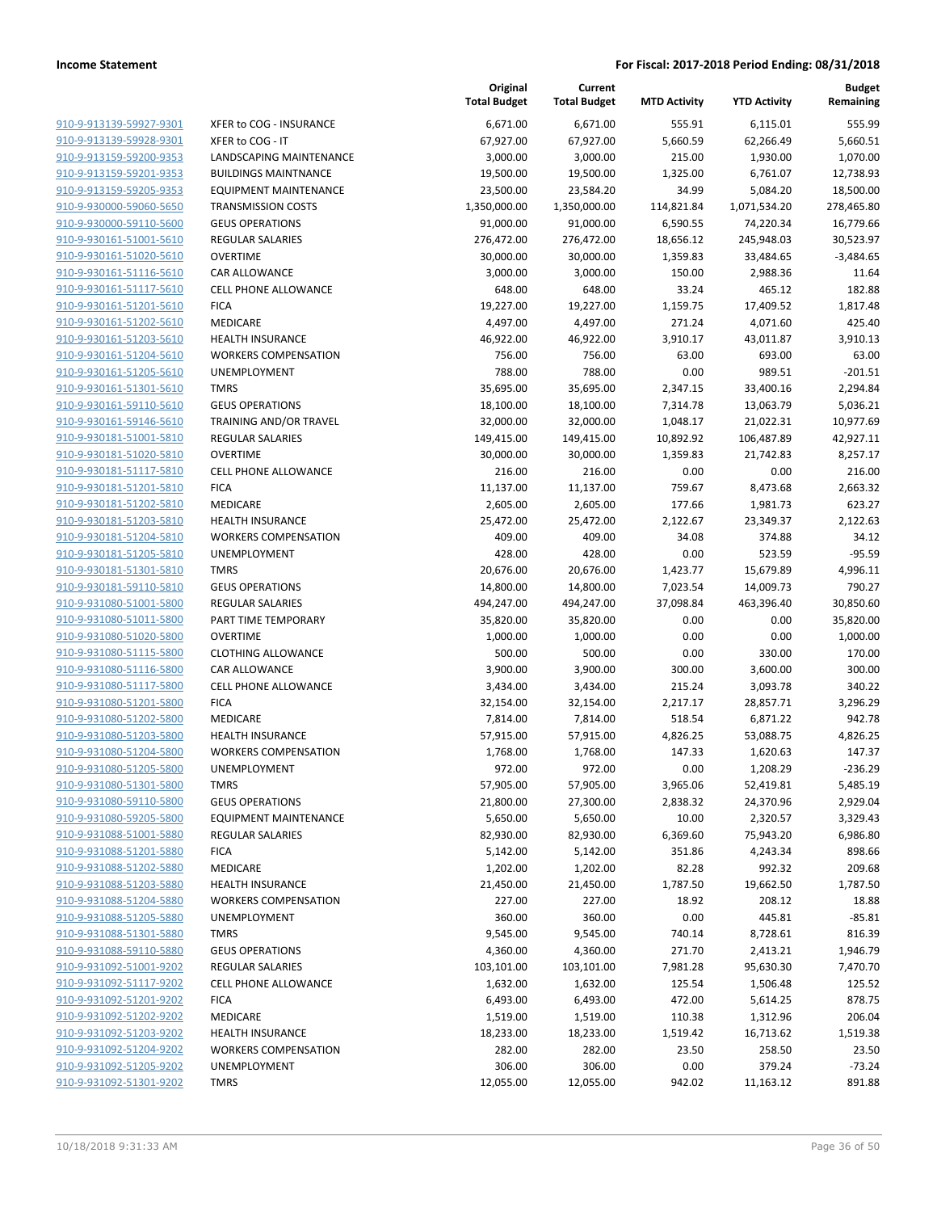**Income Statement** | **For Fiscal: 2017-2018 Period Ending: 08/31/2018**

| | | Original Total Budget | Current Total Budget | MTD Activity | YTD Activity | Budget Remaining |
|---|---|---|---|---|---|---|
| 910-9-913139-59927-9301 | XFER to COG - INSURANCE | 6,671.00 | 6,671.00 | 555.91 | 6,115.01 | 555.99 |
| 910-9-913139-59928-9301 | XFER to COG - IT | 67,927.00 | 67,927.00 | 5,660.59 | 62,266.49 | 5,660.51 |
| 910-9-913159-59200-9353 | LANDSCAPING MAINTENANCE | 3,000.00 | 3,000.00 | 215.00 | 1,930.00 | 1,070.00 |
| 910-9-913159-59201-9353 | BUILDINGS MAINTNANCE | 19,500.00 | 19,500.00 | 1,325.00 | 6,761.07 | 12,738.93 |
| 910-9-913159-59205-9353 | EQUIPMENT MAINTENANCE | 23,500.00 | 23,584.20 | 34.99 | 5,084.20 | 18,500.00 |
| 910-9-930000-59060-5650 | TRANSMISSION COSTS | 1,350,000.00 | 1,350,000.00 | 114,821.84 | 1,071,534.20 | 278,465.80 |
| 910-9-930000-59110-5600 | GEUS OPERATIONS | 91,000.00 | 91,000.00 | 6,590.55 | 74,220.34 | 16,779.66 |
| 910-9-930161-51001-5610 | REGULAR SALARIES | 276,472.00 | 276,472.00 | 18,656.12 | 245,948.03 | 30,523.97 |
| 910-9-930161-51020-5610 | OVERTIME | 30,000.00 | 30,000.00 | 1,359.83 | 33,484.65 | -3,484.65 |
| 910-9-930161-51116-5610 | CAR ALLOWANCE | 3,000.00 | 3,000.00 | 150.00 | 2,988.36 | 11.64 |
| 910-9-930161-51117-5610 | CELL PHONE ALLOWANCE | 648.00 | 648.00 | 33.24 | 465.12 | 182.88 |
| 910-9-930161-51201-5610 | FICA | 19,227.00 | 19,227.00 | 1,159.75 | 17,409.52 | 1,817.48 |
| 910-9-930161-51202-5610 | MEDICARE | 4,497.00 | 4,497.00 | 271.24 | 4,071.60 | 425.40 |
| 910-9-930161-51203-5610 | HEALTH INSURANCE | 46,922.00 | 46,922.00 | 3,910.17 | 43,011.87 | 3,910.13 |
| 910-9-930161-51204-5610 | WORKERS COMPENSATION | 756.00 | 756.00 | 63.00 | 693.00 | 63.00 |
| 910-9-930161-51205-5610 | UNEMPLOYMENT | 788.00 | 788.00 | 0.00 | 989.51 | -201.51 |
| 910-9-930161-51301-5610 | TMRS | 35,695.00 | 35,695.00 | 2,347.15 | 33,400.16 | 2,294.84 |
| 910-9-930161-59110-5610 | GEUS OPERATIONS | 18,100.00 | 18,100.00 | 7,314.78 | 13,063.79 | 5,036.21 |
| 910-9-930161-59146-5610 | TRAINING AND/OR TRAVEL | 32,000.00 | 32,000.00 | 1,048.17 | 21,022.31 | 10,977.69 |
| 910-9-930181-51001-5810 | REGULAR SALARIES | 149,415.00 | 149,415.00 | 10,892.92 | 106,487.89 | 42,927.11 |
| 910-9-930181-51020-5810 | OVERTIME | 30,000.00 | 30,000.00 | 1,359.83 | 21,742.83 | 8,257.17 |
| 910-9-930181-51117-5810 | CELL PHONE ALLOWANCE | 216.00 | 216.00 | 0.00 | 0.00 | 216.00 |
| 910-9-930181-51201-5810 | FICA | 11,137.00 | 11,137.00 | 759.67 | 8,473.68 | 2,663.32 |
| 910-9-930181-51202-5810 | MEDICARE | 2,605.00 | 2,605.00 | 177.66 | 1,981.73 | 623.27 |
| 910-9-930181-51203-5810 | HEALTH INSURANCE | 25,472.00 | 25,472.00 | 2,122.67 | 23,349.37 | 2,122.63 |
| 910-9-930181-51204-5810 | WORKERS COMPENSATION | 409.00 | 409.00 | 34.08 | 374.88 | 34.12 |
| 910-9-930181-51205-5810 | UNEMPLOYMENT | 428.00 | 428.00 | 0.00 | 523.59 | -95.59 |
| 910-9-930181-51301-5810 | TMRS | 20,676.00 | 20,676.00 | 1,423.77 | 15,679.89 | 4,996.11 |
| 910-9-930181-59110-5810 | GEUS OPERATIONS | 14,800.00 | 14,800.00 | 7,023.54 | 14,009.73 | 790.27 |
| 910-9-931080-51001-5800 | REGULAR SALARIES | 494,247.00 | 494,247.00 | 37,098.84 | 463,396.40 | 30,850.60 |
| 910-9-931080-51011-5800 | PART TIME TEMPORARY | 35,820.00 | 35,820.00 | 0.00 | 0.00 | 35,820.00 |
| 910-9-931080-51020-5800 | OVERTIME | 1,000.00 | 1,000.00 | 0.00 | 0.00 | 1,000.00 |
| 910-9-931080-51115-5800 | CLOTHING ALLOWANCE | 500.00 | 500.00 | 0.00 | 330.00 | 170.00 |
| 910-9-931080-51116-5800 | CAR ALLOWANCE | 3,900.00 | 3,900.00 | 300.00 | 3,600.00 | 300.00 |
| 910-9-931080-51117-5800 | CELL PHONE ALLOWANCE | 3,434.00 | 3,434.00 | 215.24 | 3,093.78 | 340.22 |
| 910-9-931080-51201-5800 | FICA | 32,154.00 | 32,154.00 | 2,217.17 | 28,857.71 | 3,296.29 |
| 910-9-931080-51202-5800 | MEDICARE | 7,814.00 | 7,814.00 | 518.54 | 6,871.22 | 942.78 |
| 910-9-931080-51203-5800 | HEALTH INSURANCE | 57,915.00 | 57,915.00 | 4,826.25 | 53,088.75 | 4,826.25 |
| 910-9-931080-51204-5800 | WORKERS COMPENSATION | 1,768.00 | 1,768.00 | 147.33 | 1,620.63 | 147.37 |
| 910-9-931080-51205-5800 | UNEMPLOYMENT | 972.00 | 972.00 | 0.00 | 1,208.29 | -236.29 |
| 910-9-931080-51301-5800 | TMRS | 57,905.00 | 57,905.00 | 3,965.06 | 52,419.81 | 5,485.19 |
| 910-9-931080-59110-5800 | GEUS OPERATIONS | 21,800.00 | 27,300.00 | 2,838.32 | 24,370.96 | 2,929.04 |
| 910-9-931080-59205-5800 | EQUIPMENT MAINTENANCE | 5,650.00 | 5,650.00 | 10.00 | 2,320.57 | 3,329.43 |
| 910-9-931088-51001-5880 | REGULAR SALARIES | 82,930.00 | 82,930.00 | 6,369.60 | 75,943.20 | 6,986.80 |
| 910-9-931088-51201-5880 | FICA | 5,142.00 | 5,142.00 | 351.86 | 4,243.34 | 898.66 |
| 910-9-931088-51202-5880 | MEDICARE | 1,202.00 | 1,202.00 | 82.28 | 992.32 | 209.68 |
| 910-9-931088-51203-5880 | HEALTH INSURANCE | 21,450.00 | 21,450.00 | 1,787.50 | 19,662.50 | 1,787.50 |
| 910-9-931088-51204-5880 | WORKERS COMPENSATION | 227.00 | 227.00 | 18.92 | 208.12 | 18.88 |
| 910-9-931088-51205-5880 | UNEMPLOYMENT | 360.00 | 360.00 | 0.00 | 445.81 | -85.81 |
| 910-9-931088-51301-5880 | TMRS | 9,545.00 | 9,545.00 | 740.14 | 8,728.61 | 816.39 |
| 910-9-931088-59110-5880 | GEUS OPERATIONS | 4,360.00 | 4,360.00 | 271.70 | 2,413.21 | 1,946.79 |
| 910-9-931092-51001-9202 | REGULAR SALARIES | 103,101.00 | 103,101.00 | 7,981.28 | 95,630.30 | 7,470.70 |
| 910-9-931092-51117-9202 | CELL PHONE ALLOWANCE | 1,632.00 | 1,632.00 | 125.54 | 1,506.48 | 125.52 |
| 910-9-931092-51201-9202 | FICA | 6,493.00 | 6,493.00 | 472.00 | 5,614.25 | 878.75 |
| 910-9-931092-51202-9202 | MEDICARE | 1,519.00 | 1,519.00 | 110.38 | 1,312.96 | 206.04 |
| 910-9-931092-51203-9202 | HEALTH INSURANCE | 18,233.00 | 18,233.00 | 1,519.42 | 16,713.62 | 1,519.38 |
| 910-9-931092-51204-9202 | WORKERS COMPENSATION | 282.00 | 282.00 | 23.50 | 258.50 | 23.50 |
| 910-9-931092-51205-9202 | UNEMPLOYMENT | 306.00 | 306.00 | 0.00 | 379.24 | -73.24 |
| 910-9-931092-51301-9202 | TMRS | 12,055.00 | 12,055.00 | 942.02 | 11,163.12 | 891.88 |

10/18/2018 9:31:33 AM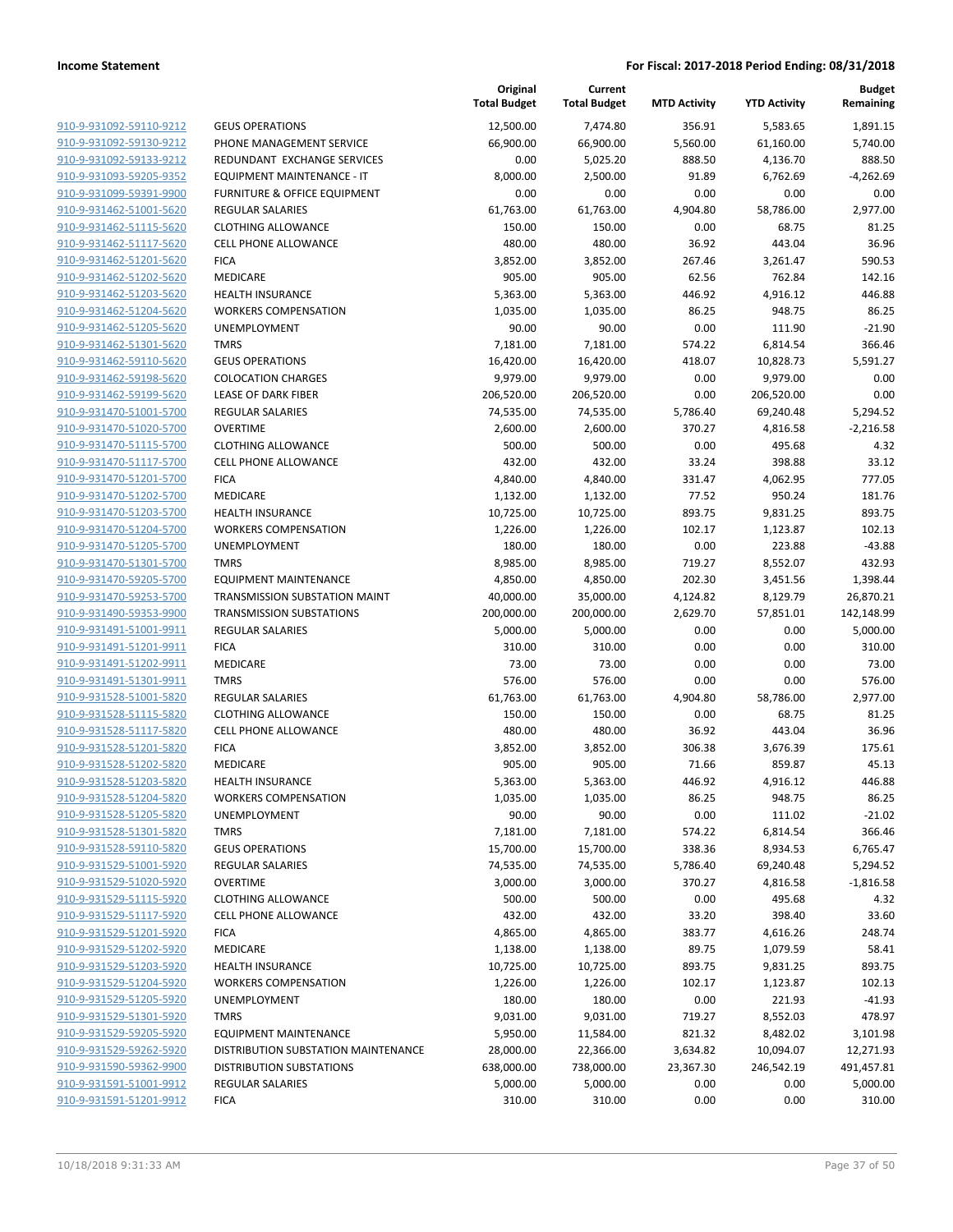| | | Original Total Budget | Current Total Budget | MTD Activity | YTD Activity | Budget Remaining |
|---|---|---|---|---|---|---|
| 910-9-931092-59110-9212 | GEUS OPERATIONS | 12,500.00 | 7,474.80 | 356.91 | 5,583.65 | 1,891.15 |
| 910-9-931092-59130-9212 | PHONE MANAGEMENT SERVICE | 66,900.00 | 66,900.00 | 5,560.00 | 61,160.00 | 5,740.00 |
| 910-9-931092-59133-9212 | REDUNDANT EXCHANGE SERVICES | 0.00 | 5,025.20 | 888.50 | 4,136.70 | 888.50 |
| 910-9-931093-59205-9352 | EQUIPMENT MAINTENANCE - IT | 8,000.00 | 2,500.00 | 91.89 | 6,762.69 | -4,262.69 |
| 910-9-931099-59391-9900 | FURNITURE & OFFICE EQUIPMENT | 0.00 | 0.00 | 0.00 | 0.00 | 0.00 |
| 910-9-931462-51001-5620 | REGULAR SALARIES | 61,763.00 | 61,763.00 | 4,904.80 | 58,786.00 | 2,977.00 |
| 910-9-931462-51115-5620 | CLOTHING ALLOWANCE | 150.00 | 150.00 | 0.00 | 68.75 | 81.25 |
| 910-9-931462-51117-5620 | CELL PHONE ALLOWANCE | 480.00 | 480.00 | 36.92 | 443.04 | 36.96 |
| 910-9-931462-51201-5620 | FICA | 3,852.00 | 3,852.00 | 267.46 | 3,261.47 | 590.53 |
| 910-9-931462-51202-5620 | MEDICARE | 905.00 | 905.00 | 62.56 | 762.84 | 142.16 |
| 910-9-931462-51203-5620 | HEALTH INSURANCE | 5,363.00 | 5,363.00 | 446.92 | 4,916.12 | 446.88 |
| 910-9-931462-51204-5620 | WORKERS COMPENSATION | 1,035.00 | 1,035.00 | 86.25 | 948.75 | 86.25 |
| 910-9-931462-51205-5620 | UNEMPLOYMENT | 90.00 | 90.00 | 0.00 | 111.90 | -21.90 |
| 910-9-931462-51301-5620 | TMRS | 7,181.00 | 7,181.00 | 574.22 | 6,814.54 | 366.46 |
| 910-9-931462-59110-5620 | GEUS OPERATIONS | 16,420.00 | 16,420.00 | 418.07 | 10,828.73 | 5,591.27 |
| 910-9-931462-59198-5620 | COLOCATION CHARGES | 9,979.00 | 9,979.00 | 0.00 | 9,979.00 | 0.00 |
| 910-9-931462-59199-5620 | LEASE OF DARK FIBER | 206,520.00 | 206,520.00 | 0.00 | 206,520.00 | 0.00 |
| 910-9-931470-51001-5700 | REGULAR SALARIES | 74,535.00 | 74,535.00 | 5,786.40 | 69,240.48 | 5,294.52 |
| 910-9-931470-51020-5700 | OVERTIME | 2,600.00 | 2,600.00 | 370.27 | 4,816.58 | -2,216.58 |
| 910-9-931470-51115-5700 | CLOTHING ALLOWANCE | 500.00 | 500.00 | 0.00 | 495.68 | 4.32 |
| 910-9-931470-51117-5700 | CELL PHONE ALLOWANCE | 432.00 | 432.00 | 33.24 | 398.88 | 33.12 |
| 910-9-931470-51201-5700 | FICA | 4,840.00 | 4,840.00 | 331.47 | 4,062.95 | 777.05 |
| 910-9-931470-51202-5700 | MEDICARE | 1,132.00 | 1,132.00 | 77.52 | 950.24 | 181.76 |
| 910-9-931470-51203-5700 | HEALTH INSURANCE | 10,725.00 | 10,725.00 | 893.75 | 9,831.25 | 893.75 |
| 910-9-931470-51204-5700 | WORKERS COMPENSATION | 1,226.00 | 1,226.00 | 102.17 | 1,123.87 | 102.13 |
| 910-9-931470-51205-5700 | UNEMPLOYMENT | 180.00 | 180.00 | 0.00 | 223.88 | -43.88 |
| 910-9-931470-51301-5700 | TMRS | 8,985.00 | 8,985.00 | 719.27 | 8,552.07 | 432.93 |
| 910-9-931470-59205-5700 | EQUIPMENT MAINTENANCE | 4,850.00 | 4,850.00 | 202.30 | 3,451.56 | 1,398.44 |
| 910-9-931470-59253-5700 | TRANSMISSION SUBSTATION MAINT | 40,000.00 | 35,000.00 | 4,124.82 | 8,129.79 | 26,870.21 |
| 910-9-931490-59353-9900 | TRANSMISSION SUBSTATIONS | 200,000.00 | 200,000.00 | 2,629.70 | 57,851.01 | 142,148.99 |
| 910-9-931491-51001-9911 | REGULAR SALARIES | 5,000.00 | 5,000.00 | 0.00 | 0.00 | 5,000.00 |
| 910-9-931491-51201-9911 | FICA | 310.00 | 310.00 | 0.00 | 0.00 | 310.00 |
| 910-9-931491-51202-9911 | MEDICARE | 73.00 | 73.00 | 0.00 | 0.00 | 73.00 |
| 910-9-931491-51301-9911 | TMRS | 576.00 | 576.00 | 0.00 | 0.00 | 576.00 |
| 910-9-931528-51001-5820 | REGULAR SALARIES | 61,763.00 | 61,763.00 | 4,904.80 | 58,786.00 | 2,977.00 |
| 910-9-931528-51115-5820 | CLOTHING ALLOWANCE | 150.00 | 150.00 | 0.00 | 68.75 | 81.25 |
| 910-9-931528-51117-5820 | CELL PHONE ALLOWANCE | 480.00 | 480.00 | 36.92 | 443.04 | 36.96 |
| 910-9-931528-51201-5820 | FICA | 3,852.00 | 3,852.00 | 306.38 | 3,676.39 | 175.61 |
| 910-9-931528-51202-5820 | MEDICARE | 905.00 | 905.00 | 71.66 | 859.87 | 45.13 |
| 910-9-931528-51203-5820 | HEALTH INSURANCE | 5,363.00 | 5,363.00 | 446.92 | 4,916.12 | 446.88 |
| 910-9-931528-51204-5820 | WORKERS COMPENSATION | 1,035.00 | 1,035.00 | 86.25 | 948.75 | 86.25 |
| 910-9-931528-51205-5820 | UNEMPLOYMENT | 90.00 | 90.00 | 0.00 | 111.02 | -21.02 |
| 910-9-931528-51301-5820 | TMRS | 7,181.00 | 7,181.00 | 574.22 | 6,814.54 | 366.46 |
| 910-9-931528-59110-5820 | GEUS OPERATIONS | 15,700.00 | 15,700.00 | 338.36 | 8,934.53 | 6,765.47 |
| 910-9-931529-51001-5920 | REGULAR SALARIES | 74,535.00 | 74,535.00 | 5,786.40 | 69,240.48 | 5,294.52 |
| 910-9-931529-51020-5920 | OVERTIME | 3,000.00 | 3,000.00 | 370.27 | 4,816.58 | -1,816.58 |
| 910-9-931529-51115-5920 | CLOTHING ALLOWANCE | 500.00 | 500.00 | 0.00 | 495.68 | 4.32 |
| 910-9-931529-51117-5920 | CELL PHONE ALLOWANCE | 432.00 | 432.00 | 33.20 | 398.40 | 33.60 |
| 910-9-931529-51201-5920 | FICA | 4,865.00 | 4,865.00 | 383.77 | 4,616.26 | 248.74 |
| 910-9-931529-51202-5920 | MEDICARE | 1,138.00 | 1,138.00 | 89.75 | 1,079.59 | 58.41 |
| 910-9-931529-51203-5920 | HEALTH INSURANCE | 10,725.00 | 10,725.00 | 893.75 | 9,831.25 | 893.75 |
| 910-9-931529-51204-5920 | WORKERS COMPENSATION | 1,226.00 | 1,226.00 | 102.17 | 1,123.87 | 102.13 |
| 910-9-931529-51205-5920 | UNEMPLOYMENT | 180.00 | 180.00 | 0.00 | 221.93 | -41.93 |
| 910-9-931529-51301-5920 | TMRS | 9,031.00 | 9,031.00 | 719.27 | 8,552.03 | 478.97 |
| 910-9-931529-59205-5920 | EQUIPMENT MAINTENANCE | 5,950.00 | 11,584.00 | 821.32 | 8,482.02 | 3,101.98 |
| 910-9-931529-59262-5920 | DISTRIBUTION SUBSTATION MAINTENANCE | 28,000.00 | 22,366.00 | 3,634.82 | 10,094.07 | 12,271.93 |
| 910-9-931590-59362-9900 | DISTRIBUTION SUBSTATIONS | 638,000.00 | 738,000.00 | 23,367.30 | 246,542.19 | 491,457.81 |
| 910-9-931591-51001-9912 | REGULAR SALARIES | 5,000.00 | 5,000.00 | 0.00 | 0.00 | 5,000.00 |
| 910-9-931591-51201-9912 | FICA | 310.00 | 310.00 | 0.00 | 0.00 | 310.00 |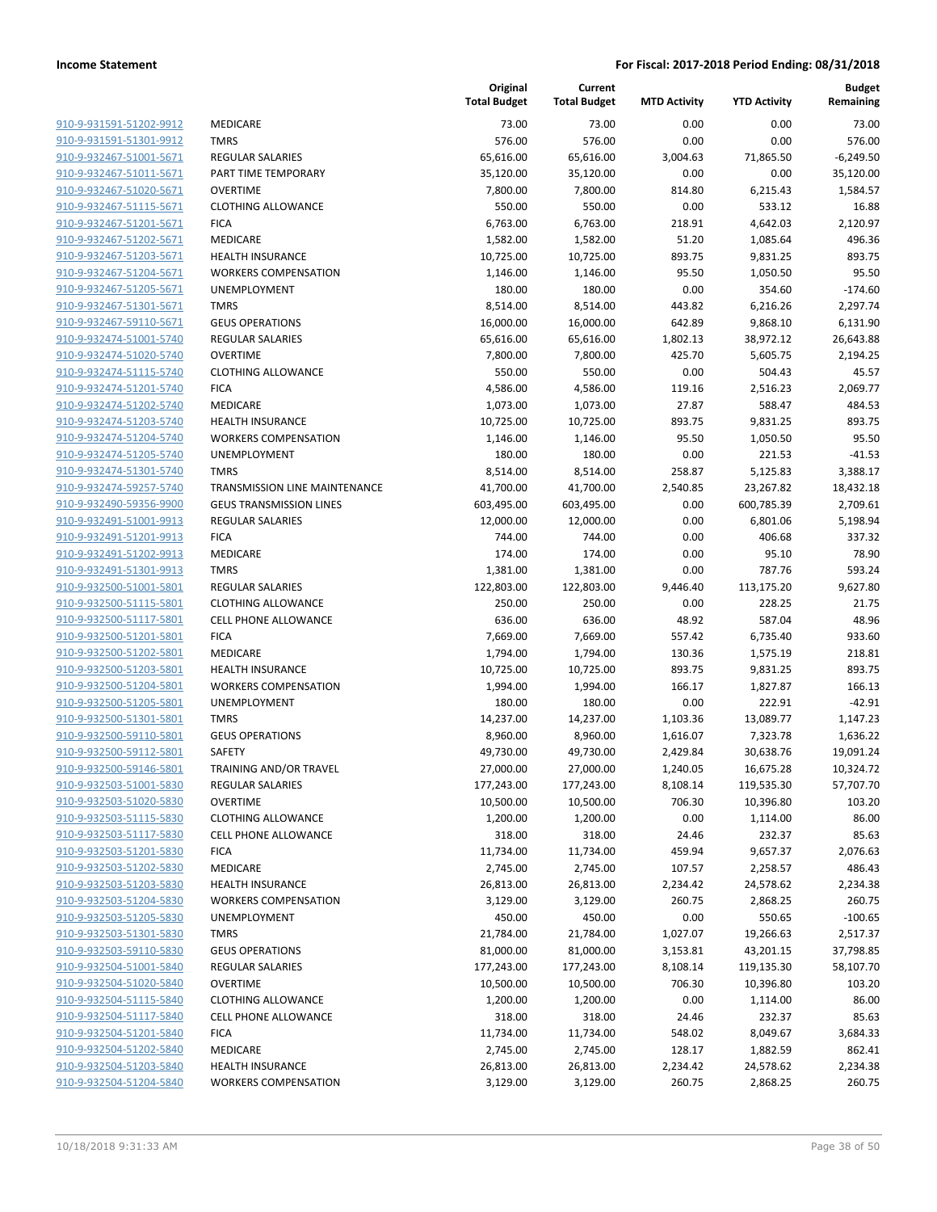| | | Original Total Budget | Current Total Budget | MTD Activity | YTD Activity | Budget Remaining |
|---|---|---|---|---|---|---|
| 910-9-931591-51202-9912 | MEDICARE | 73.00 | 73.00 | 0.00 | 0.00 | 73.00 |
| 910-9-931591-51301-9912 | TMRS | 576.00 | 576.00 | 0.00 | 0.00 | 576.00 |
| 910-9-932467-51001-5671 | REGULAR SALARIES | 65,616.00 | 65,616.00 | 3,004.63 | 71,865.50 | -6,249.50 |
| 910-9-932467-51011-5671 | PART TIME TEMPORARY | 35,120.00 | 35,120.00 | 0.00 | 0.00 | 35,120.00 |
| 910-9-932467-51020-5671 | OVERTIME | 7,800.00 | 7,800.00 | 814.80 | 6,215.43 | 1,584.57 |
| 910-9-932467-51115-5671 | CLOTHING ALLOWANCE | 550.00 | 550.00 | 0.00 | 533.12 | 16.88 |
| 910-9-932467-51201-5671 | FICA | 6,763.00 | 6,763.00 | 218.91 | 4,642.03 | 2,120.97 |
| 910-9-932467-51202-5671 | MEDICARE | 1,582.00 | 1,582.00 | 51.20 | 1,085.64 | 496.36 |
| 910-9-932467-51203-5671 | HEALTH INSURANCE | 10,725.00 | 10,725.00 | 893.75 | 9,831.25 | 893.75 |
| 910-9-932467-51204-5671 | WORKERS COMPENSATION | 1,146.00 | 1,146.00 | 95.50 | 1,050.50 | 95.50 |
| 910-9-932467-51205-5671 | UNEMPLOYMENT | 180.00 | 180.00 | 0.00 | 354.60 | -174.60 |
| 910-9-932467-51301-5671 | TMRS | 8,514.00 | 8,514.00 | 443.82 | 6,216.26 | 2,297.74 |
| 910-9-932467-59110-5671 | GEUS OPERATIONS | 16,000.00 | 16,000.00 | 642.89 | 9,868.10 | 6,131.90 |
| 910-9-932474-51001-5740 | REGULAR SALARIES | 65,616.00 | 65,616.00 | 1,802.13 | 38,972.12 | 26,643.88 |
| 910-9-932474-51020-5740 | OVERTIME | 7,800.00 | 7,800.00 | 425.70 | 5,605.75 | 2,194.25 |
| 910-9-932474-51115-5740 | CLOTHING ALLOWANCE | 550.00 | 550.00 | 0.00 | 504.43 | 45.57 |
| 910-9-932474-51201-5740 | FICA | 4,586.00 | 4,586.00 | 119.16 | 2,516.23 | 2,069.77 |
| 910-9-932474-51202-5740 | MEDICARE | 1,073.00 | 1,073.00 | 27.87 | 588.47 | 484.53 |
| 910-9-932474-51203-5740 | HEALTH INSURANCE | 10,725.00 | 10,725.00 | 893.75 | 9,831.25 | 893.75 |
| 910-9-932474-51204-5740 | WORKERS COMPENSATION | 1,146.00 | 1,146.00 | 95.50 | 1,050.50 | 95.50 |
| 910-9-932474-51205-5740 | UNEMPLOYMENT | 180.00 | 180.00 | 0.00 | 221.53 | -41.53 |
| 910-9-932474-51301-5740 | TMRS | 8,514.00 | 8,514.00 | 258.87 | 5,125.83 | 3,388.17 |
| 910-9-932474-59257-5740 | TRANSMISSION LINE MAINTENANCE | 41,700.00 | 41,700.00 | 2,540.85 | 23,267.82 | 18,432.18 |
| 910-9-932490-59356-9900 | GEUS TRANSMISSION LINES | 603,495.00 | 603,495.00 | 0.00 | 600,785.39 | 2,709.61 |
| 910-9-932491-51001-9913 | REGULAR SALARIES | 12,000.00 | 12,000.00 | 0.00 | 6,801.06 | 5,198.94 |
| 910-9-932491-51201-9913 | FICA | 744.00 | 744.00 | 0.00 | 406.68 | 337.32 |
| 910-9-932491-51202-9913 | MEDICARE | 174.00 | 174.00 | 0.00 | 95.10 | 78.90 |
| 910-9-932491-51301-9913 | TMRS | 1,381.00 | 1,381.00 | 0.00 | 787.76 | 593.24 |
| 910-9-932500-51001-5801 | REGULAR SALARIES | 122,803.00 | 122,803.00 | 9,446.40 | 113,175.20 | 9,627.80 |
| 910-9-932500-51115-5801 | CLOTHING ALLOWANCE | 250.00 | 250.00 | 0.00 | 228.25 | 21.75 |
| 910-9-932500-51117-5801 | CELL PHONE ALLOWANCE | 636.00 | 636.00 | 48.92 | 587.04 | 48.96 |
| 910-9-932500-51201-5801 | FICA | 7,669.00 | 7,669.00 | 557.42 | 6,735.40 | 933.60 |
| 910-9-932500-51202-5801 | MEDICARE | 1,794.00 | 1,794.00 | 130.36 | 1,575.19 | 218.81 |
| 910-9-932500-51203-5801 | HEALTH INSURANCE | 10,725.00 | 10,725.00 | 893.75 | 9,831.25 | 893.75 |
| 910-9-932500-51204-5801 | WORKERS COMPENSATION | 1,994.00 | 1,994.00 | 166.17 | 1,827.87 | 166.13 |
| 910-9-932500-51205-5801 | UNEMPLOYMENT | 180.00 | 180.00 | 0.00 | 222.91 | -42.91 |
| 910-9-932500-51301-5801 | TMRS | 14,237.00 | 14,237.00 | 1,103.36 | 13,089.77 | 1,147.23 |
| 910-9-932500-59110-5801 | GEUS OPERATIONS | 8,960.00 | 8,960.00 | 1,616.07 | 7,323.78 | 1,636.22 |
| 910-9-932500-59112-5801 | SAFETY | 49,730.00 | 49,730.00 | 2,429.84 | 30,638.76 | 19,091.24 |
| 910-9-932500-59146-5801 | TRAINING AND/OR TRAVEL | 27,000.00 | 27,000.00 | 1,240.05 | 16,675.28 | 10,324.72 |
| 910-9-932503-51001-5830 | REGULAR SALARIES | 177,243.00 | 177,243.00 | 8,108.14 | 119,535.30 | 57,707.70 |
| 910-9-932503-51020-5830 | OVERTIME | 10,500.00 | 10,500.00 | 706.30 | 10,396.80 | 103.20 |
| 910-9-932503-51115-5830 | CLOTHING ALLOWANCE | 1,200.00 | 1,200.00 | 0.00 | 1,114.00 | 86.00 |
| 910-9-932503-51117-5830 | CELL PHONE ALLOWANCE | 318.00 | 318.00 | 24.46 | 232.37 | 85.63 |
| 910-9-932503-51201-5830 | FICA | 11,734.00 | 11,734.00 | 459.94 | 9,657.37 | 2,076.63 |
| 910-9-932503-51202-5830 | MEDICARE | 2,745.00 | 2,745.00 | 107.57 | 2,258.57 | 486.43 |
| 910-9-932503-51203-5830 | HEALTH INSURANCE | 26,813.00 | 26,813.00 | 2,234.42 | 24,578.62 | 2,234.38 |
| 910-9-932503-51204-5830 | WORKERS COMPENSATION | 3,129.00 | 3,129.00 | 260.75 | 2,868.25 | 260.75 |
| 910-9-932503-51205-5830 | UNEMPLOYMENT | 450.00 | 450.00 | 0.00 | 550.65 | -100.65 |
| 910-9-932503-51301-5830 | TMRS | 21,784.00 | 21,784.00 | 1,027.07 | 19,266.63 | 2,517.37 |
| 910-9-932503-59110-5830 | GEUS OPERATIONS | 81,000.00 | 81,000.00 | 3,153.81 | 43,201.15 | 37,798.85 |
| 910-9-932504-51001-5840 | REGULAR SALARIES | 177,243.00 | 177,243.00 | 8,108.14 | 119,135.30 | 58,107.70 |
| 910-9-932504-51020-5840 | OVERTIME | 10,500.00 | 10,500.00 | 706.30 | 10,396.80 | 103.20 |
| 910-9-932504-51115-5840 | CLOTHING ALLOWANCE | 1,200.00 | 1,200.00 | 0.00 | 1,114.00 | 86.00 |
| 910-9-932504-51117-5840 | CELL PHONE ALLOWANCE | 318.00 | 318.00 | 24.46 | 232.37 | 85.63 |
| 910-9-932504-51201-5840 | FICA | 11,734.00 | 11,734.00 | 548.02 | 8,049.67 | 3,684.33 |
| 910-9-932504-51202-5840 | MEDICARE | 2,745.00 | 2,745.00 | 128.17 | 1,882.59 | 862.41 |
| 910-9-932504-51203-5840 | HEALTH INSURANCE | 26,813.00 | 26,813.00 | 2,234.42 | 24,578.62 | 2,234.38 |
| 910-9-932504-51204-5840 | WORKERS COMPENSATION | 3,129.00 | 3,129.00 | 260.75 | 2,868.25 | 260.75 |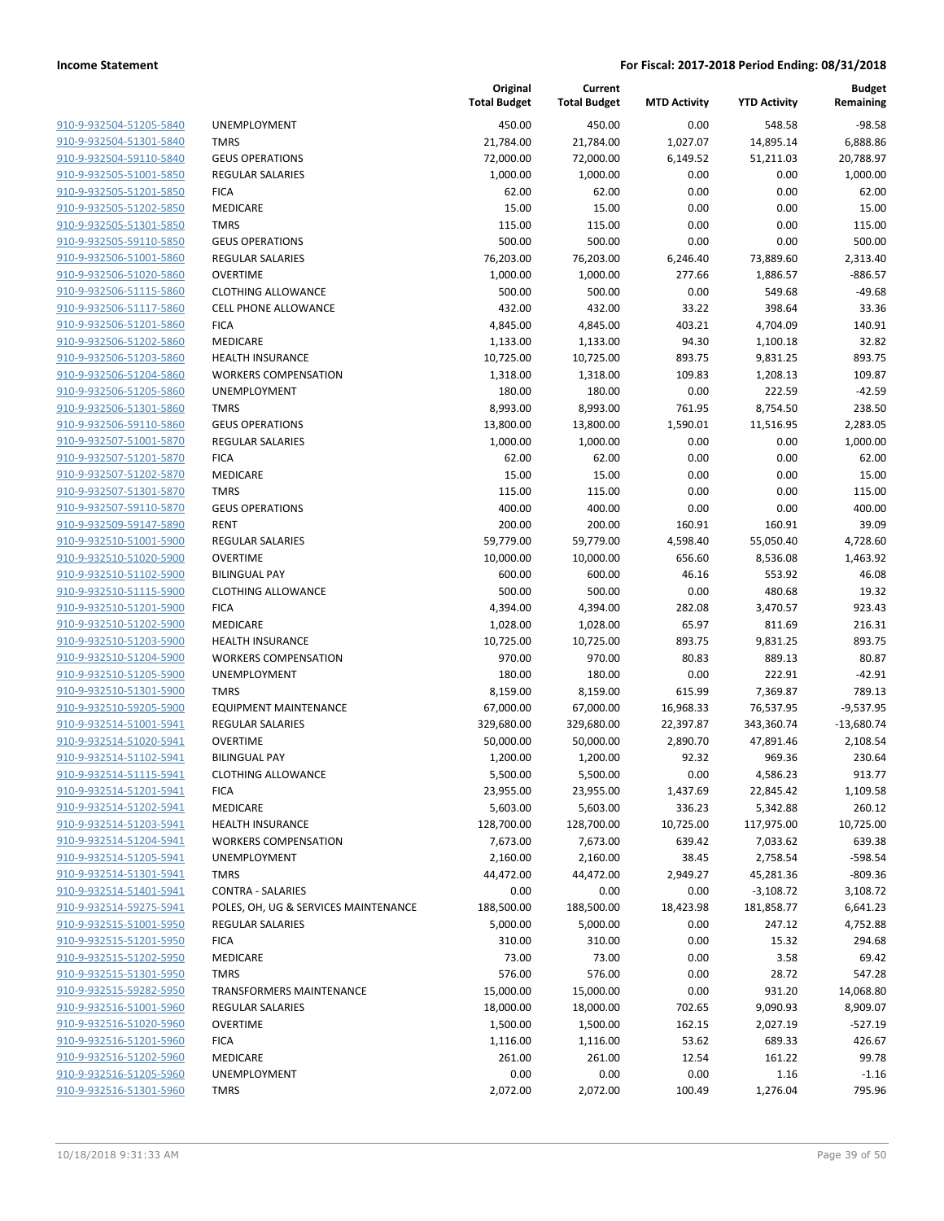| | | Original Total Budget | Current Total Budget | MTD Activity | YTD Activity | Budget Remaining |
|---|---|---|---|---|---|---|
| 910-9-932504-51205-5840 | UNEMPLOYMENT | 450.00 | 450.00 | 0.00 | 548.58 | -98.58 |
| 910-9-932504-51301-5840 | TMRS | 21,784.00 | 21,784.00 | 1,027.07 | 14,895.14 | 6,888.86 |
| 910-9-932504-59110-5840 | GEUS OPERATIONS | 72,000.00 | 72,000.00 | 6,149.52 | 51,211.03 | 20,788.97 |
| 910-9-932505-51001-5850 | REGULAR SALARIES | 1,000.00 | 1,000.00 | 0.00 | 0.00 | 1,000.00 |
| 910-9-932505-51201-5850 | FICA | 62.00 | 62.00 | 0.00 | 0.00 | 62.00 |
| 910-9-932505-51202-5850 | MEDICARE | 15.00 | 15.00 | 0.00 | 0.00 | 15.00 |
| 910-9-932505-51301-5850 | TMRS | 115.00 | 115.00 | 0.00 | 0.00 | 115.00 |
| 910-9-932505-59110-5850 | GEUS OPERATIONS | 500.00 | 500.00 | 0.00 | 0.00 | 500.00 |
| 910-9-932506-51001-5860 | REGULAR SALARIES | 76,203.00 | 76,203.00 | 6,246.40 | 73,889.60 | 2,313.40 |
| 910-9-932506-51020-5860 | OVERTIME | 1,000.00 | 1,000.00 | 277.66 | 1,886.57 | -886.57 |
| 910-9-932506-51115-5860 | CLOTHING ALLOWANCE | 500.00 | 500.00 | 0.00 | 549.68 | -49.68 |
| 910-9-932506-51117-5860 | CELL PHONE ALLOWANCE | 432.00 | 432.00 | 33.22 | 398.64 | 33.36 |
| 910-9-932506-51201-5860 | FICA | 4,845.00 | 4,845.00 | 403.21 | 4,704.09 | 140.91 |
| 910-9-932506-51202-5860 | MEDICARE | 1,133.00 | 1,133.00 | 94.30 | 1,100.18 | 32.82 |
| 910-9-932506-51203-5860 | HEALTH INSURANCE | 10,725.00 | 10,725.00 | 893.75 | 9,831.25 | 893.75 |
| 910-9-932506-51204-5860 | WORKERS COMPENSATION | 1,318.00 | 1,318.00 | 109.83 | 1,208.13 | 109.87 |
| 910-9-932506-51205-5860 | UNEMPLOYMENT | 180.00 | 180.00 | 0.00 | 222.59 | -42.59 |
| 910-9-932506-51301-5860 | TMRS | 8,993.00 | 8,993.00 | 761.95 | 8,754.50 | 238.50 |
| 910-9-932506-59110-5860 | GEUS OPERATIONS | 13,800.00 | 13,800.00 | 1,590.01 | 11,516.95 | 2,283.05 |
| 910-9-932507-51001-5870 | REGULAR SALARIES | 1,000.00 | 1,000.00 | 0.00 | 0.00 | 1,000.00 |
| 910-9-932507-51201-5870 | FICA | 62.00 | 62.00 | 0.00 | 0.00 | 62.00 |
| 910-9-932507-51202-5870 | MEDICARE | 15.00 | 15.00 | 0.00 | 0.00 | 15.00 |
| 910-9-932507-51301-5870 | TMRS | 115.00 | 115.00 | 0.00 | 0.00 | 115.00 |
| 910-9-932507-59110-5870 | GEUS OPERATIONS | 400.00 | 400.00 | 0.00 | 0.00 | 400.00 |
| 910-9-932509-59147-5890 | RENT | 200.00 | 200.00 | 160.91 | 160.91 | 39.09 |
| 910-9-932510-51001-5900 | REGULAR SALARIES | 59,779.00 | 59,779.00 | 4,598.40 | 55,050.40 | 4,728.60 |
| 910-9-932510-51020-5900 | OVERTIME | 10,000.00 | 10,000.00 | 656.60 | 8,536.08 | 1,463.92 |
| 910-9-932510-51102-5900 | BILINGUAL PAY | 600.00 | 600.00 | 46.16 | 553.92 | 46.08 |
| 910-9-932510-51115-5900 | CLOTHING ALLOWANCE | 500.00 | 500.00 | 0.00 | 480.68 | 19.32 |
| 910-9-932510-51201-5900 | FICA | 4,394.00 | 4,394.00 | 282.08 | 3,470.57 | 923.43 |
| 910-9-932510-51202-5900 | MEDICARE | 1,028.00 | 1,028.00 | 65.97 | 811.69 | 216.31 |
| 910-9-932510-51203-5900 | HEALTH INSURANCE | 10,725.00 | 10,725.00 | 893.75 | 9,831.25 | 893.75 |
| 910-9-932510-51204-5900 | WORKERS COMPENSATION | 970.00 | 970.00 | 80.83 | 889.13 | 80.87 |
| 910-9-932510-51205-5900 | UNEMPLOYMENT | 180.00 | 180.00 | 0.00 | 222.91 | -42.91 |
| 910-9-932510-51301-5900 | TMRS | 8,159.00 | 8,159.00 | 615.99 | 7,369.87 | 789.13 |
| 910-9-932510-59205-5900 | EQUIPMENT MAINTENANCE | 67,000.00 | 67,000.00 | 16,968.33 | 76,537.95 | -9,537.95 |
| 910-9-932514-51001-5941 | REGULAR SALARIES | 329,680.00 | 329,680.00 | 22,397.87 | 343,360.74 | -13,680.74 |
| 910-9-932514-51020-5941 | OVERTIME | 50,000.00 | 50,000.00 | 2,890.70 | 47,891.46 | 2,108.54 |
| 910-9-932514-51102-5941 | BILINGUAL PAY | 1,200.00 | 1,200.00 | 92.32 | 969.36 | 230.64 |
| 910-9-932514-51115-5941 | CLOTHING ALLOWANCE | 5,500.00 | 5,500.00 | 0.00 | 4,586.23 | 913.77 |
| 910-9-932514-51201-5941 | FICA | 23,955.00 | 23,955.00 | 1,437.69 | 22,845.42 | 1,109.58 |
| 910-9-932514-51202-5941 | MEDICARE | 5,603.00 | 5,603.00 | 336.23 | 5,342.88 | 260.12 |
| 910-9-932514-51203-5941 | HEALTH INSURANCE | 128,700.00 | 128,700.00 | 10,725.00 | 117,975.00 | 10,725.00 |
| 910-9-932514-51204-5941 | WORKERS COMPENSATION | 7,673.00 | 7,673.00 | 639.42 | 7,033.62 | 639.38 |
| 910-9-932514-51205-5941 | UNEMPLOYMENT | 2,160.00 | 2,160.00 | 38.45 | 2,758.54 | -598.54 |
| 910-9-932514-51301-5941 | TMRS | 44,472.00 | 44,472.00 | 2,949.27 | 45,281.36 | -809.36 |
| 910-9-932514-51401-5941 | CONTRA - SALARIES | 0.00 | 0.00 | 0.00 | -3,108.72 | 3,108.72 |
| 910-9-932514-59275-5941 | POLES, OH, UG & SERVICES MAINTENANCE | 188,500.00 | 188,500.00 | 18,423.98 | 181,858.77 | 6,641.23 |
| 910-9-932515-51001-5950 | REGULAR SALARIES | 5,000.00 | 5,000.00 | 0.00 | 247.12 | 4,752.88 |
| 910-9-932515-51201-5950 | FICA | 310.00 | 310.00 | 0.00 | 15.32 | 294.68 |
| 910-9-932515-51202-5950 | MEDICARE | 73.00 | 73.00 | 0.00 | 3.58 | 69.42 |
| 910-9-932515-51301-5950 | TMRS | 576.00 | 576.00 | 0.00 | 28.72 | 547.28 |
| 910-9-932515-59282-5950 | TRANSFORMERS MAINTENANCE | 15,000.00 | 15,000.00 | 0.00 | 931.20 | 14,068.80 |
| 910-9-932516-51001-5960 | REGULAR SALARIES | 18,000.00 | 18,000.00 | 702.65 | 9,090.93 | 8,909.07 |
| 910-9-932516-51020-5960 | OVERTIME | 1,500.00 | 1,500.00 | 162.15 | 2,027.19 | -527.19 |
| 910-9-932516-51201-5960 | FICA | 1,116.00 | 1,116.00 | 53.62 | 689.33 | 426.67 |
| 910-9-932516-51202-5960 | MEDICARE | 261.00 | 261.00 | 12.54 | 161.22 | 99.78 |
| 910-9-932516-51205-5960 | UNEMPLOYMENT | 0.00 | 0.00 | 0.00 | 1.16 | -1.16 |
| 910-9-932516-51301-5960 | TMRS | 2,072.00 | 2,072.00 | 100.49 | 1,276.04 | 795.96 |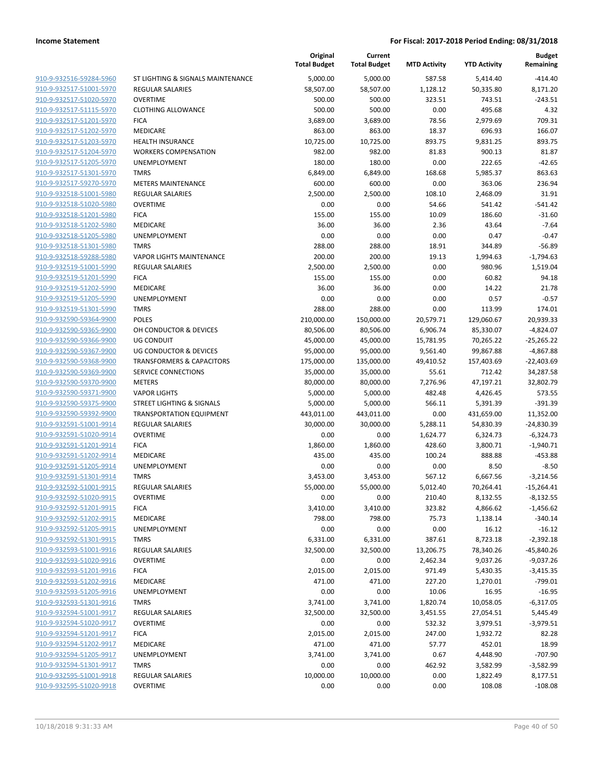| | | Original Total Budget | Current Total Budget | MTD Activity | YTD Activity | Budget Remaining |
|---|---|---|---|---|---|---|
| 910-9-932516-59284-5960 | ST LIGHTING & SIGNALS MAINTENANCE | 5,000.00 | 5,000.00 | 587.58 | 5,414.40 | -414.40 |
| 910-9-932517-51001-5970 | REGULAR SALARIES | 58,507.00 | 58,507.00 | 1,128.12 | 50,335.80 | 8,171.20 |
| 910-9-932517-51020-5970 | OVERTIME | 500.00 | 500.00 | 323.51 | 743.51 | -243.51 |
| 910-9-932517-51115-5970 | CLOTHING ALLOWANCE | 500.00 | 500.00 | 0.00 | 495.68 | 4.32 |
| 910-9-932517-51201-5970 | FICA | 3,689.00 | 3,689.00 | 78.56 | 2,979.69 | 709.31 |
| 910-9-932517-51202-5970 | MEDICARE | 863.00 | 863.00 | 18.37 | 696.93 | 166.07 |
| 910-9-932517-51203-5970 | HEALTH INSURANCE | 10,725.00 | 10,725.00 | 893.75 | 9,831.25 | 893.75 |
| 910-9-932517-51204-5970 | WORKERS COMPENSATION | 982.00 | 982.00 | 81.83 | 900.13 | 81.87 |
| 910-9-932517-51205-5970 | UNEMPLOYMENT | 180.00 | 180.00 | 0.00 | 222.65 | -42.65 |
| 910-9-932517-51301-5970 | TMRS | 6,849.00 | 6,849.00 | 168.68 | 5,985.37 | 863.63 |
| 910-9-932517-59270-5970 | METERS MAINTENANCE | 600.00 | 600.00 | 0.00 | 363.06 | 236.94 |
| 910-9-932518-51001-5980 | REGULAR SALARIES | 2,500.00 | 2,500.00 | 108.10 | 2,468.09 | 31.91 |
| 910-9-932518-51020-5980 | OVERTIME | 0.00 | 0.00 | 54.66 | 541.42 | -541.42 |
| 910-9-932518-51201-5980 | FICA | 155.00 | 155.00 | 10.09 | 186.60 | -31.60 |
| 910-9-932518-51202-5980 | MEDICARE | 36.00 | 36.00 | 2.36 | 43.64 | -7.64 |
| 910-9-932518-51205-5980 | UNEMPLOYMENT | 0.00 | 0.00 | 0.00 | 0.47 | -0.47 |
| 910-9-932518-51301-5980 | TMRS | 288.00 | 288.00 | 18.91 | 344.89 | -56.89 |
| 910-9-932518-59288-5980 | VAPOR LIGHTS MAINTENANCE | 200.00 | 200.00 | 19.13 | 1,994.63 | -1,794.63 |
| 910-9-932519-51001-5990 | REGULAR SALARIES | 2,500.00 | 2,500.00 | 0.00 | 980.96 | 1,519.04 |
| 910-9-932519-51201-5990 | FICA | 155.00 | 155.00 | 0.00 | 60.82 | 94.18 |
| 910-9-932519-51202-5990 | MEDICARE | 36.00 | 36.00 | 0.00 | 14.22 | 21.78 |
| 910-9-932519-51205-5990 | UNEMPLOYMENT | 0.00 | 0.00 | 0.00 | 0.57 | -0.57 |
| 910-9-932519-51301-5990 | TMRS | 288.00 | 288.00 | 0.00 | 113.99 | 174.01 |
| 910-9-932590-59364-9900 | POLES | 210,000.00 | 150,000.00 | 20,579.71 | 129,060.67 | 20,939.33 |
| 910-9-932590-59365-9900 | OH CONDUCTOR & DEVICES | 80,506.00 | 80,506.00 | 6,906.74 | 85,330.07 | -4,824.07 |
| 910-9-932590-59366-9900 | UG CONDUIT | 45,000.00 | 45,000.00 | 15,781.95 | 70,265.22 | -25,265.22 |
| 910-9-932590-59367-9900 | UG CONDUCTOR & DEVICES | 95,000.00 | 95,000.00 | 9,561.40 | 99,867.88 | -4,867.88 |
| 910-9-932590-59368-9900 | TRANSFORMERS & CAPACITORS | 175,000.00 | 135,000.00 | 49,410.52 | 157,403.69 | -22,403.69 |
| 910-9-932590-59369-9900 | SERVICE CONNECTIONS | 35,000.00 | 35,000.00 | 55.61 | 712.42 | 34,287.58 |
| 910-9-932590-59370-9900 | METERS | 80,000.00 | 80,000.00 | 7,276.96 | 47,197.21 | 32,802.79 |
| 910-9-932590-59371-9900 | VAPOR LIGHTS | 5,000.00 | 5,000.00 | 482.48 | 4,426.45 | 573.55 |
| 910-9-932590-59375-9900 | STREET LIGHTING & SIGNALS | 5,000.00 | 5,000.00 | 566.11 | 5,391.39 | -391.39 |
| 910-9-932590-59392-9900 | TRANSPORTATION EQUIPMENT | 443,011.00 | 443,011.00 | 0.00 | 431,659.00 | 11,352.00 |
| 910-9-932591-51001-9914 | REGULAR SALARIES | 30,000.00 | 30,000.00 | 5,288.11 | 54,830.39 | -24,830.39 |
| 910-9-932591-51020-9914 | OVERTIME | 0.00 | 0.00 | 1,624.77 | 6,324.73 | -6,324.73 |
| 910-9-932591-51201-9914 | FICA | 1,860.00 | 1,860.00 | 428.60 | 3,800.71 | -1,940.71 |
| 910-9-932591-51202-9914 | MEDICARE | 435.00 | 435.00 | 100.24 | 888.88 | -453.88 |
| 910-9-932591-51205-9914 | UNEMPLOYMENT | 0.00 | 0.00 | 0.00 | 8.50 | -8.50 |
| 910-9-932591-51301-9914 | TMRS | 3,453.00 | 3,453.00 | 567.12 | 6,667.56 | -3,214.56 |
| 910-9-932592-51001-9915 | REGULAR SALARIES | 55,000.00 | 55,000.00 | 5,012.40 | 70,264.41 | -15,264.41 |
| 910-9-932592-51020-9915 | OVERTIME | 0.00 | 0.00 | 210.40 | 8,132.55 | -8,132.55 |
| 910-9-932592-51201-9915 | FICA | 3,410.00 | 3,410.00 | 323.82 | 4,866.62 | -1,456.62 |
| 910-9-932592-51202-9915 | MEDICARE | 798.00 | 798.00 | 75.73 | 1,138.14 | -340.14 |
| 910-9-932592-51205-9915 | UNEMPLOYMENT | 0.00 | 0.00 | 0.00 | 16.12 | -16.12 |
| 910-9-932592-51301-9915 | TMRS | 6,331.00 | 6,331.00 | 387.61 | 8,723.18 | -2,392.18 |
| 910-9-932593-51001-9916 | REGULAR SALARIES | 32,500.00 | 32,500.00 | 13,206.75 | 78,340.26 | -45,840.26 |
| 910-9-932593-51020-9916 | OVERTIME | 0.00 | 0.00 | 2,462.34 | 9,037.26 | -9,037.26 |
| 910-9-932593-51201-9916 | FICA | 2,015.00 | 2,015.00 | 971.49 | 5,430.35 | -3,415.35 |
| 910-9-932593-51202-9916 | MEDICARE | 471.00 | 471.00 | 227.20 | 1,270.01 | -799.01 |
| 910-9-932593-51205-9916 | UNEMPLOYMENT | 0.00 | 0.00 | 10.06 | 16.95 | -16.95 |
| 910-9-932593-51301-9916 | TMRS | 3,741.00 | 3,741.00 | 1,820.74 | 10,058.05 | -6,317.05 |
| 910-9-932594-51001-9917 | REGULAR SALARIES | 32,500.00 | 32,500.00 | 3,451.55 | 27,054.51 | 5,445.49 |
| 910-9-932594-51020-9917 | OVERTIME | 0.00 | 0.00 | 532.32 | 3,979.51 | -3,979.51 |
| 910-9-932594-51201-9917 | FICA | 2,015.00 | 2,015.00 | 247.00 | 1,932.72 | 82.28 |
| 910-9-932594-51202-9917 | MEDICARE | 471.00 | 471.00 | 57.77 | 452.01 | 18.99 |
| 910-9-932594-51205-9917 | UNEMPLOYMENT | 3,741.00 | 3,741.00 | 0.67 | 4,448.90 | -707.90 |
| 910-9-932594-51301-9917 | TMRS | 0.00 | 0.00 | 462.92 | 3,582.99 | -3,582.99 |
| 910-9-932595-51001-9918 | REGULAR SALARIES | 10,000.00 | 10,000.00 | 0.00 | 1,822.49 | 8,177.51 |
| 910-9-932595-51020-9918 | OVERTIME | 0.00 | 0.00 | 0.00 | 108.08 | -108.08 |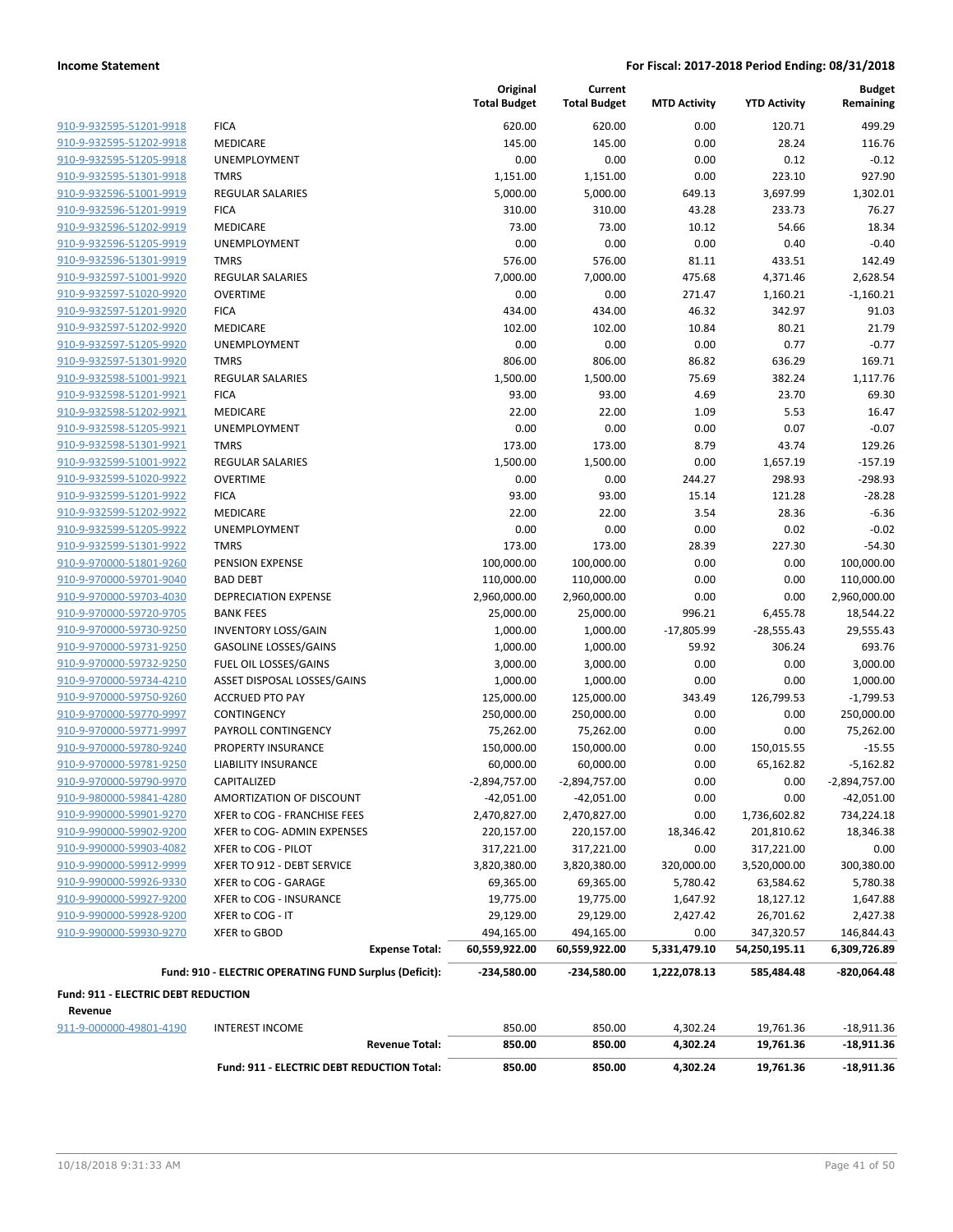**Income Statement** — **For Fiscal: 2017-2018 Period Ending: 08/31/2018**

| | | Original Total Budget | Current Total Budget | MTD Activity | YTD Activity | Budget Remaining |
|---|---|---|---|---|---|---|
| 910-9-932595-51201-9918 | FICA | 620.00 | 620.00 | 0.00 | 120.71 | 499.29 |
| 910-9-932595-51202-9918 | MEDICARE | 145.00 | 145.00 | 0.00 | 28.24 | 116.76 |
| 910-9-932595-51205-9918 | UNEMPLOYMENT | 0.00 | 0.00 | 0.00 | 0.12 | -0.12 |
| 910-9-932595-51301-9918 | TMRS | 1,151.00 | 1,151.00 | 0.00 | 223.10 | 927.90 |
| 910-9-932596-51001-9919 | REGULAR SALARIES | 5,000.00 | 5,000.00 | 649.13 | 3,697.99 | 1,302.01 |
| 910-9-932596-51201-9919 | FICA | 310.00 | 310.00 | 43.28 | 233.73 | 76.27 |
| 910-9-932596-51202-9919 | MEDICARE | 73.00 | 73.00 | 10.12 | 54.66 | 18.34 |
| 910-9-932596-51205-9919 | UNEMPLOYMENT | 0.00 | 0.00 | 0.00 | 0.40 | -0.40 |
| 910-9-932596-51301-9919 | TMRS | 576.00 | 576.00 | 81.11 | 433.51 | 142.49 |
| 910-9-932597-51001-9920 | REGULAR SALARIES | 7,000.00 | 7,000.00 | 475.68 | 4,371.46 | 2,628.54 |
| 910-9-932597-51020-9920 | OVERTIME | 0.00 | 0.00 | 271.47 | 1,160.21 | -1,160.21 |
| 910-9-932597-51201-9920 | FICA | 434.00 | 434.00 | 46.32 | 342.97 | 91.03 |
| 910-9-932597-51202-9920 | MEDICARE | 102.00 | 102.00 | 10.84 | 80.21 | 21.79 |
| 910-9-932597-51205-9920 | UNEMPLOYMENT | 0.00 | 0.00 | 0.00 | 0.77 | -0.77 |
| 910-9-932597-51301-9920 | TMRS | 806.00 | 806.00 | 86.82 | 636.29 | 169.71 |
| 910-9-932598-51001-9921 | REGULAR SALARIES | 1,500.00 | 1,500.00 | 75.69 | 382.24 | 1,117.76 |
| 910-9-932598-51201-9921 | FICA | 93.00 | 93.00 | 4.69 | 23.70 | 69.30 |
| 910-9-932598-51202-9921 | MEDICARE | 22.00 | 22.00 | 1.09 | 5.53 | 16.47 |
| 910-9-932598-51205-9921 | UNEMPLOYMENT | 0.00 | 0.00 | 0.00 | 0.07 | -0.07 |
| 910-9-932598-51301-9921 | TMRS | 173.00 | 173.00 | 8.79 | 43.74 | 129.26 |
| 910-9-932599-51001-9922 | REGULAR SALARIES | 1,500.00 | 1,500.00 | 0.00 | 1,657.19 | -157.19 |
| 910-9-932599-51020-9922 | OVERTIME | 0.00 | 0.00 | 244.27 | 298.93 | -298.93 |
| 910-9-932599-51201-9922 | FICA | 93.00 | 93.00 | 15.14 | 121.28 | -28.28 |
| 910-9-932599-51202-9922 | MEDICARE | 22.00 | 22.00 | 3.54 | 28.36 | -6.36 |
| 910-9-932599-51205-9922 | UNEMPLOYMENT | 0.00 | 0.00 | 0.00 | 0.02 | -0.02 |
| 910-9-932599-51301-9922 | TMRS | 173.00 | 173.00 | 28.39 | 227.30 | -54.30 |
| 910-9-970000-51801-9260 | PENSION EXPENSE | 100,000.00 | 100,000.00 | 0.00 | 0.00 | 100,000.00 |
| 910-9-970000-59701-9040 | BAD DEBT | 110,000.00 | 110,000.00 | 0.00 | 0.00 | 110,000.00 |
| 910-9-970000-59703-4030 | DEPRECIATION EXPENSE | 2,960,000.00 | 2,960,000.00 | 0.00 | 0.00 | 2,960,000.00 |
| 910-9-970000-59720-9705 | BANK FEES | 25,000.00 | 25,000.00 | 996.21 | 6,455.78 | 18,544.22 |
| 910-9-970000-59730-9250 | INVENTORY LOSS/GAIN | 1,000.00 | 1,000.00 | -17,805.99 | -28,555.43 | 29,555.43 |
| 910-9-970000-59731-9250 | GASOLINE LOSSES/GAINS | 1,000.00 | 1,000.00 | 59.92 | 306.24 | 693.76 |
| 910-9-970000-59732-9250 | FUEL OIL LOSSES/GAINS | 3,000.00 | 3,000.00 | 0.00 | 0.00 | 3,000.00 |
| 910-9-970000-59734-4210 | ASSET DISPOSAL LOSSES/GAINS | 1,000.00 | 1,000.00 | 0.00 | 0.00 | 1,000.00 |
| 910-9-970000-59750-9260 | ACCRUED PTO PAY | 125,000.00 | 125,000.00 | 343.49 | 126,799.53 | -1,799.53 |
| 910-9-970000-59770-9997 | CONTINGENCY | 250,000.00 | 250,000.00 | 0.00 | 0.00 | 250,000.00 |
| 910-9-970000-59771-9997 | PAYROLL CONTINGENCY | 75,262.00 | 75,262.00 | 0.00 | 0.00 | 75,262.00 |
| 910-9-970000-59780-9240 | PROPERTY INSURANCE | 150,000.00 | 150,000.00 | 0.00 | 150,015.55 | -15.55 |
| 910-9-970000-59781-9250 | LIABILITY INSURANCE | 60,000.00 | 60,000.00 | 0.00 | 65,162.82 | -5,162.82 |
| 910-9-970000-59790-9970 | CAPITALIZED | -2,894,757.00 | -2,894,757.00 | 0.00 | 0.00 | -2,894,757.00 |
| 910-9-980000-59841-4280 | AMORTIZATION OF DISCOUNT | -42,051.00 | -42,051.00 | 0.00 | 0.00 | -42,051.00 |
| 910-9-990000-59901-9270 | XFER to COG - FRANCHISE FEES | 2,470,827.00 | 2,470,827.00 | 0.00 | 1,736,602.82 | 734,224.18 |
| 910-9-990000-59902-9200 | XFER to COG- ADMIN EXPENSES | 220,157.00 | 220,157.00 | 18,346.42 | 201,810.62 | 18,346.38 |
| 910-9-990000-59903-4082 | XFER to COG - PILOT | 317,221.00 | 317,221.00 | 0.00 | 317,221.00 | 0.00 |
| 910-9-990000-59912-9999 | XFER TO 912 - DEBT SERVICE | 3,820,380.00 | 3,820,380.00 | 320,000.00 | 3,520,000.00 | 300,380.00 |
| 910-9-990000-59926-9330 | XFER to COG - GARAGE | 69,365.00 | 69,365.00 | 5,780.42 | 63,584.62 | 5,780.38 |
| 910-9-990000-59927-9200 | XFER to COG - INSURANCE | 19,775.00 | 19,775.00 | 1,647.92 | 18,127.12 | 1,647.88 |
| 910-9-990000-59928-9200 | XFER to COG - IT | 29,129.00 | 29,129.00 | 2,427.42 | 26,701.62 | 2,427.38 |
| 910-9-990000-59930-9270 | XFER to GBOD | 494,165.00 | 494,165.00 | 0.00 | 347,320.57 | 146,844.43 |
| | **Expense Total:** | **60,559,922.00** | **60,559,922.00** | **5,331,479.10** | **54,250,195.11** | **6,309,726.89** |
| | **Fund: 910 - ELECTRIC OPERATING FUND Surplus (Deficit):** | **-234,580.00** | **-234,580.00** | **1,222,078.13** | **585,484.48** | **-820,064.48** |

**Fund: 911 - ELECTRIC DEBT REDUCTION**

**Revenue**

| | | Original Total Budget | Current Total Budget | MTD Activity | YTD Activity | Budget Remaining |
|---|---|---|---|---|---|---|
| 911-9-000000-49801-4190 | INTEREST INCOME | 850.00 | 850.00 | 4,302.24 | 19,761.36 | -18,911.36 |
| | **Revenue Total:** | **850.00** | **850.00** | **4,302.24** | **19,761.36** | **-18,911.36** |
| | **Fund: 911 - ELECTRIC DEBT REDUCTION Total:** | **850.00** | **850.00** | **4,302.24** | **19,761.36** | **-18,911.36** |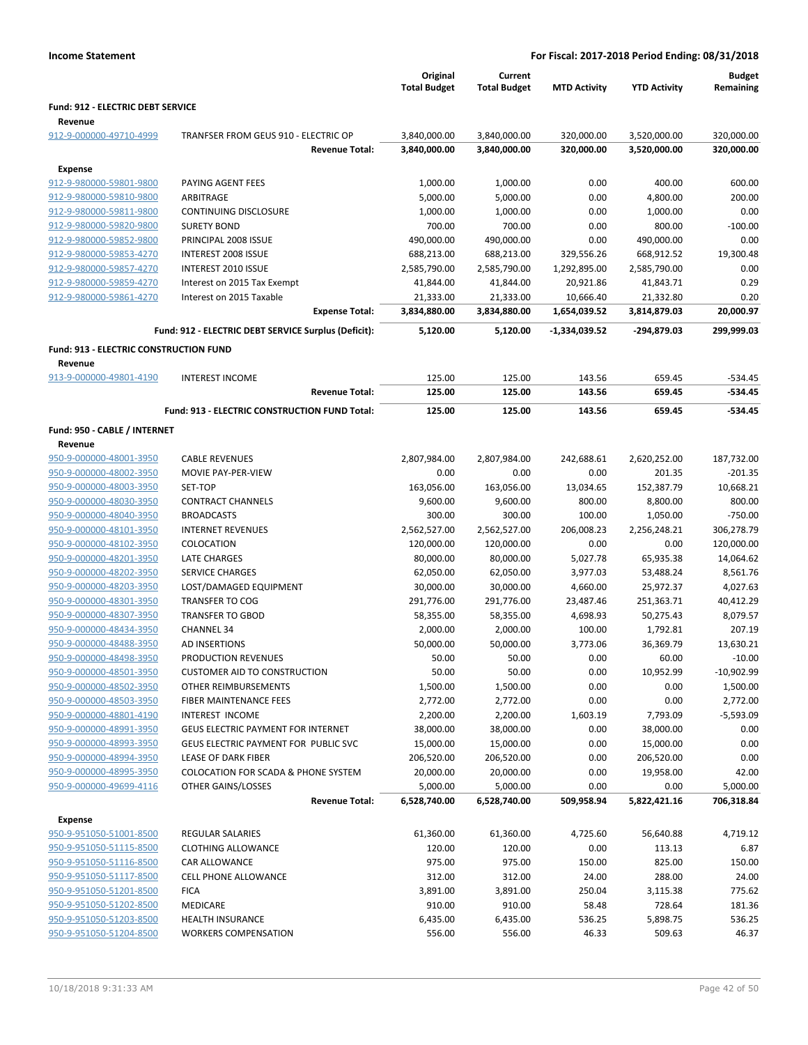**Income Statement** — **For Fiscal: 2017-2018 Period Ending: 08/31/2018**

| | | Original Total Budget | Current Total Budget | MTD Activity | YTD Activity | Budget Remaining |
|---|---|---|---|---|---|---|
| **Fund: 912 - ELECTRIC DEBT SERVICE** | | | | | | |
| **Revenue** | | | | | | |
| 912-9-000000-49710-4999 | TRANFSER FROM GEUS 910 - ELECTRIC OP | 3,840,000.00 | 3,840,000.00 | 320,000.00 | 3,520,000.00 | 320,000.00 |
| | **Revenue Total:** | **3,840,000.00** | **3,840,000.00** | **320,000.00** | **3,520,000.00** | **320,000.00** |
| **Expense** | | | | | | |
| 912-9-980000-59801-9800 | PAYING AGENT FEES | 1,000.00 | 1,000.00 | 0.00 | 400.00 | 600.00 |
| 912-9-980000-59810-9800 | ARBITRAGE | 5,000.00 | 5,000.00 | 0.00 | 4,800.00 | 200.00 |
| 912-9-980000-59811-9800 | CONTINUING DISCLOSURE | 1,000.00 | 1,000.00 | 0.00 | 1,000.00 | 0.00 |
| 912-9-980000-59820-9800 | SURETY BOND | 700.00 | 700.00 | 0.00 | 800.00 | -100.00 |
| 912-9-980000-59852-9800 | PRINCIPAL 2008 ISSUE | 490,000.00 | 490,000.00 | 0.00 | 490,000.00 | 0.00 |
| 912-9-980000-59853-4270 | INTEREST 2008 ISSUE | 688,213.00 | 688,213.00 | 329,556.26 | 668,912.52 | 19,300.48 |
| 912-9-980000-59857-4270 | INTEREST 2010 ISSUE | 2,585,790.00 | 2,585,790.00 | 1,292,895.00 | 2,585,790.00 | 0.00 |
| 912-9-980000-59859-4270 | Interest on 2015 Tax Exempt | 41,844.00 | 41,844.00 | 20,921.86 | 41,843.71 | 0.29 |
| 912-9-980000-59861-4270 | Interest on 2015 Taxable | 21,333.00 | 21,333.00 | 10,666.40 | 21,332.80 | 0.20 |
| | **Expense Total:** | **3,834,880.00** | **3,834,880.00** | **1,654,039.52** | **3,814,879.03** | **20,000.97** |
| | **Fund: 912 - ELECTRIC DEBT SERVICE Surplus (Deficit):** | **5,120.00** | **5,120.00** | **-1,334,039.52** | **-294,879.03** | **299,999.03** |
| **Fund: 913 - ELECTRIC CONSTRUCTION FUND** | | | | | | |
| **Revenue** | | | | | | |
| 913-9-000000-49801-4190 | INTEREST INCOME | 125.00 | 125.00 | 143.56 | 659.45 | -534.45 |
| | **Revenue Total:** | **125.00** | **125.00** | **143.56** | **659.45** | **-534.45** |
| | **Fund: 913 - ELECTRIC CONSTRUCTION FUND Total:** | **125.00** | **125.00** | **143.56** | **659.45** | **-534.45** |
| **Fund: 950 - CABLE / INTERNET** | | | | | | |
| **Revenue** | | | | | | |
| 950-9-000000-48001-3950 | CABLE REVENUES | 2,807,984.00 | 2,807,984.00 | 242,688.61 | 2,620,252.00 | 187,732.00 |
| 950-9-000000-48002-3950 | MOVIE PAY-PER-VIEW | 0.00 | 0.00 | 0.00 | 201.35 | -201.35 |
| 950-9-000000-48003-3950 | SET-TOP | 163,056.00 | 163,056.00 | 13,034.65 | 152,387.79 | 10,668.21 |
| 950-9-000000-48030-3950 | CONTRACT CHANNELS | 9,600.00 | 9,600.00 | 800.00 | 8,800.00 | 800.00 |
| 950-9-000000-48040-3950 | BROADCASTS | 300.00 | 300.00 | 100.00 | 1,050.00 | -750.00 |
| 950-9-000000-48101-3950 | INTERNET REVENUES | 2,562,527.00 | 2,562,527.00 | 206,008.23 | 2,256,248.21 | 306,278.79 |
| 950-9-000000-48102-3950 | COLOCATION | 120,000.00 | 120,000.00 | 0.00 | 0.00 | 120,000.00 |
| 950-9-000000-48201-3950 | LATE CHARGES | 80,000.00 | 80,000.00 | 5,027.78 | 65,935.38 | 14,064.62 |
| 950-9-000000-48202-3950 | SERVICE CHARGES | 62,050.00 | 62,050.00 | 3,977.03 | 53,488.24 | 8,561.76 |
| 950-9-000000-48203-3950 | LOST/DAMAGED EQUIPMENT | 30,000.00 | 30,000.00 | 4,660.00 | 25,972.37 | 4,027.63 |
| 950-9-000000-48301-3950 | TRANSFER TO COG | 291,776.00 | 291,776.00 | 23,487.46 | 251,363.71 | 40,412.29 |
| 950-9-000000-48307-3950 | TRANSFER TO GBOD | 58,355.00 | 58,355.00 | 4,698.93 | 50,275.43 | 8,079.57 |
| 950-9-000000-48434-3950 | CHANNEL 34 | 2,000.00 | 2,000.00 | 100.00 | 1,792.81 | 207.19 |
| 950-9-000000-48488-3950 | AD INSERTIONS | 50,000.00 | 50,000.00 | 3,773.06 | 36,369.79 | 13,630.21 |
| 950-9-000000-48498-3950 | PRODUCTION REVENUES | 50.00 | 50.00 | 0.00 | 60.00 | -10.00 |
| 950-9-000000-48501-3950 | CUSTOMER AID TO CONSTRUCTION | 50.00 | 50.00 | 0.00 | 10,952.99 | -10,902.99 |
| 950-9-000000-48502-3950 | OTHER REIMBURSEMENTS | 1,500.00 | 1,500.00 | 0.00 | 0.00 | 1,500.00 |
| 950-9-000000-48503-3950 | FIBER MAINTENANCE FEES | 2,772.00 | 2,772.00 | 0.00 | 0.00 | 2,772.00 |
| 950-9-000000-48801-4190 | INTEREST INCOME | 2,200.00 | 2,200.00 | 1,603.19 | 7,793.09 | -5,593.09 |
| 950-9-000000-48991-3950 | GEUS ELECTRIC PAYMENT FOR INTERNET | 38,000.00 | 38,000.00 | 0.00 | 38,000.00 | 0.00 |
| 950-9-000000-48993-3950 | GEUS ELECTRIC PAYMENT FOR PUBLIC SVC | 15,000.00 | 15,000.00 | 0.00 | 15,000.00 | 0.00 |
| 950-9-000000-48994-3950 | LEASE OF DARK FIBER | 206,520.00 | 206,520.00 | 0.00 | 206,520.00 | 0.00 |
| 950-9-000000-48995-3950 | COLOCATION FOR SCADA & PHONE SYSTEM | 20,000.00 | 20,000.00 | 0.00 | 19,958.00 | 42.00 |
| 950-9-000000-49699-4116 | OTHER GAINS/LOSSES | 5,000.00 | 5,000.00 | 0.00 | 0.00 | 5,000.00 |
| | **Revenue Total:** | **6,528,740.00** | **6,528,740.00** | **509,958.94** | **5,822,421.16** | **706,318.84** |
| **Expense** | | | | | | |
| 950-9-951050-51001-8500 | REGULAR SALARIES | 61,360.00 | 61,360.00 | 4,725.60 | 56,640.88 | 4,719.12 |
| 950-9-951050-51115-8500 | CLOTHING ALLOWANCE | 120.00 | 120.00 | 0.00 | 113.13 | 6.87 |
| 950-9-951050-51116-8500 | CAR ALLOWANCE | 975.00 | 975.00 | 150.00 | 825.00 | 150.00 |
| 950-9-951050-51117-8500 | CELL PHONE ALLOWANCE | 312.00 | 312.00 | 24.00 | 288.00 | 24.00 |
| 950-9-951050-51201-8500 | FICA | 3,891.00 | 3,891.00 | 250.04 | 3,115.38 | 775.62 |
| 950-9-951050-51202-8500 | MEDICARE | 910.00 | 910.00 | 58.48 | 728.64 | 181.36 |
| 950-9-951050-51203-8500 | HEALTH INSURANCE | 6,435.00 | 6,435.00 | 536.25 | 5,898.75 | 536.25 |
| 950-9-951050-51204-8500 | WORKERS COMPENSATION | 556.00 | 556.00 | 46.33 | 509.63 | 46.37 |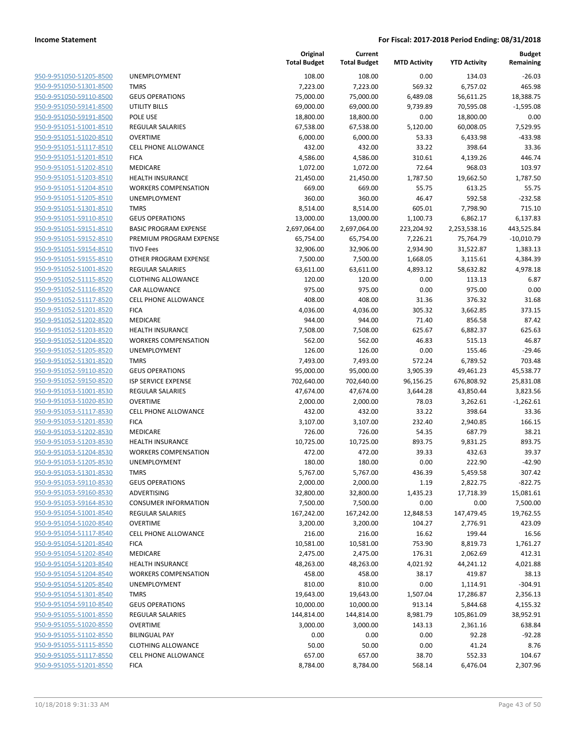**Income Statement** **For Fiscal: 2017-2018 Period Ending: 08/31/2018**

| | | Original Total Budget | Current Total Budget | MTD Activity | YTD Activity | Budget Remaining |
|---|---|---|---|---|---|---|
| 950-9-951050-51205-8500 | UNEMPLOYMENT | 108.00 | 108.00 | 0.00 | 134.03 | -26.03 |
| 950-9-951050-51301-8500 | TMRS | 7,223.00 | 7,223.00 | 569.32 | 6,757.02 | 465.98 |
| 950-9-951050-59110-8500 | GEUS OPERATIONS | 75,000.00 | 75,000.00 | 6,489.08 | 56,611.25 | 18,388.75 |
| 950-9-951050-59141-8500 | UTILITY BILLS | 69,000.00 | 69,000.00 | 9,739.89 | 70,595.08 | -1,595.08 |
| 950-9-951050-59191-8500 | POLE USE | 18,800.00 | 18,800.00 | 0.00 | 18,800.00 | 0.00 |
| 950-9-951051-51001-8510 | REGULAR SALARIES | 67,538.00 | 67,538.00 | 5,120.00 | 60,008.05 | 7,529.95 |
| 950-9-951051-51020-8510 | OVERTIME | 6,000.00 | 6,000.00 | 53.33 | 6,433.98 | -433.98 |
| 950-9-951051-51117-8510 | CELL PHONE ALLOWANCE | 432.00 | 432.00 | 33.22 | 398.64 | 33.36 |
| 950-9-951051-51201-8510 | FICA | 4,586.00 | 4,586.00 | 310.61 | 4,139.26 | 446.74 |
| 950-9-951051-51202-8510 | MEDICARE | 1,072.00 | 1,072.00 | 72.64 | 968.03 | 103.97 |
| 950-9-951051-51203-8510 | HEALTH INSURANCE | 21,450.00 | 21,450.00 | 1,787.50 | 19,662.50 | 1,787.50 |
| 950-9-951051-51204-8510 | WORKERS COMPENSATION | 669.00 | 669.00 | 55.75 | 613.25 | 55.75 |
| 950-9-951051-51205-8510 | UNEMPLOYMENT | 360.00 | 360.00 | 46.47 | 592.58 | -232.58 |
| 950-9-951051-51301-8510 | TMRS | 8,514.00 | 8,514.00 | 605.01 | 7,798.90 | 715.10 |
| 950-9-951051-59110-8510 | GEUS OPERATIONS | 13,000.00 | 13,000.00 | 1,100.73 | 6,862.17 | 6,137.83 |
| 950-9-951051-59151-8510 | BASIC PROGRAM EXPENSE | 2,697,064.00 | 2,697,064.00 | 223,204.92 | 2,253,538.16 | 443,525.84 |
| 950-9-951051-59152-8510 | PREMIUM PROGRAM EXPENSE | 65,754.00 | 65,754.00 | 7,226.21 | 75,764.79 | -10,010.79 |
| 950-9-951051-59154-8510 | TIVO Fees | 32,906.00 | 32,906.00 | 2,934.90 | 31,522.87 | 1,383.13 |
| 950-9-951051-59155-8510 | OTHER PROGRAM EXPENSE | 7,500.00 | 7,500.00 | 1,668.05 | 3,115.61 | 4,384.39 |
| 950-9-951052-51001-8520 | REGULAR SALARIES | 63,611.00 | 63,611.00 | 4,893.12 | 58,632.82 | 4,978.18 |
| 950-9-951052-51115-8520 | CLOTHING ALLOWANCE | 120.00 | 120.00 | 0.00 | 113.13 | 6.87 |
| 950-9-951052-51116-8520 | CAR ALLOWANCE | 975.00 | 975.00 | 0.00 | 975.00 | 0.00 |
| 950-9-951052-51117-8520 | CELL PHONE ALLOWANCE | 408.00 | 408.00 | 31.36 | 376.32 | 31.68 |
| 950-9-951052-51201-8520 | FICA | 4,036.00 | 4,036.00 | 305.32 | 3,662.85 | 373.15 |
| 950-9-951052-51202-8520 | MEDICARE | 944.00 | 944.00 | 71.40 | 856.58 | 87.42 |
| 950-9-951052-51203-8520 | HEALTH INSURANCE | 7,508.00 | 7,508.00 | 625.67 | 6,882.37 | 625.63 |
| 950-9-951052-51204-8520 | WORKERS COMPENSATION | 562.00 | 562.00 | 46.83 | 515.13 | 46.87 |
| 950-9-951052-51205-8520 | UNEMPLOYMENT | 126.00 | 126.00 | 0.00 | 155.46 | -29.46 |
| 950-9-951052-51301-8520 | TMRS | 7,493.00 | 7,493.00 | 572.24 | 6,789.52 | 703.48 |
| 950-9-951052-59110-8520 | GEUS OPERATIONS | 95,000.00 | 95,000.00 | 3,905.39 | 49,461.23 | 45,538.77 |
| 950-9-951052-59150-8520 | ISP SERVICE EXPENSE | 702,640.00 | 702,640.00 | 96,156.25 | 676,808.92 | 25,831.08 |
| 950-9-951053-51001-8530 | REGULAR SALARIES | 47,674.00 | 47,674.00 | 3,644.28 | 43,850.44 | 3,823.56 |
| 950-9-951053-51020-8530 | OVERTIME | 2,000.00 | 2,000.00 | 78.03 | 3,262.61 | -1,262.61 |
| 950-9-951053-51117-8530 | CELL PHONE ALLOWANCE | 432.00 | 432.00 | 33.22 | 398.64 | 33.36 |
| 950-9-951053-51201-8530 | FICA | 3,107.00 | 3,107.00 | 232.40 | 2,940.85 | 166.15 |
| 950-9-951053-51202-8530 | MEDICARE | 726.00 | 726.00 | 54.35 | 687.79 | 38.21 |
| 950-9-951053-51203-8530 | HEALTH INSURANCE | 10,725.00 | 10,725.00 | 893.75 | 9,831.25 | 893.75 |
| 950-9-951053-51204-8530 | WORKERS COMPENSATION | 472.00 | 472.00 | 39.33 | 432.63 | 39.37 |
| 950-9-951053-51205-8530 | UNEMPLOYMENT | 180.00 | 180.00 | 0.00 | 222.90 | -42.90 |
| 950-9-951053-51301-8530 | TMRS | 5,767.00 | 5,767.00 | 436.39 | 5,459.58 | 307.42 |
| 950-9-951053-59110-8530 | GEUS OPERATIONS | 2,000.00 | 2,000.00 | 1.19 | 2,822.75 | -822.75 |
| 950-9-951053-59160-8530 | ADVERTISING | 32,800.00 | 32,800.00 | 1,435.23 | 17,718.39 | 15,081.61 |
| 950-9-951053-59164-8530 | CONSUMER INFORMATION | 7,500.00 | 7,500.00 | 0.00 | 0.00 | 7,500.00 |
| 950-9-951054-51001-8540 | REGULAR SALARIES | 167,242.00 | 167,242.00 | 12,848.53 | 147,479.45 | 19,762.55 |
| 950-9-951054-51020-8540 | OVERTIME | 3,200.00 | 3,200.00 | 104.27 | 2,776.91 | 423.09 |
| 950-9-951054-51117-8540 | CELL PHONE ALLOWANCE | 216.00 | 216.00 | 16.62 | 199.44 | 16.56 |
| 950-9-951054-51201-8540 | FICA | 10,581.00 | 10,581.00 | 753.90 | 8,819.73 | 1,761.27 |
| 950-9-951054-51202-8540 | MEDICARE | 2,475.00 | 2,475.00 | 176.31 | 2,062.69 | 412.31 |
| 950-9-951054-51203-8540 | HEALTH INSURANCE | 48,263.00 | 48,263.00 | 4,021.92 | 44,241.12 | 4,021.88 |
| 950-9-951054-51204-8540 | WORKERS COMPENSATION | 458.00 | 458.00 | 38.17 | 419.87 | 38.13 |
| 950-9-951054-51205-8540 | UNEMPLOYMENT | 810.00 | 810.00 | 0.00 | 1,114.91 | -304.91 |
| 950-9-951054-51301-8540 | TMRS | 19,643.00 | 19,643.00 | 1,507.04 | 17,286.87 | 2,356.13 |
| 950-9-951054-59110-8540 | GEUS OPERATIONS | 10,000.00 | 10,000.00 | 913.14 | 5,844.68 | 4,155.32 |
| 950-9-951055-51001-8550 | REGULAR SALARIES | 144,814.00 | 144,814.00 | 8,981.79 | 105,861.09 | 38,952.91 |
| 950-9-951055-51020-8550 | OVERTIME | 3,000.00 | 3,000.00 | 143.13 | 2,361.16 | 638.84 |
| 950-9-951055-51102-8550 | BILINGUAL PAY | 0.00 | 0.00 | 0.00 | 92.28 | -92.28 |
| 950-9-951055-51115-8550 | CLOTHING ALLOWANCE | 50.00 | 50.00 | 0.00 | 41.24 | 8.76 |
| 950-9-951055-51117-8550 | CELL PHONE ALLOWANCE | 657.00 | 657.00 | 38.70 | 552.33 | 104.67 |
| 950-9-951055-51201-8550 | FICA | 8,784.00 | 8,784.00 | 568.14 | 6,476.04 | 2,307.96 |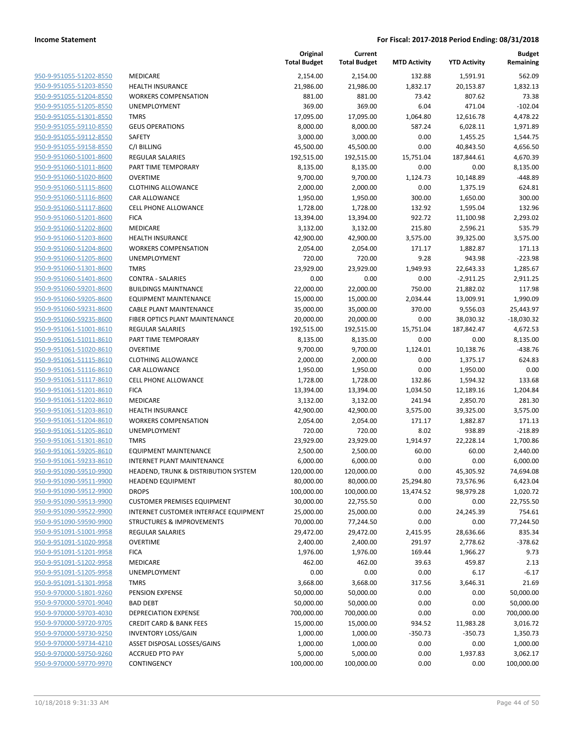**Income Statement** | **For Fiscal: 2017-2018 Period Ending: 08/31/2018**

| | | Original Total Budget | Current Total Budget | MTD Activity | YTD Activity | Budget Remaining |
|---|---|---|---|---|---|---|
| 950-9-951055-51202-8550 | MEDICARE | 2,154.00 | 2,154.00 | 132.88 | 1,591.91 | 562.09 |
| 950-9-951055-51203-8550 | HEALTH INSURANCE | 21,986.00 | 21,986.00 | 1,832.17 | 20,153.87 | 1,832.13 |
| 950-9-951055-51204-8550 | WORKERS COMPENSATION | 881.00 | 881.00 | 73.42 | 807.62 | 73.38 |
| 950-9-951055-51205-8550 | UNEMPLOYMENT | 369.00 | 369.00 | 6.04 | 471.04 | -102.04 |
| 950-9-951055-51301-8550 | TMRS | 17,095.00 | 17,095.00 | 1,064.80 | 12,616.78 | 4,478.22 |
| 950-9-951055-59110-8550 | GEUS OPERATIONS | 8,000.00 | 8,000.00 | 587.24 | 6,028.11 | 1,971.89 |
| 950-9-951055-59112-8550 | SAFETY | 3,000.00 | 3,000.00 | 0.00 | 1,455.25 | 1,544.75 |
| 950-9-951055-59158-8550 | C/I BILLING | 45,500.00 | 45,500.00 | 0.00 | 40,843.50 | 4,656.50 |
| 950-9-951060-51001-8600 | REGULAR SALARIES | 192,515.00 | 192,515.00 | 15,751.04 | 187,844.61 | 4,670.39 |
| 950-9-951060-51011-8600 | PART TIME TEMPORARY | 8,135.00 | 8,135.00 | 0.00 | 0.00 | 8,135.00 |
| 950-9-951060-51020-8600 | OVERTIME | 9,700.00 | 9,700.00 | 1,124.73 | 10,148.89 | -448.89 |
| 950-9-951060-51115-8600 | CLOTHING ALLOWANCE | 2,000.00 | 2,000.00 | 0.00 | 1,375.19 | 624.81 |
| 950-9-951060-51116-8600 | CAR ALLOWANCE | 1,950.00 | 1,950.00 | 300.00 | 1,650.00 | 300.00 |
| 950-9-951060-51117-8600 | CELL PHONE ALLOWANCE | 1,728.00 | 1,728.00 | 132.92 | 1,595.04 | 132.96 |
| 950-9-951060-51201-8600 | FICA | 13,394.00 | 13,394.00 | 922.72 | 11,100.98 | 2,293.02 |
| 950-9-951060-51202-8600 | MEDICARE | 3,132.00 | 3,132.00 | 215.80 | 2,596.21 | 535.79 |
| 950-9-951060-51203-8600 | HEALTH INSURANCE | 42,900.00 | 42,900.00 | 3,575.00 | 39,325.00 | 3,575.00 |
| 950-9-951060-51204-8600 | WORKERS COMPENSATION | 2,054.00 | 2,054.00 | 171.17 | 1,882.87 | 171.13 |
| 950-9-951060-51205-8600 | UNEMPLOYMENT | 720.00 | 720.00 | 9.28 | 943.98 | -223.98 |
| 950-9-951060-51301-8600 | TMRS | 23,929.00 | 23,929.00 | 1,949.93 | 22,643.33 | 1,285.67 |
| 950-9-951060-51401-8600 | CONTRA - SALARIES | 0.00 | 0.00 | 0.00 | -2,911.25 | 2,911.25 |
| 950-9-951060-59201-8600 | BUILDINGS MAINTNANCE | 22,000.00 | 22,000.00 | 750.00 | 21,882.02 | 117.98 |
| 950-9-951060-59205-8600 | EQUIPMENT MAINTENANCE | 15,000.00 | 15,000.00 | 2,034.44 | 13,009.91 | 1,990.09 |
| 950-9-951060-59231-8600 | CABLE PLANT MAINTENANCE | 35,000.00 | 35,000.00 | 370.00 | 9,556.03 | 25,443.97 |
| 950-9-951060-59235-8600 | FIBER OPTICS PLANT MAINTENANCE | 20,000.00 | 20,000.00 | 0.00 | 38,030.32 | -18,030.32 |
| 950-9-951061-51001-8610 | REGULAR SALARIES | 192,515.00 | 192,515.00 | 15,751.04 | 187,842.47 | 4,672.53 |
| 950-9-951061-51011-8610 | PART TIME TEMPORARY | 8,135.00 | 8,135.00 | 0.00 | 0.00 | 8,135.00 |
| 950-9-951061-51020-8610 | OVERTIME | 9,700.00 | 9,700.00 | 1,124.01 | 10,138.76 | -438.76 |
| 950-9-951061-51115-8610 | CLOTHING ALLOWANCE | 2,000.00 | 2,000.00 | 0.00 | 1,375.17 | 624.83 |
| 950-9-951061-51116-8610 | CAR ALLOWANCE | 1,950.00 | 1,950.00 | 0.00 | 1,950.00 | 0.00 |
| 950-9-951061-51117-8610 | CELL PHONE ALLOWANCE | 1,728.00 | 1,728.00 | 132.86 | 1,594.32 | 133.68 |
| 950-9-951061-51201-8610 | FICA | 13,394.00 | 13,394.00 | 1,034.50 | 12,189.16 | 1,204.84 |
| 950-9-951061-51202-8610 | MEDICARE | 3,132.00 | 3,132.00 | 241.94 | 2,850.70 | 281.30 |
| 950-9-951061-51203-8610 | HEALTH INSURANCE | 42,900.00 | 42,900.00 | 3,575.00 | 39,325.00 | 3,575.00 |
| 950-9-951061-51204-8610 | WORKERS COMPENSATION | 2,054.00 | 2,054.00 | 171.17 | 1,882.87 | 171.13 |
| 950-9-951061-51205-8610 | UNEMPLOYMENT | 720.00 | 720.00 | 8.02 | 938.89 | -218.89 |
| 950-9-951061-51301-8610 | TMRS | 23,929.00 | 23,929.00 | 1,914.97 | 22,228.14 | 1,700.86 |
| 950-9-951061-59205-8610 | EQUIPMENT MAINTENANCE | 2,500.00 | 2,500.00 | 60.00 | 60.00 | 2,440.00 |
| 950-9-951061-59233-8610 | INTERNET PLANT MAINTENANCE | 6,000.00 | 6,000.00 | 0.00 | 0.00 | 6,000.00 |
| 950-9-951090-59510-9900 | HEADEND, TRUNK & DISTRIBUTION SYSTEM | 120,000.00 | 120,000.00 | 0.00 | 45,305.92 | 74,694.08 |
| 950-9-951090-59511-9900 | HEADEND EQUIPMENT | 80,000.00 | 80,000.00 | 25,294.80 | 73,576.96 | 6,423.04 |
| 950-9-951090-59512-9900 | DROPS | 100,000.00 | 100,000.00 | 13,474.52 | 98,979.28 | 1,020.72 |
| 950-9-951090-59513-9900 | CUSTOMER PREMISES EQUIPMENT | 30,000.00 | 22,755.50 | 0.00 | 0.00 | 22,755.50 |
| 950-9-951090-59522-9900 | INTERNET CUSTOMER INTERFACE EQUIPMENT | 25,000.00 | 25,000.00 | 0.00 | 24,245.39 | 754.61 |
| 950-9-951090-59590-9900 | STRUCTURES & IMPROVEMENTS | 70,000.00 | 77,244.50 | 0.00 | 0.00 | 77,244.50 |
| 950-9-951091-51001-9958 | REGULAR SALARIES | 29,472.00 | 29,472.00 | 2,415.95 | 28,636.66 | 835.34 |
| 950-9-951091-51020-9958 | OVERTIME | 2,400.00 | 2,400.00 | 291.97 | 2,778.62 | -378.62 |
| 950-9-951091-51201-9958 | FICA | 1,976.00 | 1,976.00 | 169.44 | 1,966.27 | 9.73 |
| 950-9-951091-51202-9958 | MEDICARE | 462.00 | 462.00 | 39.63 | 459.87 | 2.13 |
| 950-9-951091-51205-9958 | UNEMPLOYMENT | 0.00 | 0.00 | 0.00 | 6.17 | -6.17 |
| 950-9-951091-51301-9958 | TMRS | 3,668.00 | 3,668.00 | 317.56 | 3,646.31 | 21.69 |
| 950-9-970000-51801-9260 | PENSION EXPENSE | 50,000.00 | 50,000.00 | 0.00 | 0.00 | 50,000.00 |
| 950-9-970000-59701-9040 | BAD DEBT | 50,000.00 | 50,000.00 | 0.00 | 0.00 | 50,000.00 |
| 950-9-970000-59703-4030 | DEPRECIATION EXPENSE | 700,000.00 | 700,000.00 | 0.00 | 0.00 | 700,000.00 |
| 950-9-970000-59720-9705 | CREDIT CARD & BANK FEES | 15,000.00 | 15,000.00 | 934.52 | 11,983.28 | 3,016.72 |
| 950-9-970000-59730-9250 | INVENTORY LOSS/GAIN | 1,000.00 | 1,000.00 | -350.73 | -350.73 | 1,350.73 |
| 950-9-970000-59734-4210 | ASSET DISPOSAL LOSSES/GAINS | 1,000.00 | 1,000.00 | 0.00 | 0.00 | 1,000.00 |
| 950-9-970000-59750-9260 | ACCRUED PTO PAY | 5,000.00 | 5,000.00 | 0.00 | 1,937.83 | 3,062.17 |
| 950-9-970000-59770-9970 | CONTINGENCY | 100,000.00 | 100,000.00 | 0.00 | 0.00 | 100,000.00 |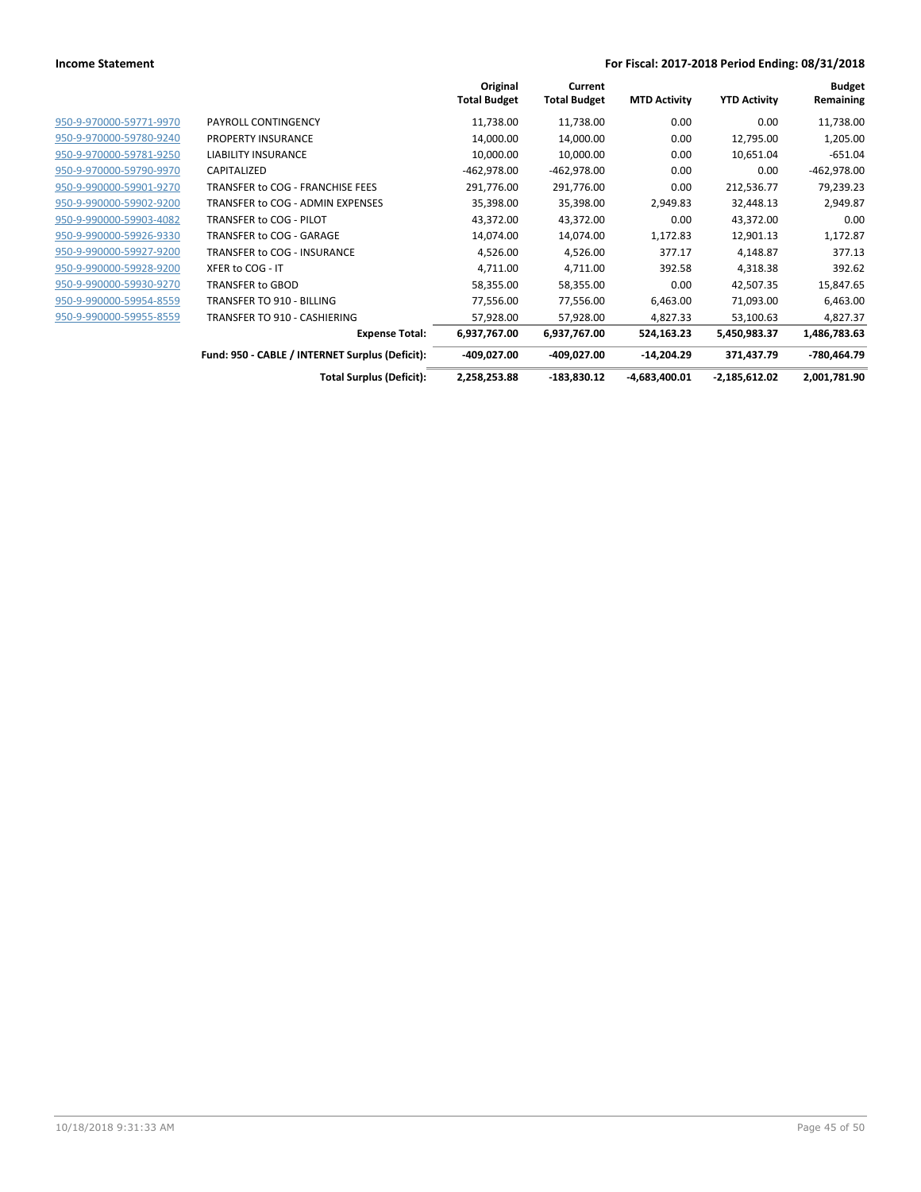| | | Original Total Budget | Current Total Budget | MTD Activity | YTD Activity | Budget Remaining |
|---|---|---|---|---|---|---|
| 950-9-970000-59771-9970 | PAYROLL CONTINGENCY | 11,738.00 | 11,738.00 | 0.00 | 0.00 | 11,738.00 |
| 950-9-970000-59780-9240 | PROPERTY INSURANCE | 14,000.00 | 14,000.00 | 0.00 | 12,795.00 | 1,205.00 |
| 950-9-970000-59781-9250 | LIABILITY INSURANCE | 10,000.00 | 10,000.00 | 0.00 | 10,651.04 | -651.04 |
| 950-9-970000-59790-9970 | CAPITALIZED | -462,978.00 | -462,978.00 | 0.00 | 0.00 | -462,978.00 |
| 950-9-990000-59901-9270 | TRANSFER to COG - FRANCHISE FEES | 291,776.00 | 291,776.00 | 0.00 | 212,536.77 | 79,239.23 |
| 950-9-990000-59902-9200 | TRANSFER to COG - ADMIN EXPENSES | 35,398.00 | 35,398.00 | 2,949.83 | 32,448.13 | 2,949.87 |
| 950-9-990000-59903-4082 | TRANSFER to COG - PILOT | 43,372.00 | 43,372.00 | 0.00 | 43,372.00 | 0.00 |
| 950-9-990000-59926-9330 | TRANSFER to COG - GARAGE | 14,074.00 | 14,074.00 | 1,172.83 | 12,901.13 | 1,172.87 |
| 950-9-990000-59927-9200 | TRANSFER to COG - INSURANCE | 4,526.00 | 4,526.00 | 377.17 | 4,148.87 | 377.13 |
| 950-9-990000-59928-9200 | XFER to COG - IT | 4,711.00 | 4,711.00 | 392.58 | 4,318.38 | 392.62 |
| 950-9-990000-59930-9270 | TRANSFER to GBOD | 58,355.00 | 58,355.00 | 0.00 | 42,507.35 | 15,847.65 |
| 950-9-990000-59954-8559 | TRANSFER TO 910 - BILLING | 77,556.00 | 77,556.00 | 6,463.00 | 71,093.00 | 6,463.00 |
| 950-9-990000-59955-8559 | TRANSFER TO 910 - CASHIERING | 57,928.00 | 57,928.00 | 4,827.33 | 53,100.63 | 4,827.37 |
| | **Expense Total:** | **6,937,767.00** | **6,937,767.00** | **524,163.23** | **5,450,983.37** | **1,486,783.63** |
| | **Fund: 950 - CABLE / INTERNET Surplus (Deficit):** | **-409,027.00** | **-409,027.00** | **-14,204.29** | **371,437.79** | **-780,464.79** |
| | **Total Surplus (Deficit):** | **2,258,253.88** | **-183,830.12** | **-4,683,400.01** | **-2,185,612.02** | **2,001,781.90** |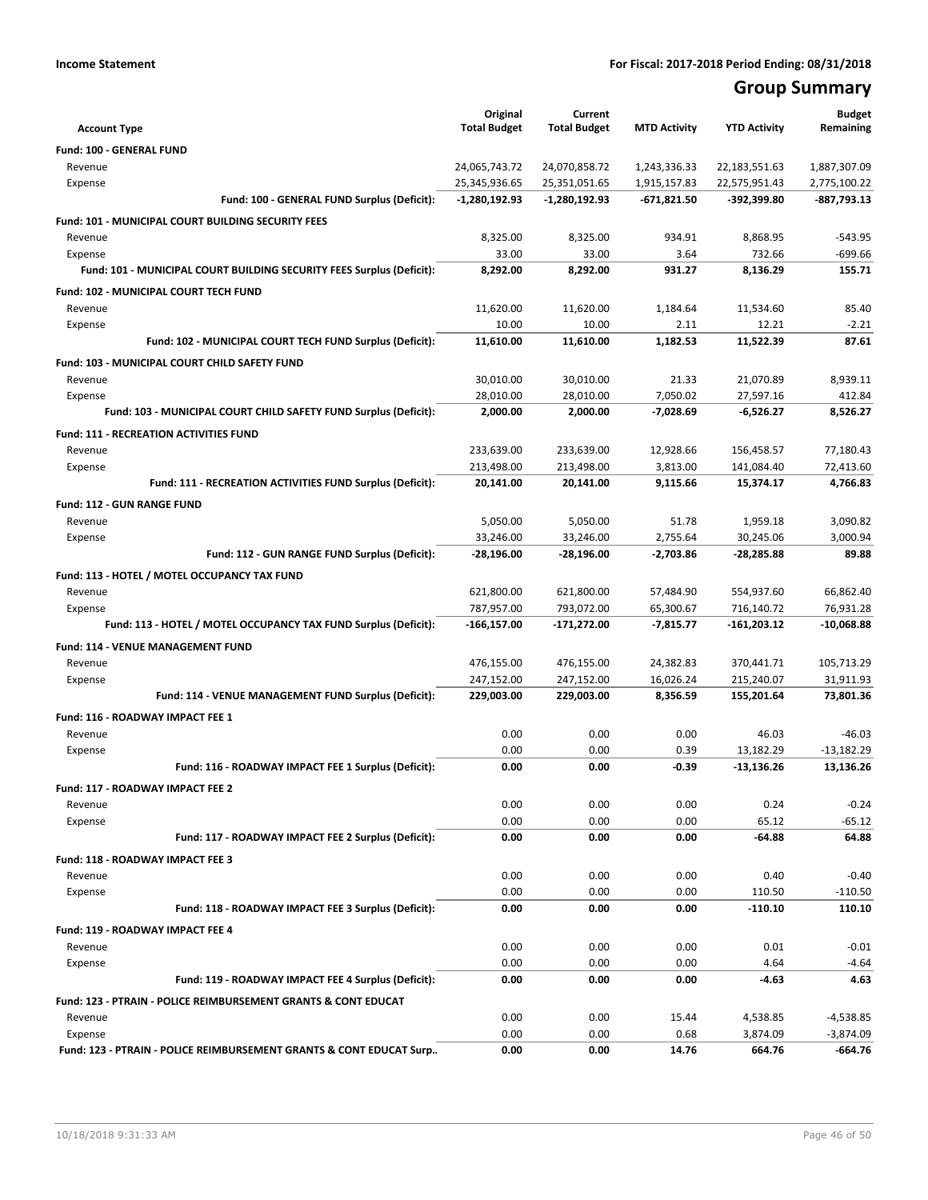**Income Statement** For Fiscal: 2017-2018 Period Ending: 08/31/2018

# Group Summary

| Account Type | Original Total Budget | Current Total Budget | MTD Activity | YTD Activity | Budget Remaining |
|---|---|---|---|---|---|
| **Fund: 100 - GENERAL FUND** | | | | | |
| Revenue | 24,065,743.72 | 24,070,858.72 | 1,243,336.33 | 22,183,551.63 | 1,887,307.09 |
| Expense | 25,345,936.65 | 25,351,051.65 | 1,915,157.83 | 22,575,951.43 | 2,775,100.22 |
| **Fund: 100 - GENERAL FUND Surplus (Deficit):** | **-1,280,192.93** | **-1,280,192.93** | **-671,821.50** | **-392,399.80** | **-887,793.13** |
| **Fund: 101 - MUNICIPAL COURT BUILDING SECURITY FEES** | | | | | |
| Revenue | 8,325.00 | 8,325.00 | 934.91 | 8,868.95 | -543.95 |
| Expense | 33.00 | 33.00 | 3.64 | 732.66 | -699.66 |
| **Fund: 101 - MUNICIPAL COURT BUILDING SECURITY FEES Surplus (Deficit):** | **8,292.00** | **8,292.00** | **931.27** | **8,136.29** | **155.71** |
| **Fund: 102 - MUNICIPAL COURT TECH FUND** | | | | | |
| Revenue | 11,620.00 | 11,620.00 | 1,184.64 | 11,534.60 | 85.40 |
| Expense | 10.00 | 10.00 | 2.11 | 12.21 | -2.21 |
| **Fund: 102 - MUNICIPAL COURT TECH FUND Surplus (Deficit):** | **11,610.00** | **11,610.00** | **1,182.53** | **11,522.39** | **87.61** |
| **Fund: 103 - MUNICIPAL COURT CHILD SAFETY FUND** | | | | | |
| Revenue | 30,010.00 | 30,010.00 | 21.33 | 21,070.89 | 8,939.11 |
| Expense | 28,010.00 | 28,010.00 | 7,050.02 | 27,597.16 | 412.84 |
| **Fund: 103 - MUNICIPAL COURT CHILD SAFETY FUND Surplus (Deficit):** | **2,000.00** | **2,000.00** | **-7,028.69** | **-6,526.27** | **8,526.27** |
| **Fund: 111 - RECREATION ACTIVITIES FUND** | | | | | |
| Revenue | 233,639.00 | 233,639.00 | 12,928.66 | 156,458.57 | 77,180.43 |
| Expense | 213,498.00 | 213,498.00 | 3,813.00 | 141,084.40 | 72,413.60 |
| **Fund: 111 - RECREATION ACTIVITIES FUND Surplus (Deficit):** | **20,141.00** | **20,141.00** | **9,115.66** | **15,374.17** | **4,766.83** |
| **Fund: 112 - GUN RANGE FUND** | | | | | |
| Revenue | 5,050.00 | 5,050.00 | 51.78 | 1,959.18 | 3,090.82 |
| Expense | 33,246.00 | 33,246.00 | 2,755.64 | 30,245.06 | 3,000.94 |
| **Fund: 112 - GUN RANGE FUND Surplus (Deficit):** | **-28,196.00** | **-28,196.00** | **-2,703.86** | **-28,285.88** | **89.88** |
| **Fund: 113 - HOTEL / MOTEL OCCUPANCY TAX FUND** | | | | | |
| Revenue | 621,800.00 | 621,800.00 | 57,484.90 | 554,937.60 | 66,862.40 |
| Expense | 787,957.00 | 793,072.00 | 65,300.67 | 716,140.72 | 76,931.28 |
| **Fund: 113 - HOTEL / MOTEL OCCUPANCY TAX FUND Surplus (Deficit):** | **-166,157.00** | **-171,272.00** | **-7,815.77** | **-161,203.12** | **-10,068.88** |
| **Fund: 114 - VENUE MANAGEMENT FUND** | | | | | |
| Revenue | 476,155.00 | 476,155.00 | 24,382.83 | 370,441.71 | 105,713.29 |
| Expense | 247,152.00 | 247,152.00 | 16,026.24 | 215,240.07 | 31,911.93 |
| **Fund: 114 - VENUE MANAGEMENT FUND Surplus (Deficit):** | **229,003.00** | **229,003.00** | **8,356.59** | **155,201.64** | **73,801.36** |
| **Fund: 116 - ROADWAY IMPACT FEE 1** | | | | | |
| Revenue | 0.00 | 0.00 | 0.00 | 46.03 | -46.03 |
| Expense | 0.00 | 0.00 | 0.39 | 13,182.29 | -13,182.29 |
| **Fund: 116 - ROADWAY IMPACT FEE 1 Surplus (Deficit):** | **0.00** | **0.00** | **-0.39** | **-13,136.26** | **13,136.26** |
| **Fund: 117 - ROADWAY IMPACT FEE 2** | | | | | |
| Revenue | 0.00 | 0.00 | 0.00 | 0.24 | -0.24 |
| Expense | 0.00 | 0.00 | 0.00 | 65.12 | -65.12 |
| **Fund: 117 - ROADWAY IMPACT FEE 2 Surplus (Deficit):** | **0.00** | **0.00** | **0.00** | **-64.88** | **64.88** |
| **Fund: 118 - ROADWAY IMPACT FEE 3** | | | | | |
| Revenue | 0.00 | 0.00 | 0.00 | 0.40 | -0.40 |
| Expense | 0.00 | 0.00 | 0.00 | 110.50 | -110.50 |
| **Fund: 118 - ROADWAY IMPACT FEE 3 Surplus (Deficit):** | **0.00** | **0.00** | **0.00** | **-110.10** | **110.10** |
| **Fund: 119 - ROADWAY IMPACT FEE 4** | | | | | |
| Revenue | 0.00 | 0.00 | 0.00 | 0.01 | -0.01 |
| Expense | 0.00 | 0.00 | 0.00 | 4.64 | -4.64 |
| **Fund: 119 - ROADWAY IMPACT FEE 4 Surplus (Deficit):** | **0.00** | **0.00** | **0.00** | **-4.63** | **4.63** |
| **Fund: 123 - PTRAIN - POLICE REIMBURSEMENT GRANTS & CONT EDUCAT** | | | | | |
| Revenue | 0.00 | 0.00 | 15.44 | 4,538.85 | -4,538.85 |
| Expense | 0.00 | 0.00 | 0.68 | 3,874.09 | -3,874.09 |
| **Fund: 123 - PTRAIN - POLICE REIMBURSEMENT GRANTS & CONT EDUCAT Surp..** | **0.00** | **0.00** | **14.76** | **664.76** | **-664.76** |

10/18/2018 9:31:33 AM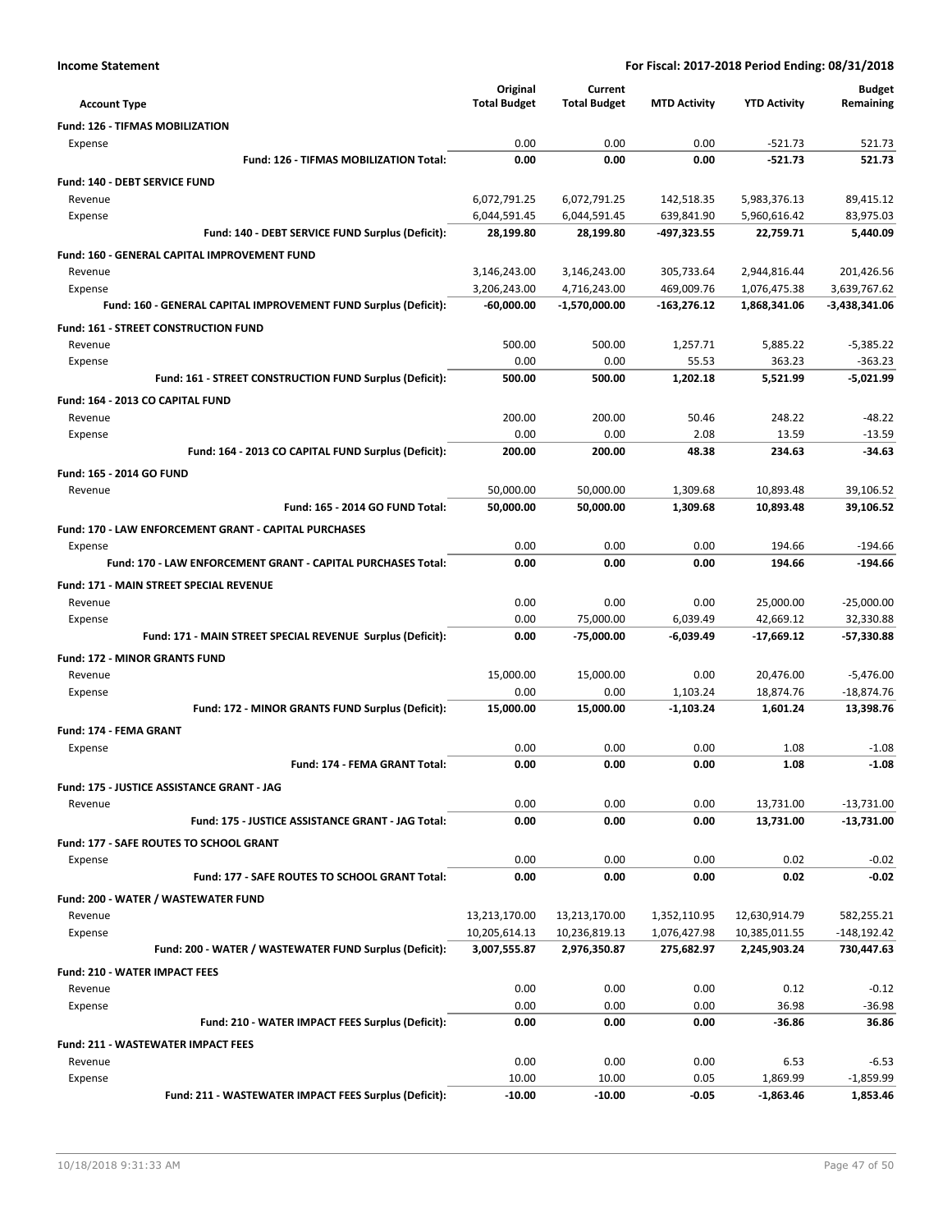**Income Statement** | **For Fiscal: 2017-2018 Period Ending: 08/31/2018**

| Account Type | Original Total Budget | Current Total Budget | MTD Activity | YTD Activity | Budget Remaining |
|---|---|---|---|---|---|
| **Fund: 126 - TIFMAS MOBILIZATION** | | | | | |
| Expense | 0.00 | 0.00 | 0.00 | -521.73 | 521.73 |
| **Fund: 126 - TIFMAS MOBILIZATION Total:** | **0.00** | **0.00** | **0.00** | **-521.73** | **521.73** |
| **Fund: 140 - DEBT SERVICE FUND** | | | | | |
| Revenue | 6,072,791.25 | 6,072,791.25 | 142,518.35 | 5,983,376.13 | 89,415.12 |
| Expense | 6,044,591.45 | 6,044,591.45 | 639,841.90 | 5,960,616.42 | 83,975.03 |
| **Fund: 140 - DEBT SERVICE FUND Surplus (Deficit):** | **28,199.80** | **28,199.80** | **-497,323.55** | **22,759.71** | **5,440.09** |
| **Fund: 160 - GENERAL CAPITAL IMPROVEMENT FUND** | | | | | |
| Revenue | 3,146,243.00 | 3,146,243.00 | 305,733.64 | 2,944,816.44 | 201,426.56 |
| Expense | 3,206,243.00 | 4,716,243.00 | 469,009.76 | 1,076,475.38 | 3,639,767.62 |
| **Fund: 160 - GENERAL CAPITAL IMPROVEMENT FUND Surplus (Deficit):** | **-60,000.00** | **-1,570,000.00** | **-163,276.12** | **1,868,341.06** | **-3,438,341.06** |
| **Fund: 161 - STREET CONSTRUCTION FUND** | | | | | |
| Revenue | 500.00 | 500.00 | 1,257.71 | 5,885.22 | -5,385.22 |
| Expense | 0.00 | 0.00 | 55.53 | 363.23 | -363.23 |
| **Fund: 161 - STREET CONSTRUCTION FUND Surplus (Deficit):** | **500.00** | **500.00** | **1,202.18** | **5,521.99** | **-5,021.99** |
| **Fund: 164 - 2013 CO CAPITAL FUND** | | | | | |
| Revenue | 200.00 | 200.00 | 50.46 | 248.22 | -48.22 |
| Expense | 0.00 | 0.00 | 2.08 | 13.59 | -13.59 |
| **Fund: 164 - 2013 CO CAPITAL FUND Surplus (Deficit):** | **200.00** | **200.00** | **48.38** | **234.63** | **-34.63** |
| **Fund: 165 - 2014 GO FUND** | | | | | |
| Revenue | 50,000.00 | 50,000.00 | 1,309.68 | 10,893.48 | 39,106.52 |
| **Fund: 165 - 2014 GO FUND Total:** | **50,000.00** | **50,000.00** | **1,309.68** | **10,893.48** | **39,106.52** |
| **Fund: 170 - LAW ENFORCEMENT GRANT - CAPITAL PURCHASES** | | | | | |
| Expense | 0.00 | 0.00 | 0.00 | 194.66 | -194.66 |
| **Fund: 170 - LAW ENFORCEMENT GRANT - CAPITAL PURCHASES Total:** | **0.00** | **0.00** | **0.00** | **194.66** | **-194.66** |
| **Fund: 171 - MAIN STREET SPECIAL REVENUE** | | | | | |
| Revenue | 0.00 | 0.00 | 0.00 | 25,000.00 | -25,000.00 |
| Expense | 0.00 | 75,000.00 | 6,039.49 | 42,669.12 | 32,330.88 |
| **Fund: 171 - MAIN STREET SPECIAL REVENUE Surplus (Deficit):** | **0.00** | **-75,000.00** | **-6,039.49** | **-17,669.12** | **-57,330.88** |
| **Fund: 172 - MINOR GRANTS FUND** | | | | | |
| Revenue | 15,000.00 | 15,000.00 | 0.00 | 20,476.00 | -5,476.00 |
| Expense | 0.00 | 0.00 | 1,103.24 | 18,874.76 | -18,874.76 |
| **Fund: 172 - MINOR GRANTS FUND Surplus (Deficit):** | **15,000.00** | **15,000.00** | **-1,103.24** | **1,601.24** | **13,398.76** |
| **Fund: 174 - FEMA GRANT** | | | | | |
| Expense | 0.00 | 0.00 | 0.00 | 1.08 | -1.08 |
| **Fund: 174 - FEMA GRANT Total:** | **0.00** | **0.00** | **0.00** | **1.08** | **-1.08** |
| **Fund: 175 - JUSTICE ASSISTANCE GRANT - JAG** | | | | | |
| Revenue | 0.00 | 0.00 | 0.00 | 13,731.00 | -13,731.00 |
| **Fund: 175 - JUSTICE ASSISTANCE GRANT - JAG Total:** | **0.00** | **0.00** | **0.00** | **13,731.00** | **-13,731.00** |
| **Fund: 177 - SAFE ROUTES TO SCHOOL GRANT** | | | | | |
| Expense | 0.00 | 0.00 | 0.00 | 0.02 | -0.02 |
| **Fund: 177 - SAFE ROUTES TO SCHOOL GRANT Total:** | **0.00** | **0.00** | **0.00** | **0.02** | **-0.02** |
| **Fund: 200 - WATER / WASTEWATER FUND** | | | | | |
| Revenue | 13,213,170.00 | 13,213,170.00 | 1,352,110.95 | 12,630,914.79 | 582,255.21 |
| Expense | 10,205,614.13 | 10,236,819.13 | 1,076,427.98 | 10,385,011.55 | -148,192.42 |
| **Fund: 200 - WATER / WASTEWATER FUND Surplus (Deficit):** | **3,007,555.87** | **2,976,350.87** | **275,682.97** | **2,245,903.24** | **730,447.63** |
| **Fund: 210 - WATER IMPACT FEES** | | | | | |
| Revenue | 0.00 | 0.00 | 0.00 | 0.12 | -0.12 |
| Expense | 0.00 | 0.00 | 0.00 | 36.98 | -36.98 |
| **Fund: 210 - WATER IMPACT FEES Surplus (Deficit):** | **0.00** | **0.00** | **0.00** | **-36.86** | **36.86** |
| **Fund: 211 - WASTEWATER IMPACT FEES** | | | | | |
| Revenue | 0.00 | 0.00 | 0.00 | 6.53 | -6.53 |
| Expense | 10.00 | 10.00 | 0.05 | 1,869.99 | -1,859.99 |
| **Fund: 211 - WASTEWATER IMPACT FEES Surplus (Deficit):** | **-10.00** | **-10.00** | **-0.05** | **-1,863.46** | **1,853.46** |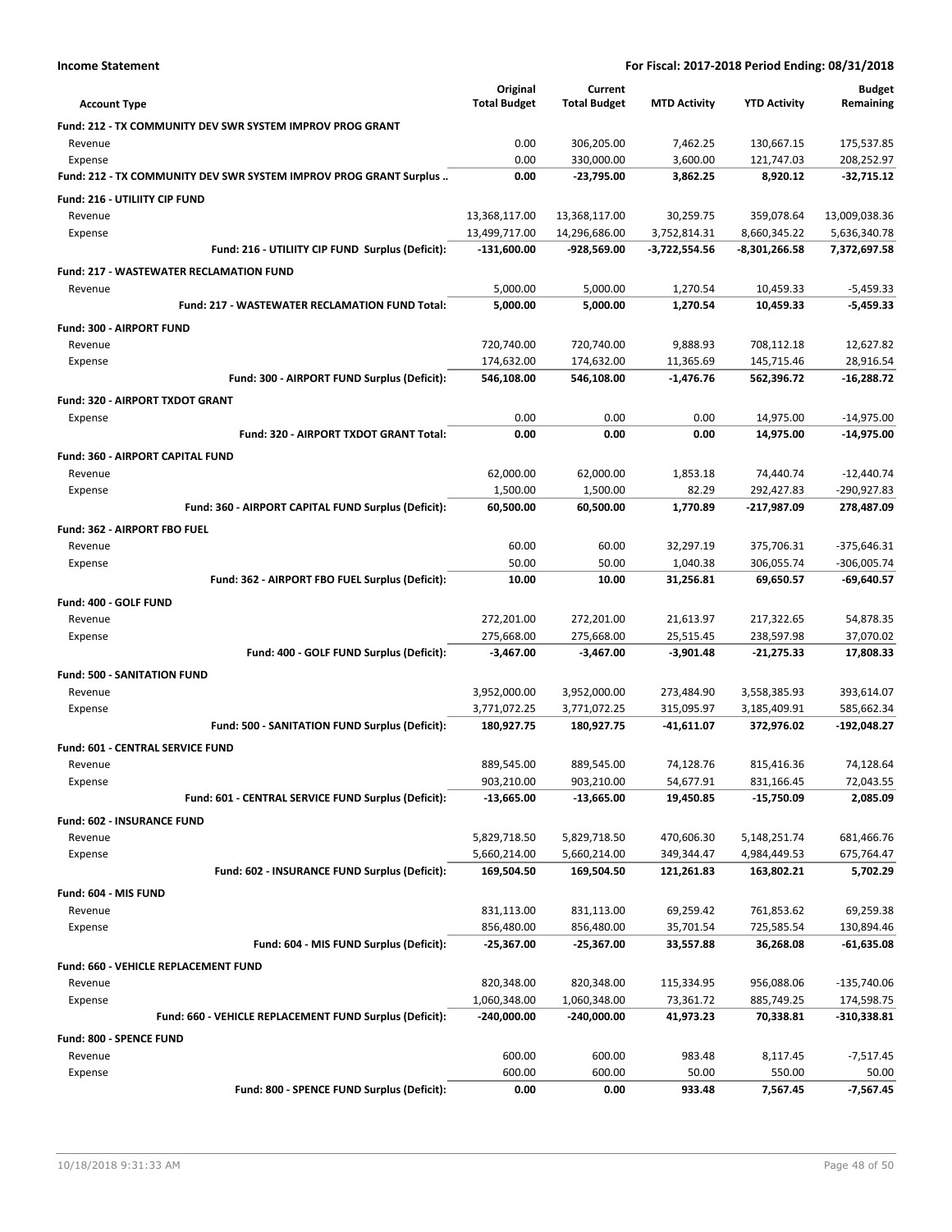**Income Statement** — For Fiscal: 2017-2018 Period Ending: 08/31/2018

| Account Type | Original Total Budget | Current Total Budget | MTD Activity | YTD Activity | Budget Remaining |
|---|---|---|---|---|---|
| **Fund: 212 - TX COMMUNITY DEV SWR SYSTEM IMPROV PROG GRANT** | | | | | |
| Revenue | 0.00 | 306,205.00 | 7,462.25 | 130,667.15 | 175,537.85 |
| Expense | 0.00 | 330,000.00 | 3,600.00 | 121,747.03 | 208,252.97 |
| **Fund: 212 - TX COMMUNITY DEV SWR SYSTEM IMPROV PROG GRANT Surplus ..** | **0.00** | **-23,795.00** | **3,862.25** | **8,920.12** | **-32,715.12** |
| **Fund: 216 - UTILIITY CIP FUND** | | | | | |
| Revenue | 13,368,117.00 | 13,368,117.00 | 30,259.75 | 359,078.64 | 13,009,038.36 |
| Expense | 13,499,717.00 | 14,296,686.00 | 3,752,814.31 | 8,660,345.22 | 5,636,340.78 |
| **Fund: 216 - UTILIITY CIP FUND Surplus (Deficit):** | **-131,600.00** | **-928,569.00** | **-3,722,554.56** | **-8,301,266.58** | **7,372,697.58** |
| **Fund: 217 - WASTEWATER RECLAMATION FUND** | | | | | |
| Revenue | 5,000.00 | 5,000.00 | 1,270.54 | 10,459.33 | -5,459.33 |
| **Fund: 217 - WASTEWATER RECLAMATION FUND Total:** | **5,000.00** | **5,000.00** | **1,270.54** | **10,459.33** | **-5,459.33** |
| **Fund: 300 - AIRPORT FUND** | | | | | |
| Revenue | 720,740.00 | 720,740.00 | 9,888.93 | 708,112.18 | 12,627.82 |
| Expense | 174,632.00 | 174,632.00 | 11,365.69 | 145,715.46 | 28,916.54 |
| **Fund: 300 - AIRPORT FUND Surplus (Deficit):** | **546,108.00** | **546,108.00** | **-1,476.76** | **562,396.72** | **-16,288.72** |
| **Fund: 320 - AIRPORT TXDOT GRANT** | | | | | |
| Expense | 0.00 | 0.00 | 0.00 | 14,975.00 | -14,975.00 |
| **Fund: 320 - AIRPORT TXDOT GRANT Total:** | **0.00** | **0.00** | **0.00** | **14,975.00** | **-14,975.00** |
| **Fund: 360 - AIRPORT CAPITAL FUND** | | | | | |
| Revenue | 62,000.00 | 62,000.00 | 1,853.18 | 74,440.74 | -12,440.74 |
| Expense | 1,500.00 | 1,500.00 | 82.29 | 292,427.83 | -290,927.83 |
| **Fund: 360 - AIRPORT CAPITAL FUND Surplus (Deficit):** | **60,500.00** | **60,500.00** | **1,770.89** | **-217,987.09** | **278,487.09** |
| **Fund: 362 - AIRPORT FBO FUEL** | | | | | |
| Revenue | 60.00 | 60.00 | 32,297.19 | 375,706.31 | -375,646.31 |
| Expense | 50.00 | 50.00 | 1,040.38 | 306,055.74 | -306,005.74 |
| **Fund: 362 - AIRPORT FBO FUEL Surplus (Deficit):** | **10.00** | **10.00** | **31,256.81** | **69,650.57** | **-69,640.57** |
| **Fund: 400 - GOLF FUND** | | | | | |
| Revenue | 272,201.00 | 272,201.00 | 21,613.97 | 217,322.65 | 54,878.35 |
| Expense | 275,668.00 | 275,668.00 | 25,515.45 | 238,597.98 | 37,070.02 |
| **Fund: 400 - GOLF FUND Surplus (Deficit):** | **-3,467.00** | **-3,467.00** | **-3,901.48** | **-21,275.33** | **17,808.33** |
| **Fund: 500 - SANITATION FUND** | | | | | |
| Revenue | 3,952,000.00 | 3,952,000.00 | 273,484.90 | 3,558,385.93 | 393,614.07 |
| Expense | 3,771,072.25 | 3,771,072.25 | 315,095.97 | 3,185,409.91 | 585,662.34 |
| **Fund: 500 - SANITATION FUND Surplus (Deficit):** | **180,927.75** | **180,927.75** | **-41,611.07** | **372,976.02** | **-192,048.27** |
| **Fund: 601 - CENTRAL SERVICE FUND** | | | | | |
| Revenue | 889,545.00 | 889,545.00 | 74,128.76 | 815,416.36 | 74,128.64 |
| Expense | 903,210.00 | 903,210.00 | 54,677.91 | 831,166.45 | 72,043.55 |
| **Fund: 601 - CENTRAL SERVICE FUND Surplus (Deficit):** | **-13,665.00** | **-13,665.00** | **19,450.85** | **-15,750.09** | **2,085.09** |
| **Fund: 602 - INSURANCE FUND** | | | | | |
| Revenue | 5,829,718.50 | 5,829,718.50 | 470,606.30 | 5,148,251.74 | 681,466.76 |
| Expense | 5,660,214.00 | 5,660,214.00 | 349,344.47 | 4,984,449.53 | 675,764.47 |
| **Fund: 602 - INSURANCE FUND Surplus (Deficit):** | **169,504.50** | **169,504.50** | **121,261.83** | **163,802.21** | **5,702.29** |
| **Fund: 604 - MIS FUND** | | | | | |
| Revenue | 831,113.00 | 831,113.00 | 69,259.42 | 761,853.62 | 69,259.38 |
| Expense | 856,480.00 | 856,480.00 | 35,701.54 | 725,585.54 | 130,894.46 |
| **Fund: 604 - MIS FUND Surplus (Deficit):** | **-25,367.00** | **-25,367.00** | **33,557.88** | **36,268.08** | **-61,635.08** |
| **Fund: 660 - VEHICLE REPLACEMENT FUND** | | | | | |
| Revenue | 820,348.00 | 820,348.00 | 115,334.95 | 956,088.06 | -135,740.06 |
| Expense | 1,060,348.00 | 1,060,348.00 | 73,361.72 | 885,749.25 | 174,598.75 |
| **Fund: 660 - VEHICLE REPLACEMENT FUND Surplus (Deficit):** | **-240,000.00** | **-240,000.00** | **41,973.23** | **70,338.81** | **-310,338.81** |
| **Fund: 800 - SPENCE FUND** | | | | | |
| Revenue | 600.00 | 600.00 | 983.48 | 8,117.45 | -7,517.45 |
| Expense | 600.00 | 600.00 | 50.00 | 550.00 | 50.00 |
| **Fund: 800 - SPENCE FUND Surplus (Deficit):** | **0.00** | **0.00** | **933.48** | **7,567.45** | **-7,567.45** |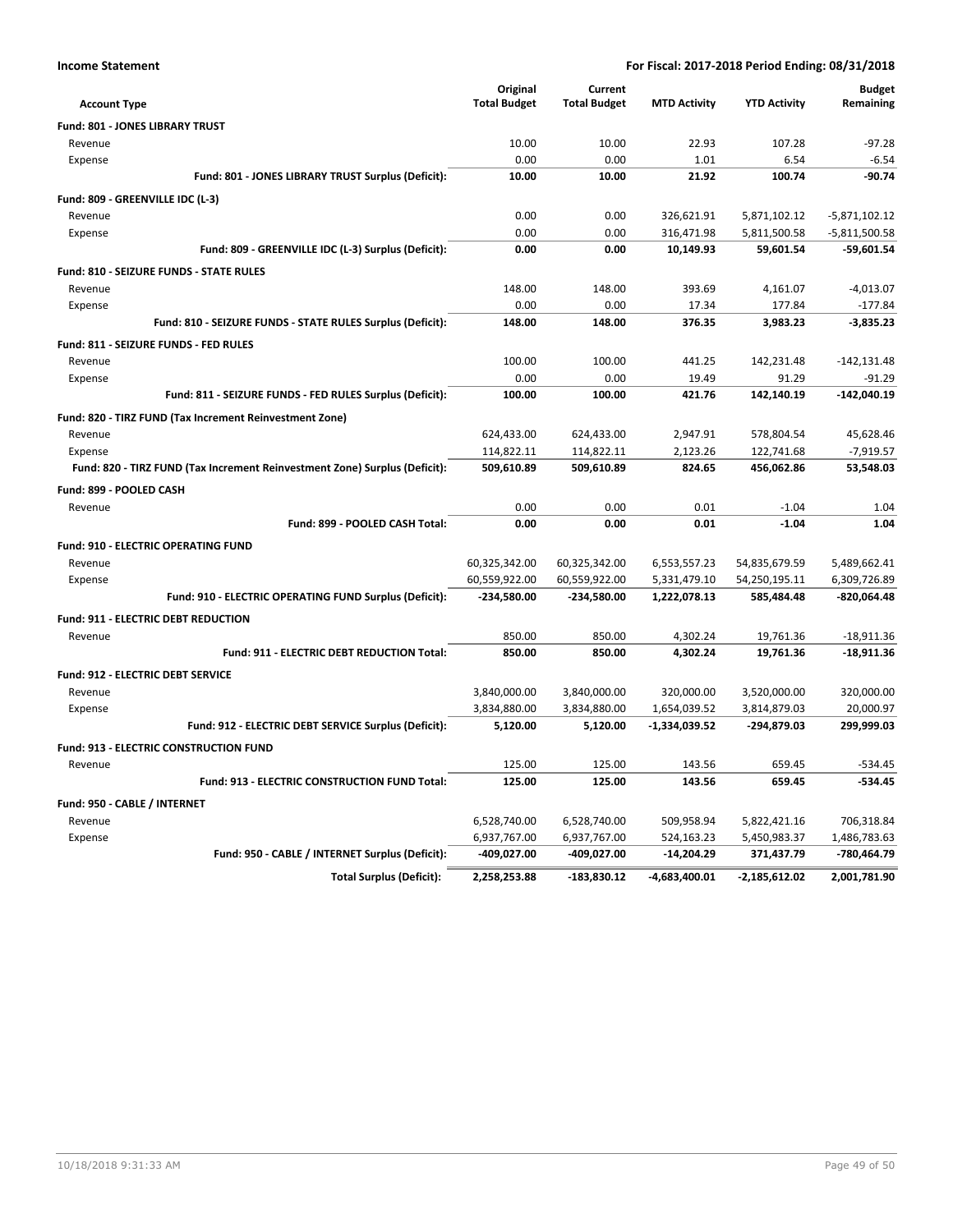**Income Statement** — **For Fiscal: 2017-2018 Period Ending: 08/31/2018**

| Account Type | Original Total Budget | Current Total Budget | MTD Activity | YTD Activity | Budget Remaining |
|---|---|---|---|---|---|
| **Fund: 801 - JONES LIBRARY TRUST** | | | | | |
| Revenue | 10.00 | 10.00 | 22.93 | 107.28 | -97.28 |
| Expense | 0.00 | 0.00 | 1.01 | 6.54 | -6.54 |
| **Fund: 801 - JONES LIBRARY TRUST Surplus (Deficit):** | **10.00** | **10.00** | **21.92** | **100.74** | **-90.74** |
| **Fund: 809 - GREENVILLE IDC (L-3)** | | | | | |
| Revenue | 0.00 | 0.00 | 326,621.91 | 5,871,102.12 | -5,871,102.12 |
| Expense | 0.00 | 0.00 | 316,471.98 | 5,811,500.58 | -5,811,500.58 |
| **Fund: 809 - GREENVILLE IDC (L-3) Surplus (Deficit):** | **0.00** | **0.00** | **10,149.93** | **59,601.54** | **-59,601.54** |
| **Fund: 810 - SEIZURE FUNDS - STATE RULES** | | | | | |
| Revenue | 148.00 | 148.00 | 393.69 | 4,161.07 | -4,013.07 |
| Expense | 0.00 | 0.00 | 17.34 | 177.84 | -177.84 |
| **Fund: 810 - SEIZURE FUNDS - STATE RULES Surplus (Deficit):** | **148.00** | **148.00** | **376.35** | **3,983.23** | **-3,835.23** |
| **Fund: 811 - SEIZURE FUNDS - FED RULES** | | | | | |
| Revenue | 100.00 | 100.00 | 441.25 | 142,231.48 | -142,131.48 |
| Expense | 0.00 | 0.00 | 19.49 | 91.29 | -91.29 |
| **Fund: 811 - SEIZURE FUNDS - FED RULES Surplus (Deficit):** | **100.00** | **100.00** | **421.76** | **142,140.19** | **-142,040.19** |
| **Fund: 820 - TIRZ FUND (Tax Increment Reinvestment Zone)** | | | | | |
| Revenue | 624,433.00 | 624,433.00 | 2,947.91 | 578,804.54 | 45,628.46 |
| Expense | 114,822.11 | 114,822.11 | 2,123.26 | 122,741.68 | -7,919.57 |
| **Fund: 820 - TIRZ FUND (Tax Increment Reinvestment Zone) Surplus (Deficit):** | **509,610.89** | **509,610.89** | **824.65** | **456,062.86** | **53,548.03** |
| **Fund: 899 - POOLED CASH** | | | | | |
| Revenue | 0.00 | 0.00 | 0.01 | -1.04 | 1.04 |
| **Fund: 899 - POOLED CASH Total:** | **0.00** | **0.00** | **0.01** | **-1.04** | **1.04** |
| **Fund: 910 - ELECTRIC OPERATING FUND** | | | | | |
| Revenue | 60,325,342.00 | 60,325,342.00 | 6,553,557.23 | 54,835,679.59 | 5,489,662.41 |
| Expense | 60,559,922.00 | 60,559,922.00 | 5,331,479.10 | 54,250,195.11 | 6,309,726.89 |
| **Fund: 910 - ELECTRIC OPERATING FUND Surplus (Deficit):** | **-234,580.00** | **-234,580.00** | **1,222,078.13** | **585,484.48** | **-820,064.48** |
| **Fund: 911 - ELECTRIC DEBT REDUCTION** | | | | | |
| Revenue | 850.00 | 850.00 | 4,302.24 | 19,761.36 | -18,911.36 |
| **Fund: 911 - ELECTRIC DEBT REDUCTION Total:** | **850.00** | **850.00** | **4,302.24** | **19,761.36** | **-18,911.36** |
| **Fund: 912 - ELECTRIC DEBT SERVICE** | | | | | |
| Revenue | 3,840,000.00 | 3,840,000.00 | 320,000.00 | 3,520,000.00 | 320,000.00 |
| Expense | 3,834,880.00 | 3,834,880.00 | 1,654,039.52 | 3,814,879.03 | 20,000.97 |
| **Fund: 912 - ELECTRIC DEBT SERVICE Surplus (Deficit):** | **5,120.00** | **5,120.00** | **-1,334,039.52** | **-294,879.03** | **299,999.03** |
| **Fund: 913 - ELECTRIC CONSTRUCTION FUND** | | | | | |
| Revenue | 125.00 | 125.00 | 143.56 | 659.45 | -534.45 |
| **Fund: 913 - ELECTRIC CONSTRUCTION FUND Total:** | **125.00** | **125.00** | **143.56** | **659.45** | **-534.45** |
| **Fund: 950 - CABLE / INTERNET** | | | | | |
| Revenue | 6,528,740.00 | 6,528,740.00 | 509,958.94 | 5,822,421.16 | 706,318.84 |
| Expense | 6,937,767.00 | 6,937,767.00 | 524,163.23 | 5,450,983.37 | 1,486,783.63 |
| **Fund: 950 - CABLE / INTERNET Surplus (Deficit):** | **-409,027.00** | **-409,027.00** | **-14,204.29** | **371,437.79** | **-780,464.79** |
| **Total Surplus (Deficit):** | **2,258,253.88** | **-183,830.12** | **-4,683,400.01** | **-2,185,612.02** | **2,001,781.90** |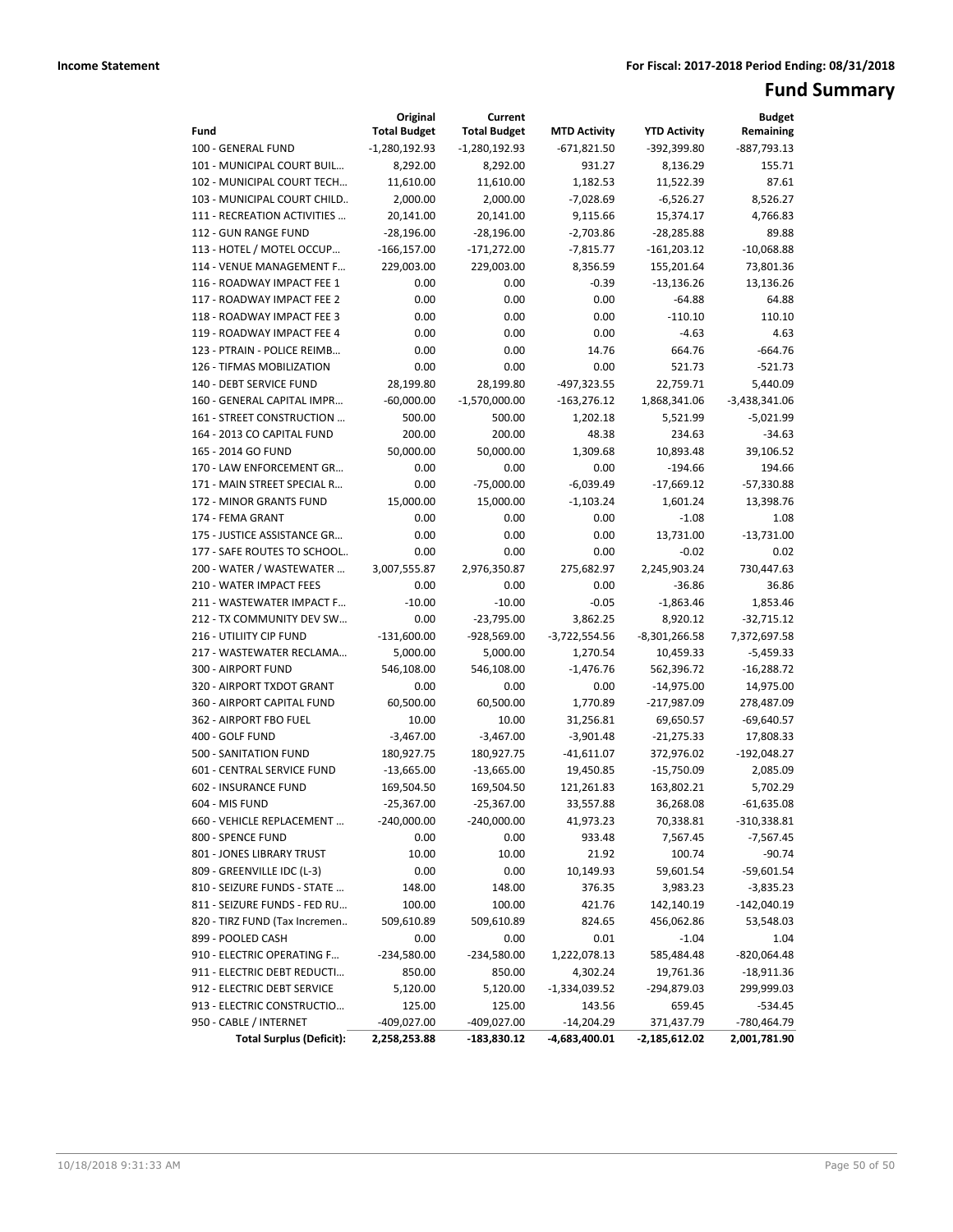**Income Statement** **For Fiscal: 2017-2018 Period Ending: 08/31/2018**

# Fund Summary

| Fund | Original Total Budget | Current Total Budget | MTD Activity | YTD Activity | Budget Remaining |
|---|---|---|---|---|---|
| 100 - GENERAL FUND | -1,280,192.93 | -1,280,192.93 | -671,821.50 | -392,399.80 | -887,793.13 |
| 101 - MUNICIPAL COURT BUIL… | 8,292.00 | 8,292.00 | 931.27 | 8,136.29 | 155.71 |
| 102 - MUNICIPAL COURT TECH… | 11,610.00 | 11,610.00 | 1,182.53 | 11,522.39 | 87.61 |
| 103 - MUNICIPAL COURT CHILD.. | 2,000.00 | 2,000.00 | -7,028.69 | -6,526.27 | 8,526.27 |
| 111 - RECREATION ACTIVITIES … | 20,141.00 | 20,141.00 | 9,115.66 | 15,374.17 | 4,766.83 |
| 112 - GUN RANGE FUND | -28,196.00 | -28,196.00 | -2,703.86 | -28,285.88 | 89.88 |
| 113 - HOTEL / MOTEL OCCUP… | -166,157.00 | -171,272.00 | -7,815.77 | -161,203.12 | -10,068.88 |
| 114 - VENUE MANAGEMENT F… | 229,003.00 | 229,003.00 | 8,356.59 | 155,201.64 | 73,801.36 |
| 116 - ROADWAY IMPACT FEE 1 | 0.00 | 0.00 | -0.39 | -13,136.26 | 13,136.26 |
| 117 - ROADWAY IMPACT FEE 2 | 0.00 | 0.00 | 0.00 | -64.88 | 64.88 |
| 118 - ROADWAY IMPACT FEE 3 | 0.00 | 0.00 | 0.00 | -110.10 | 110.10 |
| 119 - ROADWAY IMPACT FEE 4 | 0.00 | 0.00 | 0.00 | -4.63 | 4.63 |
| 123 - PTRAIN - POLICE REIMB… | 0.00 | 0.00 | 14.76 | 664.76 | -664.76 |
| 126 - TIFMAS MOBILIZATION | 0.00 | 0.00 | 0.00 | 521.73 | -521.73 |
| 140 - DEBT SERVICE FUND | 28,199.80 | 28,199.80 | -497,323.55 | 22,759.71 | 5,440.09 |
| 160 - GENERAL CAPITAL IMPR… | -60,000.00 | -1,570,000.00 | -163,276.12 | 1,868,341.06 | -3,438,341.06 |
| 161 - STREET CONSTRUCTION … | 500.00 | 500.00 | 1,202.18 | 5,521.99 | -5,021.99 |
| 164 - 2013 CO CAPITAL FUND | 200.00 | 200.00 | 48.38 | 234.63 | -34.63 |
| 165 - 2014 GO FUND | 50,000.00 | 50,000.00 | 1,309.68 | 10,893.48 | 39,106.52 |
| 170 - LAW ENFORCEMENT GR… | 0.00 | 0.00 | 0.00 | -194.66 | 194.66 |
| 171 - MAIN STREET SPECIAL R… | 0.00 | -75,000.00 | -6,039.49 | -17,669.12 | -57,330.88 |
| 172 - MINOR GRANTS FUND | 15,000.00 | 15,000.00 | -1,103.24 | 1,601.24 | 13,398.76 |
| 174 - FEMA GRANT | 0.00 | 0.00 | 0.00 | -1.08 | 1.08 |
| 175 - JUSTICE ASSISTANCE GR… | 0.00 | 0.00 | 0.00 | 13,731.00 | -13,731.00 |
| 177 - SAFE ROUTES TO SCHOOL.. | 0.00 | 0.00 | 0.00 | -0.02 | 0.02 |
| 200 - WATER / WASTEWATER … | 3,007,555.87 | 2,976,350.87 | 275,682.97 | 2,245,903.24 | 730,447.63 |
| 210 - WATER IMPACT FEES | 0.00 | 0.00 | 0.00 | -36.86 | 36.86 |
| 211 - WASTEWATER IMPACT F… | -10.00 | -10.00 | -0.05 | -1,863.46 | 1,853.46 |
| 212 - TX COMMUNITY DEV SW… | 0.00 | -23,795.00 | 3,862.25 | 8,920.12 | -32,715.12 |
| 216 - UTILIITY CIP FUND | -131,600.00 | -928,569.00 | -3,722,554.56 | -8,301,266.58 | 7,372,697.58 |
| 217 - WASTEWATER RECLAMA… | 5,000.00 | 5,000.00 | 1,270.54 | 10,459.33 | -5,459.33 |
| 300 - AIRPORT FUND | 546,108.00 | 546,108.00 | -1,476.76 | 562,396.72 | -16,288.72 |
| 320 - AIRPORT TXDOT GRANT | 0.00 | 0.00 | 0.00 | -14,975.00 | 14,975.00 |
| 360 - AIRPORT CAPITAL FUND | 60,500.00 | 60,500.00 | 1,770.89 | -217,987.09 | 278,487.09 |
| 362 - AIRPORT FBO FUEL | 10.00 | 10.00 | 31,256.81 | 69,650.57 | -69,640.57 |
| 400 - GOLF FUND | -3,467.00 | -3,467.00 | -3,901.48 | -21,275.33 | 17,808.33 |
| 500 - SANITATION FUND | 180,927.75 | 180,927.75 | -41,611.07 | 372,976.02 | -192,048.27 |
| 601 - CENTRAL SERVICE FUND | -13,665.00 | -13,665.00 | 19,450.85 | -15,750.09 | 2,085.09 |
| 602 - INSURANCE FUND | 169,504.50 | 169,504.50 | 121,261.83 | 163,802.21 | 5,702.29 |
| 604 - MIS FUND | -25,367.00 | -25,367.00 | 33,557.88 | 36,268.08 | -61,635.08 |
| 660 - VEHICLE REPLACEMENT … | -240,000.00 | -240,000.00 | 41,973.23 | 70,338.81 | -310,338.81 |
| 800 - SPENCE FUND | 0.00 | 0.00 | 933.48 | 7,567.45 | -7,567.45 |
| 801 - JONES LIBRARY TRUST | 10.00 | 10.00 | 21.92 | 100.74 | -90.74 |
| 809 - GREENVILLE IDC (L-3) | 0.00 | 0.00 | 10,149.93 | 59,601.54 | -59,601.54 |
| 810 - SEIZURE FUNDS - STATE … | 148.00 | 148.00 | 376.35 | 3,983.23 | -3,835.23 |
| 811 - SEIZURE FUNDS - FED RU… | 100.00 | 100.00 | 421.76 | 142,140.19 | -142,040.19 |
| 820 - TIRZ FUND (Tax Incremen.. | 509,610.89 | 509,610.89 | 824.65 | 456,062.86 | 53,548.03 |
| 899 - POOLED CASH | 0.00 | 0.00 | 0.01 | -1.04 | 1.04 |
| 910 - ELECTRIC OPERATING F… | -234,580.00 | -234,580.00 | 1,222,078.13 | 585,484.48 | -820,064.48 |
| 911 - ELECTRIC DEBT REDUCTI… | 850.00 | 850.00 | 4,302.24 | 19,761.36 | -18,911.36 |
| 912 - ELECTRIC DEBT SERVICE | 5,120.00 | 5,120.00 | -1,334,039.52 | -294,879.03 | 299,999.03 |
| 913 - ELECTRIC CONSTRUCTIO… | 125.00 | 125.00 | 143.56 | 659.45 | -534.45 |
| 950 - CABLE / INTERNET | -409,027.00 | -409,027.00 | -14,204.29 | 371,437.79 | -780,464.79 |
| **Total Surplus (Deficit):** | **2,258,253.88** | **-183,830.12** | **-4,683,400.01** | **-2,185,612.02** | **2,001,781.90** |